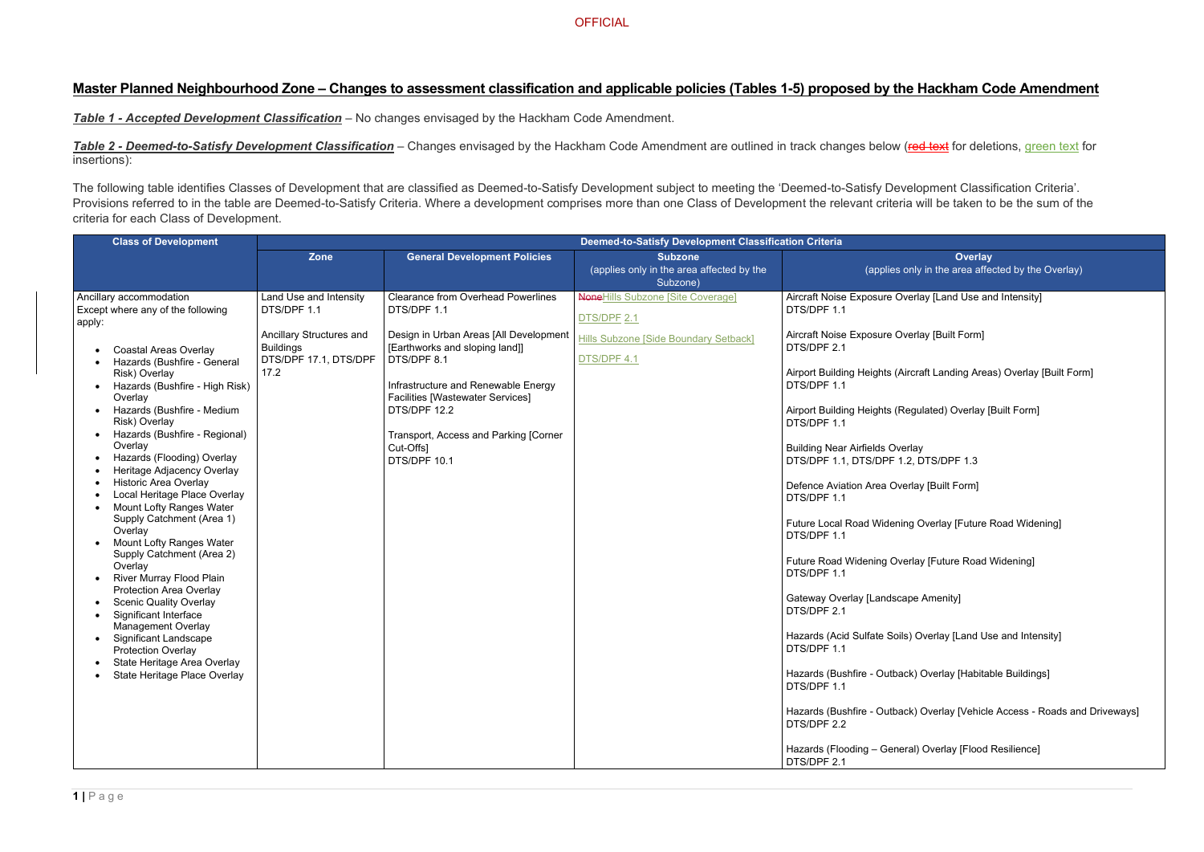OFFICIAL

# Master Planned Neighbourhood Zone – Changes to assessment classification and applicable policies (Tables 1-5) proposed by the Hackham Code Amendment

***Table 1 - Accepted Development Classification*** – No changes envisaged by the Hackham Code Amendment.

***Table 2 - Deemed-to-Satisfy Development Classification*** – Changes envisaged by the Hackham Code Amendment are outlined in track changes below (~~red text~~ for deletions, green text for insertions):

The following table identifies Classes of Development that are classified as Deemed-to-Satisfy Development subject to meeting the 'Deemed-to-Satisfy Development Classification Criteria'. Provisions referred to in the table are Deemed-to-Satisfy Criteria. Where a development comprises more than one Class of Development the relevant criteria will be taken to be the sum of the criteria for each Class of Development.

| Class of Development | Deemed-to-Satisfy Development Classification Criteria | | | |
|---|---|---|---|---|
| | Zone | General Development Policies | Subzone (applies only in the area affected by the Subzone) | Overlay (applies only in the area affected by the Overlay) |
| Ancillary accommodation<br>Except where any of the following apply:<br>• Coastal Areas Overlay<br>• Hazards (Bushfire - General Risk) Overlay<br>• Hazards (Bushfire - High Risk) Overlay<br>• Hazards (Bushfire - Medium Risk) Overlay<br>• Hazards (Bushfire - Regional) Overlay<br>• Hazards (Flooding) Overlay<br>• Heritage Adjacency Overlay<br>• Historic Area Overlay<br>• Local Heritage Place Overlay<br>• Mount Lofty Ranges Water Supply Catchment (Area 1) Overlay<br>• Mount Lofty Ranges Water Supply Catchment (Area 2) Overlay<br>• River Murray Flood Plain Protection Area Overlay<br>• Scenic Quality Overlay<br>• Significant Interface Management Overlay<br>• Significant Landscape Protection Overlay<br>• State Heritage Area Overlay<br>• State Heritage Place Overlay | Land Use and Intensity<br>DTS/DPF 1.1<br><br>Ancillary Structures and Buildings<br>DTS/DPF 17.1, DTS/DPF 17.2 | Clearance from Overhead Powerlines<br>DTS/DPF 1.1<br><br>Design in Urban Areas [All Development [Earthworks and sloping land]]<br>DTS/DPF 8.1<br><br>Infrastructure and Renewable Energy Facilities [Wastewater Services]<br>DTS/DPF 12.2<br><br>Transport, Access and Parking [Corner Cut-Offs]<br>DTS/DPF 10.1 | ~~None~~Hills Subzone [Site Coverage]<br><br>DTS/DPF 2.1<br><br>Hills Subzone [Side Boundary Setback]<br><br>DTS/DPF 4.1 | Aircraft Noise Exposure Overlay [Land Use and Intensity]<br>DTS/DPF 1.1<br><br>Aircraft Noise Exposure Overlay [Built Form]<br>DTS/DPF 2.1<br><br>Airport Building Heights (Aircraft Landing Areas) Overlay [Built Form]<br>DTS/DPF 1.1<br><br>Airport Building Heights (Regulated) Overlay [Built Form]<br>DTS/DPF 1.1<br><br>Building Near Airfields Overlay<br>DTS/DPF 1.1, DTS/DPF 1.2, DTS/DPF 1.3<br><br>Defence Aviation Area Overlay [Built Form]<br>DTS/DPF 1.1<br><br>Future Local Road Widening Overlay [Future Road Widening]<br>DTS/DPF 1.1<br><br>Future Road Widening Overlay [Future Road Widening]<br>DTS/DPF 1.1<br><br>Gateway Overlay [Landscape Amenity]<br>DTS/DPF 2.1<br><br>Hazards (Acid Sulfate Soils) Overlay [Land Use and Intensity]<br>DTS/DPF 1.1<br><br>Hazards (Bushfire - Outback) Overlay [Habitable Buildings]<br>DTS/DPF 1.1<br><br>Hazards (Bushfire - Outback) Overlay [Vehicle Access - Roads and Driveways]<br>DTS/DPF 2.2<br><br>Hazards (Flooding – General) Overlay [Flood Resilience]<br>DTS/DPF 2.1 |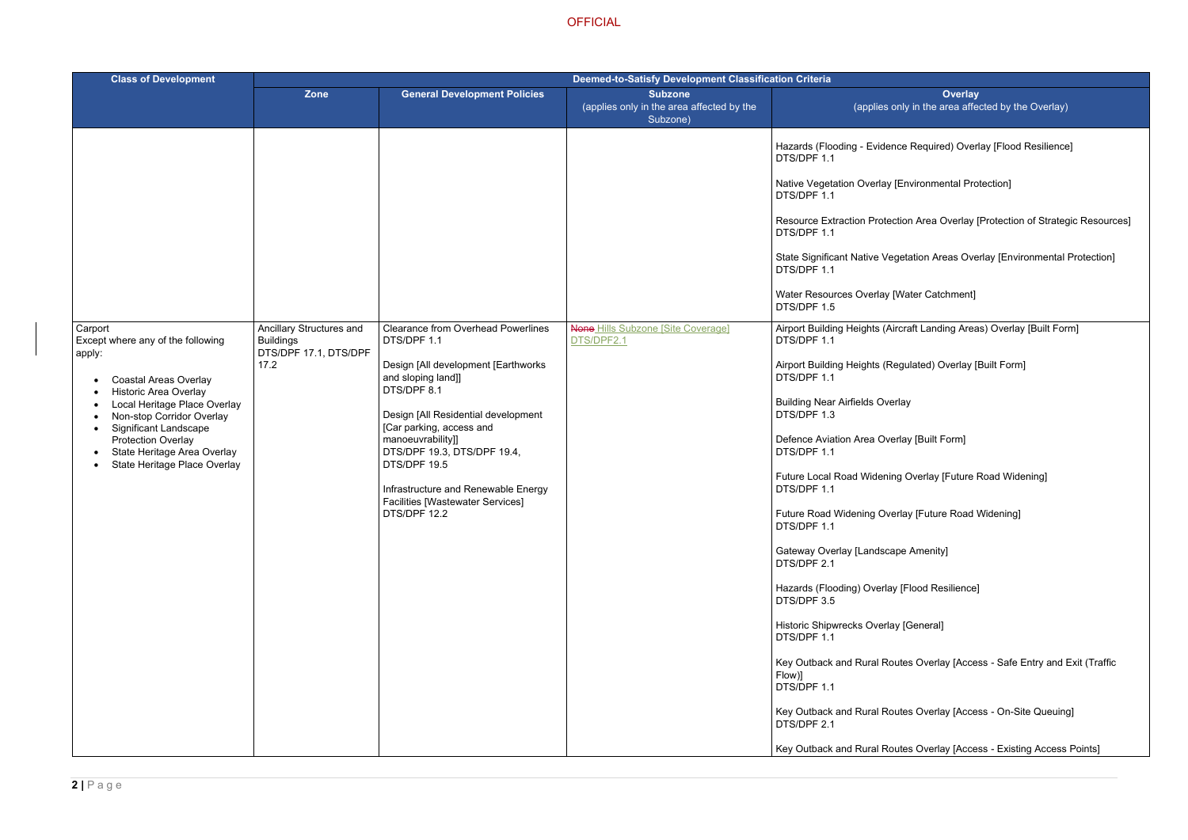OFFICIAL

| Class of Development | Deemed-to-Satisfy Development Classification Criteria | | | |
|---|---|---|---|---|
| | Zone | General Development Policies | Subzone (applies only in the area affected by the Subzone) | Overlay (applies only in the area affected by the Overlay) |
| | | | | Hazards (Flooding - Evidence Required) Overlay [Flood Resilience] DTS/DPF 1.1<br><br>Native Vegetation Overlay [Environmental Protection] DTS/DPF 1.1<br><br>Resource Extraction Protection Area Overlay [Protection of Strategic Resources] DTS/DPF 1.1<br><br>State Significant Native Vegetation Areas Overlay [Environmental Protection] DTS/DPF 1.1<br><br>Water Resources Overlay [Water Catchment] DTS/DPF 1.5 |
| Carport<br>Except where any of the following apply:<br><br>• Coastal Areas Overlay<br>• Historic Area Overlay<br>• Local Heritage Place Overlay<br>• Non-stop Corridor Overlay<br>• Significant Landscape Protection Overlay<br>• State Heritage Area Overlay<br>• State Heritage Place Overlay | Ancillary Structures and Buildings<br>DTS/DPF 17.1, DTS/DPF 17.2 | Clearance from Overhead Powerlines DTS/DPF 1.1<br><br>Design [All development [Earthworks and sloping land]] DTS/DPF 8.1<br><br>Design [All Residential development [Car parking, access and manoeuvrability]] DTS/DPF 19.3, DTS/DPF 19.4, DTS/DPF 19.5<br><br>Infrastructure and Renewable Energy Facilities [Wastewater Services] DTS/DPF 12.2 | ~~None~~ Hills Subzone [Site Coverage] DTS/DPF2.1 | Airport Building Heights (Aircraft Landing Areas) Overlay [Built Form] DTS/DPF 1.1<br><br>Airport Building Heights (Regulated) Overlay [Built Form] DTS/DPF 1.1<br><br>Building Near Airfields Overlay DTS/DPF 1.3<br><br>Defence Aviation Area Overlay [Built Form] DTS/DPF 1.1<br><br>Future Local Road Widening Overlay [Future Road Widening] DTS/DPF 1.1<br><br>Future Road Widening Overlay [Future Road Widening] DTS/DPF 1.1<br><br>Gateway Overlay [Landscape Amenity] DTS/DPF 2.1<br><br>Hazards (Flooding) Overlay [Flood Resilience] DTS/DPF 3.5<br><br>Historic Shipwrecks Overlay [General] DTS/DPF 1.1<br><br>Key Outback and Rural Routes Overlay [Access - Safe Entry and Exit (Traffic Flow)] DTS/DPF 1.1<br><br>Key Outback and Rural Routes Overlay [Access - On-Site Queuing] DTS/DPF 2.1<br><br>Key Outback and Rural Routes Overlay [Access - Existing Access Points] |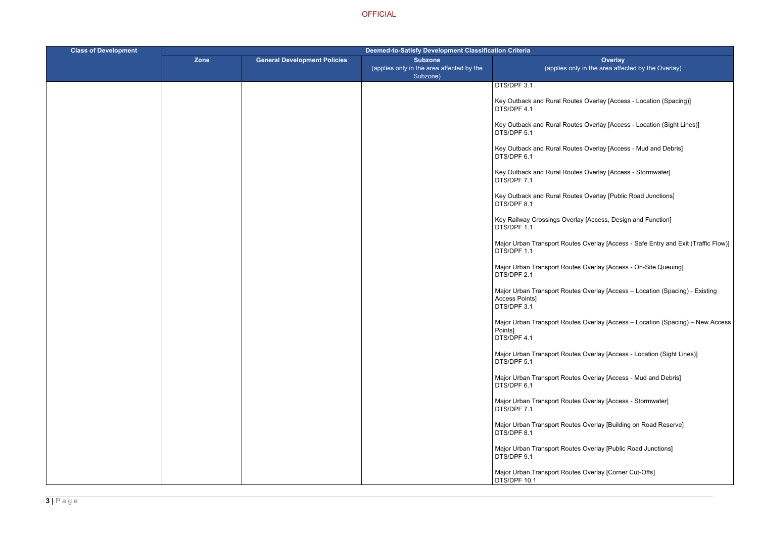| Class of Development | Deemed-to-Satisfy Development Classification Criteria | | | |
|---|---|---|---|---|
| | Zone | General Development Policies | Subzone (applies only in the area affected by the Subzone) | Overlay (applies only in the area affected by the Overlay) |
| | | | | DTS/DPF 3.1<br><br>Key Outback and Rural Routes Overlay [Access - Location (Spacing)]<br>DTS/DPF 4.1<br><br>Key Outback and Rural Routes Overlay [Access - Location (Sight Lines)]<br>DTS/DPF 5.1<br><br>Key Outback and Rural Routes Overlay [Access - Mud and Debris]<br>DTS/DPF 6.1<br><br>Key Outback and Rural Routes Overlay [Access - Stormwater]<br>DTS/DPF 7.1<br><br>Key Outback and Rural Routes Overlay [Public Road Junctions]<br>DTS/DPF 8.1<br><br>Key Railway Crossings Overlay [Access, Design and Function]<br>DTS/DPF 1.1<br><br>Major Urban Transport Routes Overlay [Access - Safe Entry and Exit (Traffic Flow)]<br>DTS/DPF 1.1<br><br>Major Urban Transport Routes Overlay [Access - On-Site Queuing]<br>DTS/DPF 2.1<br><br>Major Urban Transport Routes Overlay [Access – Location (Spacing) - Existing Access Points]<br>DTS/DPF 3.1<br><br>Major Urban Transport Routes Overlay [Access – Location (Spacing) – New Access Points]<br>DTS/DPF 4.1<br><br>Major Urban Transport Routes Overlay [Access - Location (Sight Lines)]<br>DTS/DPF 5.1<br><br>Major Urban Transport Routes Overlay [Access - Mud and Debris]<br>DTS/DPF 6.1<br><br>Major Urban Transport Routes Overlay [Access - Stormwater]<br>DTS/DPF 7.1<br><br>Major Urban Transport Routes Overlay [Building on Road Reserve]<br>DTS/DPF 8.1<br><br>Major Urban Transport Routes Overlay [Public Road Junctions]<br>DTS/DPF 9.1<br><br>Major Urban Transport Routes Overlay [Corner Cut-Offs]<br>DTS/DPF 10.1 |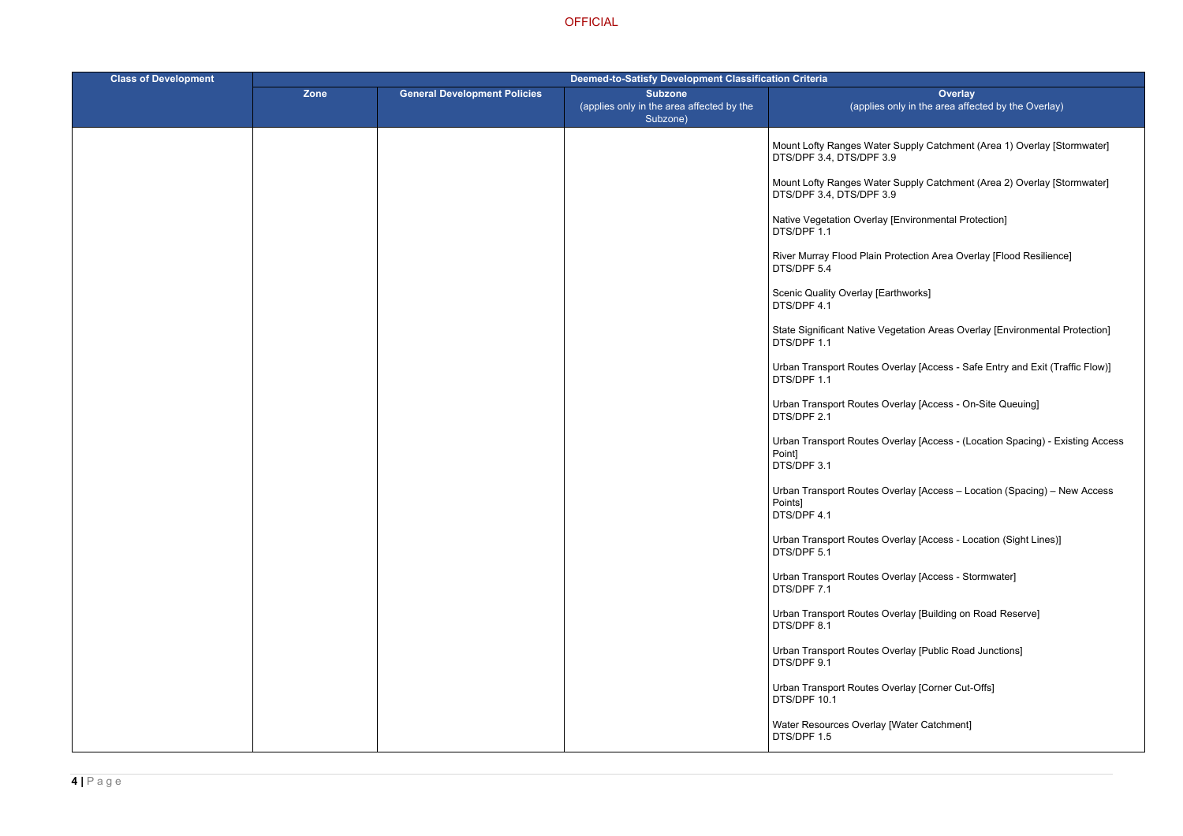| Class of Development | Deemed-to-Satisfy Development Classification Criteria | | | |
|---|---|---|---|---|
| | Zone | General Development Policies | Subzone (applies only in the area affected by the Subzone) | Overlay (applies only in the area affected by the Overlay) |
| | | | | Mount Lofty Ranges Water Supply Catchment (Area 1) Overlay [Stormwater] DTS/DPF 3.4, DTS/DPF 3.9<br><br>Mount Lofty Ranges Water Supply Catchment (Area 2) Overlay [Stormwater] DTS/DPF 3.4, DTS/DPF 3.9<br><br>Native Vegetation Overlay [Environmental Protection] DTS/DPF 1.1<br><br>River Murray Flood Plain Protection Area Overlay [Flood Resilience] DTS/DPF 5.4<br><br>Scenic Quality Overlay [Earthworks] DTS/DPF 4.1<br><br>State Significant Native Vegetation Areas Overlay [Environmental Protection] DTS/DPF 1.1<br><br>Urban Transport Routes Overlay [Access - Safe Entry and Exit (Traffic Flow)] DTS/DPF 1.1<br><br>Urban Transport Routes Overlay [Access - On-Site Queuing] DTS/DPF 2.1<br><br>Urban Transport Routes Overlay [Access - (Location Spacing) - Existing Access Point] DTS/DPF 3.1<br><br>Urban Transport Routes Overlay [Access – Location (Spacing) – New Access Points] DTS/DPF 4.1<br><br>Urban Transport Routes Overlay [Access - Location (Sight Lines)] DTS/DPF 5.1<br><br>Urban Transport Routes Overlay [Access - Stormwater] DTS/DPF 7.1<br><br>Urban Transport Routes Overlay [Building on Road Reserve] DTS/DPF 8.1<br><br>Urban Transport Routes Overlay [Public Road Junctions] DTS/DPF 9.1<br><br>Urban Transport Routes Overlay [Corner Cut-Offs] DTS/DPF 10.1<br><br>Water Resources Overlay [Water Catchment] DTS/DPF 1.5 |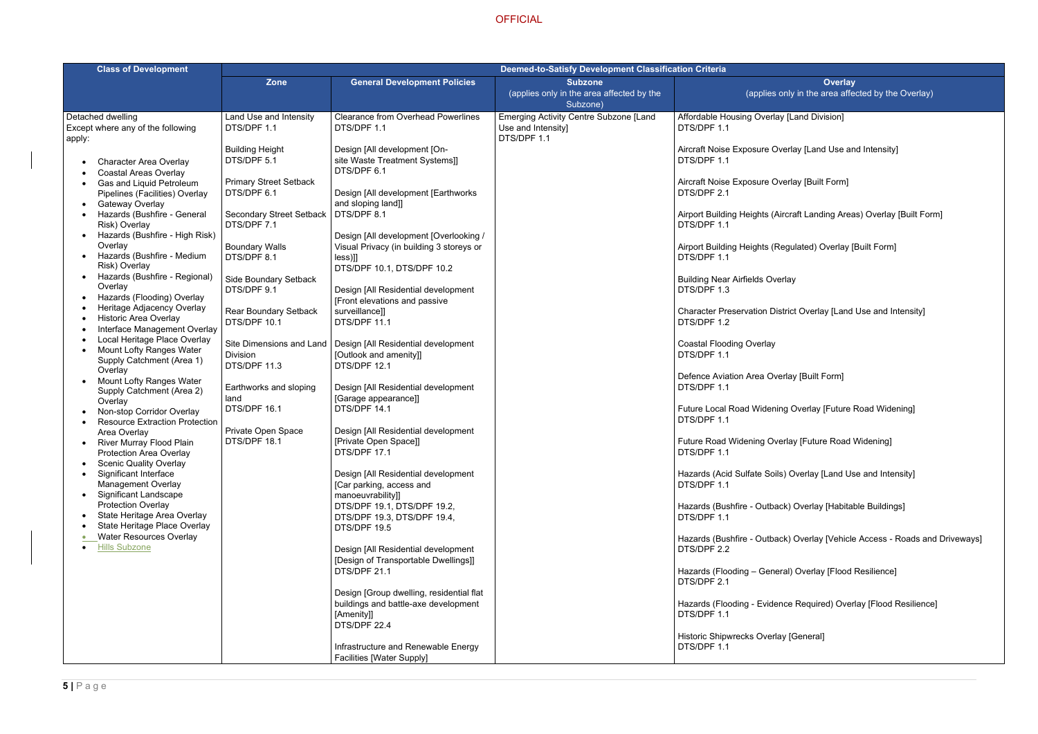OFFICIAL

| Class of Development | Deemed-to-Satisfy Development Classification Criteria | | | |
|---|---|---|---|---|
| | Zone | General Development Policies | Subzone (applies only in the area affected by the Subzone) | Overlay (applies only in the area affected by the Overlay) |
| Detached dwelling<br>Except where any of the following apply:<br>• Character Area Overlay<br>• Coastal Areas Overlay<br>• Gas and Liquid Petroleum Pipelines (Facilities) Overlay<br>• Gateway Overlay<br>• Hazards (Bushfire - General Risk) Overlay<br>• Hazards (Bushfire - High Risk) Overlay<br>• Hazards (Bushfire - Medium Risk) Overlay<br>• Hazards (Bushfire - Regional) Overlay<br>• Hazards (Flooding) Overlay<br>• Heritage Adjacency Overlay<br>• Historic Area Overlay<br>• Interface Management Overlay<br>• Local Heritage Place Overlay<br>• Mount Lofty Ranges Water Supply Catchment (Area 1) Overlay<br>• Mount Lofty Ranges Water Supply Catchment (Area 2) Overlay<br>• Non-stop Corridor Overlay<br>• Resource Extraction Protection Area Overlay<br>• River Murray Flood Plain Protection Area Overlay<br>• Scenic Quality Overlay<br>• Significant Interface Management Overlay<br>• Significant Landscape Protection Overlay<br>• State Heritage Area Overlay<br>• State Heritage Place Overlay<br>• Water Resources Overlay<br>• Hills Subzone | Land Use and Intensity<br>DTS/DPF 1.1<br><br>Building Height<br>DTS/DPF 5.1<br><br>Primary Street Setback<br>DTS/DPF 6.1<br><br>Secondary Street Setback<br>DTS/DPF 7.1<br><br>Boundary Walls<br>DTS/DPF 8.1<br><br>Side Boundary Setback<br>DTS/DPF 9.1<br><br>Rear Boundary Setback<br>DTS/DPF 10.1<br><br>Site Dimensions and Land Division<br>DTS/DPF 11.3<br><br>Earthworks and sloping land<br>DTS/DPF 16.1<br><br>Private Open Space<br>DTS/DPF 18.1 | Clearance from Overhead Powerlines<br>DTS/DPF 1.1<br><br>Design [All development [On-site Waste Treatment Systems]]<br>DTS/DPF 6.1<br><br>Design [All development [Earthworks and sloping land]]<br>DTS/DPF 8.1<br><br>Design [All development [Overlooking / Visual Privacy (in building 3 storeys or less)]]<br>DTS/DPF 10.1, DTS/DPF 10.2<br><br>Design [All Residential development [Front elevations and passive surveillance]]<br>DTS/DPF 11.1<br><br>Design [All Residential development [Outlook and amenity]]<br>DTS/DPF 12.1<br><br>Design [All Residential development [Garage appearance]]<br>DTS/DPF 14.1<br><br>Design [All Residential development [Private Open Space]]<br>DTS/DPF 17.1<br><br>Design [All Residential development [Car parking, access and manoeuvrability]]<br>DTS/DPF 19.1, DTS/DPF 19.2, DTS/DPF 19.3, DTS/DPF 19.4, DTS/DPF 19.5<br><br>Design [All Residential development [Design of Transportable Dwellings]]<br>DTS/DPF 21.1<br><br>Design [Group dwelling, residential flat buildings and battle-axe development [Amenity]]<br>DTS/DPF 22.4<br><br>Infrastructure and Renewable Energy Facilities [Water Supply] | Emerging Activity Centre Subzone [Land Use and Intensity]<br>DTS/DPF 1.1 | Affordable Housing Overlay [Land Division]<br>DTS/DPF 1.1<br><br>Aircraft Noise Exposure Overlay [Land Use and Intensity]<br>DTS/DPF 1.1<br><br>Aircraft Noise Exposure Overlay [Built Form]<br>DTS/DPF 2.1<br><br>Airport Building Heights (Aircraft Landing Areas) Overlay [Built Form]<br>DTS/DPF 1.1<br><br>Airport Building Heights (Regulated) Overlay [Built Form]<br>DTS/DPF 1.1<br><br>Building Near Airfields Overlay<br>DTS/DPF 1.3<br><br>Character Preservation District Overlay [Land Use and Intensity]<br>DTS/DPF 1.2<br><br>Coastal Flooding Overlay<br>DTS/DPF 1.1<br><br>Defence Aviation Area Overlay [Built Form]<br>DTS/DPF 1.1<br><br>Future Local Road Widening Overlay [Future Road Widening]<br>DTS/DPF 1.1<br><br>Future Road Widening Overlay [Future Road Widening]<br>DTS/DPF 1.1<br><br>Hazards (Acid Sulfate Soils) Overlay [Land Use and Intensity]<br>DTS/DPF 1.1<br><br>Hazards (Bushfire - Outback) Overlay [Habitable Buildings]<br>DTS/DPF 1.1<br><br>Hazards (Bushfire - Outback) Overlay [Vehicle Access - Roads and Driveways]<br>DTS/DPF 2.2<br><br>Hazards (Flooding – General) Overlay [Flood Resilience]<br>DTS/DPF 2.1<br><br>Hazards (Flooding - Evidence Required) Overlay [Flood Resilience]<br>DTS/DPF 1.1<br><br>Historic Shipwrecks Overlay [General]<br>DTS/DPF 1.1 |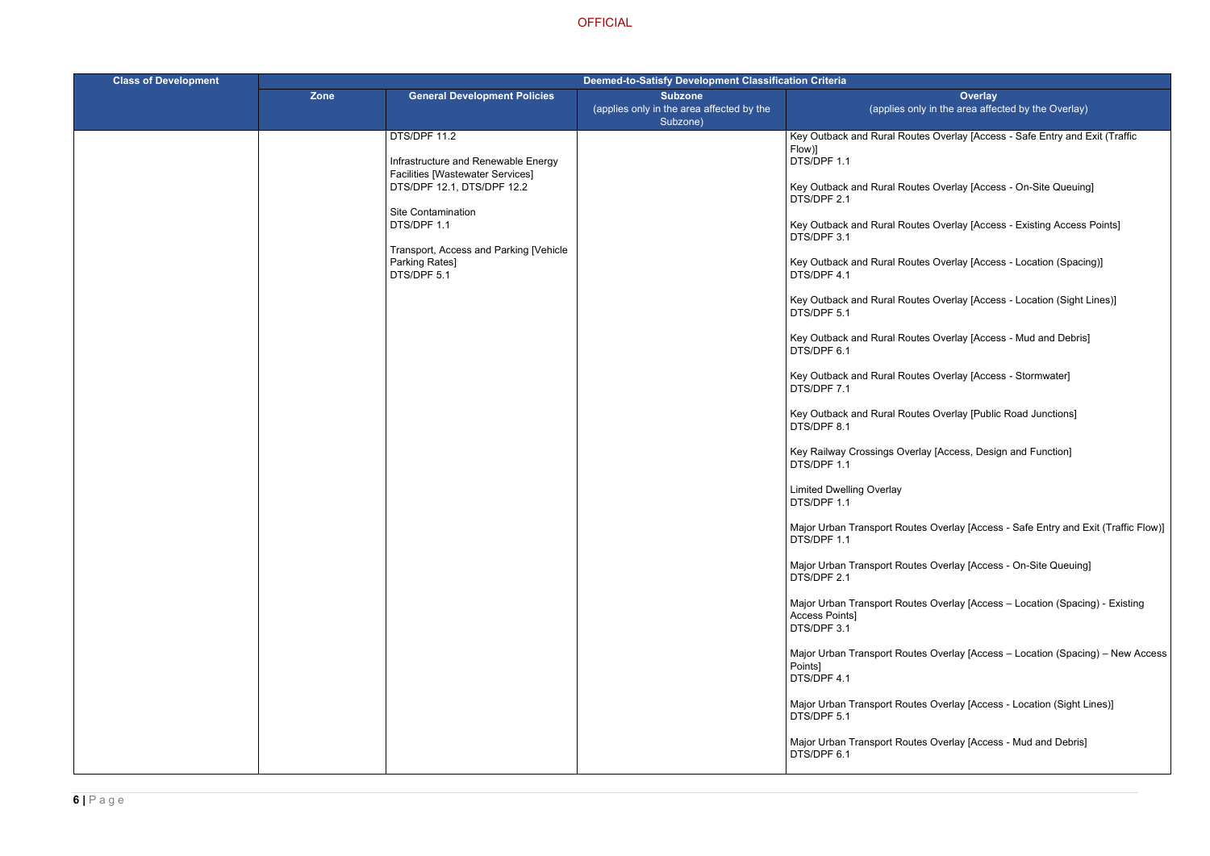OFFICIAL

| Class of Development | Deemed-to-Satisfy Development Classification Criteria | | | |
|---|---|---|---|---|
| | Zone | General Development Policies | Subzone (applies only in the area affected by the Subzone) | Overlay (applies only in the area affected by the Overlay) |
| | | DTS/DPF 11.2<br><br>Infrastructure and Renewable Energy Facilities [Wastewater Services]<br>DTS/DPF 12.1, DTS/DPF 12.2<br><br>Site Contamination<br>DTS/DPF 1.1<br><br>Transport, Access and Parking [Vehicle Parking Rates]<br>DTS/DPF 5.1 | | Key Outback and Rural Routes Overlay [Access - Safe Entry and Exit (Traffic Flow)]<br>DTS/DPF 1.1<br><br>Key Outback and Rural Routes Overlay [Access - On-Site Queuing]<br>DTS/DPF 2.1<br><br>Key Outback and Rural Routes Overlay [Access - Existing Access Points]<br>DTS/DPF 3.1<br><br>Key Outback and Rural Routes Overlay [Access - Location (Spacing)]<br>DTS/DPF 4.1<br><br>Key Outback and Rural Routes Overlay [Access - Location (Sight Lines)]<br>DTS/DPF 5.1<br><br>Key Outback and Rural Routes Overlay [Access - Mud and Debris]<br>DTS/DPF 6.1<br><br>Key Outback and Rural Routes Overlay [Access - Stormwater]<br>DTS/DPF 7.1<br><br>Key Outback and Rural Routes Overlay [Public Road Junctions]<br>DTS/DPF 8.1<br><br>Key Railway Crossings Overlay [Access, Design and Function]<br>DTS/DPF 1.1<br><br>Limited Dwelling Overlay<br>DTS/DPF 1.1<br><br>Major Urban Transport Routes Overlay [Access - Safe Entry and Exit (Traffic Flow)]<br>DTS/DPF 1.1<br><br>Major Urban Transport Routes Overlay [Access - On-Site Queuing]<br>DTS/DPF 2.1<br><br>Major Urban Transport Routes Overlay [Access – Location (Spacing) - Existing Access Points]<br>DTS/DPF 3.1<br><br>Major Urban Transport Routes Overlay [Access – Location (Spacing) – New Access Points]<br>DTS/DPF 4.1<br><br>Major Urban Transport Routes Overlay [Access - Location (Sight Lines)]<br>DTS/DPF 5.1<br><br>Major Urban Transport Routes Overlay [Access - Mud and Debris]<br>DTS/DPF 6.1 |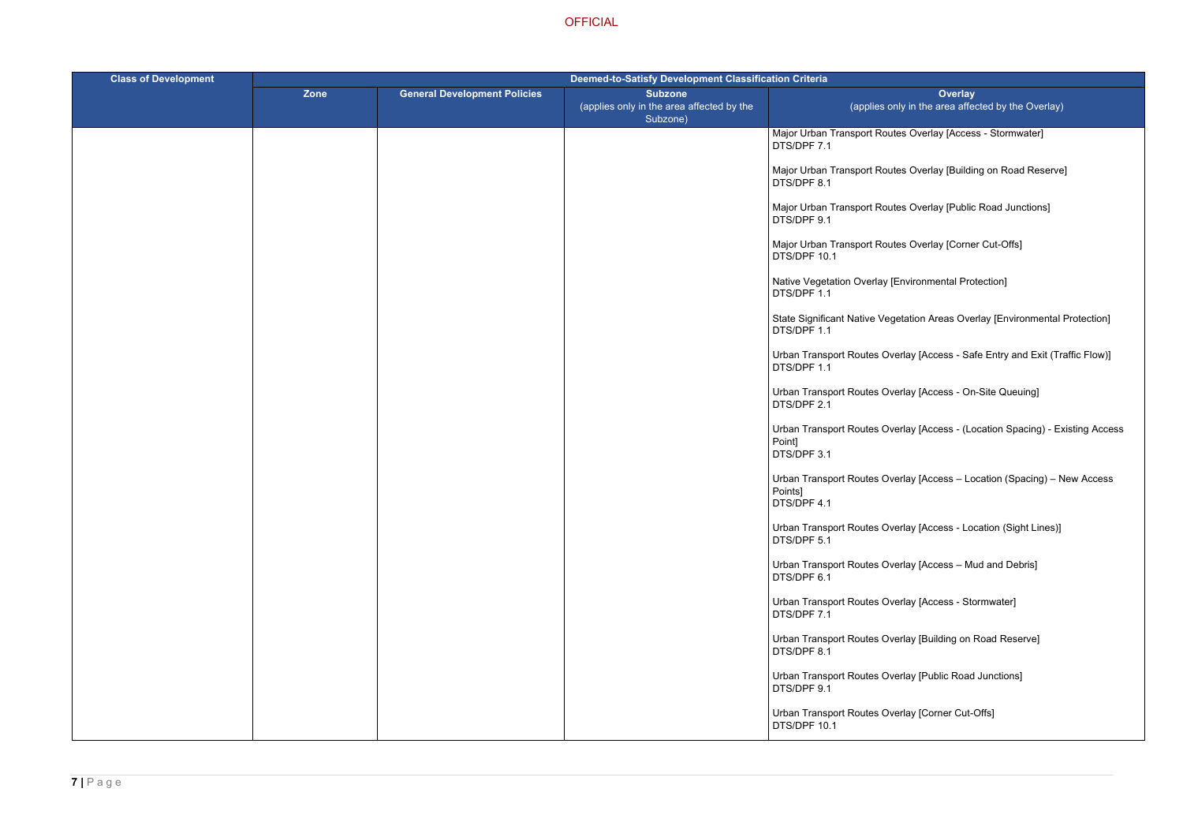| Class of Development | Deemed-to-Satisfy Development Classification Criteria | | | |
|---|---|---|---|---|
| | Zone | General Development Policies | Subzone (applies only in the area affected by the Subzone) | Overlay (applies only in the area affected by the Overlay) |
| | | | | Major Urban Transport Routes Overlay [Access - Stormwater] DTS/DPF 7.1<br><br>Major Urban Transport Routes Overlay [Building on Road Reserve] DTS/DPF 8.1<br><br>Major Urban Transport Routes Overlay [Public Road Junctions] DTS/DPF 9.1<br><br>Major Urban Transport Routes Overlay [Corner Cut-Offs] DTS/DPF 10.1<br><br>Native Vegetation Overlay [Environmental Protection] DTS/DPF 1.1<br><br>State Significant Native Vegetation Areas Overlay [Environmental Protection] DTS/DPF 1.1<br><br>Urban Transport Routes Overlay [Access - Safe Entry and Exit (Traffic Flow)] DTS/DPF 1.1<br><br>Urban Transport Routes Overlay [Access - On-Site Queuing] DTS/DPF 2.1<br><br>Urban Transport Routes Overlay [Access - (Location Spacing) - Existing Access Point] DTS/DPF 3.1<br><br>Urban Transport Routes Overlay [Access – Location (Spacing) – New Access Points] DTS/DPF 4.1<br><br>Urban Transport Routes Overlay [Access - Location (Sight Lines)] DTS/DPF 5.1<br><br>Urban Transport Routes Overlay [Access – Mud and Debris] DTS/DPF 6.1<br><br>Urban Transport Routes Overlay [Access - Stormwater] DTS/DPF 7.1<br><br>Urban Transport Routes Overlay [Building on Road Reserve] DTS/DPF 8.1<br><br>Urban Transport Routes Overlay [Public Road Junctions] DTS/DPF 9.1<br><br>Urban Transport Routes Overlay [Corner Cut-Offs] DTS/DPF 10.1 |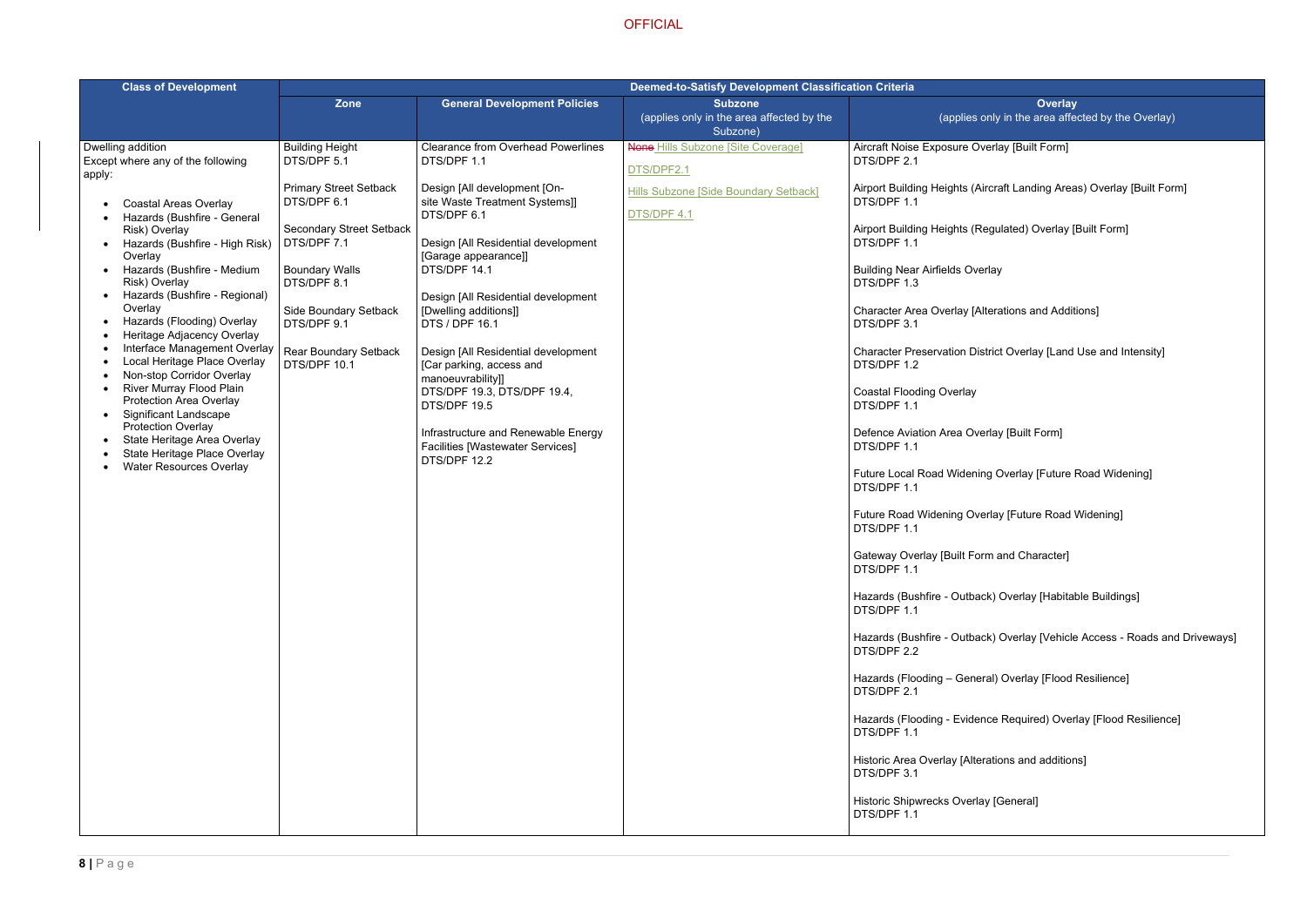OFFICIAL

| Class of Development | Deemed-to-Satisfy Development Classification Criteria | | | |
|---|---|---|---|---|
| | Zone | General Development Policies | Subzone (applies only in the area affected by the Subzone) | Overlay (applies only in the area affected by the Overlay) |
| Dwelling addition<br>Except where any of the following apply:<br><ul><li>Coastal Areas Overlay</li><li>Hazards (Bushfire - General Risk) Overlay</li><li>Hazards (Bushfire - High Risk) Overlay</li><li>Hazards (Bushfire - Medium Risk) Overlay</li><li>Hazards (Bushfire - Regional) Overlay</li><li>Hazards (Flooding) Overlay</li><li>Heritage Adjacency Overlay</li><li>Interface Management Overlay</li><li>Local Heritage Place Overlay</li><li>Non-stop Corridor Overlay</li><li>River Murray Flood Plain Protection Area Overlay</li><li>Significant Landscape Protection Overlay</li><li>State Heritage Area Overlay</li><li>State Heritage Place Overlay</li><li>Water Resources Overlay</li></ul> | Building Height<br>DTS/DPF 5.1<br><br>Primary Street Setback<br>DTS/DPF 6.1<br><br>Secondary Street Setback<br>DTS/DPF 7.1<br><br>Boundary Walls<br>DTS/DPF 8.1<br><br>Side Boundary Setback<br>DTS/DPF 9.1<br><br>Rear Boundary Setback<br>DTS/DPF 10.1 | Clearance from Overhead Powerlines<br>DTS/DPF 1.1<br><br>Design [All development [On-site Waste Treatment Systems]]<br>DTS/DPF 6.1<br><br>Design [All Residential development [Garage appearance]]<br>DTS/DPF 14.1<br><br>Design [All Residential development [Dwelling additions]]<br>DTS / DPF 16.1<br><br>Design [All Residential development [Car parking, access and manoeuvrability]]<br>DTS/DPF 19.3, DTS/DPF 19.4, DTS/DPF 19.5<br><br>Infrastructure and Renewable Energy Facilities [Wastewater Services]<br>DTS/DPF 12.2 | ~~None~~ Hills Subzone [Site Coverage]<br><br>DTS/DPF2.1<br><br>Hills Subzone [Side Boundary Setback]<br><br>DTS/DPF 4.1 | Aircraft Noise Exposure Overlay [Built Form]<br>DTS/DPF 2.1<br><br>Airport Building Heights (Aircraft Landing Areas) Overlay [Built Form]<br>DTS/DPF 1.1<br><br>Airport Building Heights (Regulated) Overlay [Built Form]<br>DTS/DPF 1.1<br><br>Building Near Airfields Overlay<br>DTS/DPF 1.3<br><br>Character Area Overlay [Alterations and Additions]<br>DTS/DPF 3.1<br><br>Character Preservation District Overlay [Land Use and Intensity]<br>DTS/DPF 1.2<br><br>Coastal Flooding Overlay<br>DTS/DPF 1.1<br><br>Defence Aviation Area Overlay [Built Form]<br>DTS/DPF 1.1<br><br>Future Local Road Widening Overlay [Future Road Widening]<br>DTS/DPF 1.1<br><br>Future Road Widening Overlay [Future Road Widening]<br>DTS/DPF 1.1<br><br>Gateway Overlay [Built Form and Character]<br>DTS/DPF 1.1<br><br>Hazards (Bushfire - Outback) Overlay [Habitable Buildings]<br>DTS/DPF 1.1<br><br>Hazards (Bushfire - Outback) Overlay [Vehicle Access - Roads and Driveways]<br>DTS/DPF 2.2<br><br>Hazards (Flooding – General) Overlay [Flood Resilience]<br>DTS/DPF 2.1<br><br>Hazards (Flooding - Evidence Required) Overlay [Flood Resilience]<br>DTS/DPF 1.1<br><br>Historic Area Overlay [Alterations and additions]<br>DTS/DPF 3.1<br><br>Historic Shipwrecks Overlay [General]<br>DTS/DPF 1.1 |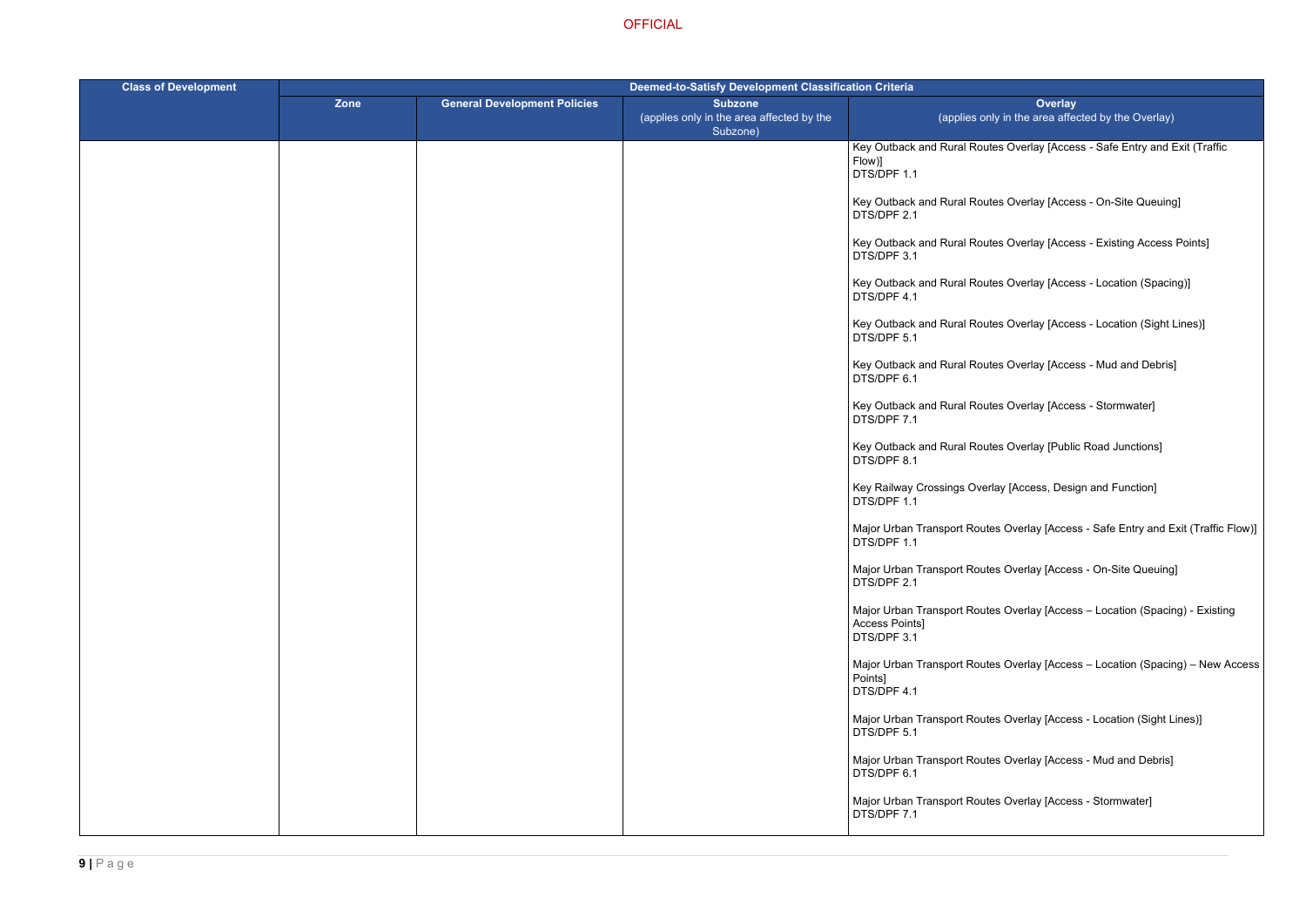| Class of Development | Deemed-to-Satisfy Development Classification Criteria | | | |
|---|---|---|---|---|
| | Zone | General Development Policies | Subzone (applies only in the area affected by the Subzone) | Overlay (applies only in the area affected by the Overlay) |
| | | | | Key Outback and Rural Routes Overlay [Access - Safe Entry and Exit (Traffic Flow)] DTS/DPF 1.1<br><br>Key Outback and Rural Routes Overlay [Access - On-Site Queuing] DTS/DPF 2.1<br><br>Key Outback and Rural Routes Overlay [Access - Existing Access Points] DTS/DPF 3.1<br><br>Key Outback and Rural Routes Overlay [Access - Location (Spacing)] DTS/DPF 4.1<br><br>Key Outback and Rural Routes Overlay [Access - Location (Sight Lines)] DTS/DPF 5.1<br><br>Key Outback and Rural Routes Overlay [Access - Mud and Debris] DTS/DPF 6.1<br><br>Key Outback and Rural Routes Overlay [Access - Stormwater] DTS/DPF 7.1<br><br>Key Outback and Rural Routes Overlay [Public Road Junctions] DTS/DPF 8.1<br><br>Key Railway Crossings Overlay [Access, Design and Function] DTS/DPF 1.1<br><br>Major Urban Transport Routes Overlay [Access - Safe Entry and Exit (Traffic Flow)] DTS/DPF 1.1<br><br>Major Urban Transport Routes Overlay [Access - On-Site Queuing] DTS/DPF 2.1<br><br>Major Urban Transport Routes Overlay [Access – Location (Spacing) - Existing Access Points] DTS/DPF 3.1<br><br>Major Urban Transport Routes Overlay [Access – Location (Spacing) – New Access Points] DTS/DPF 4.1<br><br>Major Urban Transport Routes Overlay [Access - Location (Sight Lines)] DTS/DPF 5.1<br><br>Major Urban Transport Routes Overlay [Access - Mud and Debris] DTS/DPF 6.1<br><br>Major Urban Transport Routes Overlay [Access - Stormwater] DTS/DPF 7.1 |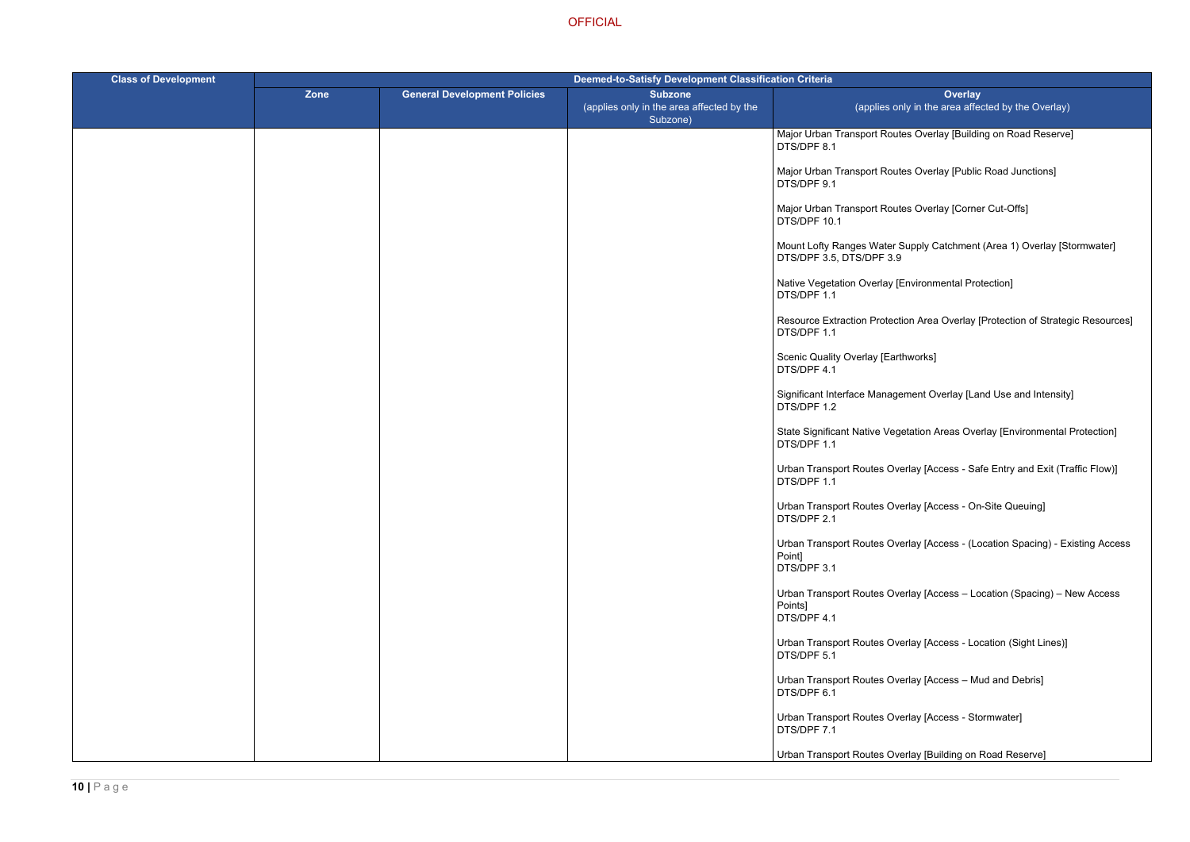| Class of Development | Deemed-to-Satisfy Development Classification Criteria | | | |
|---|---|---|---|---|
| | Zone | General Development Policies | Subzone (applies only in the area affected by the Subzone) | Overlay (applies only in the area affected by the Overlay) |
| | | | | Major Urban Transport Routes Overlay [Building on Road Reserve] DTS/DPF 8.1<br><br>Major Urban Transport Routes Overlay [Public Road Junctions] DTS/DPF 9.1<br><br>Major Urban Transport Routes Overlay [Corner Cut-Offs] DTS/DPF 10.1<br><br>Mount Lofty Ranges Water Supply Catchment (Area 1) Overlay [Stormwater] DTS/DPF 3.5, DTS/DPF 3.9<br><br>Native Vegetation Overlay [Environmental Protection] DTS/DPF 1.1<br><br>Resource Extraction Protection Area Overlay [Protection of Strategic Resources] DTS/DPF 1.1<br><br>Scenic Quality Overlay [Earthworks] DTS/DPF 4.1<br><br>Significant Interface Management Overlay [Land Use and Intensity] DTS/DPF 1.2<br><br>State Significant Native Vegetation Areas Overlay [Environmental Protection] DTS/DPF 1.1<br><br>Urban Transport Routes Overlay [Access - Safe Entry and Exit (Traffic Flow)] DTS/DPF 1.1<br><br>Urban Transport Routes Overlay [Access - On-Site Queuing] DTS/DPF 2.1<br><br>Urban Transport Routes Overlay [Access - (Location Spacing) - Existing Access Point] DTS/DPF 3.1<br><br>Urban Transport Routes Overlay [Access – Location (Spacing) – New Access Points] DTS/DPF 4.1<br><br>Urban Transport Routes Overlay [Access - Location (Sight Lines)] DTS/DPF 5.1<br><br>Urban Transport Routes Overlay [Access – Mud and Debris] DTS/DPF 6.1<br><br>Urban Transport Routes Overlay [Access - Stormwater] DTS/DPF 7.1<br><br>Urban Transport Routes Overlay [Building on Road Reserve] |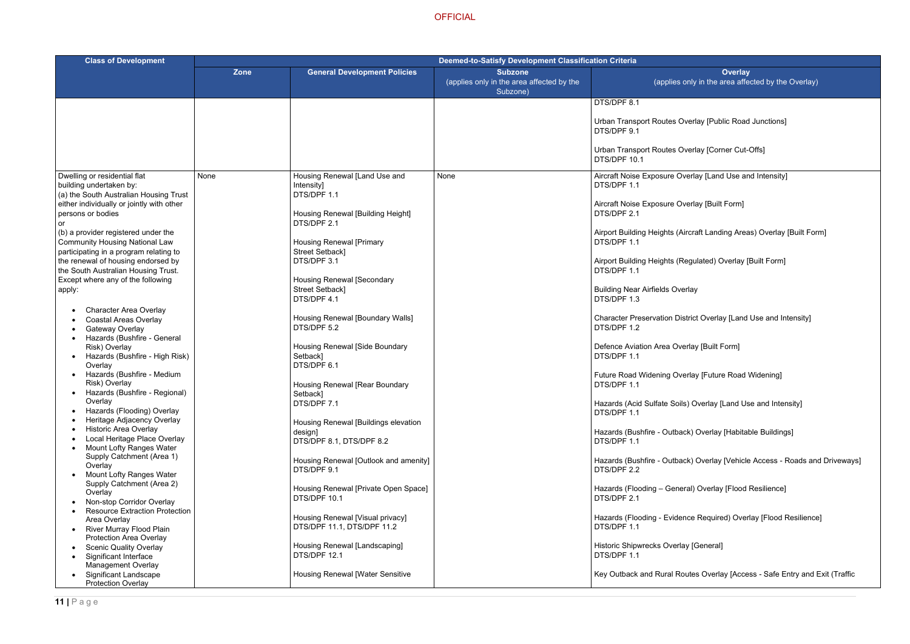OFFICIAL

| Class of Development | Deemed-to-Satisfy Development Classification Criteria | | | |
|---|---|---|---|---|
| | Zone | General Development Policies | Subzone (applies only in the area affected by the Subzone) | Overlay (applies only in the area affected by the Overlay) |
| | | | | DTS/DPF 8.1<br><br>Urban Transport Routes Overlay [Public Road Junctions]<br>DTS/DPF 9.1<br><br>Urban Transport Routes Overlay [Corner Cut-Offs]<br>DTS/DPF 10.1 |
| Dwelling or residential flat building undertaken by:<br>(a) the South Australian Housing Trust either individually or jointly with other persons or bodies<br>or<br>(b) a provider registered under the Community Housing National Law participating in a program relating to the renewal of housing endorsed by the South Australian Housing Trust.<br>Except where any of the following apply:<br><br>• Character Area Overlay<br>• Coastal Areas Overlay<br>• Gateway Overlay<br>• Hazards (Bushfire - General Risk) Overlay<br>• Hazards (Bushfire - High Risk) Overlay<br>• Hazards (Bushfire - Medium Risk) Overlay<br>• Hazards (Bushfire - Regional) Overlay<br>• Hazards (Flooding) Overlay<br>• Heritage Adjacency Overlay<br>• Historic Area Overlay<br>• Local Heritage Place Overlay<br>• Mount Lofty Ranges Water Supply Catchment (Area 1) Overlay<br>• Mount Lofty Ranges Water Supply Catchment (Area 2) Overlay<br>• Non-stop Corridor Overlay<br>• Resource Extraction Protection Area Overlay<br>• River Murray Flood Plain Protection Area Overlay<br>• Scenic Quality Overlay<br>• Significant Interface Management Overlay<br>• Significant Landscape Protection Overlay | None | Housing Renewal [Land Use and Intensity]<br>DTS/DPF 1.1<br><br>Housing Renewal [Building Height]<br>DTS/DPF 2.1<br><br>Housing Renewal [Primary Street Setback]<br>DTS/DPF 3.1<br><br>Housing Renewal [Secondary Street Setback]<br>DTS/DPF 4.1<br><br>Housing Renewal [Boundary Walls]<br>DTS/DPF 5.2<br><br>Housing Renewal [Side Boundary Setback]<br>DTS/DPF 6.1<br><br>Housing Renewal [Rear Boundary Setback]<br>DTS/DPF 7.1<br><br>Housing Renewal [Buildings elevation design]<br>DTS/DPF 8.1, DTS/DPF 8.2<br><br>Housing Renewal [Outlook and amenity]<br>DTS/DPF 9.1<br><br>Housing Renewal [Private Open Space]<br>DTS/DPF 10.1<br><br>Housing Renewal [Visual privacy]<br>DTS/DPF 11.1, DTS/DPF 11.2<br><br>Housing Renewal [Landscaping]<br>DTS/DPF 12.1<br><br>Housing Renewal [Water Sensitive | None | Aircraft Noise Exposure Overlay [Land Use and Intensity]<br>DTS/DPF 1.1<br><br>Aircraft Noise Exposure Overlay [Built Form]<br>DTS/DPF 2.1<br><br>Airport Building Heights (Aircraft Landing Areas) Overlay [Built Form]<br>DTS/DPF 1.1<br><br>Airport Building Heights (Regulated) Overlay [Built Form]<br>DTS/DPF 1.1<br><br>Building Near Airfields Overlay<br>DTS/DPF 1.3<br><br>Character Preservation District Overlay [Land Use and Intensity]<br>DTS/DPF 1.2<br><br>Defence Aviation Area Overlay [Built Form]<br>DTS/DPF 1.1<br><br>Future Road Widening Overlay [Future Road Widening]<br>DTS/DPF 1.1<br><br>Hazards (Acid Sulfate Soils) Overlay [Land Use and Intensity]<br>DTS/DPF 1.1<br><br>Hazards (Bushfire - Outback) Overlay [Habitable Buildings]<br>DTS/DPF 1.1<br><br>Hazards (Bushfire - Outback) Overlay [Vehicle Access - Roads and Driveways]<br>DTS/DPF 2.2<br><br>Hazards (Flooding – General) Overlay [Flood Resilience]<br>DTS/DPF 2.1<br><br>Hazards (Flooding - Evidence Required) Overlay [Flood Resilience]<br>DTS/DPF 1.1<br><br>Historic Shipwrecks Overlay [General]<br>DTS/DPF 1.1<br><br>Key Outback and Rural Routes Overlay [Access - Safe Entry and Exit (Traffic |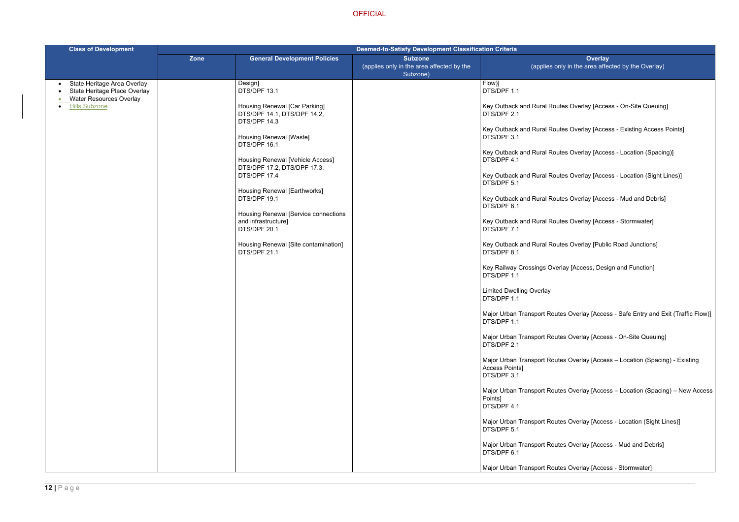OFFICIAL

| Class of Development | Deemed-to-Satisfy Development Classification Criteria | | | |
|---|---|---|---|---|
| | **Zone** | **General Development Policies** | **Subzone** (applies only in the area affected by the Subzone) | **Overlay** (applies only in the area affected by the Overlay) |
| • State Heritage Area Overlay<br>• State Heritage Place Overlay<br>• Water Resources Overlay<br>• Hills Subzone | | Design]<br>DTS/DPF 13.1<br><br>Housing Renewal [Car Parking]<br>DTS/DPF 14.1, DTS/DPF 14.2, DTS/DPF 14.3<br><br>Housing Renewal [Waste]<br>DTS/DPF 16.1<br><br>Housing Renewal [Vehicle Access]<br>DTS/DPF 17.2, DTS/DPF 17.3, DTS/DPF 17.4<br><br>Housing Renewal [Earthworks]<br>DTS/DPF 19.1<br><br>Housing Renewal [Service connections and infrastructure]<br>DTS/DPF 20.1<br><br>Housing Renewal [Site contamination]<br>DTS/DPF 21.1 | | Flow)]<br>DTS/DPF 1.1<br><br>Key Outback and Rural Routes Overlay [Access - On-Site Queuing]<br>DTS/DPF 2.1<br><br>Key Outback and Rural Routes Overlay [Access - Existing Access Points]<br>DTS/DPF 3.1<br><br>Key Outback and Rural Routes Overlay [Access - Location (Spacing)]<br>DTS/DPF 4.1<br><br>Key Outback and Rural Routes Overlay [Access - Location (Sight Lines)]<br>DTS/DPF 5.1<br><br>Key Outback and Rural Routes Overlay [Access - Mud and Debris]<br>DTS/DPF 6.1<br><br>Key Outback and Rural Routes Overlay [Access - Stormwater]<br>DTS/DPF 7.1<br><br>Key Outback and Rural Routes Overlay [Public Road Junctions]<br>DTS/DPF 8.1<br><br>Key Railway Crossings Overlay [Access, Design and Function]<br>DTS/DPF 1.1<br><br>Limited Dwelling Overlay<br>DTS/DPF 1.1<br><br>Major Urban Transport Routes Overlay [Access - Safe Entry and Exit (Traffic Flow)]<br>DTS/DPF 1.1<br><br>Major Urban Transport Routes Overlay [Access - On-Site Queuing]<br>DTS/DPF 2.1<br><br>Major Urban Transport Routes Overlay [Access – Location (Spacing) - Existing Access Points]<br>DTS/DPF 3.1<br><br>Major Urban Transport Routes Overlay [Access – Location (Spacing) – New Access Points]<br>DTS/DPF 4.1<br><br>Major Urban Transport Routes Overlay [Access - Location (Sight Lines)]<br>DTS/DPF 5.1<br><br>Major Urban Transport Routes Overlay [Access - Mud and Debris]<br>DTS/DPF 6.1<br><br>Major Urban Transport Routes Overlay [Access - Stormwater] |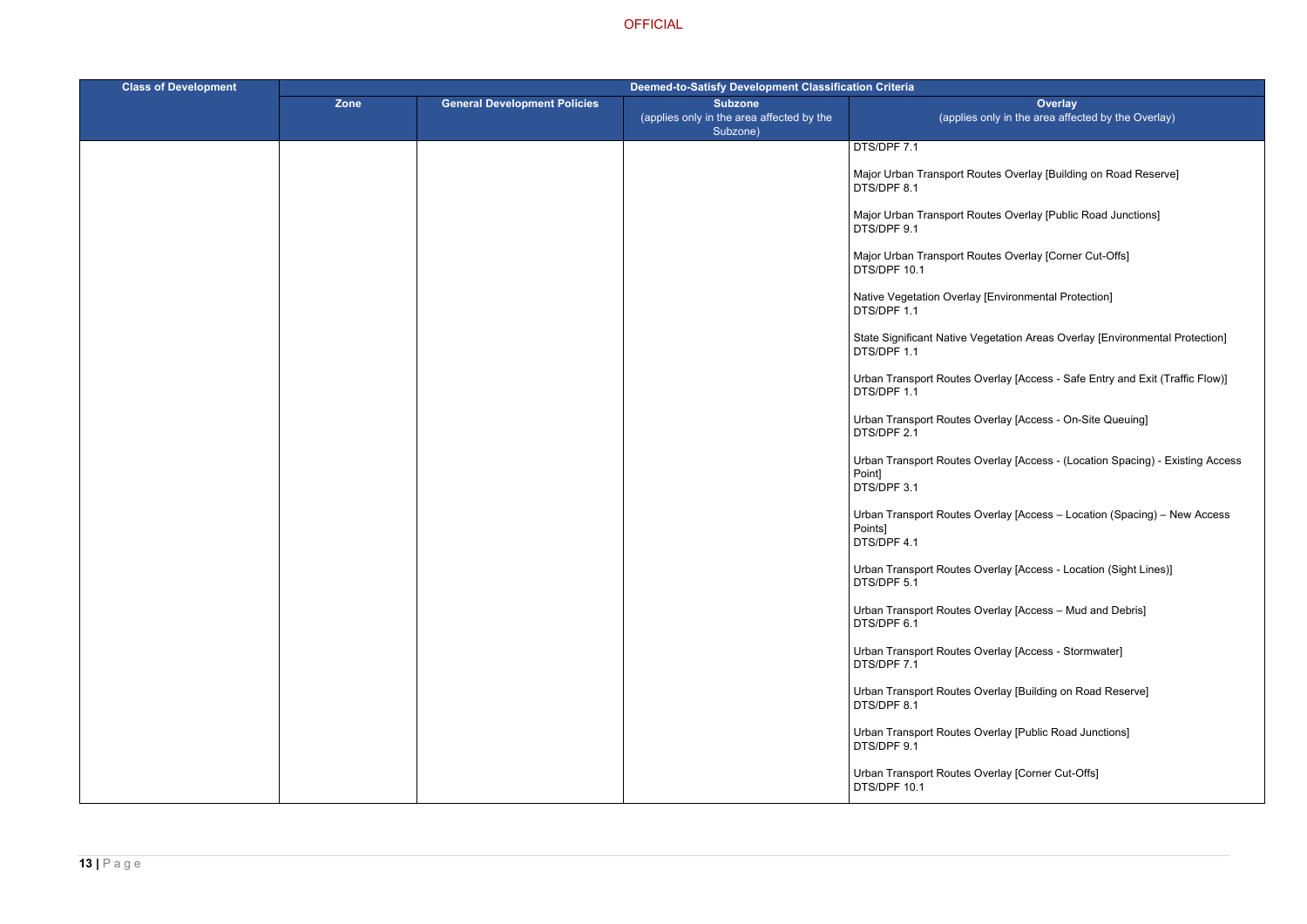| Class of Development | Deemed-to-Satisfy Development Classification Criteria | | | |
|---|---|---|---|---|
| | Zone | General Development Policies | Subzone (applies only in the area affected by the Subzone) | Overlay (applies only in the area affected by the Overlay) |
| | | | | DTS/DPF 7.1<br><br>Major Urban Transport Routes Overlay [Building on Road Reserve]<br>DTS/DPF 8.1<br><br>Major Urban Transport Routes Overlay [Public Road Junctions]<br>DTS/DPF 9.1<br><br>Major Urban Transport Routes Overlay [Corner Cut-Offs]<br>DTS/DPF 10.1<br><br>Native Vegetation Overlay [Environmental Protection]<br>DTS/DPF 1.1<br><br>State Significant Native Vegetation Areas Overlay [Environmental Protection]<br>DTS/DPF 1.1<br><br>Urban Transport Routes Overlay [Access - Safe Entry and Exit (Traffic Flow)]<br>DTS/DPF 1.1<br><br>Urban Transport Routes Overlay [Access - On-Site Queuing]<br>DTS/DPF 2.1<br><br>Urban Transport Routes Overlay [Access - (Location Spacing) - Existing Access Point]<br>DTS/DPF 3.1<br><br>Urban Transport Routes Overlay [Access – Location (Spacing) – New Access Points]<br>DTS/DPF 4.1<br><br>Urban Transport Routes Overlay [Access - Location (Sight Lines)]<br>DTS/DPF 5.1<br><br>Urban Transport Routes Overlay [Access – Mud and Debris]<br>DTS/DPF 6.1<br><br>Urban Transport Routes Overlay [Access - Stormwater]<br>DTS/DPF 7.1<br><br>Urban Transport Routes Overlay [Building on Road Reserve]<br>DTS/DPF 8.1<br><br>Urban Transport Routes Overlay [Public Road Junctions]<br>DTS/DPF 9.1<br><br>Urban Transport Routes Overlay [Corner Cut-Offs]<br>DTS/DPF 10.1 |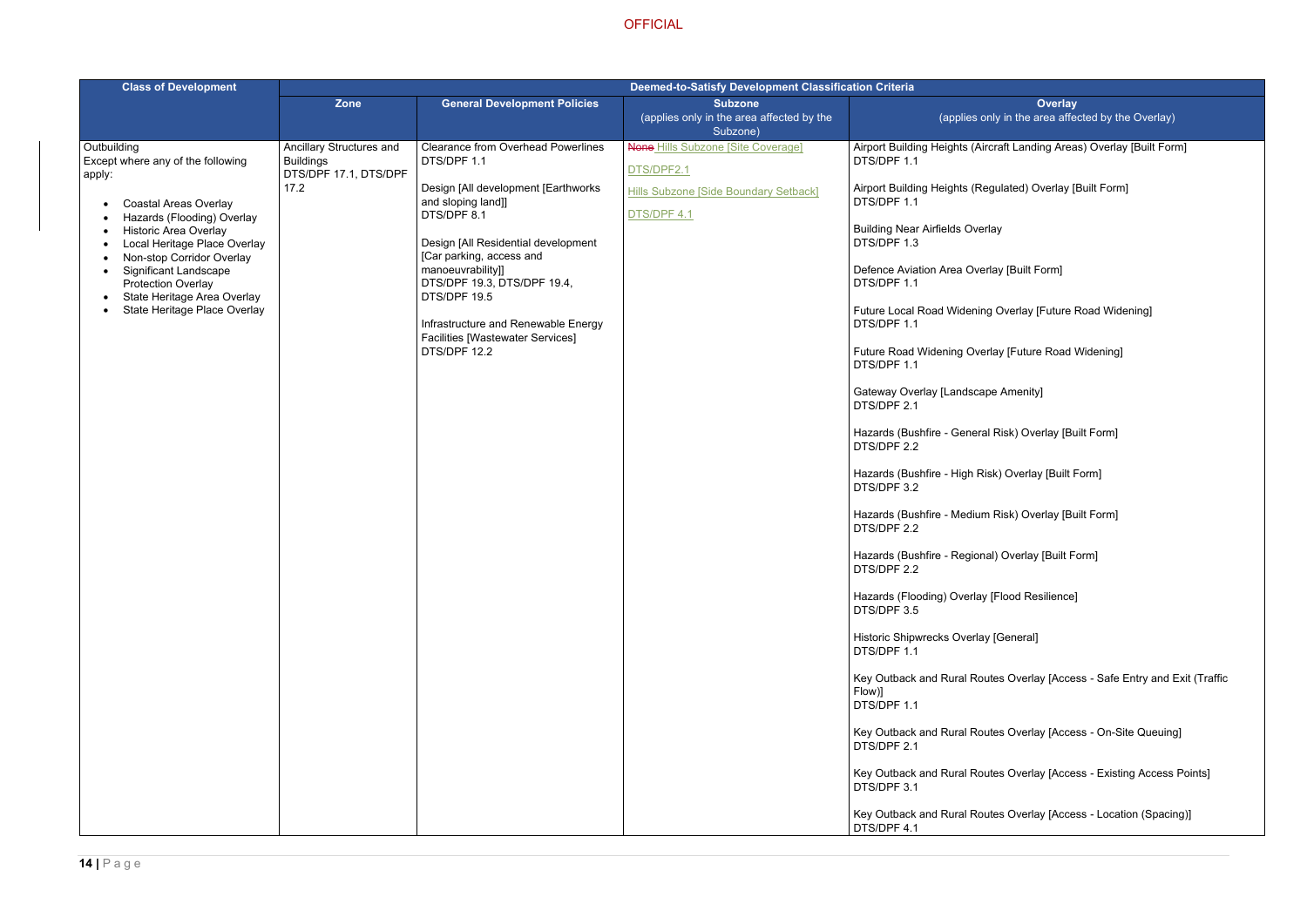OFFICIAL

| Class of Development | Deemed-to-Satisfy Development Classification Criteria | | | |
|---|---|---|---|---|
| | Zone | General Development Policies | Subzone (applies only in the area affected by the Subzone) | Overlay (applies only in the area affected by the Overlay) |
| Outbuilding<br>Except where any of the following apply:<br><br>• Coastal Areas Overlay<br>• Hazards (Flooding) Overlay<br>• Historic Area Overlay<br>• Local Heritage Place Overlay<br>• Non-stop Corridor Overlay<br>• Significant Landscape Protection Overlay<br>• State Heritage Area Overlay<br>• State Heritage Place Overlay | Ancillary Structures and Buildings<br>DTS/DPF 17.1, DTS/DPF 17.2 | Clearance from Overhead Powerlines<br>DTS/DPF 1.1<br><br>Design [All development [Earthworks and sloping land]]<br>DTS/DPF 8.1<br><br>Design [All Residential development [Car parking, access and manoeuvrability]]<br>DTS/DPF 19.3, DTS/DPF 19.4, DTS/DPF 19.5<br><br>Infrastructure and Renewable Energy Facilities [Wastewater Services]<br>DTS/DPF 12.2 | ~~None~~ Hills Subzone [Site Coverage]<br><br>DTS/DPF2.1<br><br>Hills Subzone [Side Boundary Setback]<br><br>DTS/DPF 4.1 | Airport Building Heights (Aircraft Landing Areas) Overlay [Built Form]<br>DTS/DPF 1.1<br><br>Airport Building Heights (Regulated) Overlay [Built Form]<br>DTS/DPF 1.1<br><br>Building Near Airfields Overlay<br>DTS/DPF 1.3<br><br>Defence Aviation Area Overlay [Built Form]<br>DTS/DPF 1.1<br><br>Future Local Road Widening Overlay [Future Road Widening]<br>DTS/DPF 1.1<br><br>Future Road Widening Overlay [Future Road Widening]<br>DTS/DPF 1.1<br><br>Gateway Overlay [Landscape Amenity]<br>DTS/DPF 2.1<br><br>Hazards (Bushfire - General Risk) Overlay [Built Form]<br>DTS/DPF 2.2<br><br>Hazards (Bushfire - High Risk) Overlay [Built Form]<br>DTS/DPF 3.2<br><br>Hazards (Bushfire - Medium Risk) Overlay [Built Form]<br>DTS/DPF 2.2<br><br>Hazards (Bushfire - Regional) Overlay [Built Form]<br>DTS/DPF 2.2<br><br>Hazards (Flooding) Overlay [Flood Resilience]<br>DTS/DPF 3.5<br><br>Historic Shipwrecks Overlay [General]<br>DTS/DPF 1.1<br><br>Key Outback and Rural Routes Overlay [Access - Safe Entry and Exit (Traffic Flow)]<br>DTS/DPF 1.1<br><br>Key Outback and Rural Routes Overlay [Access - On-Site Queuing]<br>DTS/DPF 2.1<br><br>Key Outback and Rural Routes Overlay [Access - Existing Access Points]<br>DTS/DPF 3.1<br><br>Key Outback and Rural Routes Overlay [Access - Location (Spacing)]<br>DTS/DPF 4.1 |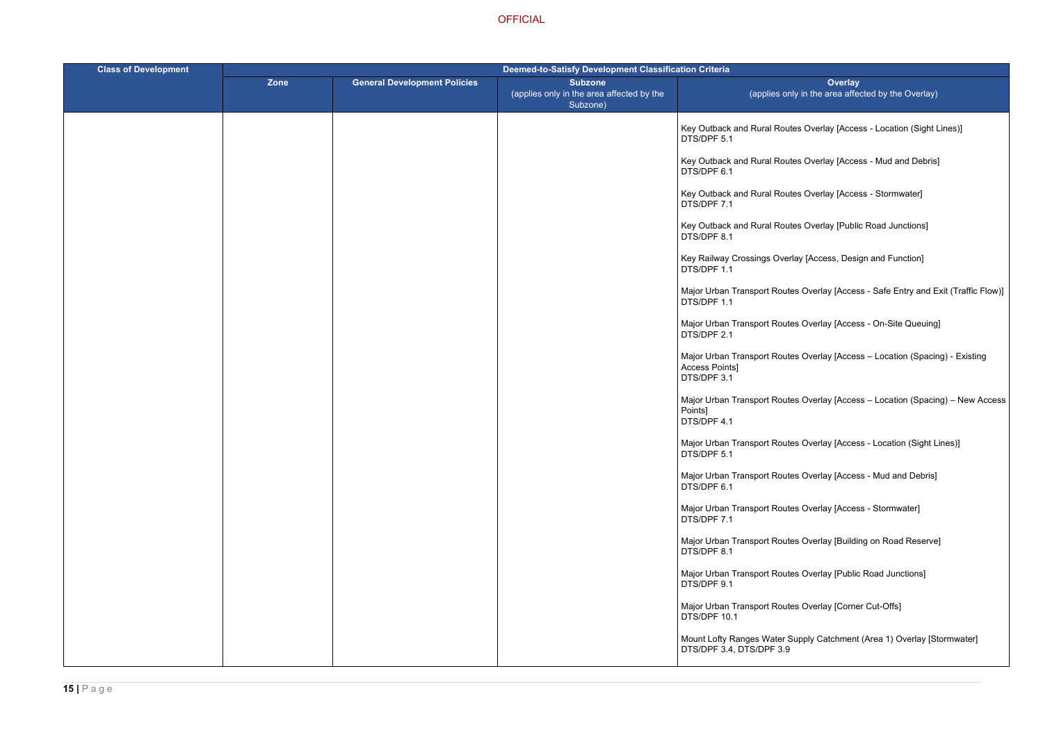| Class of Development | Deemed-to-Satisfy Development Classification Criteria | | | |
|---|---|---|---|---|
| | Zone | General Development Policies | Subzone (applies only in the area affected by the Subzone) | Overlay (applies only in the area affected by the Overlay) |
| | | | | Key Outback and Rural Routes Overlay [Access - Location (Sight Lines)] DTS/DPF 5.1<br><br>Key Outback and Rural Routes Overlay [Access - Mud and Debris] DTS/DPF 6.1<br><br>Key Outback and Rural Routes Overlay [Access - Stormwater] DTS/DPF 7.1<br><br>Key Outback and Rural Routes Overlay [Public Road Junctions] DTS/DPF 8.1<br><br>Key Railway Crossings Overlay [Access, Design and Function] DTS/DPF 1.1<br><br>Major Urban Transport Routes Overlay [Access - Safe Entry and Exit (Traffic Flow)] DTS/DPF 1.1<br><br>Major Urban Transport Routes Overlay [Access - On-Site Queuing] DTS/DPF 2.1<br><br>Major Urban Transport Routes Overlay [Access – Location (Spacing) - Existing Access Points] DTS/DPF 3.1<br><br>Major Urban Transport Routes Overlay [Access – Location (Spacing) – New Access Points] DTS/DPF 4.1<br><br>Major Urban Transport Routes Overlay [Access - Location (Sight Lines)] DTS/DPF 5.1<br><br>Major Urban Transport Routes Overlay [Access - Mud and Debris] DTS/DPF 6.1<br><br>Major Urban Transport Routes Overlay [Access - Stormwater] DTS/DPF 7.1<br><br>Major Urban Transport Routes Overlay [Building on Road Reserve] DTS/DPF 8.1<br><br>Major Urban Transport Routes Overlay [Public Road Junctions] DTS/DPF 9.1<br><br>Major Urban Transport Routes Overlay [Corner Cut-Offs] DTS/DPF 10.1<br><br>Mount Lofty Ranges Water Supply Catchment (Area 1) Overlay [Stormwater] DTS/DPF 3.4, DTS/DPF 3.9 |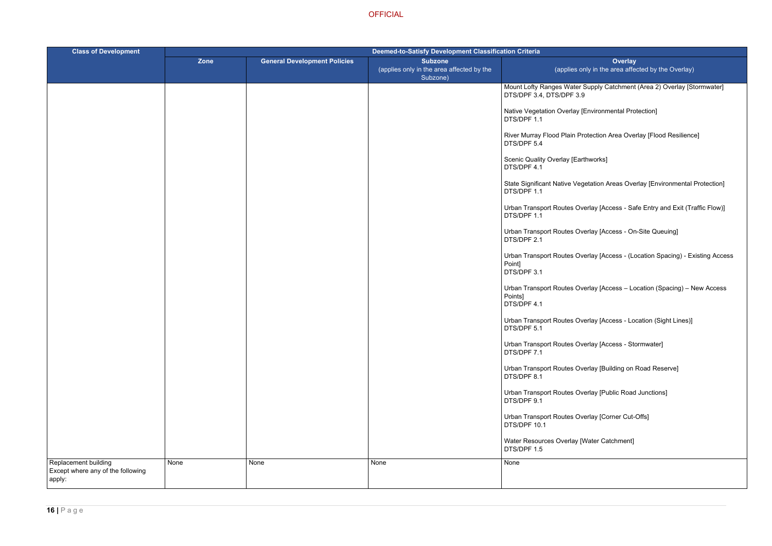| Class of Development | Deemed-to-Satisfy Development Classification Criteria | | | |
|---|---|---|---|---|
| | Zone | General Development Policies | Subzone (applies only in the area affected by the Subzone) | Overlay (applies only in the area affected by the Overlay) |
| | | | | Mount Lofty Ranges Water Supply Catchment (Area 2) Overlay [Stormwater] DTS/DPF 3.4, DTS/DPF 3.9<br><br>Native Vegetation Overlay [Environmental Protection] DTS/DPF 1.1<br><br>River Murray Flood Plain Protection Area Overlay [Flood Resilience] DTS/DPF 5.4<br><br>Scenic Quality Overlay [Earthworks] DTS/DPF 4.1<br><br>State Significant Native Vegetation Areas Overlay [Environmental Protection] DTS/DPF 1.1<br><br>Urban Transport Routes Overlay [Access - Safe Entry and Exit (Traffic Flow)] DTS/DPF 1.1<br><br>Urban Transport Routes Overlay [Access - On-Site Queuing] DTS/DPF 2.1<br><br>Urban Transport Routes Overlay [Access - (Location Spacing) - Existing Access Point] DTS/DPF 3.1<br><br>Urban Transport Routes Overlay [Access – Location (Spacing) – New Access Points] DTS/DPF 4.1<br><br>Urban Transport Routes Overlay [Access - Location (Sight Lines)] DTS/DPF 5.1<br><br>Urban Transport Routes Overlay [Access - Stormwater] DTS/DPF 7.1<br><br>Urban Transport Routes Overlay [Building on Road Reserve] DTS/DPF 8.1<br><br>Urban Transport Routes Overlay [Public Road Junctions] DTS/DPF 9.1<br><br>Urban Transport Routes Overlay [Corner Cut-Offs] DTS/DPF 10.1<br><br>Water Resources Overlay [Water Catchment] DTS/DPF 1.5 |
| Replacement building<br>Except where any of the following apply: | None | None | None | None |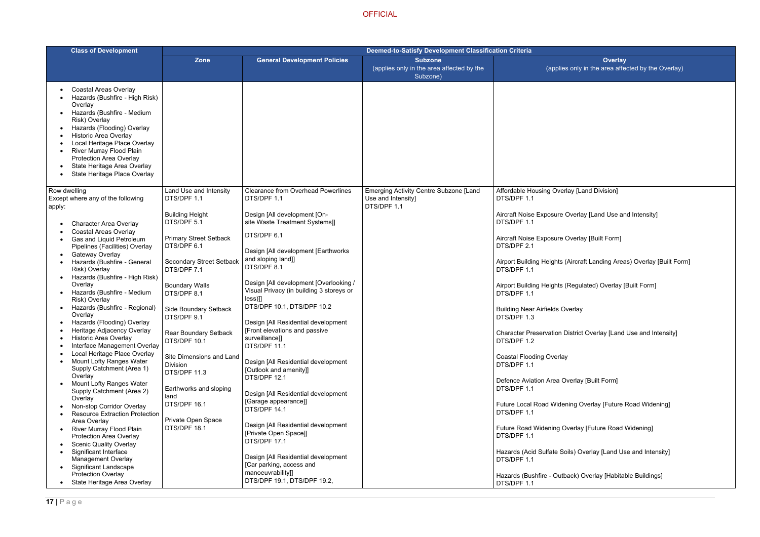OFFICIAL

| Class of Development | Deemed-to-Satisfy Development Classification Criteria | | | |
|---|---|---|---|---|
| | **Zone** | **General Development Policies** | **Subzone** (applies only in the area affected by the Subzone) | **Overlay** (applies only in the area affected by the Overlay) |
| • Coastal Areas Overlay<br>• Hazards (Bushfire - High Risk) Overlay<br>• Hazards (Bushfire - Medium Risk) Overlay<br>• Hazards (Flooding) Overlay<br>• Historic Area Overlay<br>• Local Heritage Place Overlay<br>• River Murray Flood Plain Protection Area Overlay<br>• State Heritage Area Overlay<br>• State Heritage Place Overlay | | | | |
| Row dwelling<br>Except where any of the following apply:<br>• Character Area Overlay<br>• Coastal Areas Overlay<br>• Gas and Liquid Petroleum Pipelines (Facilities) Overlay<br>• Gateway Overlay<br>• Hazards (Bushfire - General Risk) Overlay<br>• Hazards (Bushfire - High Risk) Overlay<br>• Hazards (Bushfire - Medium Risk) Overlay<br>• Hazards (Bushfire - Regional) Overlay<br>• Hazards (Flooding) Overlay<br>• Heritage Adjacency Overlay<br>• Historic Area Overlay<br>• Interface Management Overlay<br>• Local Heritage Place Overlay<br>• Mount Lofty Ranges Water Supply Catchment (Area 1) Overlay<br>• Mount Lofty Ranges Water Supply Catchment (Area 2) Overlay<br>• Non-stop Corridor Overlay<br>• Resource Extraction Protection Area Overlay<br>• River Murray Flood Plain Protection Area Overlay<br>• Scenic Quality Overlay<br>• Significant Interface Management Overlay<br>• Significant Landscape Protection Overlay<br>• State Heritage Area Overlay | Land Use and Intensity<br>DTS/DPF 1.1<br><br>Building Height<br>DTS/DPF 5.1<br><br>Primary Street Setback<br>DTS/DPF 6.1<br><br>Secondary Street Setback<br>DTS/DPF 7.1<br><br>Boundary Walls<br>DTS/DPF 8.1<br><br>Side Boundary Setback<br>DTS/DPF 9.1<br><br>Rear Boundary Setback<br>DTS/DPF 10.1<br><br>Site Dimensions and Land Division<br>DTS/DPF 11.3<br><br>Earthworks and sloping land<br>DTS/DPF 16.1<br><br>Private Open Space<br>DTS/DPF 18.1 | Clearance from Overhead Powerlines<br>DTS/DPF 1.1<br><br>Design [All development [On-site Waste Treatment Systems]]<br>DTS/DPF 6.1<br><br>Design [All development [Earthworks and sloping land]]<br>DTS/DPF 8.1<br><br>Design [All development [Overlooking / Visual Privacy (in building 3 storeys or less)]]<br>DTS/DPF 10.1, DTS/DPF 10.2<br><br>Design [All Residential development [Front elevations and passive surveillance]]<br>DTS/DPF 11.1<br><br>Design [All Residential development [Outlook and amenity]]<br>DTS/DPF 12.1<br><br>Design [All Residential development [Garage appearance]]<br>DTS/DPF 14.1<br><br>Design [All Residential development [Private Open Space]]<br>DTS/DPF 17.1<br><br>Design [All Residential development [Car parking, access and manoeuvrability]]<br>DTS/DPF 19.1, DTS/DPF 19.2, | Emerging Activity Centre Subzone [Land Use and Intensity]<br>DTS/DPF 1.1 | Affordable Housing Overlay [Land Division]<br>DTS/DPF 1.1<br><br>Aircraft Noise Exposure Overlay [Land Use and Intensity]<br>DTS/DPF 1.1<br><br>Aircraft Noise Exposure Overlay [Built Form]<br>DTS/DPF 2.1<br><br>Airport Building Heights (Aircraft Landing Areas) Overlay [Built Form]<br>DTS/DPF 1.1<br><br>Airport Building Heights (Regulated) Overlay [Built Form]<br>DTS/DPF 1.1<br><br>Building Near Airfields Overlay<br>DTS/DPF 1.3<br><br>Character Preservation District Overlay [Land Use and Intensity]<br>DTS/DPF 1.2<br><br>Coastal Flooding Overlay<br>DTS/DPF 1.1<br><br>Defence Aviation Area Overlay [Built Form]<br>DTS/DPF 1.1<br><br>Future Local Road Widening Overlay [Future Road Widening]<br>DTS/DPF 1.1<br><br>Future Road Widening Overlay [Future Road Widening]<br>DTS/DPF 1.1<br><br>Hazards (Acid Sulfate Soils) Overlay [Land Use and Intensity]<br>DTS/DPF 1.1<br><br>Hazards (Bushfire - Outback) Overlay [Habitable Buildings]<br>DTS/DPF 1.1 |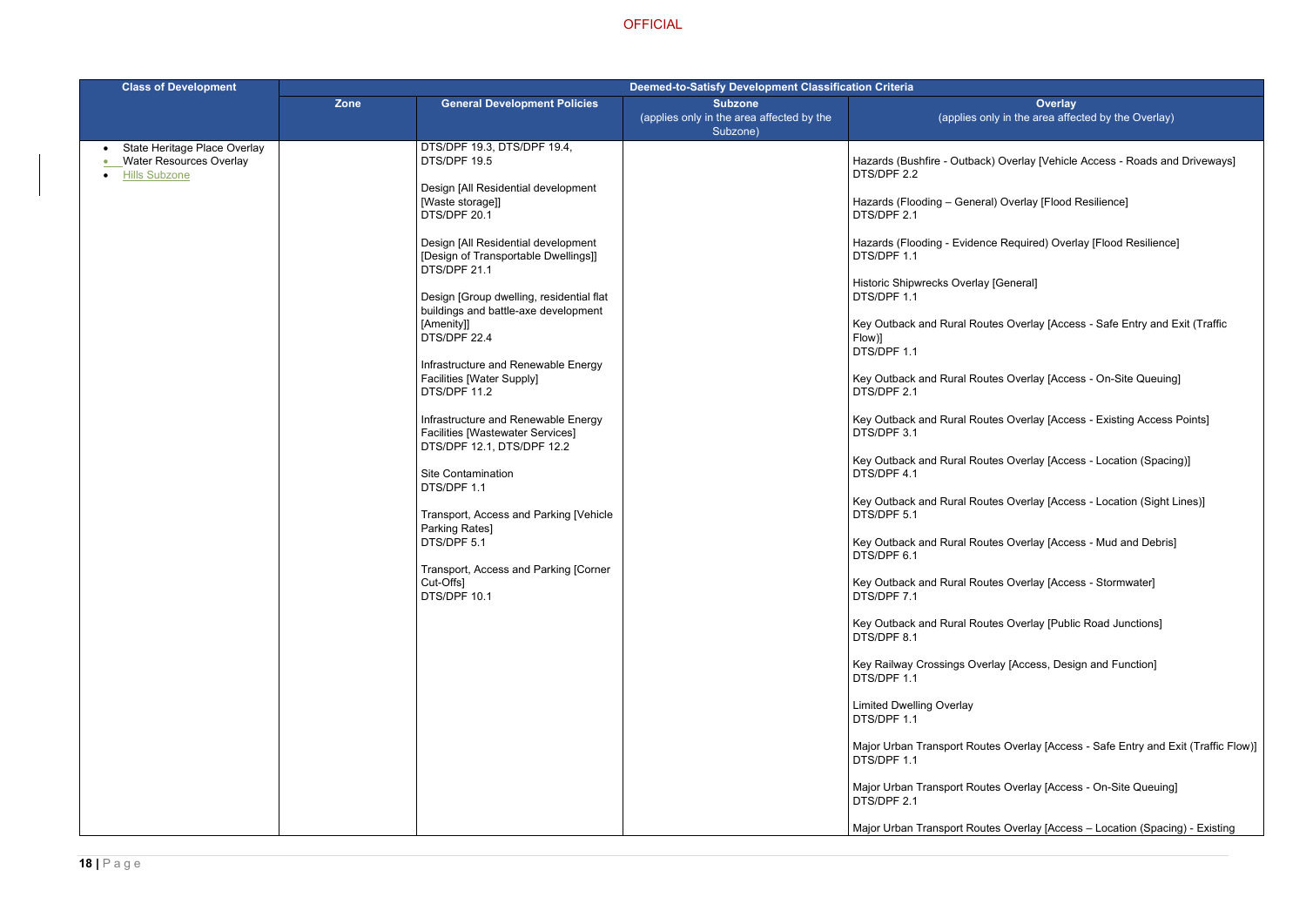OFFICIAL

| Class of Development | Deemed-to-Satisfy Development Classification Criteria | | | |
|---|---|---|---|---|
| | Zone | General Development Policies | Subzone (applies only in the area affected by the Subzone) | Overlay (applies only in the area affected by the Overlay) |
| • State Heritage Place Overlay<br>• Water Resources Overlay<br>• Hills Subzone | | DTS/DPF 19.3, DTS/DPF 19.4, DTS/DPF 19.5<br><br>Design [All Residential development [Waste storage]]<br>DTS/DPF 20.1<br><br>Design [All Residential development [Design of Transportable Dwellings]]<br>DTS/DPF 21.1<br><br>Design [Group dwelling, residential flat buildings and battle-axe development [Amenity]]<br>DTS/DPF 22.4<br><br>Infrastructure and Renewable Energy Facilities [Water Supply]<br>DTS/DPF 11.2<br><br>Infrastructure and Renewable Energy Facilities [Wastewater Services]<br>DTS/DPF 12.1, DTS/DPF 12.2<br><br>Site Contamination<br>DTS/DPF 1.1<br><br>Transport, Access and Parking [Vehicle Parking Rates]<br>DTS/DPF 5.1<br><br>Transport, Access and Parking [Corner Cut-Offs]<br>DTS/DPF 10.1 | | Hazards (Bushfire - Outback) Overlay [Vehicle Access - Roads and Driveways]<br>DTS/DPF 2.2<br><br>Hazards (Flooding – General) Overlay [Flood Resilience]<br>DTS/DPF 2.1<br><br>Hazards (Flooding - Evidence Required) Overlay [Flood Resilience]<br>DTS/DPF 1.1<br><br>Historic Shipwrecks Overlay [General]<br>DTS/DPF 1.1<br><br>Key Outback and Rural Routes Overlay [Access - Safe Entry and Exit (Traffic Flow)]<br>DTS/DPF 1.1<br><br>Key Outback and Rural Routes Overlay [Access - On-Site Queuing]<br>DTS/DPF 2.1<br><br>Key Outback and Rural Routes Overlay [Access - Existing Access Points]<br>DTS/DPF 3.1<br><br>Key Outback and Rural Routes Overlay [Access - Location (Spacing)]<br>DTS/DPF 4.1<br><br>Key Outback and Rural Routes Overlay [Access - Location (Sight Lines)]<br>DTS/DPF 5.1<br><br>Key Outback and Rural Routes Overlay [Access - Mud and Debris]<br>DTS/DPF 6.1<br><br>Key Outback and Rural Routes Overlay [Access - Stormwater]<br>DTS/DPF 7.1<br><br>Key Outback and Rural Routes Overlay [Public Road Junctions]<br>DTS/DPF 8.1<br><br>Key Railway Crossings Overlay [Access, Design and Function]<br>DTS/DPF 1.1<br><br>Limited Dwelling Overlay<br>DTS/DPF 1.1<br><br>Major Urban Transport Routes Overlay [Access - Safe Entry and Exit (Traffic Flow)]<br>DTS/DPF 1.1<br><br>Major Urban Transport Routes Overlay [Access - On-Site Queuing]<br>DTS/DPF 2.1<br><br>Major Urban Transport Routes Overlay [Access – Location (Spacing) - Existing |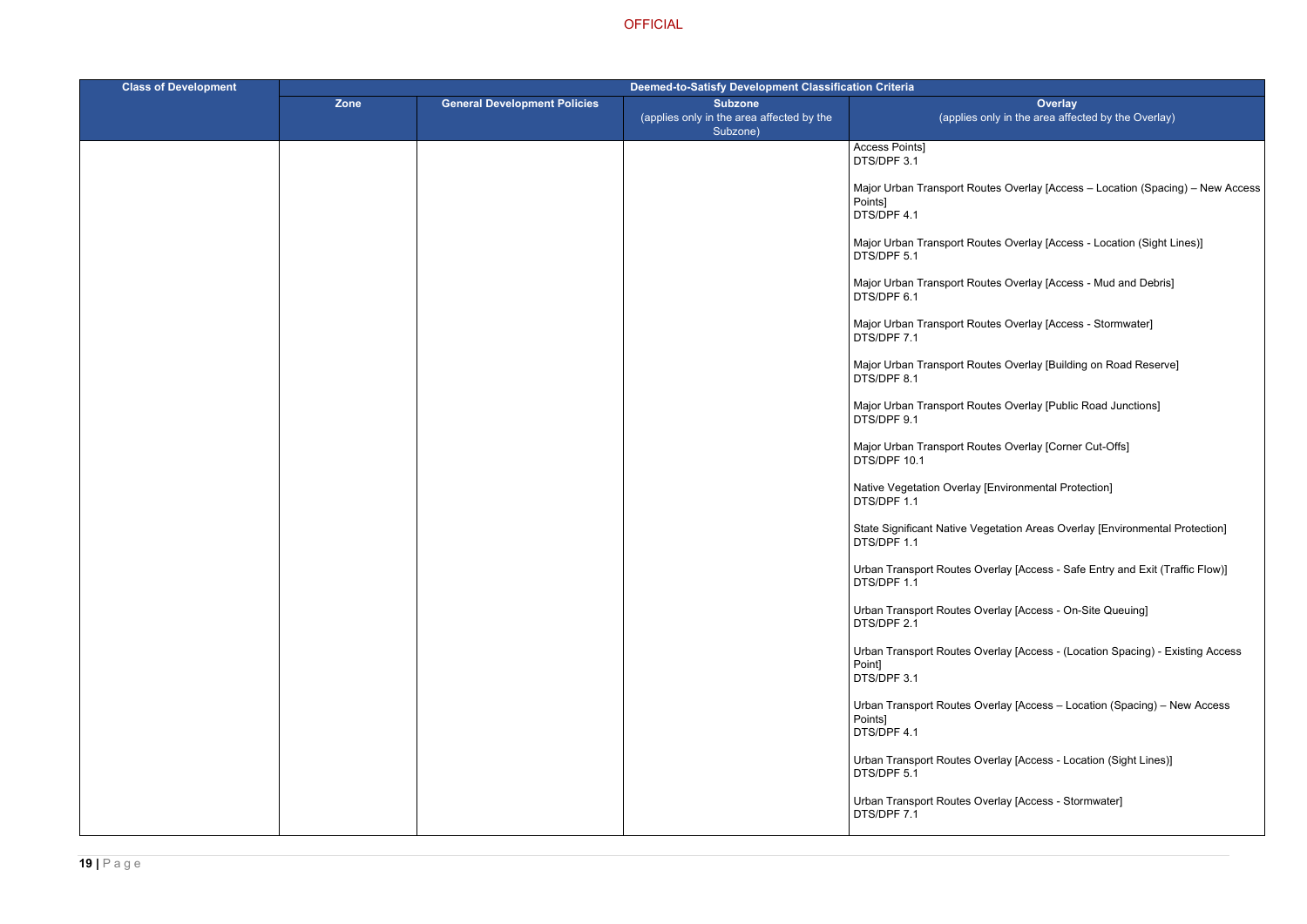| Class of Development | Deemed-to-Satisfy Development Classification Criteria | | | |
|---|---|---|---|---|
| | Zone | General Development Policies | Subzone (applies only in the area affected by the Subzone) | Overlay (applies only in the area affected by the Overlay) |
| | | | | Access Points]<br>DTS/DPF 3.1<br><br>Major Urban Transport Routes Overlay [Access – Location (Spacing) – New Access Points]<br>DTS/DPF 4.1<br><br>Major Urban Transport Routes Overlay [Access - Location (Sight Lines)]<br>DTS/DPF 5.1<br><br>Major Urban Transport Routes Overlay [Access - Mud and Debris]<br>DTS/DPF 6.1<br><br>Major Urban Transport Routes Overlay [Access - Stormwater]<br>DTS/DPF 7.1<br><br>Major Urban Transport Routes Overlay [Building on Road Reserve]<br>DTS/DPF 8.1<br><br>Major Urban Transport Routes Overlay [Public Road Junctions]<br>DTS/DPF 9.1<br><br>Major Urban Transport Routes Overlay [Corner Cut-Offs]<br>DTS/DPF 10.1<br><br>Native Vegetation Overlay [Environmental Protection]<br>DTS/DPF 1.1<br><br>State Significant Native Vegetation Areas Overlay [Environmental Protection]<br>DTS/DPF 1.1<br><br>Urban Transport Routes Overlay [Access - Safe Entry and Exit (Traffic Flow)]<br>DTS/DPF 1.1<br><br>Urban Transport Routes Overlay [Access - On-Site Queuing]<br>DTS/DPF 2.1<br><br>Urban Transport Routes Overlay [Access - (Location Spacing) - Existing Access Point]<br>DTS/DPF 3.1<br><br>Urban Transport Routes Overlay [Access – Location (Spacing) – New Access Points]<br>DTS/DPF 4.1<br><br>Urban Transport Routes Overlay [Access - Location (Sight Lines)]<br>DTS/DPF 5.1<br><br>Urban Transport Routes Overlay [Access - Stormwater]<br>DTS/DPF 7.1 |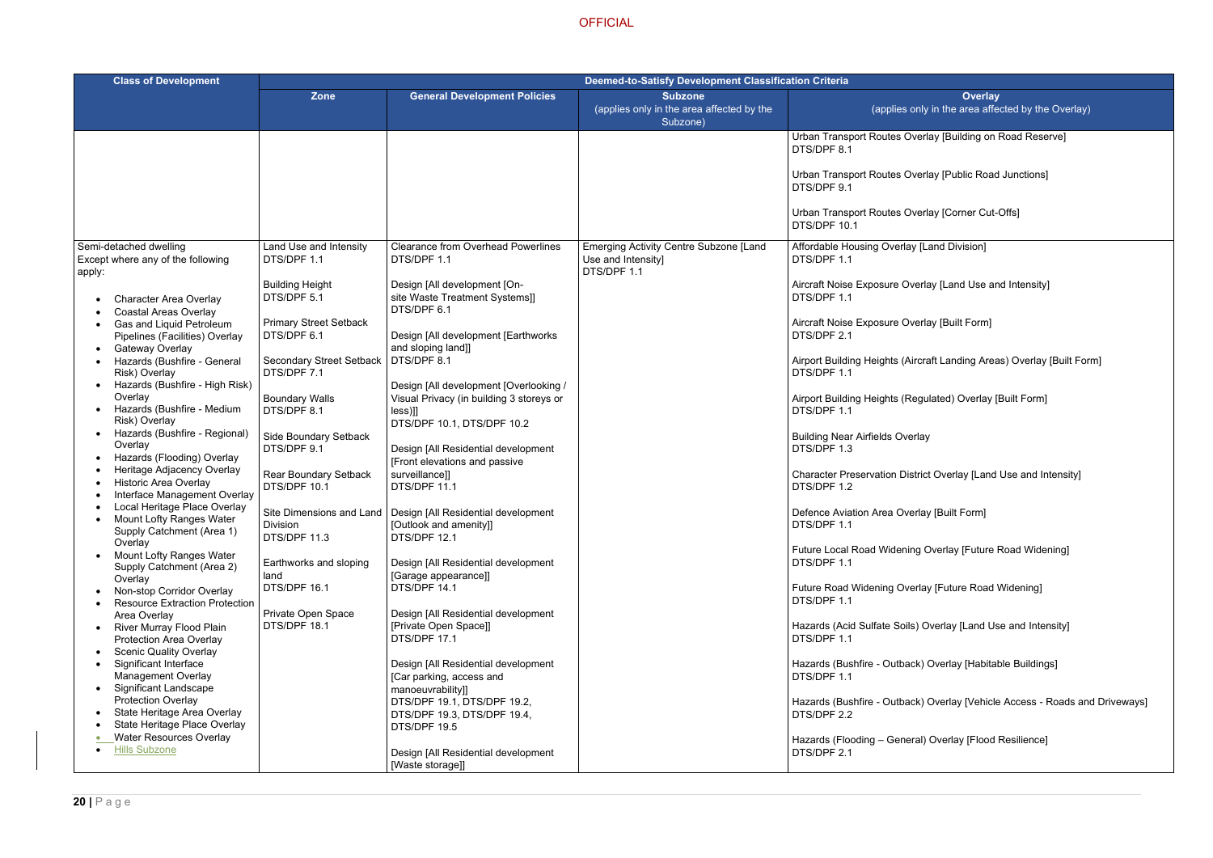OFFICIAL

| Class of Development | Deemed-to-Satisfy Development Classification Criteria | | | |
|---|---|---|---|---|
| | Zone | General Development Policies | Subzone (applies only in the area affected by the Subzone) | Overlay (applies only in the area affected by the Overlay) |
| | | | | Urban Transport Routes Overlay [Building on Road Reserve] DTS/DPF 8.1<br><br>Urban Transport Routes Overlay [Public Road Junctions] DTS/DPF 9.1<br><br>Urban Transport Routes Overlay [Corner Cut-Offs] DTS/DPF 10.1 |
| Semi-detached dwelling<br>Except where any of the following apply:<br>• Character Area Overlay<br>• Coastal Areas Overlay<br>• Gas and Liquid Petroleum Pipelines (Facilities) Overlay<br>• Gateway Overlay<br>• Hazards (Bushfire - General Risk) Overlay<br>• Hazards (Bushfire - High Risk) Overlay<br>• Hazards (Bushfire - Medium Risk) Overlay<br>• Hazards (Bushfire - Regional) Overlay<br>• Hazards (Flooding) Overlay<br>• Heritage Adjacency Overlay<br>• Historic Area Overlay<br>• Interface Management Overlay<br>• Local Heritage Place Overlay<br>• Mount Lofty Ranges Water Supply Catchment (Area 1) Overlay<br>• Mount Lofty Ranges Water Supply Catchment (Area 2) Overlay<br>• Non-stop Corridor Overlay<br>• Resource Extraction Protection Area Overlay<br>• River Murray Flood Plain Protection Area Overlay<br>• Scenic Quality Overlay<br>• Significant Interface Management Overlay<br>• Significant Landscape Protection Overlay<br>• State Heritage Area Overlay<br>• State Heritage Place Overlay<br>• Water Resources Overlay<br>• Hills Subzone | Land Use and Intensity DTS/DPF 1.1<br><br>Building Height DTS/DPF 5.1<br><br>Primary Street Setback DTS/DPF 6.1<br><br>Secondary Street Setback DTS/DPF 7.1<br><br>Boundary Walls DTS/DPF 8.1<br><br>Side Boundary Setback DTS/DPF 9.1<br><br>Rear Boundary Setback DTS/DPF 10.1<br><br>Site Dimensions and Land Division DTS/DPF 11.3<br><br>Earthworks and sloping land DTS/DPF 16.1<br><br>Private Open Space DTS/DPF 18.1 | Clearance from Overhead Powerlines DTS/DPF 1.1<br><br>Design [All development [On-site Waste Treatment Systems]] DTS/DPF 6.1<br><br>Design [All development [Earthworks and sloping land]] DTS/DPF 8.1<br><br>Design [All development [Overlooking / Visual Privacy (in building 3 storeys or less)]] DTS/DPF 10.1, DTS/DPF 10.2<br><br>Design [All Residential development [Front elevations and passive surveillance]] DTS/DPF 11.1<br><br>Design [All Residential development [Outlook and amenity]] DTS/DPF 12.1<br><br>Design [All Residential development [Garage appearance]] DTS/DPF 14.1<br><br>Design [All Residential development [Private Open Space]] DTS/DPF 17.1<br><br>Design [All Residential development [Car parking, access and manoeuvrability]] DTS/DPF 19.1, DTS/DPF 19.2, DTS/DPF 19.3, DTS/DPF 19.4, DTS/DPF 19.5<br><br>Design [All Residential development [Waste storage]] | Emerging Activity Centre Subzone [Land Use and Intensity] DTS/DPF 1.1 | Affordable Housing Overlay [Land Division] DTS/DPF 1.1<br><br>Aircraft Noise Exposure Overlay [Land Use and Intensity] DTS/DPF 1.1<br><br>Aircraft Noise Exposure Overlay [Built Form] DTS/DPF 2.1<br><br>Airport Building Heights (Aircraft Landing Areas) Overlay [Built Form] DTS/DPF 1.1<br><br>Airport Building Heights (Regulated) Overlay [Built Form] DTS/DPF 1.1<br><br>Building Near Airfields Overlay DTS/DPF 1.3<br><br>Character Preservation District Overlay [Land Use and Intensity] DTS/DPF 1.2<br><br>Defence Aviation Area Overlay [Built Form] DTS/DPF 1.1<br><br>Future Local Road Widening Overlay [Future Road Widening] DTS/DPF 1.1<br><br>Future Road Widening Overlay [Future Road Widening] DTS/DPF 1.1<br><br>Hazards (Acid Sulfate Soils) Overlay [Land Use and Intensity] DTS/DPF 1.1<br><br>Hazards (Bushfire - Outback) Overlay [Habitable Buildings] DTS/DPF 1.1<br><br>Hazards (Bushfire - Outback) Overlay [Vehicle Access - Roads and Driveways] DTS/DPF 2.2<br><br>Hazards (Flooding – General) Overlay [Flood Resilience] DTS/DPF 2.1 |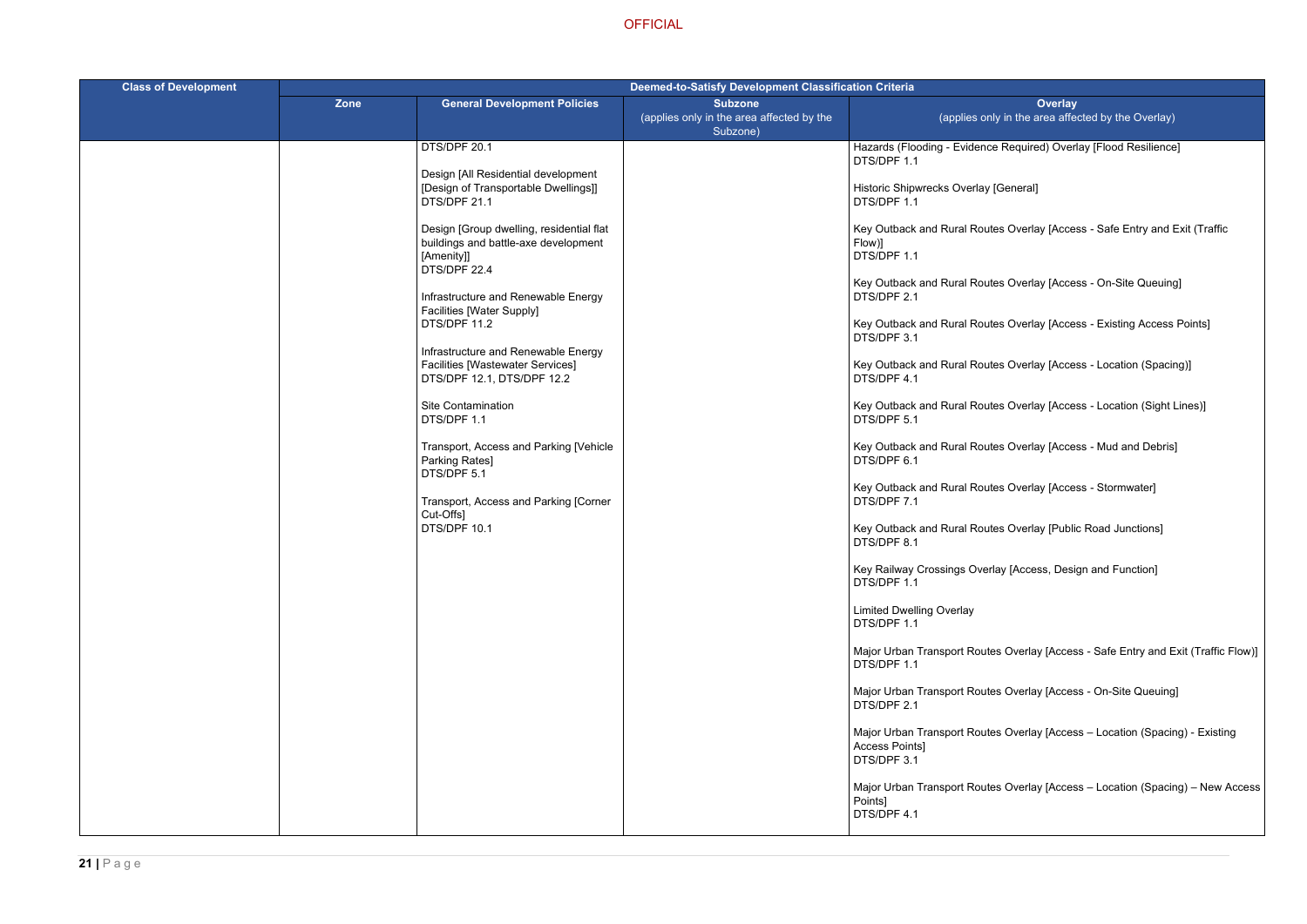OFFICIAL

| Class of Development | Deemed-to-Satisfy Development Classification Criteria | | | |
|---|---|---|---|---|
| | Zone | General Development Policies | Subzone (applies only in the area affected by the Subzone) | Overlay (applies only in the area affected by the Overlay) |
| | | DTS/DPF 20.1<br><br>Design [All Residential development [Design of Transportable Dwellings]]<br>DTS/DPF 21.1<br><br>Design [Group dwelling, residential flat buildings and battle-axe development [Amenity]]<br>DTS/DPF 22.4<br><br>Infrastructure and Renewable Energy Facilities [Water Supply]<br>DTS/DPF 11.2<br><br>Infrastructure and Renewable Energy Facilities [Wastewater Services]<br>DTS/DPF 12.1, DTS/DPF 12.2<br><br>Site Contamination<br>DTS/DPF 1.1<br><br>Transport, Access and Parking [Vehicle Parking Rates]<br>DTS/DPF 5.1<br><br>Transport, Access and Parking [Corner Cut-Offs]<br>DTS/DPF 10.1 | | Hazards (Flooding - Evidence Required) Overlay [Flood Resilience]<br>DTS/DPF 1.1<br><br>Historic Shipwrecks Overlay [General]<br>DTS/DPF 1.1<br><br>Key Outback and Rural Routes Overlay [Access - Safe Entry and Exit (Traffic Flow)]<br>DTS/DPF 1.1<br><br>Key Outback and Rural Routes Overlay [Access - On-Site Queuing]<br>DTS/DPF 2.1<br><br>Key Outback and Rural Routes Overlay [Access - Existing Access Points]<br>DTS/DPF 3.1<br><br>Key Outback and Rural Routes Overlay [Access - Location (Spacing)]<br>DTS/DPF 4.1<br><br>Key Outback and Rural Routes Overlay [Access - Location (Sight Lines)]<br>DTS/DPF 5.1<br><br>Key Outback and Rural Routes Overlay [Access - Mud and Debris]<br>DTS/DPF 6.1<br><br>Key Outback and Rural Routes Overlay [Access - Stormwater]<br>DTS/DPF 7.1<br><br>Key Outback and Rural Routes Overlay [Public Road Junctions]<br>DTS/DPF 8.1<br><br>Key Railway Crossings Overlay [Access, Design and Function]<br>DTS/DPF 1.1<br><br>Limited Dwelling Overlay<br>DTS/DPF 1.1<br><br>Major Urban Transport Routes Overlay [Access - Safe Entry and Exit (Traffic Flow)]<br>DTS/DPF 1.1<br><br>Major Urban Transport Routes Overlay [Access - On-Site Queuing]<br>DTS/DPF 2.1<br><br>Major Urban Transport Routes Overlay [Access – Location (Spacing) - Existing Access Points]<br>DTS/DPF 3.1<br><br>Major Urban Transport Routes Overlay [Access – Location (Spacing) – New Access Points]<br>DTS/DPF 4.1 |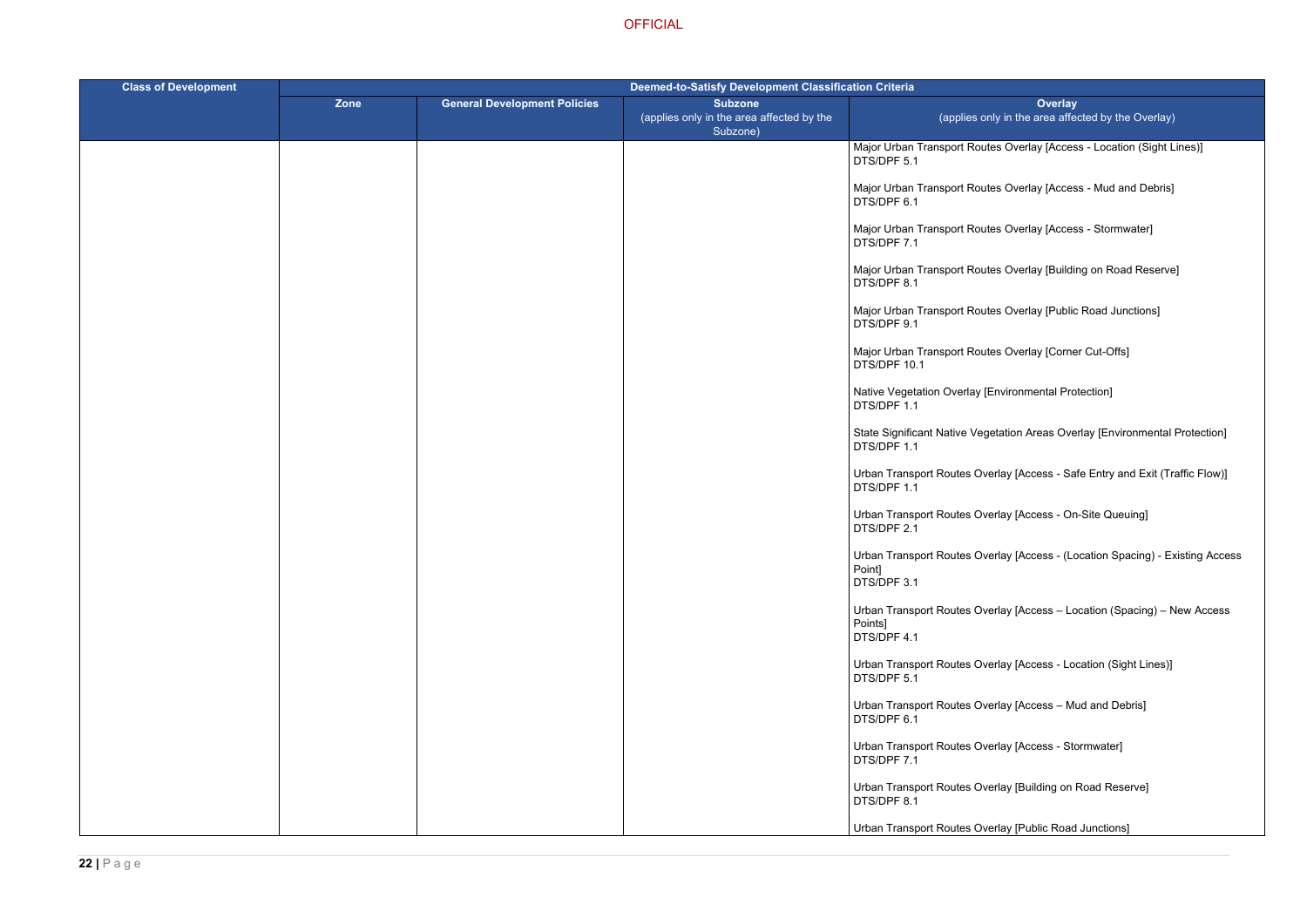| Class of Development | Deemed-to-Satisfy Development Classification Criteria | | | |
|---|---|---|---|---|
| | Zone | General Development Policies | Subzone (applies only in the area affected by the Subzone) | Overlay (applies only in the area affected by the Overlay) |
| | | | | Major Urban Transport Routes Overlay [Access - Location (Sight Lines)] DTS/DPF 5.1<br><br>Major Urban Transport Routes Overlay [Access - Mud and Debris] DTS/DPF 6.1<br><br>Major Urban Transport Routes Overlay [Access - Stormwater] DTS/DPF 7.1<br><br>Major Urban Transport Routes Overlay [Building on Road Reserve] DTS/DPF 8.1<br><br>Major Urban Transport Routes Overlay [Public Road Junctions] DTS/DPF 9.1<br><br>Major Urban Transport Routes Overlay [Corner Cut-Offs] DTS/DPF 10.1<br><br>Native Vegetation Overlay [Environmental Protection] DTS/DPF 1.1<br><br>State Significant Native Vegetation Areas Overlay [Environmental Protection] DTS/DPF 1.1<br><br>Urban Transport Routes Overlay [Access - Safe Entry and Exit (Traffic Flow)] DTS/DPF 1.1<br><br>Urban Transport Routes Overlay [Access - On-Site Queuing] DTS/DPF 2.1<br><br>Urban Transport Routes Overlay [Access - (Location Spacing) - Existing Access Point] DTS/DPF 3.1<br><br>Urban Transport Routes Overlay [Access – Location (Spacing) – New Access Points] DTS/DPF 4.1<br><br>Urban Transport Routes Overlay [Access - Location (Sight Lines)] DTS/DPF 5.1<br><br>Urban Transport Routes Overlay [Access – Mud and Debris] DTS/DPF 6.1<br><br>Urban Transport Routes Overlay [Access - Stormwater] DTS/DPF 7.1<br><br>Urban Transport Routes Overlay [Building on Road Reserve] DTS/DPF 8.1<br><br>Urban Transport Routes Overlay [Public Road Junctions] |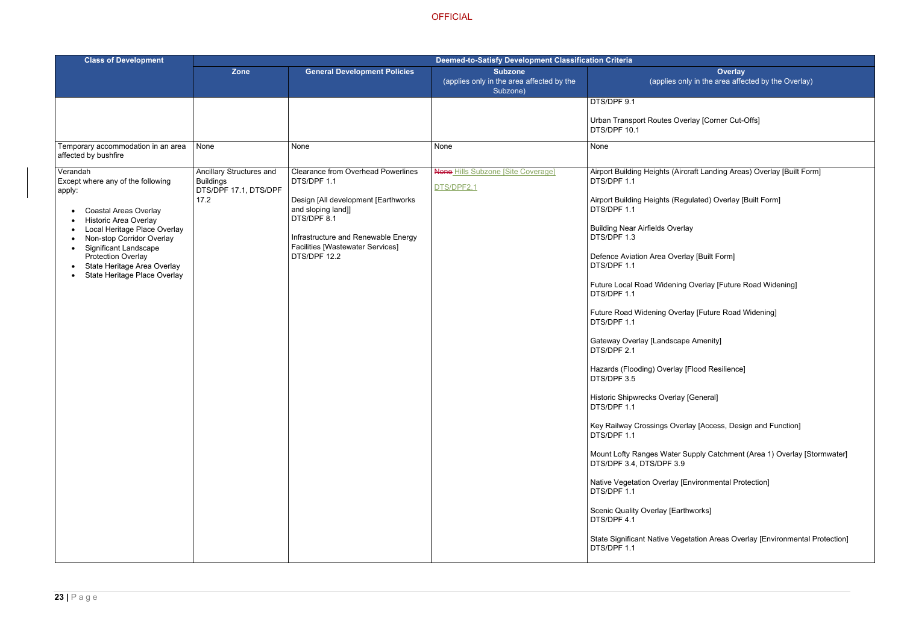| Class of Development | Deemed-to-Satisfy Development Classification Criteria | | | |
|---|---|---|---|---|
| | Zone | General Development Policies | Subzone (applies only in the area affected by the Subzone) | Overlay (applies only in the area affected by the Overlay) |
| | | | | DTS/DPF 9.1<br><br>Urban Transport Routes Overlay [Corner Cut-Offs]<br>DTS/DPF 10.1 |
| Temporary accommodation in an area affected by bushfire | None | None | None | None |
| Verandah<br>Except where any of the following apply:<br>• Coastal Areas Overlay<br>• Historic Area Overlay<br>• Local Heritage Place Overlay<br>• Non-stop Corridor Overlay<br>• Significant Landscape Protection Overlay<br>• State Heritage Area Overlay<br>• State Heritage Place Overlay | Ancillary Structures and Buildings<br>DTS/DPF 17.1, DTS/DPF 17.2 | Clearance from Overhead Powerlines<br>DTS/DPF 1.1<br><br>Design [All development [Earthworks and sloping land]]<br>DTS/DPF 8.1<br><br>Infrastructure and Renewable Energy Facilities [Wastewater Services]<br>DTS/DPF 12.2 | ~~None~~ Hills Subzone [Site Coverage]<br>DTS/DPF2.1 | Airport Building Heights (Aircraft Landing Areas) Overlay [Built Form]<br>DTS/DPF 1.1<br><br>Airport Building Heights (Regulated) Overlay [Built Form]<br>DTS/DPF 1.1<br><br>Building Near Airfields Overlay<br>DTS/DPF 1.3<br><br>Defence Aviation Area Overlay [Built Form]<br>DTS/DPF 1.1<br><br>Future Local Road Widening Overlay [Future Road Widening]<br>DTS/DPF 1.1<br><br>Future Road Widening Overlay [Future Road Widening]<br>DTS/DPF 1.1<br><br>Gateway Overlay [Landscape Amenity]<br>DTS/DPF 2.1<br><br>Hazards (Flooding) Overlay [Flood Resilience]<br>DTS/DPF 3.5<br><br>Historic Shipwrecks Overlay [General]<br>DTS/DPF 1.1<br><br>Key Railway Crossings Overlay [Access, Design and Function]<br>DTS/DPF 1.1<br><br>Mount Lofty Ranges Water Supply Catchment (Area 1) Overlay [Stormwater]<br>DTS/DPF 3.4, DTS/DPF 3.9<br><br>Native Vegetation Overlay [Environmental Protection]<br>DTS/DPF 1.1<br><br>Scenic Quality Overlay [Earthworks]<br>DTS/DPF 4.1<br><br>State Significant Native Vegetation Areas Overlay [Environmental Protection]<br>DTS/DPF 1.1 |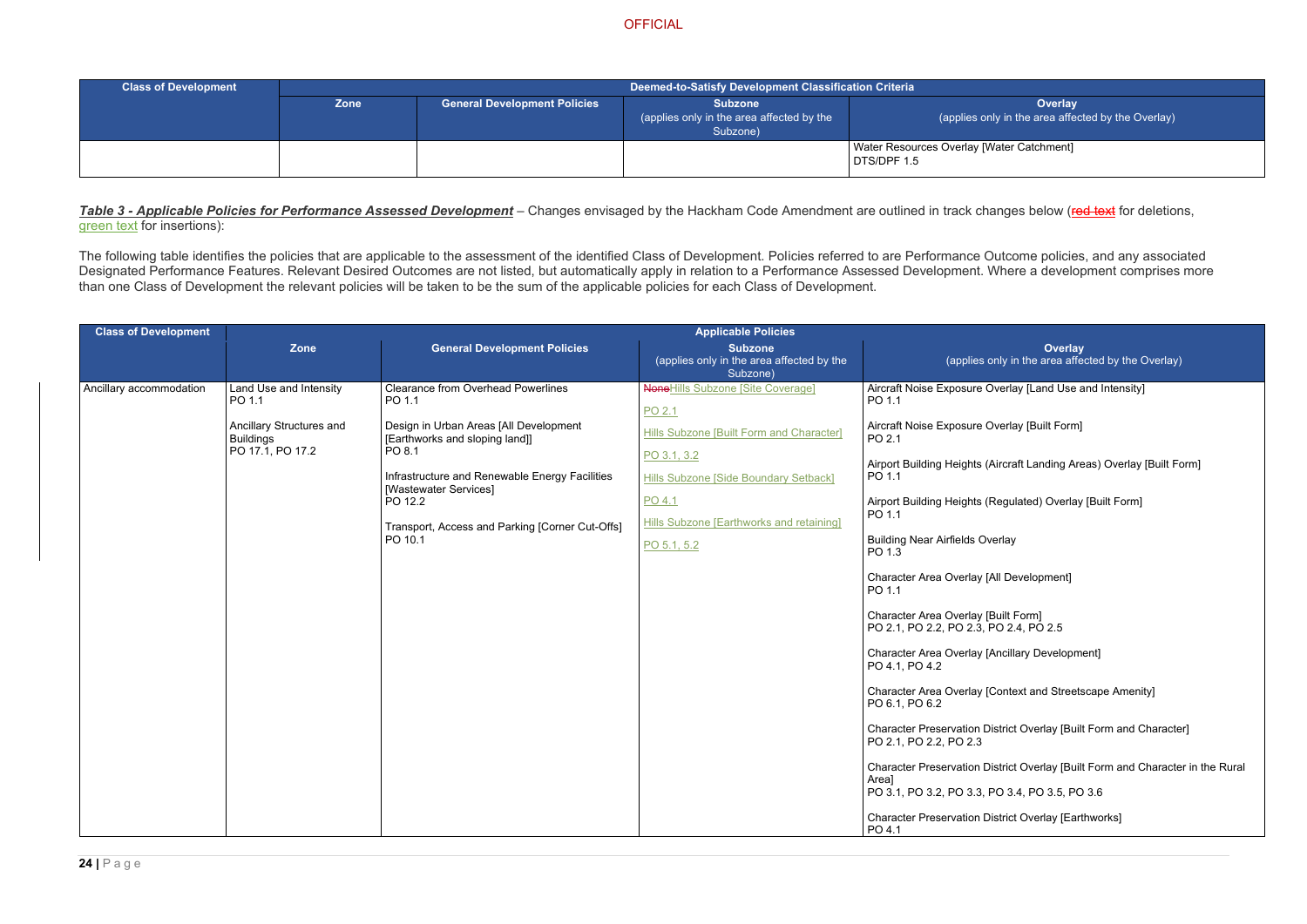| Class of Development | Deemed-to-Satisfy Development Classification Criteria | | | |
|---|---|---|---|---|
| | Zone | General Development Policies | Subzone (applies only in the area affected by the Subzone) | Overlay (applies only in the area affected by the Overlay) |
| | | | | Water Resources Overlay [Water Catchment] DTS/DPF 1.5 |

***Table 3 - Applicable Policies for Performance Assessed Development*** – Changes envisaged by the Hackham Code Amendment are outlined in track changes below (~~red text~~ for deletions, green text for insertions):

The following table identifies the policies that are applicable to the assessment of the identified Class of Development. Policies referred to are Performance Outcome policies, and any associated Designated Performance Features. Relevant Desired Outcomes are not listed, but automatically apply in relation to a Performance Assessed Development. Where a development comprises more than one Class of Development the relevant policies will be taken to be the sum of the applicable policies for each Class of Development.

| Class of Development | Applicable Policies | | | |
|---|---|---|---|---|
| | Zone | General Development Policies | Subzone (applies only in the area affected by the Subzone) | Overlay (applies only in the area affected by the Overlay) |
| Ancillary accommodation | Land Use and Intensity<br>PO 1.1<br><br>Ancillary Structures and Buildings<br>PO 17.1, PO 17.2 | Clearance from Overhead Powerlines<br>PO 1.1<br><br>Design in Urban Areas [All Development [Earthworks and sloping land]]<br>PO 8.1<br><br>Infrastructure and Renewable Energy Facilities [Wastewater Services]<br>PO 12.2<br><br>Transport, Access and Parking [Corner Cut-Offs]<br>PO 10.1 | ~~None~~Hills Subzone [Site Coverage]<br><br>PO 2.1<br><br>Hills Subzone [Built Form and Character]<br><br>PO 3.1, 3.2<br><br>Hills Subzone [Side Boundary Setback]<br><br>PO 4.1<br><br>Hills Subzone [Earthworks and retaining]<br><br>PO 5.1, 5.2 | Aircraft Noise Exposure Overlay [Land Use and Intensity]<br>PO 1.1<br><br>Aircraft Noise Exposure Overlay [Built Form]<br>PO 2.1<br><br>Airport Building Heights (Aircraft Landing Areas) Overlay [Built Form]<br>PO 1.1<br><br>Airport Building Heights (Regulated) Overlay [Built Form]<br>PO 1.1<br><br>Building Near Airfields Overlay<br>PO 1.3<br><br>Character Area Overlay [All Development]<br>PO 1.1<br><br>Character Area Overlay [Built Form]<br>PO 2.1, PO 2.2, PO 2.3, PO 2.4, PO 2.5<br><br>Character Area Overlay [Ancillary Development]<br>PO 4.1, PO 4.2<br><br>Character Area Overlay [Context and Streetscape Amenity]<br>PO 6.1, PO 6.2<br><br>Character Preservation District Overlay [Built Form and Character]<br>PO 2.1, PO 2.2, PO 2.3<br><br>Character Preservation District Overlay [Built Form and Character in the Rural Area]<br>PO 3.1, PO 3.2, PO 3.3, PO 3.4, PO 3.5, PO 3.6<br><br>Character Preservation District Overlay [Earthworks]<br>PO 4.1 |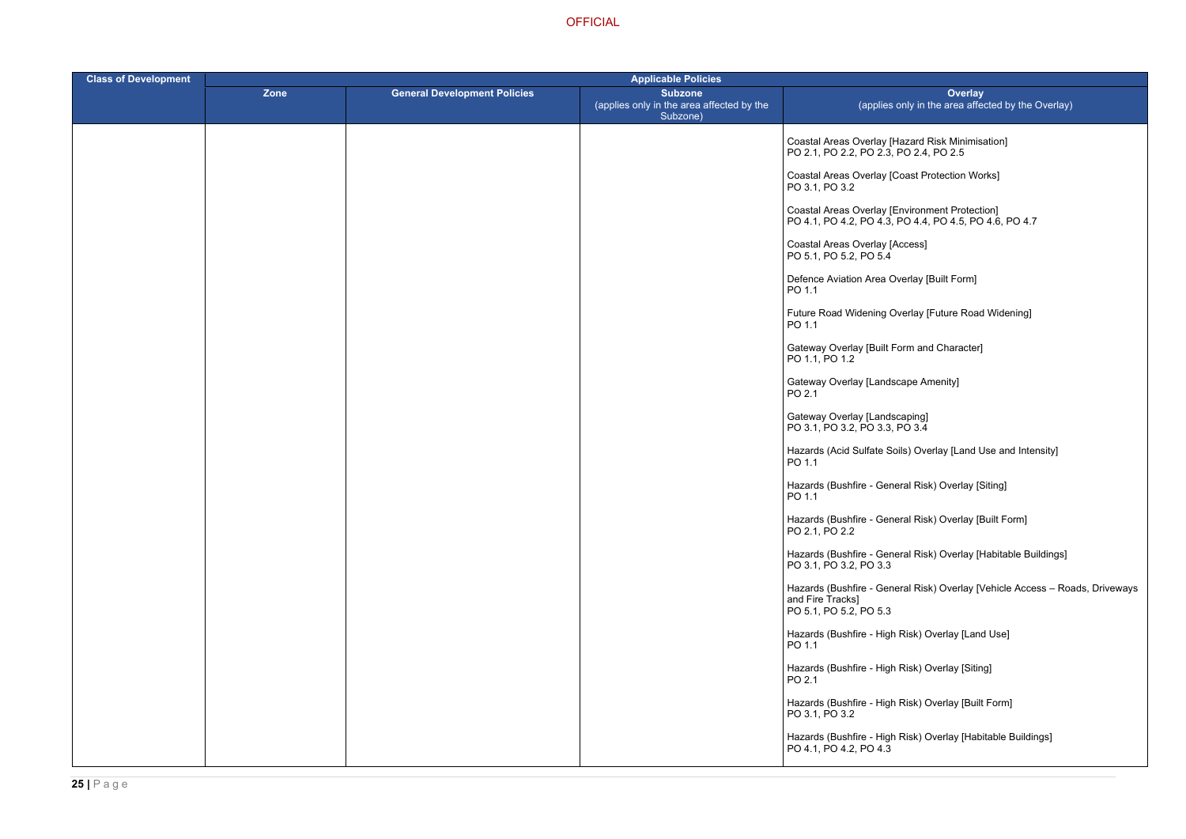| Class of Development | Applicable Policies | | | |
|---|---|---|---|---|
| | Zone | General Development Policies | Subzone (applies only in the area affected by the Subzone) | Overlay (applies only in the area affected by the Overlay) |
| | | | | Coastal Areas Overlay [Hazard Risk Minimisation] PO 2.1, PO 2.2, PO 2.3, PO 2.4, PO 2.5<br><br>Coastal Areas Overlay [Coast Protection Works] PO 3.1, PO 3.2<br><br>Coastal Areas Overlay [Environment Protection] PO 4.1, PO 4.2, PO 4.3, PO 4.4, PO 4.5, PO 4.6, PO 4.7<br><br>Coastal Areas Overlay [Access] PO 5.1, PO 5.2, PO 5.4<br><br>Defence Aviation Area Overlay [Built Form] PO 1.1<br><br>Future Road Widening Overlay [Future Road Widening] PO 1.1<br><br>Gateway Overlay [Built Form and Character] PO 1.1, PO 1.2<br><br>Gateway Overlay [Landscape Amenity] PO 2.1<br><br>Gateway Overlay [Landscaping] PO 3.1, PO 3.2, PO 3.3, PO 3.4<br><br>Hazards (Acid Sulfate Soils) Overlay [Land Use and Intensity] PO 1.1<br><br>Hazards (Bushfire - General Risk) Overlay [Siting] PO 1.1<br><br>Hazards (Bushfire - General Risk) Overlay [Built Form] PO 2.1, PO 2.2<br><br>Hazards (Bushfire - General Risk) Overlay [Habitable Buildings] PO 3.1, PO 3.2, PO 3.3<br><br>Hazards (Bushfire - General Risk) Overlay [Vehicle Access – Roads, Driveways and Fire Tracks] PO 5.1, PO 5.2, PO 5.3<br><br>Hazards (Bushfire - High Risk) Overlay [Land Use] PO 1.1<br><br>Hazards (Bushfire - High Risk) Overlay [Siting] PO 2.1<br><br>Hazards (Bushfire - High Risk) Overlay [Built Form] PO 3.1, PO 3.2<br><br>Hazards (Bushfire - High Risk) Overlay [Habitable Buildings] PO 4.1, PO 4.2, PO 4.3 |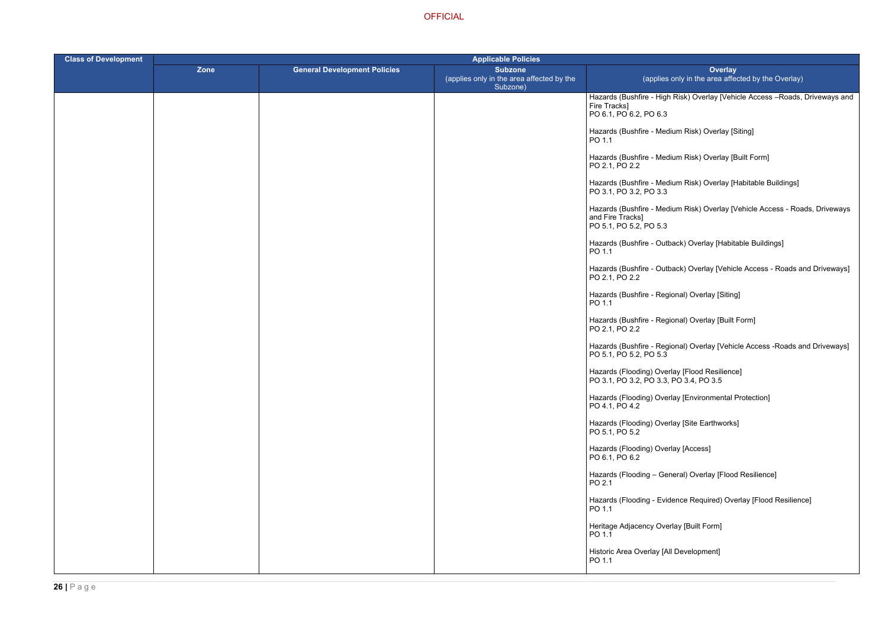| Class of Development | Applicable Policies | | | |
|---|---|---|---|---|
| | Zone | General Development Policies | Subzone (applies only in the area affected by the Subzone) | Overlay (applies only in the area affected by the Overlay) |
| | | | | Hazards (Bushfire - High Risk) Overlay [Vehicle Access –Roads, Driveways and Fire Tracks]<br>PO 6.1, PO 6.2, PO 6.3<br><br>Hazards (Bushfire - Medium Risk) Overlay [Siting]<br>PO 1.1<br><br>Hazards (Bushfire - Medium Risk) Overlay [Built Form]<br>PO 2.1, PO 2.2<br><br>Hazards (Bushfire - Medium Risk) Overlay [Habitable Buildings]<br>PO 3.1, PO 3.2, PO 3.3<br><br>Hazards (Bushfire - Medium Risk) Overlay [Vehicle Access - Roads, Driveways and Fire Tracks]<br>PO 5.1, PO 5.2, PO 5.3<br><br>Hazards (Bushfire - Outback) Overlay [Habitable Buildings]<br>PO 1.1<br><br>Hazards (Bushfire - Outback) Overlay [Vehicle Access - Roads and Driveways]<br>PO 2.1, PO 2.2<br><br>Hazards (Bushfire - Regional) Overlay [Siting]<br>PO 1.1<br><br>Hazards (Bushfire - Regional) Overlay [Built Form]<br>PO 2.1, PO 2.2<br><br>Hazards (Bushfire - Regional) Overlay [Vehicle Access -Roads and Driveways]<br>PO 5.1, PO 5.2, PO 5.3<br><br>Hazards (Flooding) Overlay [Flood Resilience]<br>PO 3.1, PO 3.2, PO 3.3, PO 3.4, PO 3.5<br><br>Hazards (Flooding) Overlay [Environmental Protection]<br>PO 4.1, PO 4.2<br><br>Hazards (Flooding) Overlay [Site Earthworks]<br>PO 5.1, PO 5.2<br><br>Hazards (Flooding) Overlay [Access]<br>PO 6.1, PO 6.2<br><br>Hazards (Flooding – General) Overlay [Flood Resilience]<br>PO 2.1<br><br>Hazards (Flooding - Evidence Required) Overlay [Flood Resilience]<br>PO 1.1<br><br>Heritage Adjacency Overlay [Built Form]<br>PO 1.1<br><br>Historic Area Overlay [All Development]<br>PO 1.1 |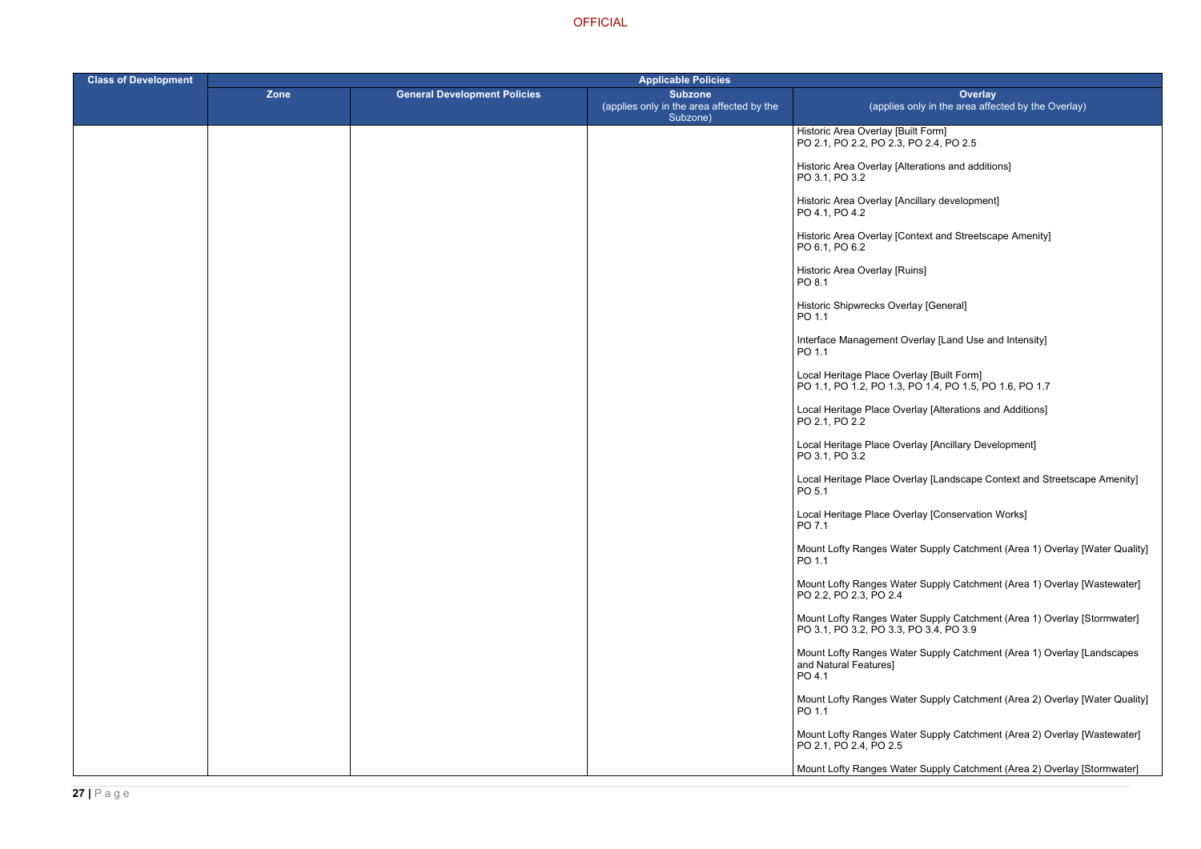| Class of Development | Applicable Policies | | | |
|---|---|---|---|---|
| | Zone | General Development Policies | Subzone (applies only in the area affected by the Subzone) | Overlay (applies only in the area affected by the Overlay) |
| | | | | Historic Area Overlay [Built Form]<br>PO 2.1, PO 2.2, PO 2.3, PO 2.4, PO 2.5<br><br>Historic Area Overlay [Alterations and additions]<br>PO 3.1, PO 3.2<br><br>Historic Area Overlay [Ancillary development]<br>PO 4.1, PO 4.2<br><br>Historic Area Overlay [Context and Streetscape Amenity]<br>PO 6.1, PO 6.2<br><br>Historic Area Overlay [Ruins]<br>PO 8.1<br><br>Historic Shipwrecks Overlay [General]<br>PO 1.1<br><br>Interface Management Overlay [Land Use and Intensity]<br>PO 1.1<br><br>Local Heritage Place Overlay [Built Form]<br>PO 1.1, PO 1.2, PO 1.3, PO 1.4, PO 1.5, PO 1.6, PO 1.7<br><br>Local Heritage Place Overlay [Alterations and Additions]<br>PO 2.1, PO 2.2<br><br>Local Heritage Place Overlay [Ancillary Development]<br>PO 3.1, PO 3.2<br><br>Local Heritage Place Overlay [Landscape Context and Streetscape Amenity]<br>PO 5.1<br><br>Local Heritage Place Overlay [Conservation Works]<br>PO 7.1<br><br>Mount Lofty Ranges Water Supply Catchment (Area 1) Overlay [Water Quality]<br>PO 1.1<br><br>Mount Lofty Ranges Water Supply Catchment (Area 1) Overlay [Wastewater]<br>PO 2.2, PO 2.3, PO 2.4<br><br>Mount Lofty Ranges Water Supply Catchment (Area 1) Overlay [Stormwater]<br>PO 3.1, PO 3.2, PO 3.3, PO 3.4, PO 3.9<br><br>Mount Lofty Ranges Water Supply Catchment (Area 1) Overlay [Landscapes and Natural Features]<br>PO 4.1<br><br>Mount Lofty Ranges Water Supply Catchment (Area 2) Overlay [Water Quality]<br>PO 1.1<br><br>Mount Lofty Ranges Water Supply Catchment (Area 2) Overlay [Wastewater]<br>PO 2.1, PO 2.4, PO 2.5<br><br>Mount Lofty Ranges Water Supply Catchment (Area 2) Overlay [Stormwater] |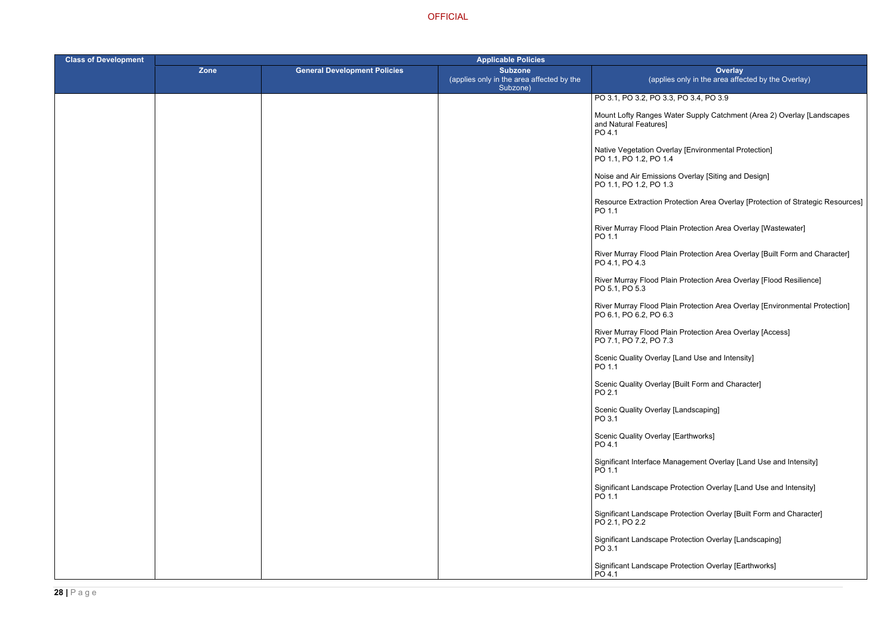| Class of Development | Applicable Policies | | | |
|---|---|---|---|---|
| | Zone | General Development Policies | Subzone (applies only in the area affected by the Subzone) | Overlay (applies only in the area affected by the Overlay) |
| | | | | PO 3.1, PO 3.2, PO 3.3, PO 3.4, PO 3.9<br><br>Mount Lofty Ranges Water Supply Catchment (Area 2) Overlay [Landscapes and Natural Features]<br>PO 4.1<br><br>Native Vegetation Overlay [Environmental Protection]<br>PO 1.1, PO 1.2, PO 1.4<br><br>Noise and Air Emissions Overlay [Siting and Design]<br>PO 1.1, PO 1.2, PO 1.3<br><br>Resource Extraction Protection Area Overlay [Protection of Strategic Resources]<br>PO 1.1<br><br>River Murray Flood Plain Protection Area Overlay [Wastewater]<br>PO 1.1<br><br>River Murray Flood Plain Protection Area Overlay [Built Form and Character]<br>PO 4.1, PO 4.3<br><br>River Murray Flood Plain Protection Area Overlay [Flood Resilience]<br>PO 5.1, PO 5.3<br><br>River Murray Flood Plain Protection Area Overlay [Environmental Protection]<br>PO 6.1, PO 6.2, PO 6.3<br><br>River Murray Flood Plain Protection Area Overlay [Access]<br>PO 7.1, PO 7.2, PO 7.3<br><br>Scenic Quality Overlay [Land Use and Intensity]<br>PO 1.1<br><br>Scenic Quality Overlay [Built Form and Character]<br>PO 2.1<br><br>Scenic Quality Overlay [Landscaping]<br>PO 3.1<br><br>Scenic Quality Overlay [Earthworks]<br>PO 4.1<br><br>Significant Interface Management Overlay [Land Use and Intensity]<br>PO 1.1<br><br>Significant Landscape Protection Overlay [Land Use and Intensity]<br>PO 1.1<br><br>Significant Landscape Protection Overlay [Built Form and Character]<br>PO 2.1, PO 2.2<br><br>Significant Landscape Protection Overlay [Landscaping]<br>PO 3.1<br><br>Significant Landscape Protection Overlay [Earthworks]<br>PO 4.1 |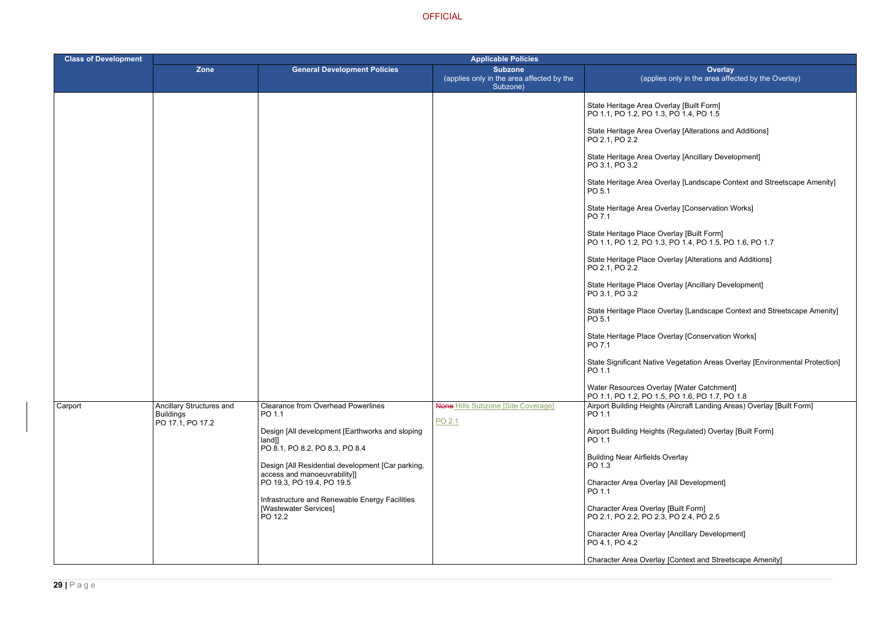OFFICIAL

| Class of Development | Applicable Policies | | | |
|---|---|---|---|---|
| | Zone | General Development Policies | Subzone (applies only in the area affected by the Subzone) | Overlay (applies only in the area affected by the Overlay) |
| | | | | State Heritage Area Overlay [Built Form] PO 1.1, PO 1.2, PO 1.3, PO 1.4, PO 1.5<br><br>State Heritage Area Overlay [Alterations and Additions] PO 2.1, PO 2.2<br><br>State Heritage Area Overlay [Ancillary Development] PO 3.1, PO 3.2<br><br>State Heritage Area Overlay [Landscape Context and Streetscape Amenity] PO 5.1<br><br>State Heritage Area Overlay [Conservation Works] PO 7.1<br><br>State Heritage Place Overlay [Built Form] PO 1.1, PO 1.2, PO 1.3, PO 1.4, PO 1.5, PO 1.6, PO 1.7<br><br>State Heritage Place Overlay [Alterations and Additions] PO 2.1, PO 2.2<br><br>State Heritage Place Overlay [Ancillary Development] PO 3.1, PO 3.2<br><br>State Heritage Place Overlay [Landscape Context and Streetscape Amenity] PO 5.1<br><br>State Heritage Place Overlay [Conservation Works] PO 7.1<br><br>State Significant Native Vegetation Areas Overlay [Environmental Protection] PO 1.1<br><br>Water Resources Overlay [Water Catchment] PO 1.1, PO 1.2, PO 1.5, PO 1.6, PO 1.7, PO 1.8 |
| Carport | Ancillary Structures and Buildings PO 17.1, PO 17.2 | Clearance from Overhead Powerlines PO 1.1<br><br>Design [All development [Earthworks and sloping land]] PO 8.1, PO 8.2, PO 8.3, PO 8.4<br><br>Design [All Residential development [Car parking, access and manoeuvrability]] PO 19.3, PO 19.4, PO 19.5<br><br>Infrastructure and Renewable Energy Facilities [Wastewater Services] PO 12.2 | ~~None~~ Hills Subzone [Site Coverage]<br><br>PO 2.1 | Airport Building Heights (Aircraft Landing Areas) Overlay [Built Form] PO 1.1<br><br>Airport Building Heights (Regulated) Overlay [Built Form] PO 1.1<br><br>Building Near Airfields Overlay PO 1.3<br><br>Character Area Overlay [All Development] PO 1.1<br><br>Character Area Overlay [Built Form] PO 2.1, PO 2.2, PO 2.3, PO 2.4, PO 2.5<br><br>Character Area Overlay [Ancillary Development] PO 4.1, PO 4.2<br><br>Character Area Overlay [Context and Streetscape Amenity] |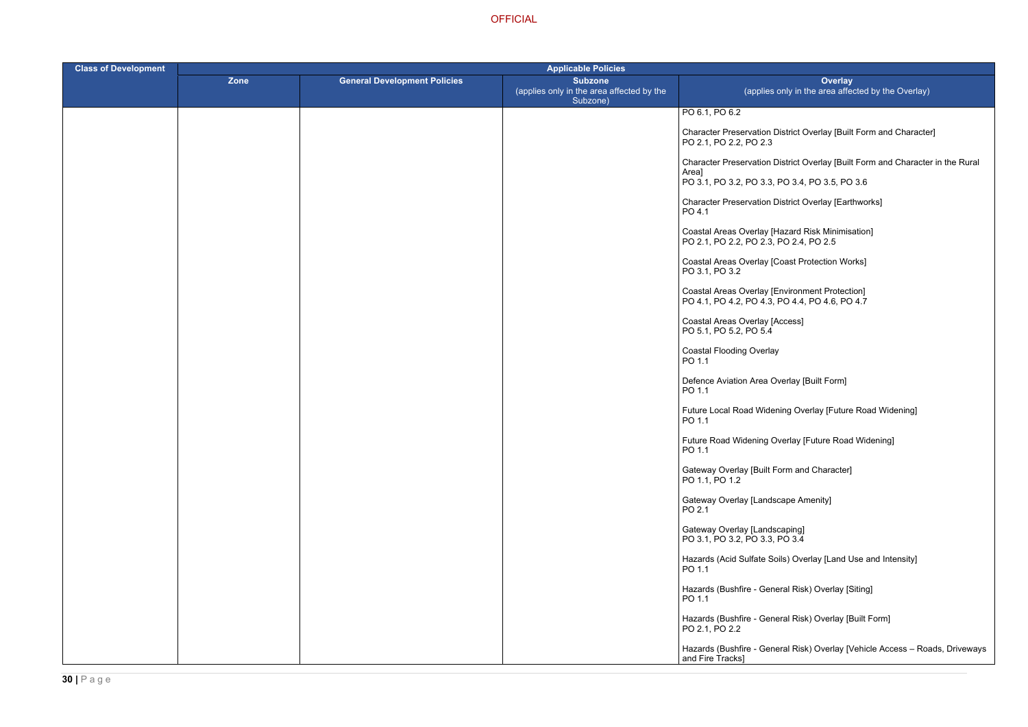| Class of Development | Applicable Policies | | | |
|---|---|---|---|---|
| | Zone | General Development Policies | Subzone (applies only in the area affected by the Subzone) | Overlay (applies only in the area affected by the Overlay) |
| | | | | PO 6.1, PO 6.2<br><br>Character Preservation District Overlay [Built Form and Character]<br>PO 2.1, PO 2.2, PO 2.3<br><br>Character Preservation District Overlay [Built Form and Character in the Rural Area]<br>PO 3.1, PO 3.2, PO 3.3, PO 3.4, PO 3.5, PO 3.6<br><br>Character Preservation District Overlay [Earthworks]<br>PO 4.1<br><br>Coastal Areas Overlay [Hazard Risk Minimisation]<br>PO 2.1, PO 2.2, PO 2.3, PO 2.4, PO 2.5<br><br>Coastal Areas Overlay [Coast Protection Works]<br>PO 3.1, PO 3.2<br><br>Coastal Areas Overlay [Environment Protection]<br>PO 4.1, PO 4.2, PO 4.3, PO 4.4, PO 4.6, PO 4.7<br><br>Coastal Areas Overlay [Access]<br>PO 5.1, PO 5.2, PO 5.4<br><br>Coastal Flooding Overlay<br>PO 1.1<br><br>Defence Aviation Area Overlay [Built Form]<br>PO 1.1<br><br>Future Local Road Widening Overlay [Future Road Widening]<br>PO 1.1<br><br>Future Road Widening Overlay [Future Road Widening]<br>PO 1.1<br><br>Gateway Overlay [Built Form and Character]<br>PO 1.1, PO 1.2<br><br>Gateway Overlay [Landscape Amenity]<br>PO 2.1<br><br>Gateway Overlay [Landscaping]<br>PO 3.1, PO 3.2, PO 3.3, PO 3.4<br><br>Hazards (Acid Sulfate Soils) Overlay [Land Use and Intensity]<br>PO 1.1<br><br>Hazards (Bushfire - General Risk) Overlay [Siting]<br>PO 1.1<br><br>Hazards (Bushfire - General Risk) Overlay [Built Form]<br>PO 2.1, PO 2.2<br><br>Hazards (Bushfire - General Risk) Overlay [Vehicle Access – Roads, Driveways and Fire Tracks] |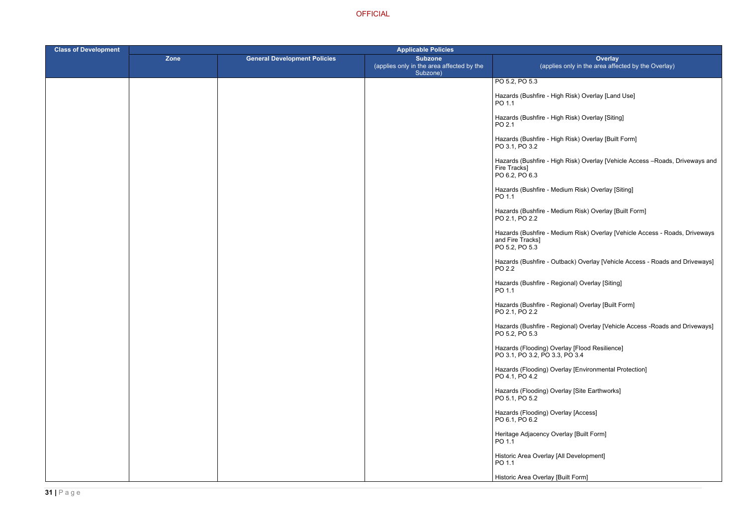| Class of Development | Applicable Policies | | | |
|---|---|---|---|---|
| | Zone | General Development Policies | Subzone (applies only in the area affected by the Subzone) | Overlay (applies only in the area affected by the Overlay) |
| | | | | PO 5.2, PO 5.3<br><br>Hazards (Bushfire - High Risk) Overlay [Land Use]<br>PO 1.1<br><br>Hazards (Bushfire - High Risk) Overlay [Siting]<br>PO 2.1<br><br>Hazards (Bushfire - High Risk) Overlay [Built Form]<br>PO 3.1, PO 3.2<br><br>Hazards (Bushfire - High Risk) Overlay [Vehicle Access –Roads, Driveways and Fire Tracks]<br>PO 6.2, PO 6.3<br><br>Hazards (Bushfire - Medium Risk) Overlay [Siting]<br>PO 1.1<br><br>Hazards (Bushfire - Medium Risk) Overlay [Built Form]<br>PO 2.1, PO 2.2<br><br>Hazards (Bushfire - Medium Risk) Overlay [Vehicle Access - Roads, Driveways and Fire Tracks]<br>PO 5.2, PO 5.3<br><br>Hazards (Bushfire - Outback) Overlay [Vehicle Access - Roads and Driveways]<br>PO 2.2<br><br>Hazards (Bushfire - Regional) Overlay [Siting]<br>PO 1.1<br><br>Hazards (Bushfire - Regional) Overlay [Built Form]<br>PO 2.1, PO 2.2<br><br>Hazards (Bushfire - Regional) Overlay [Vehicle Access -Roads and Driveways]<br>PO 5.2, PO 5.3<br><br>Hazards (Flooding) Overlay [Flood Resilience]<br>PO 3.1, PO 3.2, PO 3.3, PO 3.4<br><br>Hazards (Flooding) Overlay [Environmental Protection]<br>PO 4.1, PO 4.2<br><br>Hazards (Flooding) Overlay [Site Earthworks]<br>PO 5.1, PO 5.2<br><br>Hazards (Flooding) Overlay [Access]<br>PO 6.1, PO 6.2<br><br>Heritage Adjacency Overlay [Built Form]<br>PO 1.1<br><br>Historic Area Overlay [All Development]<br>PO 1.1<br><br>Historic Area Overlay [Built Form] |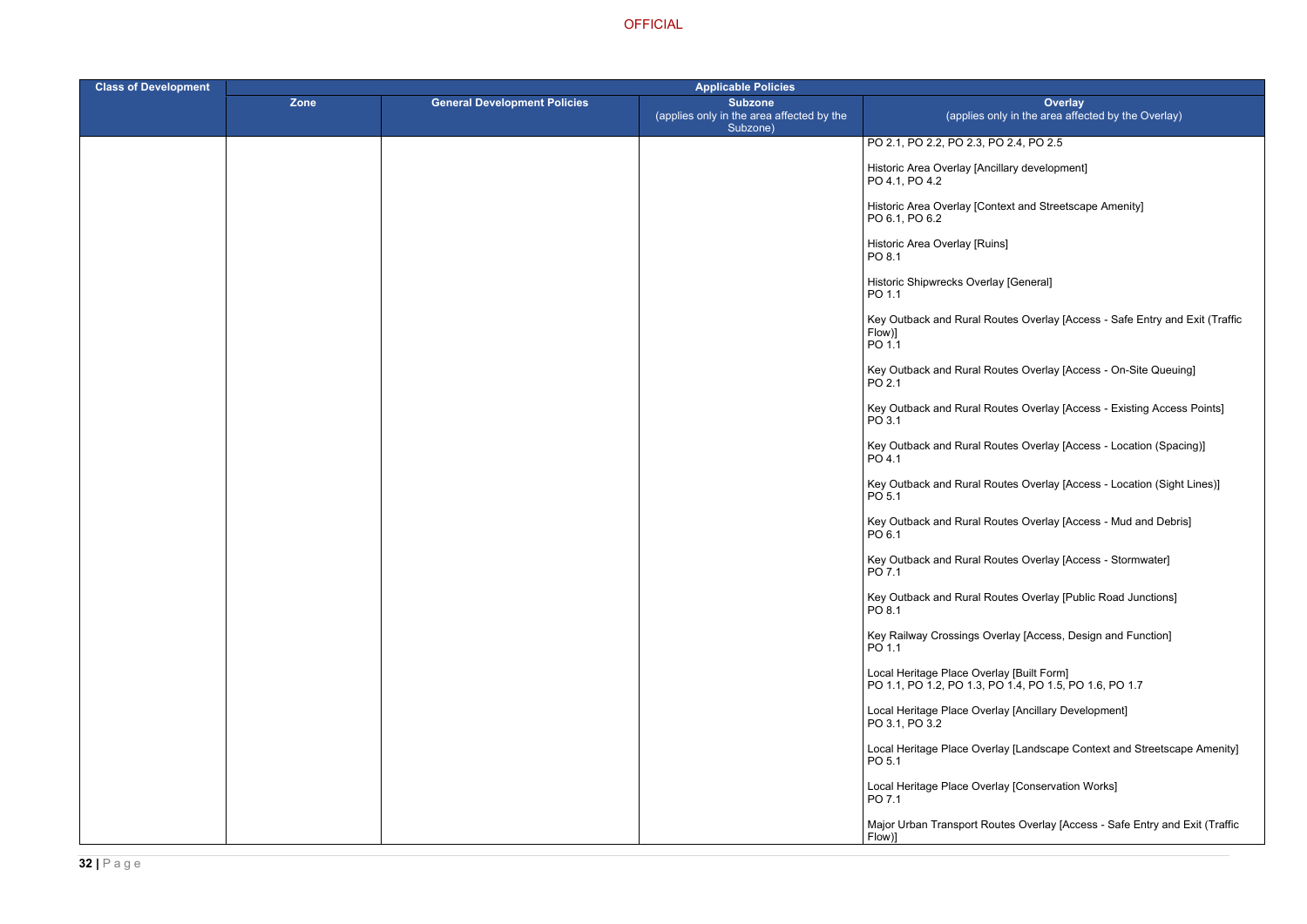| Class of Development | Applicable Policies | | | |
|---|---|---|---|---|
| | Zone | General Development Policies | Subzone (applies only in the area affected by the Subzone) | Overlay (applies only in the area affected by the Overlay) |
| | | | | PO 2.1, PO 2.2, PO 2.3, PO 2.4, PO 2.5<br><br>Historic Area Overlay [Ancillary development]<br>PO 4.1, PO 4.2<br><br>Historic Area Overlay [Context and Streetscape Amenity]<br>PO 6.1, PO 6.2<br><br>Historic Area Overlay [Ruins]<br>PO 8.1<br><br>Historic Shipwrecks Overlay [General]<br>PO 1.1<br><br>Key Outback and Rural Routes Overlay [Access - Safe Entry and Exit (Traffic Flow)]<br>PO 1.1<br><br>Key Outback and Rural Routes Overlay [Access - On-Site Queuing]<br>PO 2.1<br><br>Key Outback and Rural Routes Overlay [Access - Existing Access Points]<br>PO 3.1<br><br>Key Outback and Rural Routes Overlay [Access - Location (Spacing)]<br>PO 4.1<br><br>Key Outback and Rural Routes Overlay [Access - Location (Sight Lines)]<br>PO 5.1<br><br>Key Outback and Rural Routes Overlay [Access - Mud and Debris]<br>PO 6.1<br><br>Key Outback and Rural Routes Overlay [Access - Stormwater]<br>PO 7.1<br><br>Key Outback and Rural Routes Overlay [Public Road Junctions]<br>PO 8.1<br><br>Key Railway Crossings Overlay [Access, Design and Function]<br>PO 1.1<br><br>Local Heritage Place Overlay [Built Form]<br>PO 1.1, PO 1.2, PO 1.3, PO 1.4, PO 1.5, PO 1.6, PO 1.7<br><br>Local Heritage Place Overlay [Ancillary Development]<br>PO 3.1, PO 3.2<br><br>Local Heritage Place Overlay [Landscape Context and Streetscape Amenity]<br>PO 5.1<br><br>Local Heritage Place Overlay [Conservation Works]<br>PO 7.1<br><br>Major Urban Transport Routes Overlay [Access - Safe Entry and Exit (Traffic Flow)] |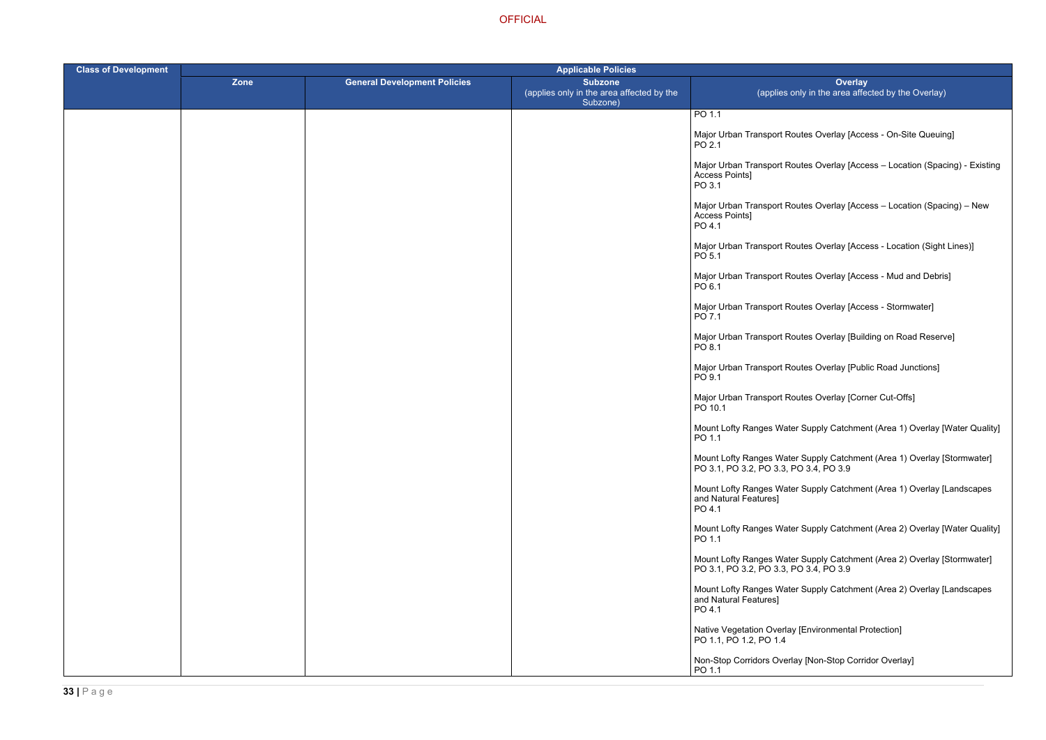| Class of Development | Applicable Policies | | | |
|---|---|---|---|---|
| | Zone | General Development Policies | Subzone<br>(applies only in the area affected by the Subzone) | Overlay<br>(applies only in the area affected by the Overlay) |
| | | | | PO 1.1<br><br>Major Urban Transport Routes Overlay [Access - On-Site Queuing]<br>PO 2.1<br><br>Major Urban Transport Routes Overlay [Access – Location (Spacing) - Existing Access Points]<br>PO 3.1<br><br>Major Urban Transport Routes Overlay [Access – Location (Spacing) – New Access Points]<br>PO 4.1<br><br>Major Urban Transport Routes Overlay [Access - Location (Sight Lines)]<br>PO 5.1<br><br>Major Urban Transport Routes Overlay [Access - Mud and Debris]<br>PO 6.1<br><br>Major Urban Transport Routes Overlay [Access - Stormwater]<br>PO 7.1<br><br>Major Urban Transport Routes Overlay [Building on Road Reserve]<br>PO 8.1<br><br>Major Urban Transport Routes Overlay [Public Road Junctions]<br>PO 9.1<br><br>Major Urban Transport Routes Overlay [Corner Cut-Offs]<br>PO 10.1<br><br>Mount Lofty Ranges Water Supply Catchment (Area 1) Overlay [Water Quality]<br>PO 1.1<br><br>Mount Lofty Ranges Water Supply Catchment (Area 1) Overlay [Stormwater]<br>PO 3.1, PO 3.2, PO 3.3, PO 3.4, PO 3.9<br><br>Mount Lofty Ranges Water Supply Catchment (Area 1) Overlay [Landscapes and Natural Features]<br>PO 4.1<br><br>Mount Lofty Ranges Water Supply Catchment (Area 2) Overlay [Water Quality]<br>PO 1.1<br><br>Mount Lofty Ranges Water Supply Catchment (Area 2) Overlay [Stormwater]<br>PO 3.1, PO 3.2, PO 3.3, PO 3.4, PO 3.9<br><br>Mount Lofty Ranges Water Supply Catchment (Area 2) Overlay [Landscapes and Natural Features]<br>PO 4.1<br><br>Native Vegetation Overlay [Environmental Protection]<br>PO 1.1, PO 1.2, PO 1.4<br><br>Non-Stop Corridors Overlay [Non-Stop Corridor Overlay]<br>PO 1.1 |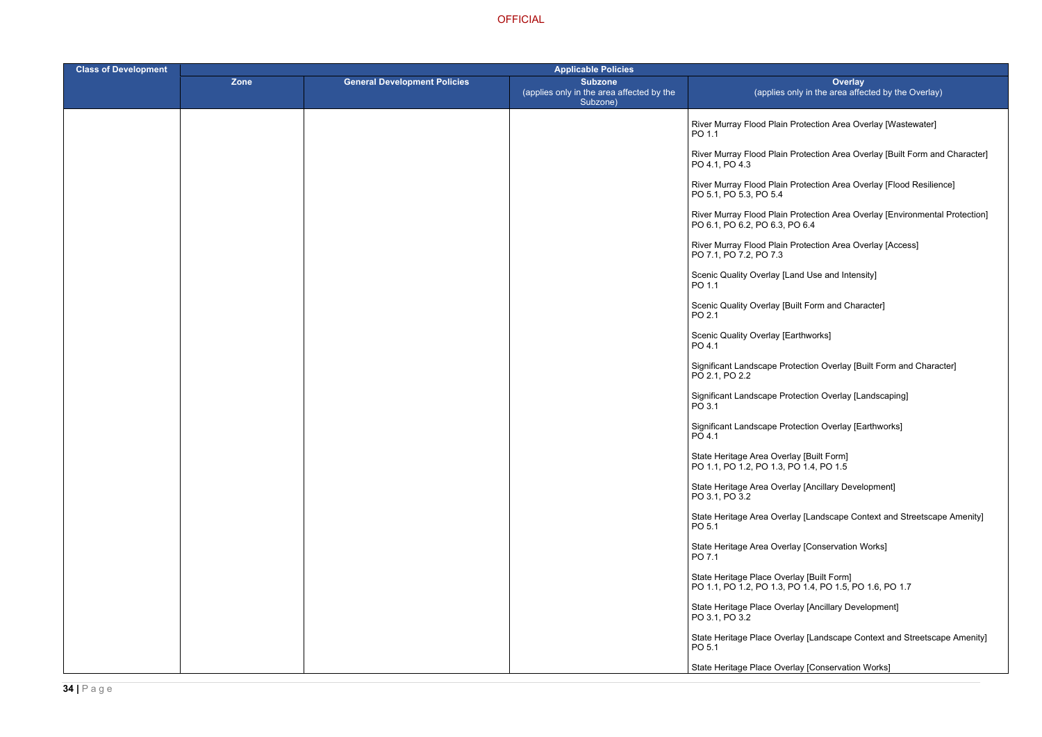OFFICIAL

| Class of Development | Applicable Policies | | | |
|---|---|---|---|---|
| | Zone | General Development Policies | Subzone (applies only in the area affected by the Subzone) | Overlay (applies only in the area affected by the Overlay) |
| | | | | River Murray Flood Plain Protection Area Overlay [Wastewater] PO 1.1<br><br>River Murray Flood Plain Protection Area Overlay [Built Form and Character] PO 4.1, PO 4.3<br><br>River Murray Flood Plain Protection Area Overlay [Flood Resilience] PO 5.1, PO 5.3, PO 5.4<br><br>River Murray Flood Plain Protection Area Overlay [Environmental Protection] PO 6.1, PO 6.2, PO 6.3, PO 6.4<br><br>River Murray Flood Plain Protection Area Overlay [Access] PO 7.1, PO 7.2, PO 7.3<br><br>Scenic Quality Overlay [Land Use and Intensity] PO 1.1<br><br>Scenic Quality Overlay [Built Form and Character] PO 2.1<br><br>Scenic Quality Overlay [Earthworks] PO 4.1<br><br>Significant Landscape Protection Overlay [Built Form and Character] PO 2.1, PO 2.2<br><br>Significant Landscape Protection Overlay [Landscaping] PO 3.1<br><br>Significant Landscape Protection Overlay [Earthworks] PO 4.1<br><br>State Heritage Area Overlay [Built Form] PO 1.1, PO 1.2, PO 1.3, PO 1.4, PO 1.5<br><br>State Heritage Area Overlay [Ancillary Development] PO 3.1, PO 3.2<br><br>State Heritage Area Overlay [Landscape Context and Streetscape Amenity] PO 5.1<br><br>State Heritage Area Overlay [Conservation Works] PO 7.1<br><br>State Heritage Place Overlay [Built Form] PO 1.1, PO 1.2, PO 1.3, PO 1.4, PO 1.5, PO 1.6, PO 1.7<br><br>State Heritage Place Overlay [Ancillary Development] PO 3.1, PO 3.2<br><br>State Heritage Place Overlay [Landscape Context and Streetscape Amenity] PO 5.1<br><br>State Heritage Place Overlay [Conservation Works] |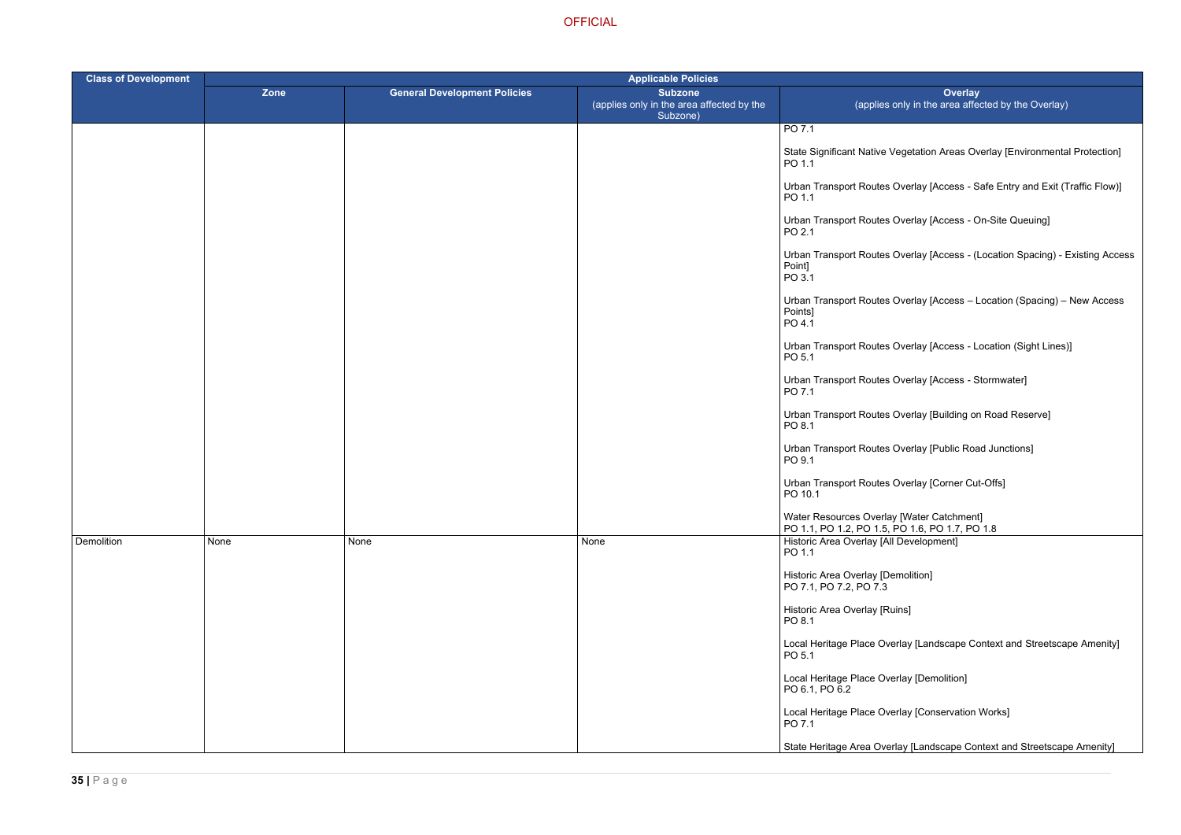| Class of Development | Applicable Policies | | | |
|---|---|---|---|---|
| | Zone | General Development Policies | Subzone (applies only in the area affected by the Subzone) | Overlay (applies only in the area affected by the Overlay) |
| | | | | PO 7.1<br><br>State Significant Native Vegetation Areas Overlay [Environmental Protection]<br>PO 1.1<br><br>Urban Transport Routes Overlay [Access - Safe Entry and Exit (Traffic Flow)]<br>PO 1.1<br><br>Urban Transport Routes Overlay [Access - On-Site Queuing]<br>PO 2.1<br><br>Urban Transport Routes Overlay [Access - (Location Spacing) - Existing Access Point]<br>PO 3.1<br><br>Urban Transport Routes Overlay [Access – Location (Spacing) – New Access Points]<br>PO 4.1<br><br>Urban Transport Routes Overlay [Access - Location (Sight Lines)]<br>PO 5.1<br><br>Urban Transport Routes Overlay [Access - Stormwater]<br>PO 7.1<br><br>Urban Transport Routes Overlay [Building on Road Reserve]<br>PO 8.1<br><br>Urban Transport Routes Overlay [Public Road Junctions]<br>PO 9.1<br><br>Urban Transport Routes Overlay [Corner Cut-Offs]<br>PO 10.1<br><br>Water Resources Overlay [Water Catchment]<br>PO 1.1, PO 1.2, PO 1.5, PO 1.6, PO 1.7, PO 1.8 |
| Demolition | None | None | None | Historic Area Overlay [All Development]<br>PO 1.1<br><br>Historic Area Overlay [Demolition]<br>PO 7.1, PO 7.2, PO 7.3<br><br>Historic Area Overlay [Ruins]<br>PO 8.1<br><br>Local Heritage Place Overlay [Landscape Context and Streetscape Amenity]<br>PO 5.1<br><br>Local Heritage Place Overlay [Demolition]<br>PO 6.1, PO 6.2<br><br>Local Heritage Place Overlay [Conservation Works]<br>PO 7.1<br><br>State Heritage Area Overlay [Landscape Context and Streetscape Amenity] |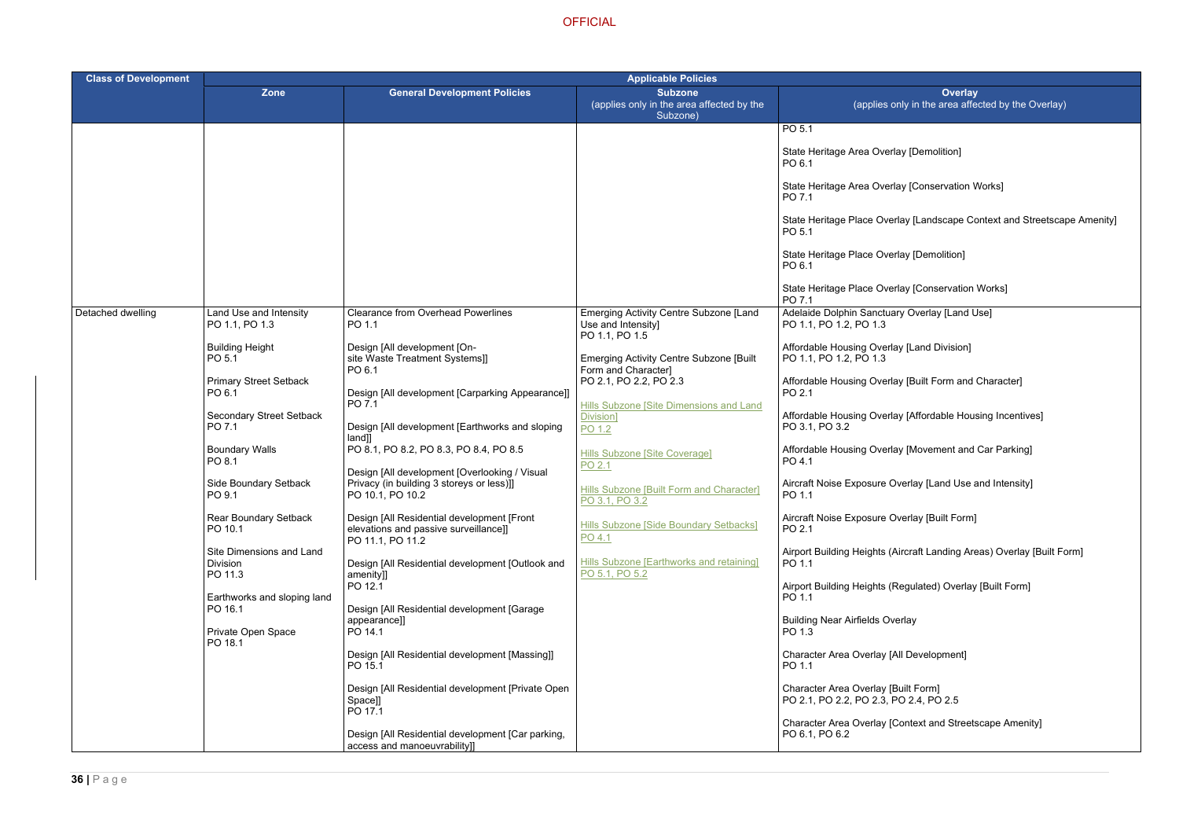OFFICIAL

| Class of Development | Applicable Policies | | | |
|---|---|---|---|---|
| | Zone | General Development Policies | Subzone (applies only in the area affected by the Subzone) | Overlay (applies only in the area affected by the Overlay) |
| | | | | PO 5.1<br><br>State Heritage Area Overlay [Demolition]<br>PO 6.1<br><br>State Heritage Area Overlay [Conservation Works]<br>PO 7.1<br><br>State Heritage Place Overlay [Landscape Context and Streetscape Amenity]<br>PO 5.1<br><br>State Heritage Place Overlay [Demolition]<br>PO 6.1<br><br>State Heritage Place Overlay [Conservation Works]<br>PO 7.1 |
| Detached dwelling | Land Use and Intensity<br>PO 1.1, PO 1.3<br><br>Building Height<br>PO 5.1<br><br>Primary Street Setback<br>PO 6.1<br><br>Secondary Street Setback<br>PO 7.1<br><br>Boundary Walls<br>PO 8.1<br><br>Side Boundary Setback<br>PO 9.1<br><br>Rear Boundary Setback<br>PO 10.1<br><br>Site Dimensions and Land Division<br>PO 11.3<br><br>Earthworks and sloping land<br>PO 16.1<br><br>Private Open Space<br>PO 18.1 | Clearance from Overhead Powerlines<br>PO 1.1<br><br>Design [All development [On-site Waste Treatment Systems]]<br>PO 6.1<br><br>Design [All development [Carparking Appearance]]<br>PO 7.1<br><br>Design [All development [Earthworks and sloping land]]<br>PO 8.1, PO 8.2, PO 8.3, PO 8.4, PO 8.5<br><br>Design [All development [Overlooking / Visual Privacy (in building 3 storeys or less)]]<br>PO 10.1, PO 10.2<br><br>Design [All Residential development [Front elevations and passive surveillance]]<br>PO 11.1, PO 11.2<br><br>Design [All Residential development [Outlook and amenity]]<br>PO 12.1<br><br>Design [All Residential development [Garage appearance]]<br>PO 14.1<br><br>Design [All Residential development [Massing]]<br>PO 15.1<br><br>Design [All Residential development [Private Open Space]]<br>PO 17.1<br><br>Design [All Residential development [Car parking, access and manoeuvrability]] | Emerging Activity Centre Subzone [Land Use and Intensity]<br>PO 1.1, PO 1.5<br><br>Emerging Activity Centre Subzone [Built Form and Character]<br>PO 2.1, PO 2.2, PO 2.3<br><br>Hills Subzone [Site Dimensions and Land Division]<br>PO 1.2<br><br>Hills Subzone [Site Coverage]<br>PO 2.1<br><br>Hills Subzone [Built Form and Character]<br>PO 3.1, PO 3.2<br><br>Hills Subzone [Side Boundary Setbacks]<br>PO 4.1<br><br>Hills Subzone [Earthworks and retaining]<br>PO 5.1, PO 5.2 | Adelaide Dolphin Sanctuary Overlay [Land Use]<br>PO 1.1, PO 1.2, PO 1.3<br><br>Affordable Housing Overlay [Land Division]<br>PO 1.1, PO 1.2, PO 1.3<br><br>Affordable Housing Overlay [Built Form and Character]<br>PO 2.1<br><br>Affordable Housing Overlay [Affordable Housing Incentives]<br>PO 3.1, PO 3.2<br><br>Affordable Housing Overlay [Movement and Car Parking]<br>PO 4.1<br><br>Aircraft Noise Exposure Overlay [Land Use and Intensity]<br>PO 1.1<br><br>Aircraft Noise Exposure Overlay [Built Form]<br>PO 2.1<br><br>Airport Building Heights (Aircraft Landing Areas) Overlay [Built Form]<br>PO 1.1<br><br>Airport Building Heights (Regulated) Overlay [Built Form]<br>PO 1.1<br><br>Building Near Airfields Overlay<br>PO 1.3<br><br>Character Area Overlay [All Development]<br>PO 1.1<br><br>Character Area Overlay [Built Form]<br>PO 2.1, PO 2.2, PO 2.3, PO 2.4, PO 2.5<br><br>Character Area Overlay [Context and Streetscape Amenity]<br>PO 6.1, PO 6.2 |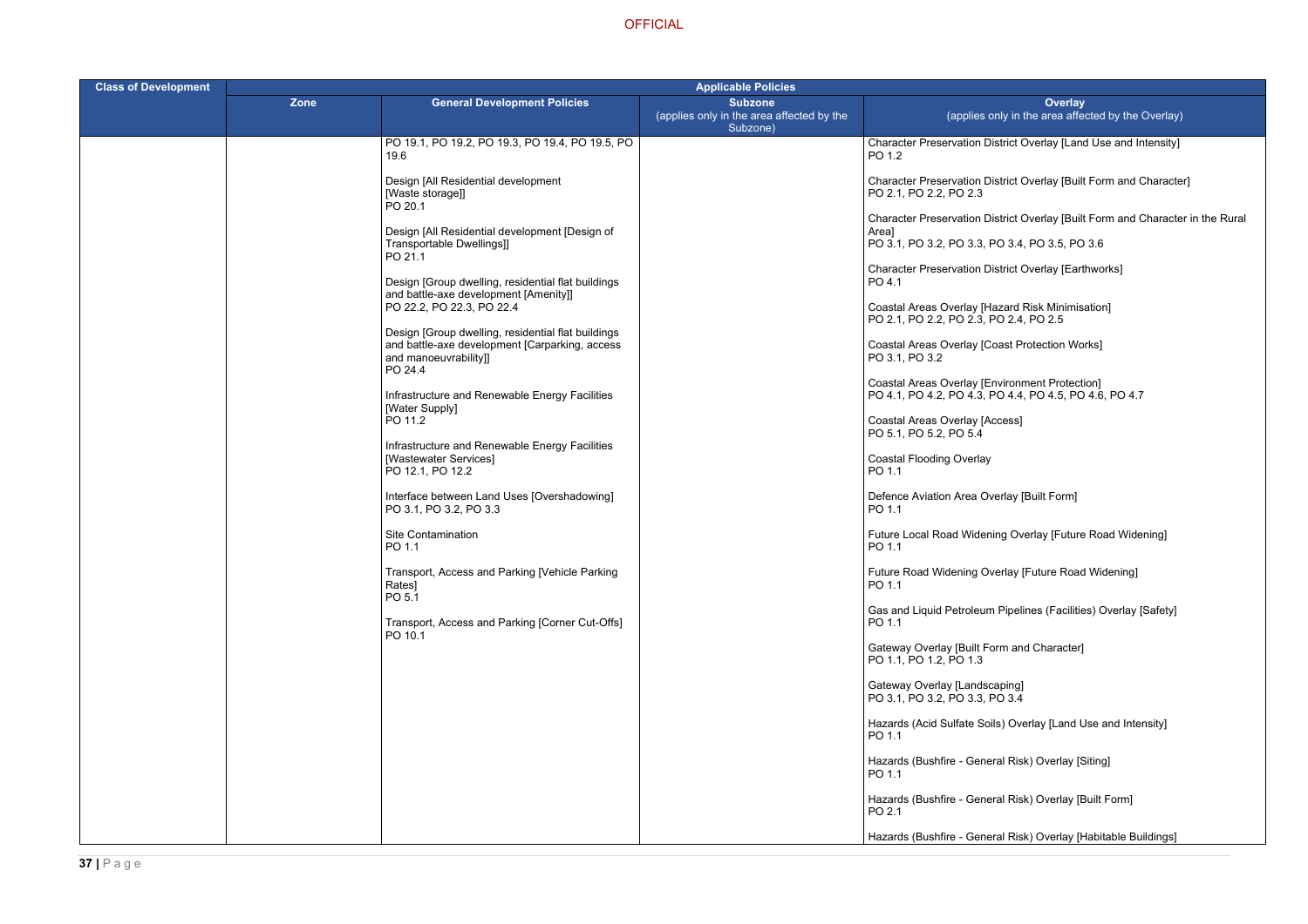| Class of Development | Applicable Policies | | | |
|---|---|---|---|---|
| | Zone | General Development Policies | Subzone (applies only in the area affected by the Subzone) | Overlay (applies only in the area affected by the Overlay) |
| | | PO 19.1, PO 19.2, PO 19.3, PO 19.4, PO 19.5, PO 19.6<br><br>Design [All Residential development [Waste storage]]<br>PO 20.1<br><br>Design [All Residential development [Design of Transportable Dwellings]]<br>PO 21.1<br><br>Design [Group dwelling, residential flat buildings and battle-axe development [Amenity]]<br>PO 22.2, PO 22.3, PO 22.4<br><br>Design [Group dwelling, residential flat buildings and battle-axe development [Carparking, access and manoeuvrability]]<br>PO 24.4<br><br>Infrastructure and Renewable Energy Facilities [Water Supply]<br>PO 11.2<br><br>Infrastructure and Renewable Energy Facilities [Wastewater Services]<br>PO 12.1, PO 12.2<br><br>Interface between Land Uses [Overshadowing]<br>PO 3.1, PO 3.2, PO 3.3<br><br>Site Contamination<br>PO 1.1<br><br>Transport, Access and Parking [Vehicle Parking Rates]<br>PO 5.1<br><br>Transport, Access and Parking [Corner Cut-Offs]<br>PO 10.1 | | Character Preservation District Overlay [Land Use and Intensity]<br>PO 1.2<br><br>Character Preservation District Overlay [Built Form and Character]<br>PO 2.1, PO 2.2, PO 2.3<br><br>Character Preservation District Overlay [Built Form and Character in the Rural Area]<br>PO 3.1, PO 3.2, PO 3.3, PO 3.4, PO 3.5, PO 3.6<br><br>Character Preservation District Overlay [Earthworks]<br>PO 4.1<br><br>Coastal Areas Overlay [Hazard Risk Minimisation]<br>PO 2.1, PO 2.2, PO 2.3, PO 2.4, PO 2.5<br><br>Coastal Areas Overlay [Coast Protection Works]<br>PO 3.1, PO 3.2<br><br>Coastal Areas Overlay [Environment Protection]<br>PO 4.1, PO 4.2, PO 4.3, PO 4.4, PO 4.5, PO 4.6, PO 4.7<br><br>Coastal Areas Overlay [Access]<br>PO 5.1, PO 5.2, PO 5.4<br><br>Coastal Flooding Overlay<br>PO 1.1<br><br>Defence Aviation Area Overlay [Built Form]<br>PO 1.1<br><br>Future Local Road Widening Overlay [Future Road Widening]<br>PO 1.1<br><br>Future Road Widening Overlay [Future Road Widening]<br>PO 1.1<br><br>Gas and Liquid Petroleum Pipelines (Facilities) Overlay [Safety]<br>PO 1.1<br><br>Gateway Overlay [Built Form and Character]<br>PO 1.1, PO 1.2, PO 1.3<br><br>Gateway Overlay [Landscaping]<br>PO 3.1, PO 3.2, PO 3.3, PO 3.4<br><br>Hazards (Acid Sulfate Soils) Overlay [Land Use and Intensity]<br>PO 1.1<br><br>Hazards (Bushfire - General Risk) Overlay [Siting]<br>PO 1.1<br><br>Hazards (Bushfire - General Risk) Overlay [Built Form]<br>PO 2.1<br><br>Hazards (Bushfire - General Risk) Overlay [Habitable Buildings] |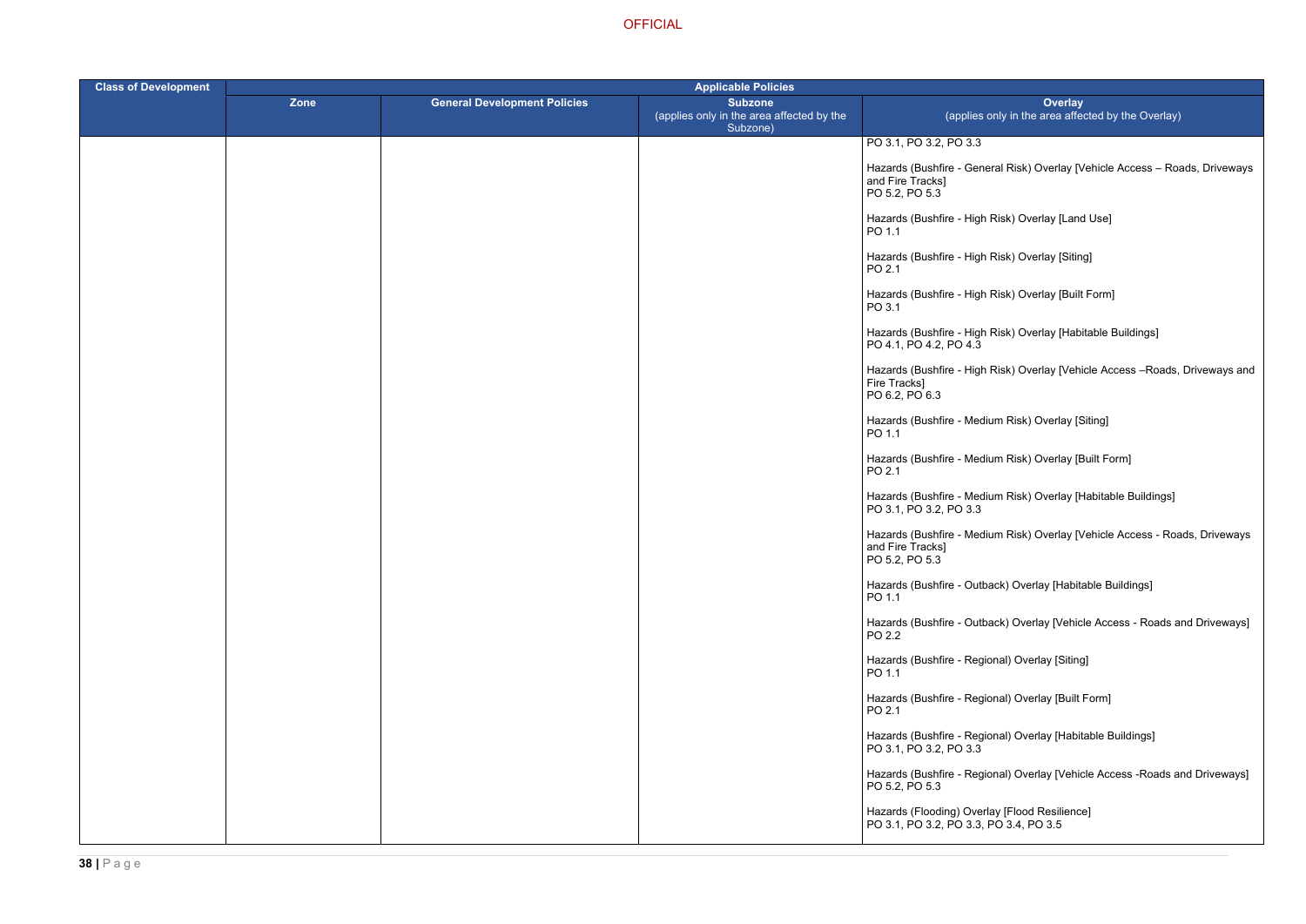| Class of Development | Applicable Policies | | | |
|---|---|---|---|---|
| | Zone | General Development Policies | Subzone (applies only in the area affected by the Subzone) | Overlay (applies only in the area affected by the Overlay) |
| | | | | PO 3.1, PO 3.2, PO 3.3<br><br>Hazards (Bushfire - General Risk) Overlay [Vehicle Access – Roads, Driveways and Fire Tracks]<br>PO 5.2, PO 5.3<br><br>Hazards (Bushfire - High Risk) Overlay [Land Use]<br>PO 1.1<br><br>Hazards (Bushfire - High Risk) Overlay [Siting]<br>PO 2.1<br><br>Hazards (Bushfire - High Risk) Overlay [Built Form]<br>PO 3.1<br><br>Hazards (Bushfire - High Risk) Overlay [Habitable Buildings]<br>PO 4.1, PO 4.2, PO 4.3<br><br>Hazards (Bushfire - High Risk) Overlay [Vehicle Access –Roads, Driveways and Fire Tracks]<br>PO 6.2, PO 6.3<br><br>Hazards (Bushfire - Medium Risk) Overlay [Siting]<br>PO 1.1<br><br>Hazards (Bushfire - Medium Risk) Overlay [Built Form]<br>PO 2.1<br><br>Hazards (Bushfire - Medium Risk) Overlay [Habitable Buildings]<br>PO 3.1, PO 3.2, PO 3.3<br><br>Hazards (Bushfire - Medium Risk) Overlay [Vehicle Access - Roads, Driveways and Fire Tracks]<br>PO 5.2, PO 5.3<br><br>Hazards (Bushfire - Outback) Overlay [Habitable Buildings]<br>PO 1.1<br><br>Hazards (Bushfire - Outback) Overlay [Vehicle Access - Roads and Driveways]<br>PO 2.2<br><br>Hazards (Bushfire - Regional) Overlay [Siting]<br>PO 1.1<br><br>Hazards (Bushfire - Regional) Overlay [Built Form]<br>PO 2.1<br><br>Hazards (Bushfire - Regional) Overlay [Habitable Buildings]<br>PO 3.1, PO 3.2, PO 3.3<br><br>Hazards (Bushfire - Regional) Overlay [Vehicle Access -Roads and Driveways]<br>PO 5.2, PO 5.3<br><br>Hazards (Flooding) Overlay [Flood Resilience]<br>PO 3.1, PO 3.2, PO 3.3, PO 3.4, PO 3.5 |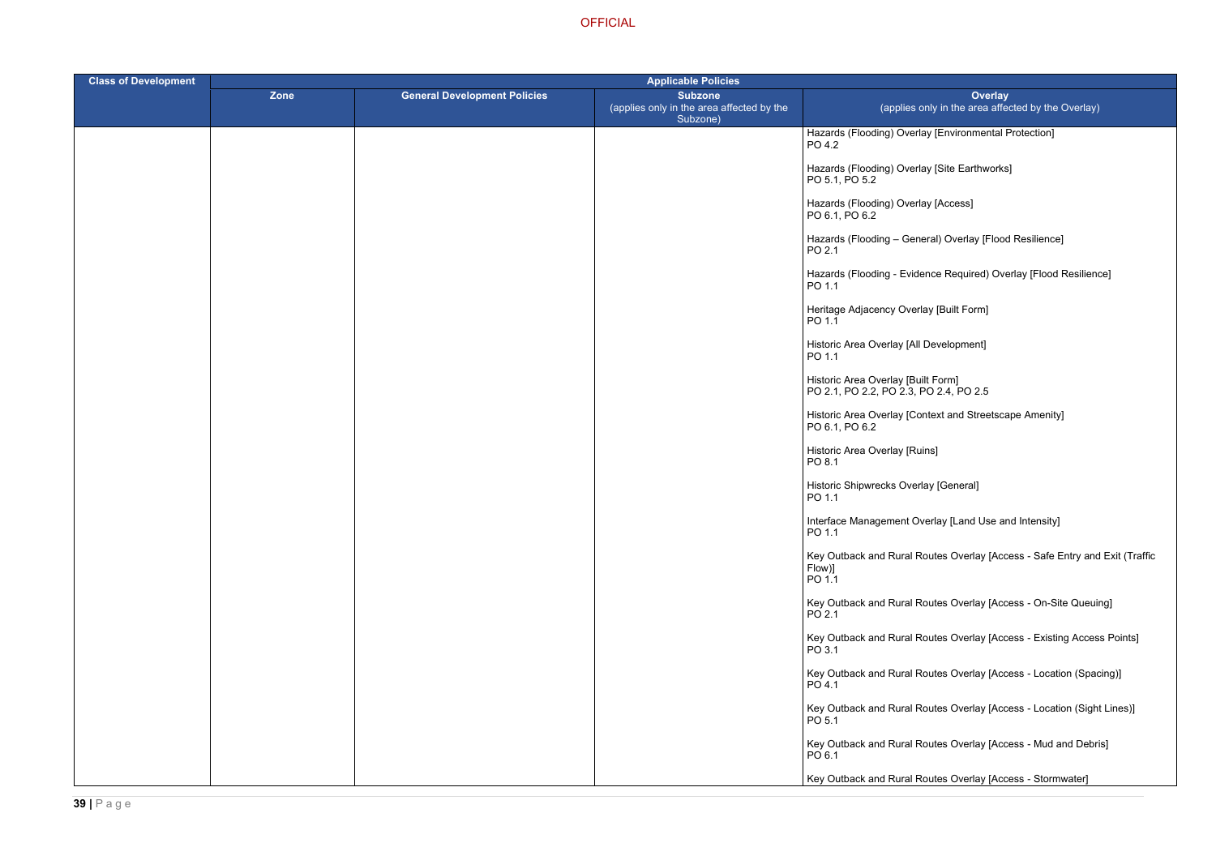| Class of Development | Applicable Policies | | | |
|---|---|---|---|---|
| | Zone | General Development Policies | Subzone (applies only in the area affected by the Subzone) | Overlay (applies only in the area affected by the Overlay) |
| | | | | Hazards (Flooding) Overlay [Environmental Protection]<br>PO 4.2<br><br>Hazards (Flooding) Overlay [Site Earthworks]<br>PO 5.1, PO 5.2<br><br>Hazards (Flooding) Overlay [Access]<br>PO 6.1, PO 6.2<br><br>Hazards (Flooding – General) Overlay [Flood Resilience]<br>PO 2.1<br><br>Hazards (Flooding - Evidence Required) Overlay [Flood Resilience]<br>PO 1.1<br><br>Heritage Adjacency Overlay [Built Form]<br>PO 1.1<br><br>Historic Area Overlay [All Development]<br>PO 1.1<br><br>Historic Area Overlay [Built Form]<br>PO 2.1, PO 2.2, PO 2.3, PO 2.4, PO 2.5<br><br>Historic Area Overlay [Context and Streetscape Amenity]<br>PO 6.1, PO 6.2<br><br>Historic Area Overlay [Ruins]<br>PO 8.1<br><br>Historic Shipwrecks Overlay [General]<br>PO 1.1<br><br>Interface Management Overlay [Land Use and Intensity]<br>PO 1.1<br><br>Key Outback and Rural Routes Overlay [Access - Safe Entry and Exit (Traffic Flow)]<br>PO 1.1<br><br>Key Outback and Rural Routes Overlay [Access - On-Site Queuing]<br>PO 2.1<br><br>Key Outback and Rural Routes Overlay [Access - Existing Access Points]<br>PO 3.1<br><br>Key Outback and Rural Routes Overlay [Access - Location (Spacing)]<br>PO 4.1<br><br>Key Outback and Rural Routes Overlay [Access - Location (Sight Lines)]<br>PO 5.1<br><br>Key Outback and Rural Routes Overlay [Access - Mud and Debris]<br>PO 6.1<br><br>Key Outback and Rural Routes Overlay [Access - Stormwater] |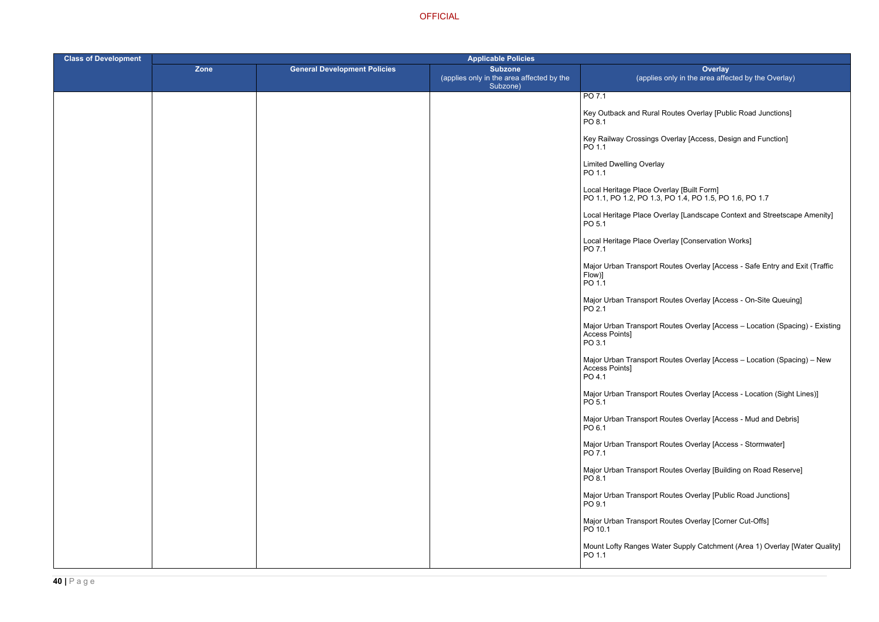| Class of Development | Applicable Policies | | | |
|---|---|---|---|---|
| | Zone | General Development Policies | Subzone (applies only in the area affected by the Subzone) | Overlay (applies only in the area affected by the Overlay) |
| | | | | PO 7.1<br><br>Key Outback and Rural Routes Overlay [Public Road Junctions]<br>PO 8.1<br><br>Key Railway Crossings Overlay [Access, Design and Function]<br>PO 1.1<br><br>Limited Dwelling Overlay<br>PO 1.1<br><br>Local Heritage Place Overlay [Built Form]<br>PO 1.1, PO 1.2, PO 1.3, PO 1.4, PO 1.5, PO 1.6, PO 1.7<br><br>Local Heritage Place Overlay [Landscape Context and Streetscape Amenity]<br>PO 5.1<br><br>Local Heritage Place Overlay [Conservation Works]<br>PO 7.1<br><br>Major Urban Transport Routes Overlay [Access - Safe Entry and Exit (Traffic Flow)]<br>PO 1.1<br><br>Major Urban Transport Routes Overlay [Access - On-Site Queuing]<br>PO 2.1<br><br>Major Urban Transport Routes Overlay [Access – Location (Spacing) - Existing Access Points]<br>PO 3.1<br><br>Major Urban Transport Routes Overlay [Access – Location (Spacing) – New Access Points]<br>PO 4.1<br><br>Major Urban Transport Routes Overlay [Access - Location (Sight Lines)]<br>PO 5.1<br><br>Major Urban Transport Routes Overlay [Access - Mud and Debris]<br>PO 6.1<br><br>Major Urban Transport Routes Overlay [Access - Stormwater]<br>PO 7.1<br><br>Major Urban Transport Routes Overlay [Building on Road Reserve]<br>PO 8.1<br><br>Major Urban Transport Routes Overlay [Public Road Junctions]<br>PO 9.1<br><br>Major Urban Transport Routes Overlay [Corner Cut-Offs]<br>PO 10.1<br><br>Mount Lofty Ranges Water Supply Catchment (Area 1) Overlay [Water Quality]<br>PO 1.1 |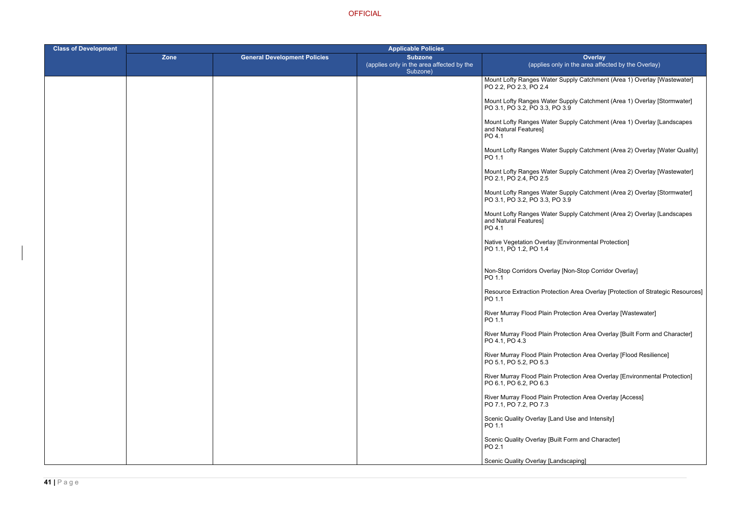OFFICIAL

| Class of Development | Applicable Policies | | | |
|---|---|---|---|---|
| | Zone | General Development Policies | Subzone (applies only in the area affected by the Subzone) | Overlay (applies only in the area affected by the Overlay) |
| | | | | Mount Lofty Ranges Water Supply Catchment (Area 1) Overlay [Wastewater]<br>PO 2.2, PO 2.3, PO 2.4<br><br>Mount Lofty Ranges Water Supply Catchment (Area 1) Overlay [Stormwater]<br>PO 3.1, PO 3.2, PO 3.3, PO 3.9<br><br>Mount Lofty Ranges Water Supply Catchment (Area 1) Overlay [Landscapes and Natural Features]<br>PO 4.1<br><br>Mount Lofty Ranges Water Supply Catchment (Area 2) Overlay [Water Quality]<br>PO 1.1<br><br>Mount Lofty Ranges Water Supply Catchment (Area 2) Overlay [Wastewater]<br>PO 2.1, PO 2.4, PO 2.5<br><br>Mount Lofty Ranges Water Supply Catchment (Area 2) Overlay [Stormwater]<br>PO 3.1, PO 3.2, PO 3.3, PO 3.9<br><br>Mount Lofty Ranges Water Supply Catchment (Area 2) Overlay [Landscapes and Natural Features]<br>PO 4.1<br><br>Native Vegetation Overlay [Environmental Protection]<br>PO 1.1, PO 1.2, PO 1.4<br><br>Non-Stop Corridors Overlay [Non-Stop Corridor Overlay]<br>PO 1.1<br><br>Resource Extraction Protection Area Overlay [Protection of Strategic Resources]<br>PO 1.1<br><br>River Murray Flood Plain Protection Area Overlay [Wastewater]<br>PO 1.1<br><br>River Murray Flood Plain Protection Area Overlay [Built Form and Character]<br>PO 4.1, PO 4.3<br><br>River Murray Flood Plain Protection Area Overlay [Flood Resilience]<br>PO 5.1, PO 5.2, PO 5.3<br><br>River Murray Flood Plain Protection Area Overlay [Environmental Protection]<br>PO 6.1, PO 6.2, PO 6.3<br><br>River Murray Flood Plain Protection Area Overlay [Access]<br>PO 7.1, PO 7.2, PO 7.3<br><br>Scenic Quality Overlay [Land Use and Intensity]<br>PO 1.1<br><br>Scenic Quality Overlay [Built Form and Character]<br>PO 2.1<br><br>Scenic Quality Overlay [Landscaping] |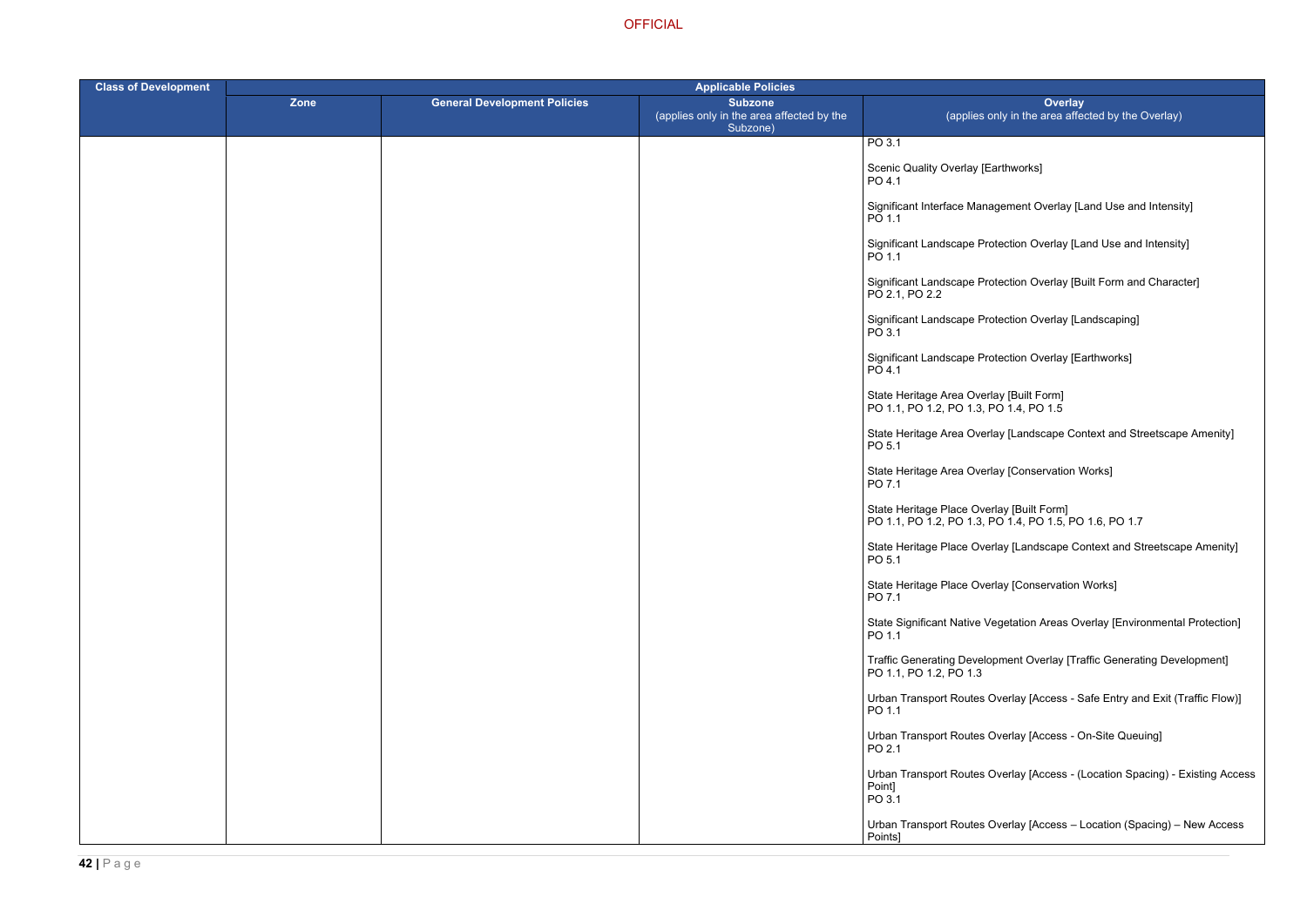| Class of Development | Applicable Policies | | | |
|---|---|---|---|---|
| | Zone | General Development Policies | Subzone (applies only in the area affected by the Subzone) | Overlay (applies only in the area affected by the Overlay) |
| | | | | PO 3.1<br><br>Scenic Quality Overlay [Earthworks]<br>PO 4.1<br><br>Significant Interface Management Overlay [Land Use and Intensity]<br>PO 1.1<br><br>Significant Landscape Protection Overlay [Land Use and Intensity]<br>PO 1.1<br><br>Significant Landscape Protection Overlay [Built Form and Character]<br>PO 2.1, PO 2.2<br><br>Significant Landscape Protection Overlay [Landscaping]<br>PO 3.1<br><br>Significant Landscape Protection Overlay [Earthworks]<br>PO 4.1<br><br>State Heritage Area Overlay [Built Form]<br>PO 1.1, PO 1.2, PO 1.3, PO 1.4, PO 1.5<br><br>State Heritage Area Overlay [Landscape Context and Streetscape Amenity]<br>PO 5.1<br><br>State Heritage Area Overlay [Conservation Works]<br>PO 7.1<br><br>State Heritage Place Overlay [Built Form]<br>PO 1.1, PO 1.2, PO 1.3, PO 1.4, PO 1.5, PO 1.6, PO 1.7<br><br>State Heritage Place Overlay [Landscape Context and Streetscape Amenity]<br>PO 5.1<br><br>State Heritage Place Overlay [Conservation Works]<br>PO 7.1<br><br>State Significant Native Vegetation Areas Overlay [Environmental Protection]<br>PO 1.1<br><br>Traffic Generating Development Overlay [Traffic Generating Development]<br>PO 1.1, PO 1.2, PO 1.3<br><br>Urban Transport Routes Overlay [Access - Safe Entry and Exit (Traffic Flow)]<br>PO 1.1<br><br>Urban Transport Routes Overlay [Access - On-Site Queuing]<br>PO 2.1<br><br>Urban Transport Routes Overlay [Access - (Location Spacing) - Existing Access Point]<br>PO 3.1<br><br>Urban Transport Routes Overlay [Access – Location (Spacing) – New Access Points] |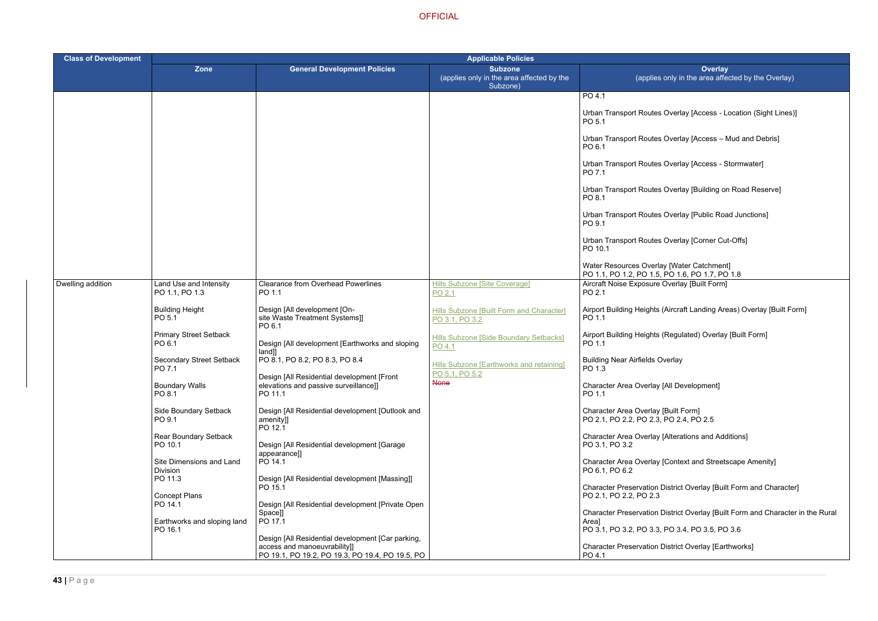OFFICIAL

| Class of Development | Applicable Policies | | | |
|---|---|---|---|---|
| | Zone | General Development Policies | Subzone (applies only in the area affected by the Subzone) | Overlay (applies only in the area affected by the Overlay) |
| | | | | PO 4.1<br><br>Urban Transport Routes Overlay [Access - Location (Sight Lines)]<br>PO 5.1<br><br>Urban Transport Routes Overlay [Access – Mud and Debris]<br>PO 6.1<br><br>Urban Transport Routes Overlay [Access - Stormwater]<br>PO 7.1<br><br>Urban Transport Routes Overlay [Building on Road Reserve]<br>PO 8.1<br><br>Urban Transport Routes Overlay [Public Road Junctions]<br>PO 9.1<br><br>Urban Transport Routes Overlay [Corner Cut-Offs]<br>PO 10.1<br><br>Water Resources Overlay [Water Catchment]<br>PO 1.1, PO 1.2, PO 1.5, PO 1.6, PO 1.7, PO 1.8 |
| Dwelling addition | Land Use and Intensity<br>PO 1.1, PO 1.3<br><br>Building Height<br>PO 5.1<br><br>Primary Street Setback<br>PO 6.1<br><br>Secondary Street Setback<br>PO 7.1<br><br>Boundary Walls<br>PO 8.1<br><br>Side Boundary Setback<br>PO 9.1<br><br>Rear Boundary Setback<br>PO 10.1<br><br>Site Dimensions and Land Division<br>PO 11.3<br><br>Concept Plans<br>PO 14.1<br><br>Earthworks and sloping land<br>PO 16.1 | Clearance from Overhead Powerlines<br>PO 1.1<br><br>Design [All development [On-site Waste Treatment Systems]]<br>PO 6.1<br><br>Design [All development [Earthworks and sloping land]]<br>PO 8.1, PO 8.2, PO 8.3, PO 8.4<br><br>Design [All Residential development [Front elevations and passive surveillance]]<br>PO 11.1<br><br>Design [All Residential development [Outlook and amenity]]<br>PO 12.1<br><br>Design [All Residential development [Garage appearance]]<br>PO 14.1<br><br>Design [All Residential development [Massing]]<br>PO 15.1<br><br>Design [All Residential development [Private Open Space]]<br>PO 17.1<br><br>Design [All Residential development [Car parking, access and manoeuvrability]]<br>PO 19.1, PO 19.2, PO 19.3, PO 19.4, PO 19.5, PO | Hills Subzone [Site Coverage]<br>PO 2.1<br><br>Hills Subzone [Built Form and Character]<br>PO 3.1, PO 3.2<br><br>Hills Subzone [Side Boundary Setbacks]<br>PO 4.1<br><br>Hills Subzone [Earthworks and retaining]<br>PO 5.1, PO 5.2<br>~~None~~ | Aircraft Noise Exposure Overlay [Built Form]<br>PO 2.1<br><br>Airport Building Heights (Aircraft Landing Areas) Overlay [Built Form]<br>PO 1.1<br><br>Airport Building Heights (Regulated) Overlay [Built Form]<br>PO 1.1<br><br>Building Near Airfields Overlay<br>PO 1.3<br><br>Character Area Overlay [All Development]<br>PO 1.1<br><br>Character Area Overlay [Built Form]<br>PO 2.1, PO 2.2, PO 2.3, PO 2.4, PO 2.5<br><br>Character Area Overlay [Alterations and Additions]<br>PO 3.1, PO 3.2<br><br>Character Area Overlay [Context and Streetscape Amenity]<br>PO 6.1, PO 6.2<br><br>Character Preservation District Overlay [Built Form and Character]<br>PO 2.1, PO 2.2, PO 2.3<br><br>Character Preservation District Overlay [Built Form and Character in the Rural Area]<br>PO 3.1, PO 3.2, PO 3.3, PO 3.4, PO 3.5, PO 3.6<br><br>Character Preservation District Overlay [Earthworks]<br>PO 4.1 |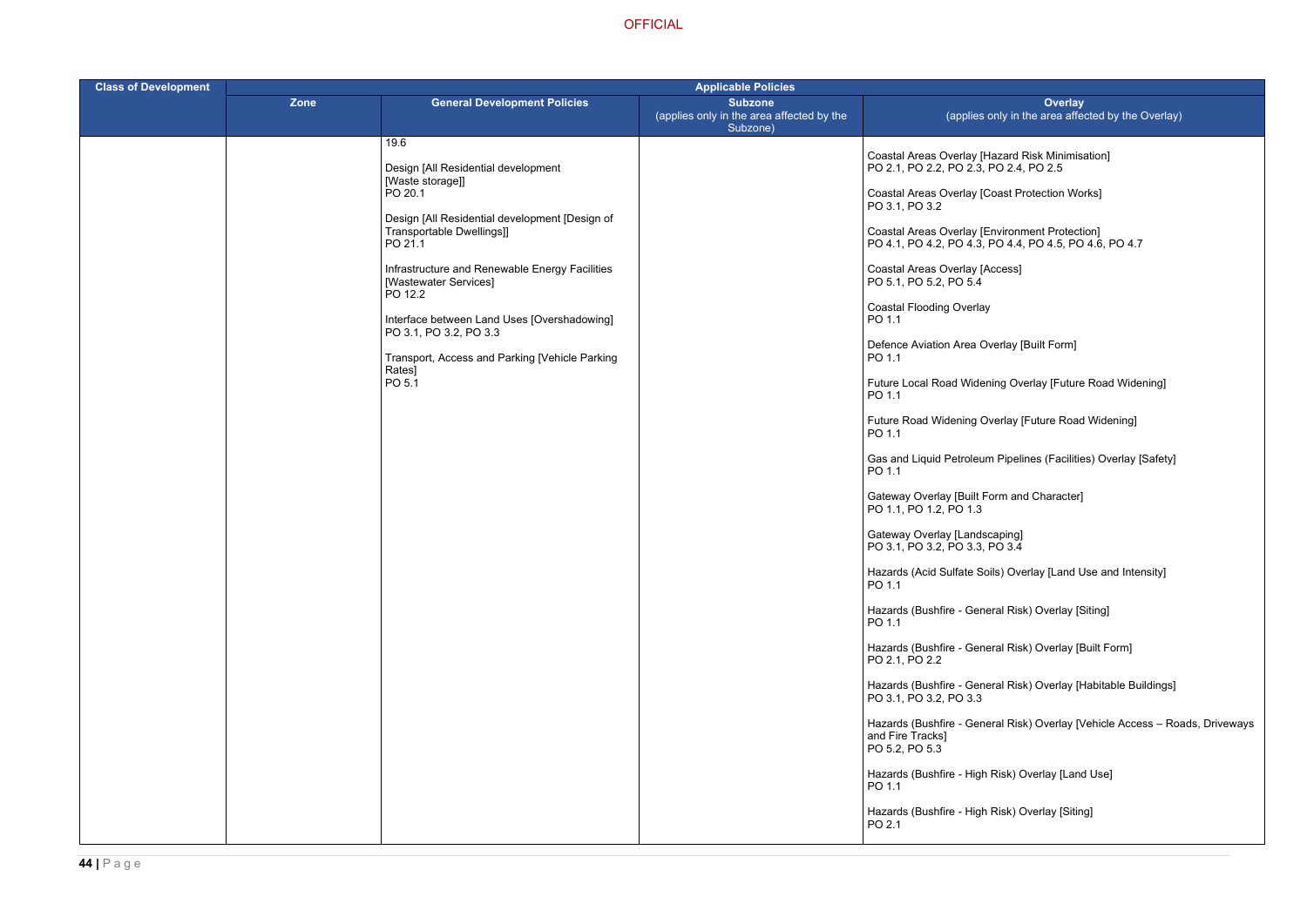| Class of Development | Applicable Policies | | | |
|---|---|---|---|---|
| | Zone | General Development Policies | Subzone (applies only in the area affected by the Subzone) | Overlay (applies only in the area affected by the Overlay) |
| | | 19.6<br><br>Design [All Residential development [Waste storage]]<br>PO 20.1<br><br>Design [All Residential development [Design of Transportable Dwellings]]<br>PO 21.1<br><br>Infrastructure and Renewable Energy Facilities [Wastewater Services]<br>PO 12.2<br><br>Interface between Land Uses [Overshadowing]<br>PO 3.1, PO 3.2, PO 3.3<br><br>Transport, Access and Parking [Vehicle Parking Rates]<br>PO 5.1 | | Coastal Areas Overlay [Hazard Risk Minimisation]<br>PO 2.1, PO 2.2, PO 2.3, PO 2.4, PO 2.5<br><br>Coastal Areas Overlay [Coast Protection Works]<br>PO 3.1, PO 3.2<br><br>Coastal Areas Overlay [Environment Protection]<br>PO 4.1, PO 4.2, PO 4.3, PO 4.4, PO 4.5, PO 4.6, PO 4.7<br><br>Coastal Areas Overlay [Access]<br>PO 5.1, PO 5.2, PO 5.4<br><br>Coastal Flooding Overlay<br>PO 1.1<br><br>Defence Aviation Area Overlay [Built Form]<br>PO 1.1<br><br>Future Local Road Widening Overlay [Future Road Widening]<br>PO 1.1<br><br>Future Road Widening Overlay [Future Road Widening]<br>PO 1.1<br><br>Gas and Liquid Petroleum Pipelines (Facilities) Overlay [Safety]<br>PO 1.1<br><br>Gateway Overlay [Built Form and Character]<br>PO 1.1, PO 1.2, PO 1.3<br><br>Gateway Overlay [Landscaping]<br>PO 3.1, PO 3.2, PO 3.3, PO 3.4<br><br>Hazards (Acid Sulfate Soils) Overlay [Land Use and Intensity]<br>PO 1.1<br><br>Hazards (Bushfire - General Risk) Overlay [Siting]<br>PO 1.1<br><br>Hazards (Bushfire - General Risk) Overlay [Built Form]<br>PO 2.1, PO 2.2<br><br>Hazards (Bushfire - General Risk) Overlay [Habitable Buildings]<br>PO 3.1, PO 3.2, PO 3.3<br><br>Hazards (Bushfire - General Risk) Overlay [Vehicle Access – Roads, Driveways and Fire Tracks]<br>PO 5.2, PO 5.3<br><br>Hazards (Bushfire - High Risk) Overlay [Land Use]<br>PO 1.1<br><br>Hazards (Bushfire - High Risk) Overlay [Siting]<br>PO 2.1 |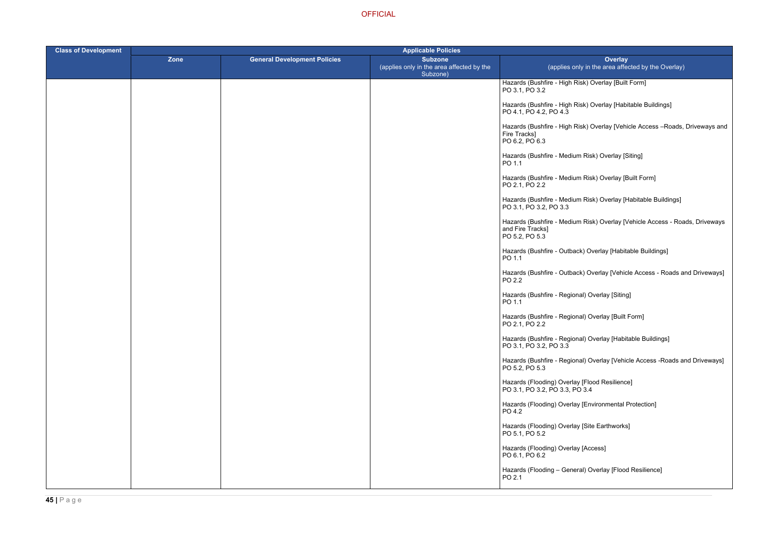| Class of Development | Applicable Policies | | | |
|---|---|---|---|---|
| | Zone | General Development Policies | Subzone (applies only in the area affected by the Subzone) | Overlay (applies only in the area affected by the Overlay) |
| | | | | Hazards (Bushfire - High Risk) Overlay [Built Form]<br>PO 3.1, PO 3.2<br><br>Hazards (Bushfire - High Risk) Overlay [Habitable Buildings]<br>PO 4.1, PO 4.2, PO 4.3<br><br>Hazards (Bushfire - High Risk) Overlay [Vehicle Access –Roads, Driveways and Fire Tracks]<br>PO 6.2, PO 6.3<br><br>Hazards (Bushfire - Medium Risk) Overlay [Siting]<br>PO 1.1<br><br>Hazards (Bushfire - Medium Risk) Overlay [Built Form]<br>PO 2.1, PO 2.2<br><br>Hazards (Bushfire - Medium Risk) Overlay [Habitable Buildings]<br>PO 3.1, PO 3.2, PO 3.3<br><br>Hazards (Bushfire - Medium Risk) Overlay [Vehicle Access - Roads, Driveways and Fire Tracks]<br>PO 5.2, PO 5.3<br><br>Hazards (Bushfire - Outback) Overlay [Habitable Buildings]<br>PO 1.1<br><br>Hazards (Bushfire - Outback) Overlay [Vehicle Access - Roads and Driveways]<br>PO 2.2<br><br>Hazards (Bushfire - Regional) Overlay [Siting]<br>PO 1.1<br><br>Hazards (Bushfire - Regional) Overlay [Built Form]<br>PO 2.1, PO 2.2<br><br>Hazards (Bushfire - Regional) Overlay [Habitable Buildings]<br>PO 3.1, PO 3.2, PO 3.3<br><br>Hazards (Bushfire - Regional) Overlay [Vehicle Access -Roads and Driveways]<br>PO 5.2, PO 5.3<br><br>Hazards (Flooding) Overlay [Flood Resilience]<br>PO 3.1, PO 3.2, PO 3.3, PO 3.4<br><br>Hazards (Flooding) Overlay [Environmental Protection]<br>PO 4.2<br><br>Hazards (Flooding) Overlay [Site Earthworks]<br>PO 5.1, PO 5.2<br><br>Hazards (Flooding) Overlay [Access]<br>PO 6.1, PO 6.2<br><br>Hazards (Flooding – General) Overlay [Flood Resilience]<br>PO 2.1 |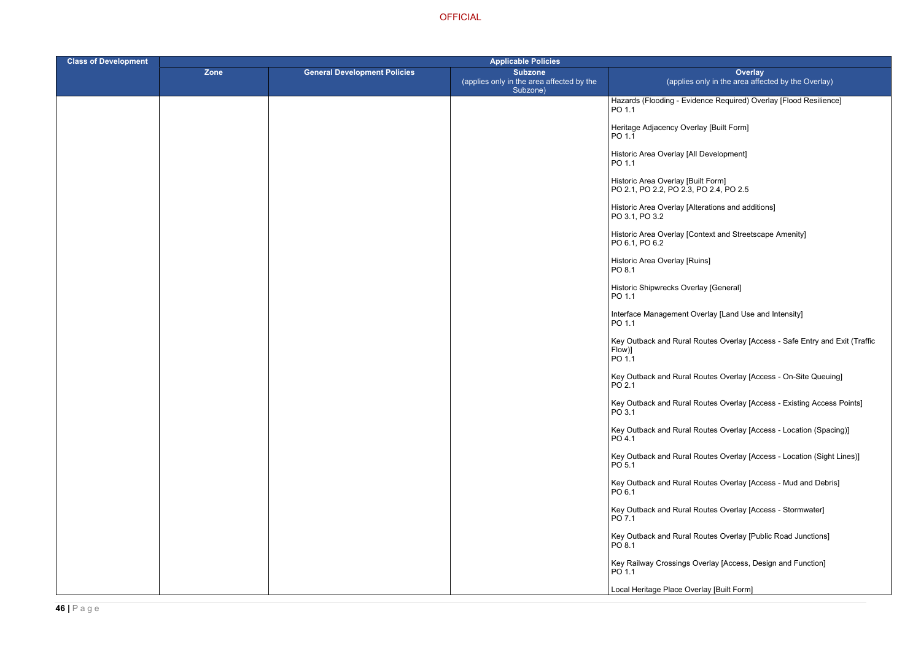| Class of Development | Applicable Policies | | | |
|---|---|---|---|---|
| | Zone | General Development Policies | Subzone (applies only in the area affected by the Subzone) | Overlay (applies only in the area affected by the Overlay) |
| | | | | Hazards (Flooding - Evidence Required) Overlay [Flood Resilience]<br>PO 1.1<br><br>Heritage Adjacency Overlay [Built Form]<br>PO 1.1<br><br>Historic Area Overlay [All Development]<br>PO 1.1<br><br>Historic Area Overlay [Built Form]<br>PO 2.1, PO 2.2, PO 2.3, PO 2.4, PO 2.5<br><br>Historic Area Overlay [Alterations and additions]<br>PO 3.1, PO 3.2<br><br>Historic Area Overlay [Context and Streetscape Amenity]<br>PO 6.1, PO 6.2<br><br>Historic Area Overlay [Ruins]<br>PO 8.1<br><br>Historic Shipwrecks Overlay [General]<br>PO 1.1<br><br>Interface Management Overlay [Land Use and Intensity]<br>PO 1.1<br><br>Key Outback and Rural Routes Overlay [Access - Safe Entry and Exit (Traffic Flow)]<br>PO 1.1<br><br>Key Outback and Rural Routes Overlay [Access - On-Site Queuing]<br>PO 2.1<br><br>Key Outback and Rural Routes Overlay [Access - Existing Access Points]<br>PO 3.1<br><br>Key Outback and Rural Routes Overlay [Access - Location (Spacing)]<br>PO 4.1<br><br>Key Outback and Rural Routes Overlay [Access - Location (Sight Lines)]<br>PO 5.1<br><br>Key Outback and Rural Routes Overlay [Access - Mud and Debris]<br>PO 6.1<br><br>Key Outback and Rural Routes Overlay [Access - Stormwater]<br>PO 7.1<br><br>Key Outback and Rural Routes Overlay [Public Road Junctions]<br>PO 8.1<br><br>Key Railway Crossings Overlay [Access, Design and Function]<br>PO 1.1<br><br>Local Heritage Place Overlay [Built Form] |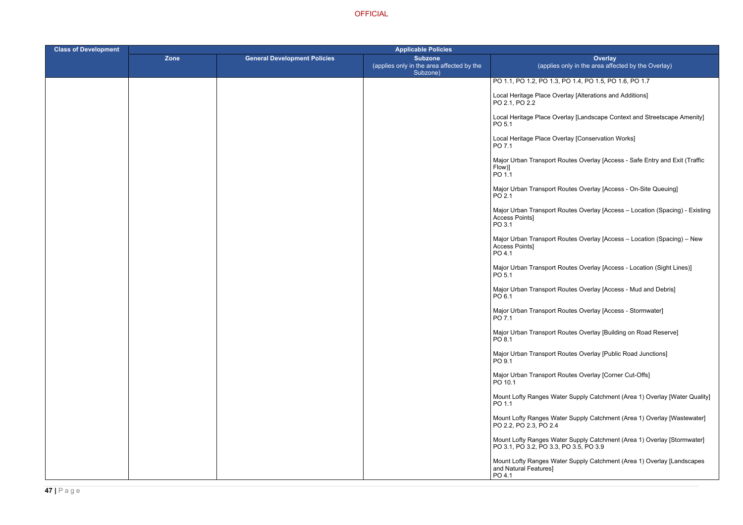| Class of Development | Applicable Policies | | | |
|---|---|---|---|---|
| | Zone | General Development Policies | Subzone (applies only in the area affected by the Subzone) | Overlay (applies only in the area affected by the Overlay) |
| | | | | PO 1.1, PO 1.2, PO 1.3, PO 1.4, PO 1.5, PO 1.6, PO 1.7<br><br>Local Heritage Place Overlay [Alterations and Additions]<br>PO 2.1, PO 2.2<br><br>Local Heritage Place Overlay [Landscape Context and Streetscape Amenity]<br>PO 5.1<br><br>Local Heritage Place Overlay [Conservation Works]<br>PO 7.1<br><br>Major Urban Transport Routes Overlay [Access - Safe Entry and Exit (Traffic Flow)]<br>PO 1.1<br><br>Major Urban Transport Routes Overlay [Access - On-Site Queuing]<br>PO 2.1<br><br>Major Urban Transport Routes Overlay [Access – Location (Spacing) - Existing Access Points]<br>PO 3.1<br><br>Major Urban Transport Routes Overlay [Access – Location (Spacing) – New Access Points]<br>PO 4.1<br><br>Major Urban Transport Routes Overlay [Access - Location (Sight Lines)]<br>PO 5.1<br><br>Major Urban Transport Routes Overlay [Access - Mud and Debris]<br>PO 6.1<br><br>Major Urban Transport Routes Overlay [Access - Stormwater]<br>PO 7.1<br><br>Major Urban Transport Routes Overlay [Building on Road Reserve]<br>PO 8.1<br><br>Major Urban Transport Routes Overlay [Public Road Junctions]<br>PO 9.1<br><br>Major Urban Transport Routes Overlay [Corner Cut-Offs]<br>PO 10.1<br><br>Mount Lofty Ranges Water Supply Catchment (Area 1) Overlay [Water Quality]<br>PO 1.1<br><br>Mount Lofty Ranges Water Supply Catchment (Area 1) Overlay [Wastewater]<br>PO 2.2, PO 2.3, PO 2.4<br><br>Mount Lofty Ranges Water Supply Catchment (Area 1) Overlay [Stormwater]<br>PO 3.1, PO 3.2, PO 3.3, PO 3.5, PO 3.9<br><br>Mount Lofty Ranges Water Supply Catchment (Area 1) Overlay [Landscapes and Natural Features]<br>PO 4.1 |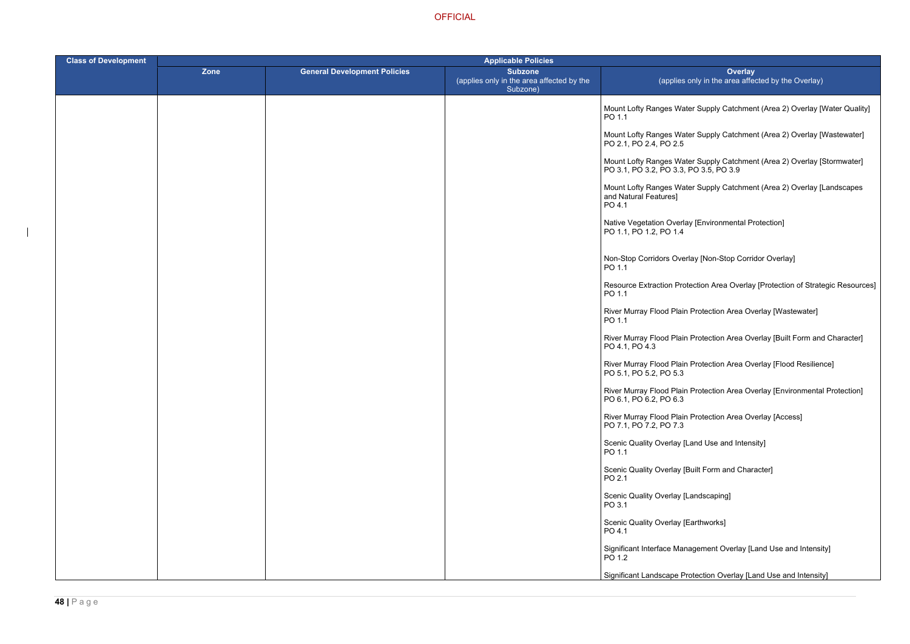| Class of Development | Applicable Policies | | | |
|---|---|---|---|---|
| | Zone | General Development Policies | Subzone (applies only in the area affected by the Subzone) | Overlay (applies only in the area affected by the Overlay) |
| | | | | Mount Lofty Ranges Water Supply Catchment (Area 2) Overlay [Water Quality] PO 1.1<br><br>Mount Lofty Ranges Water Supply Catchment (Area 2) Overlay [Wastewater] PO 2.1, PO 2.4, PO 2.5<br><br>Mount Lofty Ranges Water Supply Catchment (Area 2) Overlay [Stormwater] PO 3.1, PO 3.2, PO 3.3, PO 3.5, PO 3.9<br><br>Mount Lofty Ranges Water Supply Catchment (Area 2) Overlay [Landscapes and Natural Features] PO 4.1<br><br>Native Vegetation Overlay [Environmental Protection] PO 1.1, PO 1.2, PO 1.4<br><br>Non-Stop Corridors Overlay [Non-Stop Corridor Overlay] PO 1.1<br><br>Resource Extraction Protection Area Overlay [Protection of Strategic Resources] PO 1.1<br><br>River Murray Flood Plain Protection Area Overlay [Wastewater] PO 1.1<br><br>River Murray Flood Plain Protection Area Overlay [Built Form and Character] PO 4.1, PO 4.3<br><br>River Murray Flood Plain Protection Area Overlay [Flood Resilience] PO 5.1, PO 5.2, PO 5.3<br><br>River Murray Flood Plain Protection Area Overlay [Environmental Protection] PO 6.1, PO 6.2, PO 6.3<br><br>River Murray Flood Plain Protection Area Overlay [Access] PO 7.1, PO 7.2, PO 7.3<br><br>Scenic Quality Overlay [Land Use and Intensity] PO 1.1<br><br>Scenic Quality Overlay [Built Form and Character] PO 2.1<br><br>Scenic Quality Overlay [Landscaping] PO 3.1<br><br>Scenic Quality Overlay [Earthworks] PO 4.1<br><br>Significant Interface Management Overlay [Land Use and Intensity] PO 1.2<br><br>Significant Landscape Protection Overlay [Land Use and Intensity] |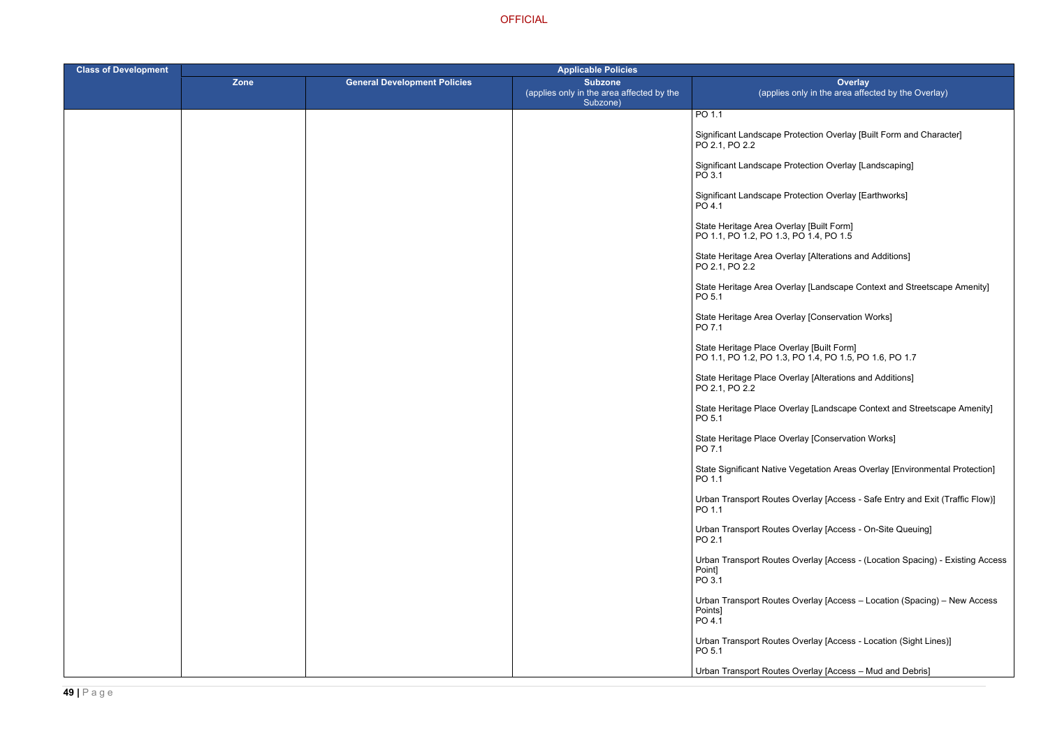| Class of Development | Applicable Policies | | | |
|---|---|---|---|---|
| | Zone | General Development Policies | Subzone (applies only in the area affected by the Subzone) | Overlay (applies only in the area affected by the Overlay) |
| | | | | PO 1.1<br><br>Significant Landscape Protection Overlay [Built Form and Character]<br>PO 2.1, PO 2.2<br><br>Significant Landscape Protection Overlay [Landscaping]<br>PO 3.1<br><br>Significant Landscape Protection Overlay [Earthworks]<br>PO 4.1<br><br>State Heritage Area Overlay [Built Form]<br>PO 1.1, PO 1.2, PO 1.3, PO 1.4, PO 1.5<br><br>State Heritage Area Overlay [Alterations and Additions]<br>PO 2.1, PO 2.2<br><br>State Heritage Area Overlay [Landscape Context and Streetscape Amenity]<br>PO 5.1<br><br>State Heritage Area Overlay [Conservation Works]<br>PO 7.1<br><br>State Heritage Place Overlay [Built Form]<br>PO 1.1, PO 1.2, PO 1.3, PO 1.4, PO 1.5, PO 1.6, PO 1.7<br><br>State Heritage Place Overlay [Alterations and Additions]<br>PO 2.1, PO 2.2<br><br>State Heritage Place Overlay [Landscape Context and Streetscape Amenity]<br>PO 5.1<br><br>State Heritage Place Overlay [Conservation Works]<br>PO 7.1<br><br>State Significant Native Vegetation Areas Overlay [Environmental Protection]<br>PO 1.1<br><br>Urban Transport Routes Overlay [Access - Safe Entry and Exit (Traffic Flow)]<br>PO 1.1<br><br>Urban Transport Routes Overlay [Access - On-Site Queuing]<br>PO 2.1<br><br>Urban Transport Routes Overlay [Access - (Location Spacing) - Existing Access Point]<br>PO 3.1<br><br>Urban Transport Routes Overlay [Access – Location (Spacing) – New Access Points]<br>PO 4.1<br><br>Urban Transport Routes Overlay [Access - Location (Sight Lines)]<br>PO 5.1<br><br>Urban Transport Routes Overlay [Access – Mud and Debris] |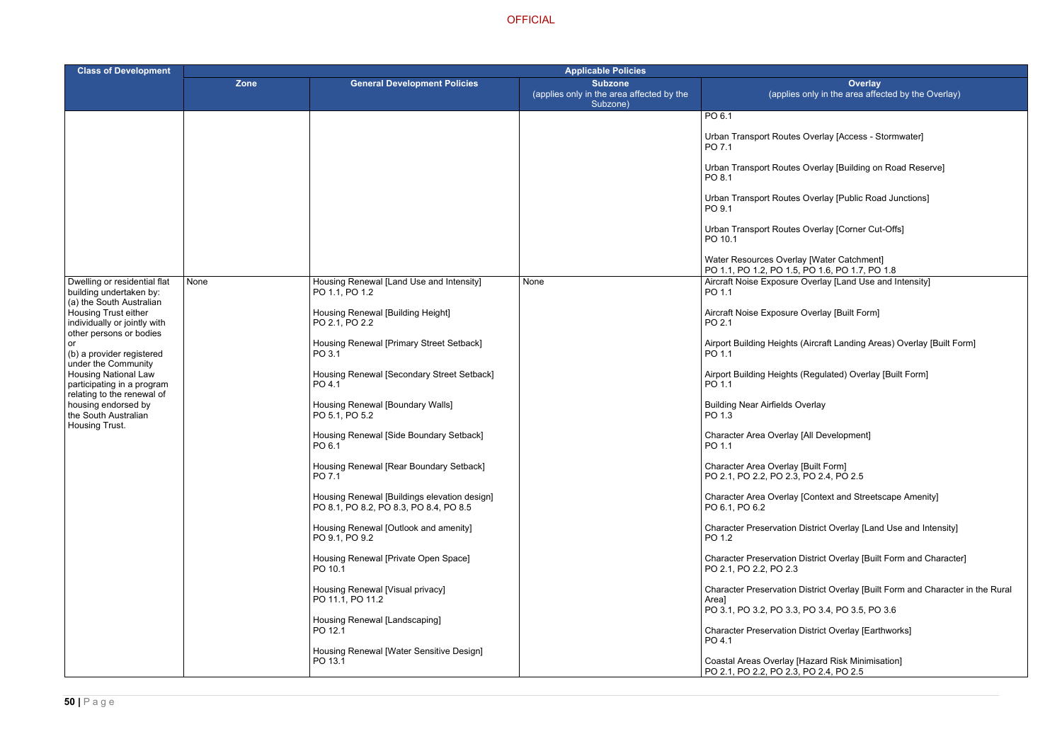OFFICIAL

| Class of Development | Applicable Policies | | | |
|---|---|---|---|---|
| | Zone | General Development Policies | Subzone (applies only in the area affected by the Subzone) | Overlay (applies only in the area affected by the Overlay) |
| | | | | PO 6.1<br><br>Urban Transport Routes Overlay [Access - Stormwater]<br>PO 7.1<br><br>Urban Transport Routes Overlay [Building on Road Reserve]<br>PO 8.1<br><br>Urban Transport Routes Overlay [Public Road Junctions]<br>PO 9.1<br><br>Urban Transport Routes Overlay [Corner Cut-Offs]<br>PO 10.1<br><br>Water Resources Overlay [Water Catchment]<br>PO 1.1, PO 1.2, PO 1.5, PO 1.6, PO 1.7, PO 1.8 |
| Dwelling or residential flat building undertaken by:<br>(a) the South Australian Housing Trust either individually or jointly with other persons or bodies<br>or<br>(b) a provider registered under the Community Housing National Law participating in a program relating to the renewal of housing endorsed by the South Australian Housing Trust. | None | Housing Renewal [Land Use and Intensity]<br>PO 1.1, PO 1.2<br><br>Housing Renewal [Building Height]<br>PO 2.1, PO 2.2<br><br>Housing Renewal [Primary Street Setback]<br>PO 3.1<br><br>Housing Renewal [Secondary Street Setback]<br>PO 4.1<br><br>Housing Renewal [Boundary Walls]<br>PO 5.1, PO 5.2<br><br>Housing Renewal [Side Boundary Setback]<br>PO 6.1<br><br>Housing Renewal [Rear Boundary Setback]<br>PO 7.1<br><br>Housing Renewal [Buildings elevation design]<br>PO 8.1, PO 8.2, PO 8.3, PO 8.4, PO 8.5<br><br>Housing Renewal [Outlook and amenity]<br>PO 9.1, PO 9.2<br><br>Housing Renewal [Private Open Space]<br>PO 10.1<br><br>Housing Renewal [Visual privacy]<br>PO 11.1, PO 11.2<br><br>Housing Renewal [Landscaping]<br>PO 12.1<br><br>Housing Renewal [Water Sensitive Design]<br>PO 13.1 | None | Aircraft Noise Exposure Overlay [Land Use and Intensity]<br>PO 1.1<br><br>Aircraft Noise Exposure Overlay [Built Form]<br>PO 2.1<br><br>Airport Building Heights (Aircraft Landing Areas) Overlay [Built Form]<br>PO 1.1<br><br>Airport Building Heights (Regulated) Overlay [Built Form]<br>PO 1.1<br><br>Building Near Airfields Overlay<br>PO 1.3<br><br>Character Area Overlay [All Development]<br>PO 1.1<br><br>Character Area Overlay [Built Form]<br>PO 2.1, PO 2.2, PO 2.3, PO 2.4, PO 2.5<br><br>Character Area Overlay [Context and Streetscape Amenity]<br>PO 6.1, PO 6.2<br><br>Character Preservation District Overlay [Land Use and Intensity]<br>PO 1.2<br><br>Character Preservation District Overlay [Built Form and Character]<br>PO 2.1, PO 2.2, PO 2.3<br><br>Character Preservation District Overlay [Built Form and Character in the Rural Area]<br>PO 3.1, PO 3.2, PO 3.3, PO 3.4, PO 3.5, PO 3.6<br><br>Character Preservation District Overlay [Earthworks]<br>PO 4.1<br><br>Coastal Areas Overlay [Hazard Risk Minimisation]<br>PO 2.1, PO 2.2, PO 2.3, PO 2.4, PO 2.5 |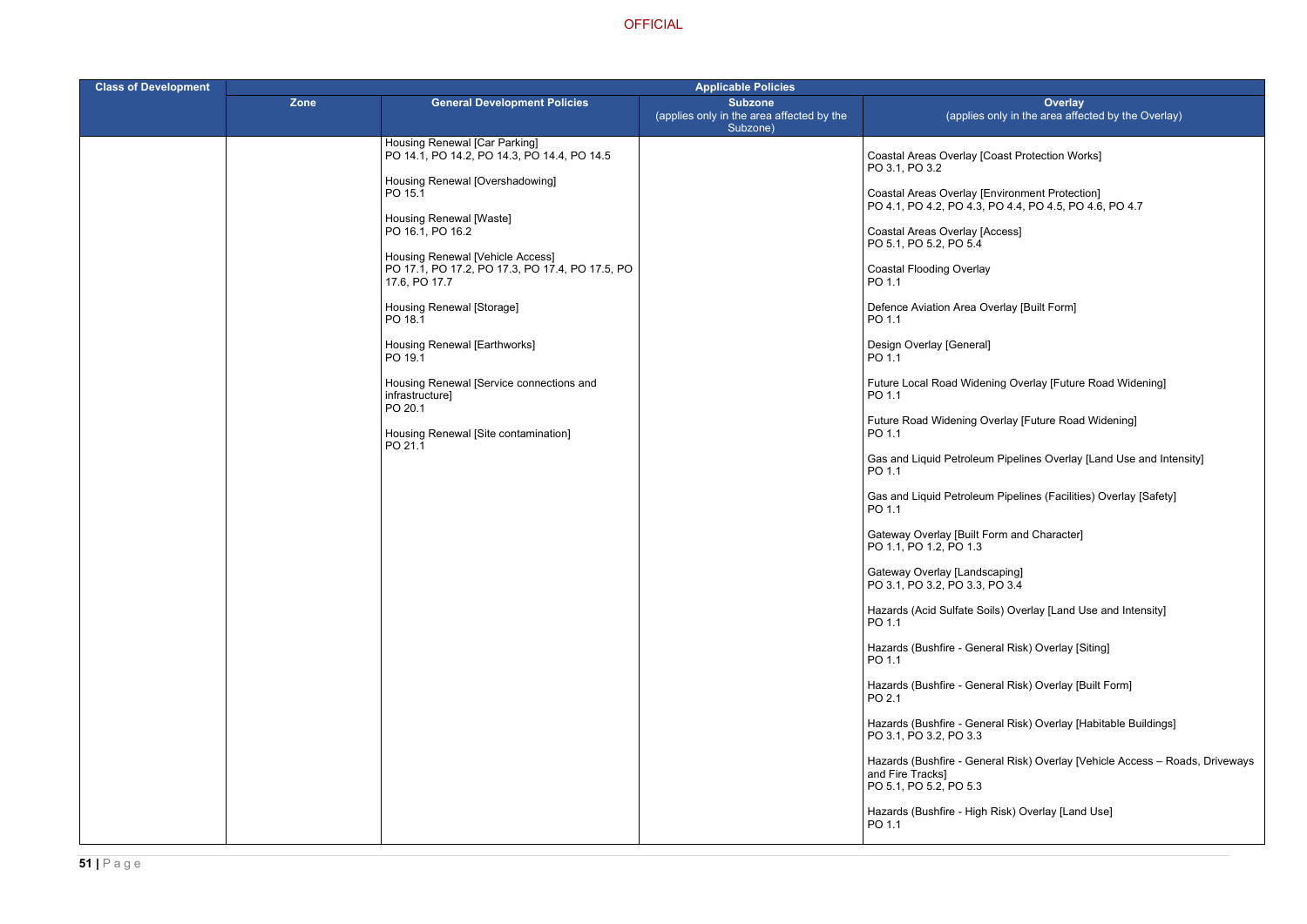| Class of Development | Applicable Policies | | | |
|---|---|---|---|---|
| | Zone | General Development Policies | Subzone (applies only in the area affected by the Subzone) | Overlay (applies only in the area affected by the Overlay) |
| | | Housing Renewal [Car Parking] PO 14.1, PO 14.2, PO 14.3, PO 14.4, PO 14.5<br><br>Housing Renewal [Overshadowing] PO 15.1<br><br>Housing Renewal [Waste] PO 16.1, PO 16.2<br><br>Housing Renewal [Vehicle Access] PO 17.1, PO 17.2, PO 17.3, PO 17.4, PO 17.5, PO 17.6, PO 17.7<br><br>Housing Renewal [Storage] PO 18.1<br><br>Housing Renewal [Earthworks] PO 19.1<br><br>Housing Renewal [Service connections and infrastructure] PO 20.1<br><br>Housing Renewal [Site contamination] PO 21.1 | | Coastal Areas Overlay [Coast Protection Works] PO 3.1, PO 3.2<br><br>Coastal Areas Overlay [Environment Protection] PO 4.1, PO 4.2, PO 4.3, PO 4.4, PO 4.5, PO 4.6, PO 4.7<br><br>Coastal Areas Overlay [Access] PO 5.1, PO 5.2, PO 5.4<br><br>Coastal Flooding Overlay PO 1.1<br><br>Defence Aviation Area Overlay [Built Form] PO 1.1<br><br>Design Overlay [General] PO 1.1<br><br>Future Local Road Widening Overlay [Future Road Widening] PO 1.1<br><br>Future Road Widening Overlay [Future Road Widening] PO 1.1<br><br>Gas and Liquid Petroleum Pipelines Overlay [Land Use and Intensity] PO 1.1<br><br>Gas and Liquid Petroleum Pipelines (Facilities) Overlay [Safety] PO 1.1<br><br>Gateway Overlay [Built Form and Character] PO 1.1, PO 1.2, PO 1.3<br><br>Gateway Overlay [Landscaping] PO 3.1, PO 3.2, PO 3.3, PO 3.4<br><br>Hazards (Acid Sulfate Soils) Overlay [Land Use and Intensity] PO 1.1<br><br>Hazards (Bushfire - General Risk) Overlay [Siting] PO 1.1<br><br>Hazards (Bushfire - General Risk) Overlay [Built Form] PO 2.1<br><br>Hazards (Bushfire - General Risk) Overlay [Habitable Buildings] PO 3.1, PO 3.2, PO 3.3<br><br>Hazards (Bushfire - General Risk) Overlay [Vehicle Access – Roads, Driveways and Fire Tracks] PO 5.1, PO 5.2, PO 5.3<br><br>Hazards (Bushfire - High Risk) Overlay [Land Use] PO 1.1 |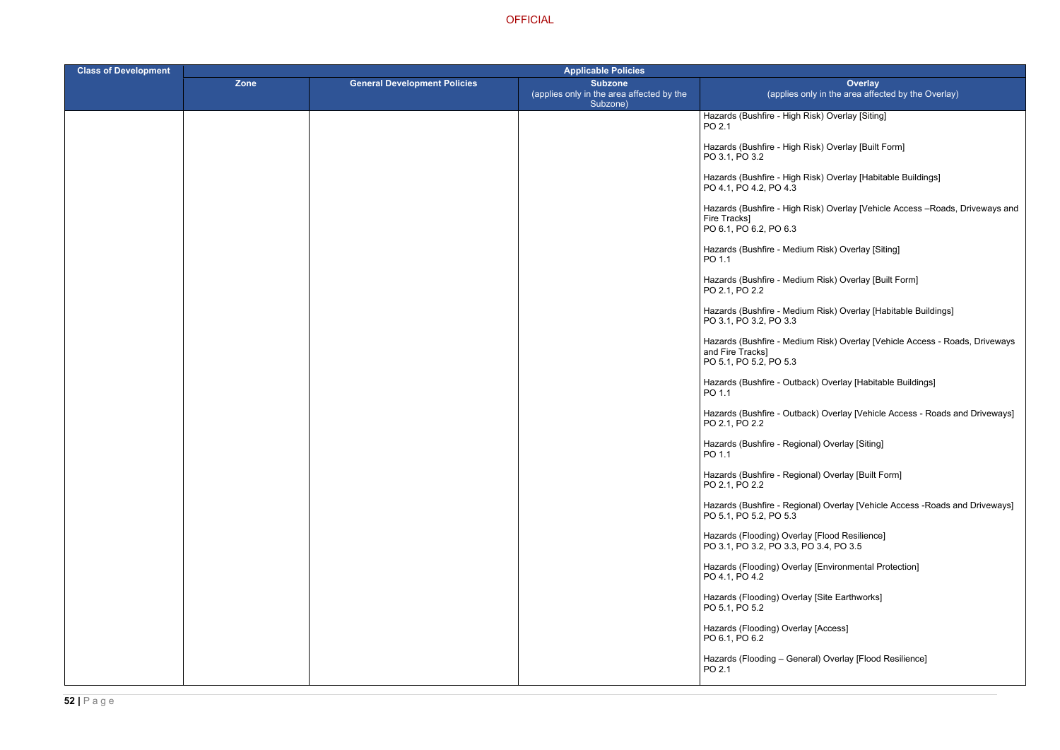| Class of Development | Applicable Policies | | | |
|---|---|---|---|---|
| | Zone | General Development Policies | Subzone (applies only in the area affected by the Subzone) | Overlay (applies only in the area affected by the Overlay) |
| | | | | Hazards (Bushfire - High Risk) Overlay [Siting]<br>PO 2.1<br><br>Hazards (Bushfire - High Risk) Overlay [Built Form]<br>PO 3.1, PO 3.2<br><br>Hazards (Bushfire - High Risk) Overlay [Habitable Buildings]<br>PO 4.1, PO 4.2, PO 4.3<br><br>Hazards (Bushfire - High Risk) Overlay [Vehicle Access –Roads, Driveways and Fire Tracks]<br>PO 6.1, PO 6.2, PO 6.3<br><br>Hazards (Bushfire - Medium Risk) Overlay [Siting]<br>PO 1.1<br><br>Hazards (Bushfire - Medium Risk) Overlay [Built Form]<br>PO 2.1, PO 2.2<br><br>Hazards (Bushfire - Medium Risk) Overlay [Habitable Buildings]<br>PO 3.1, PO 3.2, PO 3.3<br><br>Hazards (Bushfire - Medium Risk) Overlay [Vehicle Access - Roads, Driveways and Fire Tracks]<br>PO 5.1, PO 5.2, PO 5.3<br><br>Hazards (Bushfire - Outback) Overlay [Habitable Buildings]<br>PO 1.1<br><br>Hazards (Bushfire - Outback) Overlay [Vehicle Access - Roads and Driveways]<br>PO 2.1, PO 2.2<br><br>Hazards (Bushfire - Regional) Overlay [Siting]<br>PO 1.1<br><br>Hazards (Bushfire - Regional) Overlay [Built Form]<br>PO 2.1, PO 2.2<br><br>Hazards (Bushfire - Regional) Overlay [Vehicle Access -Roads and Driveways]<br>PO 5.1, PO 5.2, PO 5.3<br><br>Hazards (Flooding) Overlay [Flood Resilience]<br>PO 3.1, PO 3.2, PO 3.3, PO 3.4, PO 3.5<br><br>Hazards (Flooding) Overlay [Environmental Protection]<br>PO 4.1, PO 4.2<br><br>Hazards (Flooding) Overlay [Site Earthworks]<br>PO 5.1, PO 5.2<br><br>Hazards (Flooding) Overlay [Access]<br>PO 6.1, PO 6.2<br><br>Hazards (Flooding – General) Overlay [Flood Resilience]<br>PO 2.1 |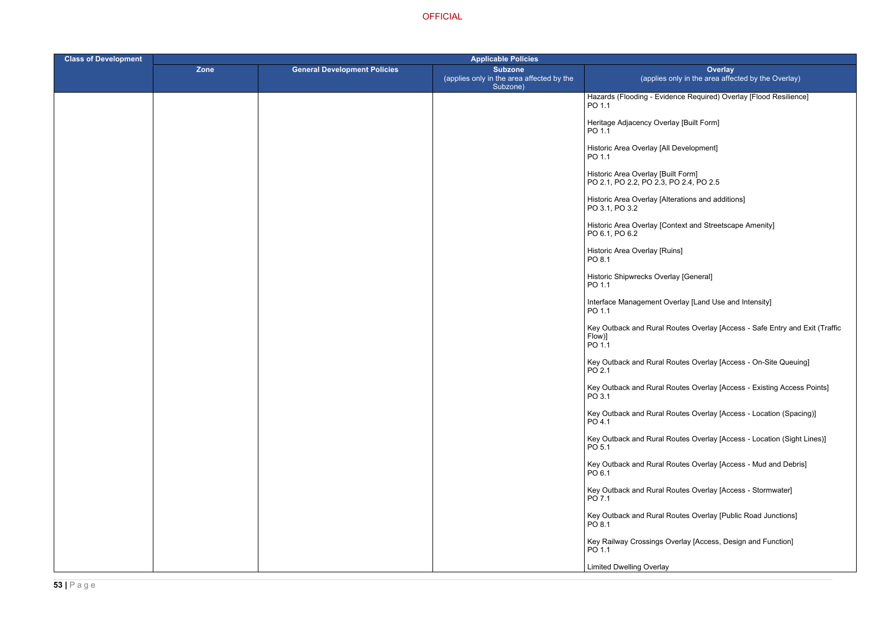| Class of Development | Applicable Policies | | | |
|---|---|---|---|---|
| | Zone | General Development Policies | Subzone (applies only in the area affected by the Subzone) | Overlay (applies only in the area affected by the Overlay) |
| | | | | Hazards (Flooding - Evidence Required) Overlay [Flood Resilience] PO 1.1<br><br>Heritage Adjacency Overlay [Built Form] PO 1.1<br><br>Historic Area Overlay [All Development] PO 1.1<br><br>Historic Area Overlay [Built Form] PO 2.1, PO 2.2, PO 2.3, PO 2.4, PO 2.5<br><br>Historic Area Overlay [Alterations and additions] PO 3.1, PO 3.2<br><br>Historic Area Overlay [Context and Streetscape Amenity] PO 6.1, PO 6.2<br><br>Historic Area Overlay [Ruins] PO 8.1<br><br>Historic Shipwrecks Overlay [General] PO 1.1<br><br>Interface Management Overlay [Land Use and Intensity] PO 1.1<br><br>Key Outback and Rural Routes Overlay [Access - Safe Entry and Exit (Traffic Flow)] PO 1.1<br><br>Key Outback and Rural Routes Overlay [Access - On-Site Queuing] PO 2.1<br><br>Key Outback and Rural Routes Overlay [Access - Existing Access Points] PO 3.1<br><br>Key Outback and Rural Routes Overlay [Access - Location (Spacing)] PO 4.1<br><br>Key Outback and Rural Routes Overlay [Access - Location (Sight Lines)] PO 5.1<br><br>Key Outback and Rural Routes Overlay [Access - Mud and Debris] PO 6.1<br><br>Key Outback and Rural Routes Overlay [Access - Stormwater] PO 7.1<br><br>Key Outback and Rural Routes Overlay [Public Road Junctions] PO 8.1<br><br>Key Railway Crossings Overlay [Access, Design and Function] PO 1.1<br><br>Limited Dwelling Overlay |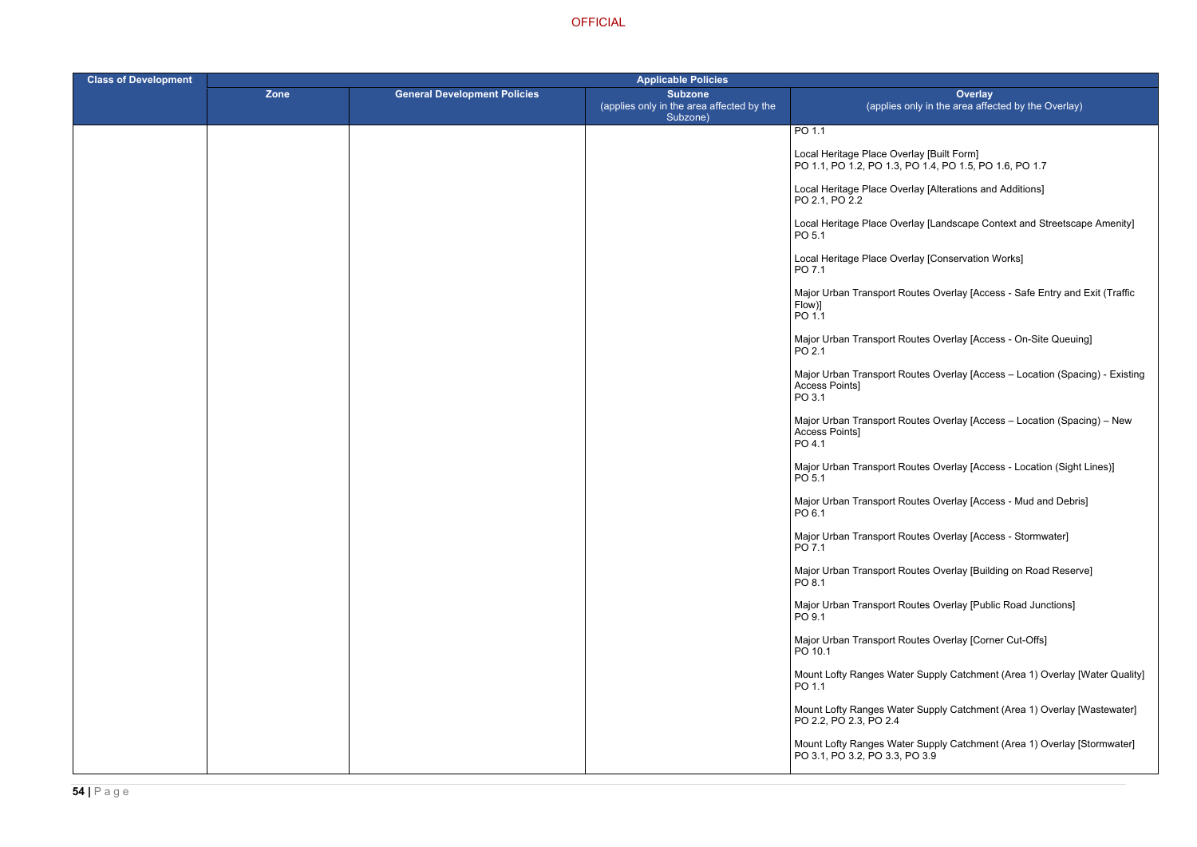| Class of Development | Applicable Policies | | | |
|---|---|---|---|---|
| | Zone | General Development Policies | Subzone (applies only in the area affected by the Subzone) | Overlay (applies only in the area affected by the Overlay) |
| | | | | PO 1.1<br><br>Local Heritage Place Overlay [Built Form]<br>PO 1.1, PO 1.2, PO 1.3, PO 1.4, PO 1.5, PO 1.6, PO 1.7<br><br>Local Heritage Place Overlay [Alterations and Additions]<br>PO 2.1, PO 2.2<br><br>Local Heritage Place Overlay [Landscape Context and Streetscape Amenity]<br>PO 5.1<br><br>Local Heritage Place Overlay [Conservation Works]<br>PO 7.1<br><br>Major Urban Transport Routes Overlay [Access - Safe Entry and Exit (Traffic Flow)]<br>PO 1.1<br><br>Major Urban Transport Routes Overlay [Access - On-Site Queuing]<br>PO 2.1<br><br>Major Urban Transport Routes Overlay [Access – Location (Spacing) - Existing Access Points]<br>PO 3.1<br><br>Major Urban Transport Routes Overlay [Access – Location (Spacing) – New Access Points]<br>PO 4.1<br><br>Major Urban Transport Routes Overlay [Access - Location (Sight Lines)]<br>PO 5.1<br><br>Major Urban Transport Routes Overlay [Access - Mud and Debris]<br>PO 6.1<br><br>Major Urban Transport Routes Overlay [Access - Stormwater]<br>PO 7.1<br><br>Major Urban Transport Routes Overlay [Building on Road Reserve]<br>PO 8.1<br><br>Major Urban Transport Routes Overlay [Public Road Junctions]<br>PO 9.1<br><br>Major Urban Transport Routes Overlay [Corner Cut-Offs]<br>PO 10.1<br><br>Mount Lofty Ranges Water Supply Catchment (Area 1) Overlay [Water Quality]<br>PO 1.1<br><br>Mount Lofty Ranges Water Supply Catchment (Area 1) Overlay [Wastewater]<br>PO 2.2, PO 2.3, PO 2.4<br><br>Mount Lofty Ranges Water Supply Catchment (Area 1) Overlay [Stormwater]<br>PO 3.1, PO 3.2, PO 3.3, PO 3.9 |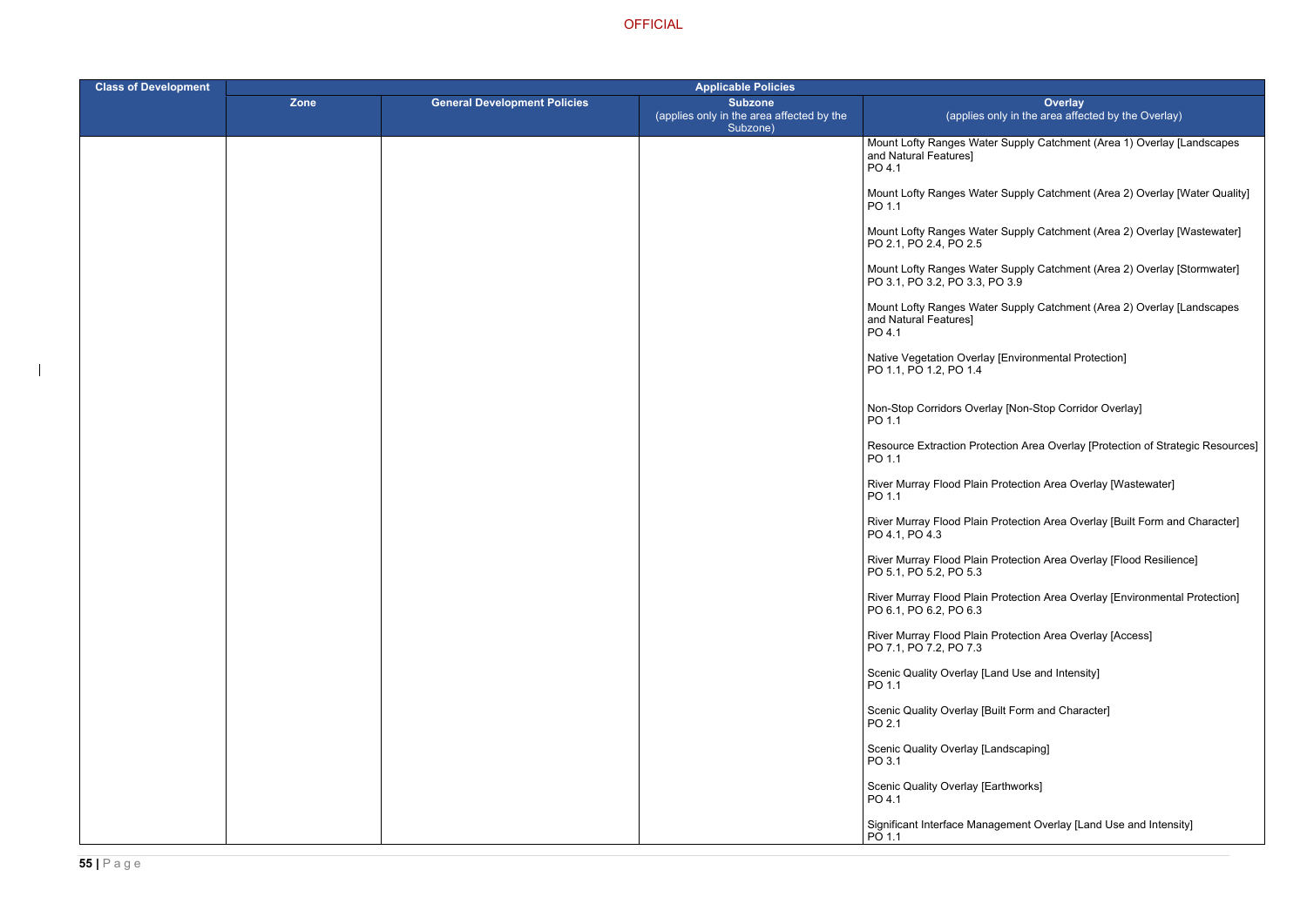| Class of Development | Applicable Policies | | | |
|---|---|---|---|---|
| | Zone | General Development Policies | Subzone (applies only in the area affected by the Subzone) | Overlay (applies only in the area affected by the Overlay) |
| | | | | Mount Lofty Ranges Water Supply Catchment (Area 1) Overlay [Landscapes and Natural Features] PO 4.1<br><br>Mount Lofty Ranges Water Supply Catchment (Area 2) Overlay [Water Quality] PO 1.1<br><br>Mount Lofty Ranges Water Supply Catchment (Area 2) Overlay [Wastewater] PO 2.1, PO 2.4, PO 2.5<br><br>Mount Lofty Ranges Water Supply Catchment (Area 2) Overlay [Stormwater] PO 3.1, PO 3.2, PO 3.3, PO 3.9<br><br>Mount Lofty Ranges Water Supply Catchment (Area 2) Overlay [Landscapes and Natural Features] PO 4.1<br><br>Native Vegetation Overlay [Environmental Protection] PO 1.1, PO 1.2, PO 1.4<br><br>Non-Stop Corridors Overlay [Non-Stop Corridor Overlay] PO 1.1<br><br>Resource Extraction Protection Area Overlay [Protection of Strategic Resources] PO 1.1<br><br>River Murray Flood Plain Protection Area Overlay [Wastewater] PO 1.1<br><br>River Murray Flood Plain Protection Area Overlay [Built Form and Character] PO 4.1, PO 4.3<br><br>River Murray Flood Plain Protection Area Overlay [Flood Resilience] PO 5.1, PO 5.2, PO 5.3<br><br>River Murray Flood Plain Protection Area Overlay [Environmental Protection] PO 6.1, PO 6.2, PO 6.3<br><br>River Murray Flood Plain Protection Area Overlay [Access] PO 7.1, PO 7.2, PO 7.3<br><br>Scenic Quality Overlay [Land Use and Intensity] PO 1.1<br><br>Scenic Quality Overlay [Built Form and Character] PO 2.1<br><br>Scenic Quality Overlay [Landscaping] PO 3.1<br><br>Scenic Quality Overlay [Earthworks] PO 4.1<br><br>Significant Interface Management Overlay [Land Use and Intensity] PO 1.1 |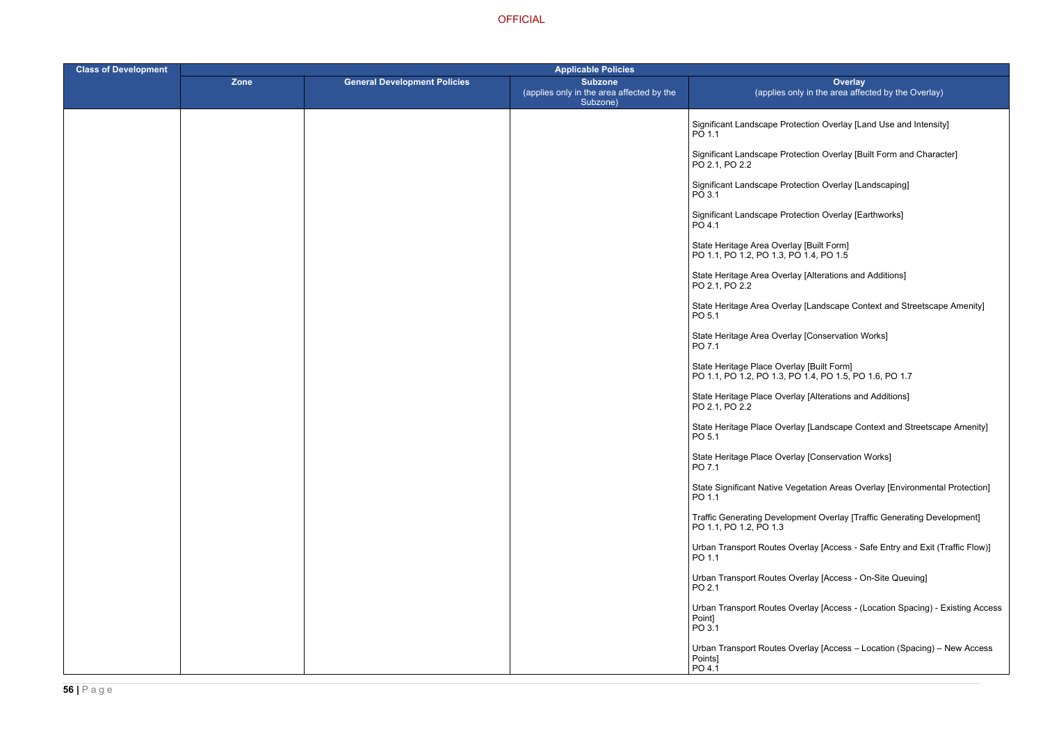| Class of Development | Applicable Policies | | | |
|---|---|---|---|---|
| | Zone | General Development Policies | Subzone (applies only in the area affected by the Subzone) | Overlay (applies only in the area affected by the Overlay) |
| | | | | Significant Landscape Protection Overlay [Land Use and Intensity] PO 1.1<br><br>Significant Landscape Protection Overlay [Built Form and Character] PO 2.1, PO 2.2<br><br>Significant Landscape Protection Overlay [Landscaping] PO 3.1<br><br>Significant Landscape Protection Overlay [Earthworks] PO 4.1<br><br>State Heritage Area Overlay [Built Form] PO 1.1, PO 1.2, PO 1.3, PO 1.4, PO 1.5<br><br>State Heritage Area Overlay [Alterations and Additions] PO 2.1, PO 2.2<br><br>State Heritage Area Overlay [Landscape Context and Streetscape Amenity] PO 5.1<br><br>State Heritage Area Overlay [Conservation Works] PO 7.1<br><br>State Heritage Place Overlay [Built Form] PO 1.1, PO 1.2, PO 1.3, PO 1.4, PO 1.5, PO 1.6, PO 1.7<br><br>State Heritage Place Overlay [Alterations and Additions] PO 2.1, PO 2.2<br><br>State Heritage Place Overlay [Landscape Context and Streetscape Amenity] PO 5.1<br><br>State Heritage Place Overlay [Conservation Works] PO 7.1<br><br>State Significant Native Vegetation Areas Overlay [Environmental Protection] PO 1.1<br><br>Traffic Generating Development Overlay [Traffic Generating Development] PO 1.1, PO 1.2, PO 1.3<br><br>Urban Transport Routes Overlay [Access - Safe Entry and Exit (Traffic Flow)] PO 1.1<br><br>Urban Transport Routes Overlay [Access - On-Site Queuing] PO 2.1<br><br>Urban Transport Routes Overlay [Access - (Location Spacing) - Existing Access Point] PO 3.1<br><br>Urban Transport Routes Overlay [Access – Location (Spacing) – New Access Points] PO 4.1 |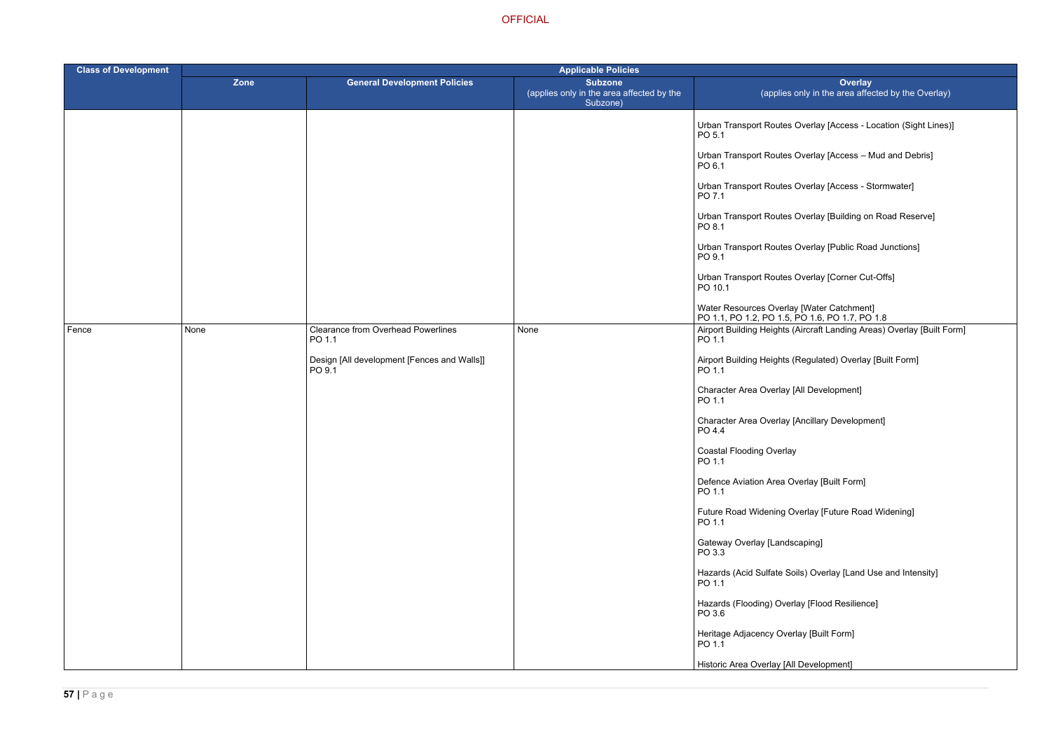OFFICIAL

| Class of Development | Applicable Policies | | | |
|---|---|---|---|---|
| | Zone | General Development Policies | Subzone (applies only in the area affected by the Subzone) | Overlay (applies only in the area affected by the Overlay) |
| | | | | Urban Transport Routes Overlay [Access - Location (Sight Lines)] PO 5.1<br><br>Urban Transport Routes Overlay [Access – Mud and Debris] PO 6.1<br><br>Urban Transport Routes Overlay [Access - Stormwater] PO 7.1<br><br>Urban Transport Routes Overlay [Building on Road Reserve] PO 8.1<br><br>Urban Transport Routes Overlay [Public Road Junctions] PO 9.1<br><br>Urban Transport Routes Overlay [Corner Cut-Offs] PO 10.1<br><br>Water Resources Overlay [Water Catchment] PO 1.1, PO 1.2, PO 1.5, PO 1.6, PO 1.7, PO 1.8 |
| Fence | None | Clearance from Overhead Powerlines PO 1.1<br><br>Design [All development [Fences and Walls]] PO 9.1 | None | Airport Building Heights (Aircraft Landing Areas) Overlay [Built Form] PO 1.1<br><br>Airport Building Heights (Regulated) Overlay [Built Form] PO 1.1<br><br>Character Area Overlay [All Development] PO 1.1<br><br>Character Area Overlay [Ancillary Development] PO 4.4<br><br>Coastal Flooding Overlay PO 1.1<br><br>Defence Aviation Area Overlay [Built Form] PO 1.1<br><br>Future Road Widening Overlay [Future Road Widening] PO 1.1<br><br>Gateway Overlay [Landscaping] PO 3.3<br><br>Hazards (Acid Sulfate Soils) Overlay [Land Use and Intensity] PO 1.1<br><br>Hazards (Flooding) Overlay [Flood Resilience] PO 3.6<br><br>Heritage Adjacency Overlay [Built Form] PO 1.1<br><br>Historic Area Overlay [All Development] |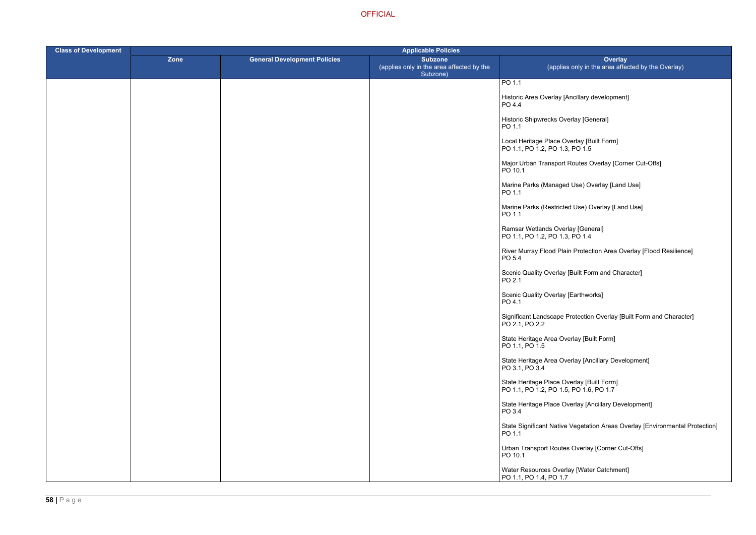| Class of Development | Applicable Policies | | | |
|---|---|---|---|---|
| | Zone | General Development Policies | Subzone (applies only in the area affected by the Subzone) | Overlay (applies only in the area affected by the Overlay) |
| | | | | PO 1.1<br><br>Historic Area Overlay [Ancillary development]<br>PO 4.4<br><br>Historic Shipwrecks Overlay [General]<br>PO 1.1<br><br>Local Heritage Place Overlay [Built Form]<br>PO 1.1, PO 1.2, PO 1.3, PO 1.5<br><br>Major Urban Transport Routes Overlay [Corner Cut-Offs]<br>PO 10.1<br><br>Marine Parks (Managed Use) Overlay [Land Use]<br>PO 1.1<br><br>Marine Parks (Restricted Use) Overlay [Land Use]<br>PO 1.1<br><br>Ramsar Wetlands Overlay [General]<br>PO 1.1, PO 1.2, PO 1.3, PO 1.4<br><br>River Murray Flood Plain Protection Area Overlay [Flood Resilience]<br>PO 5.4<br><br>Scenic Quality Overlay [Built Form and Character]<br>PO 2.1<br><br>Scenic Quality Overlay [Earthworks]<br>PO 4.1<br><br>Significant Landscape Protection Overlay [Built Form and Character]<br>PO 2.1, PO 2.2<br><br>State Heritage Area Overlay [Built Form]<br>PO 1.1, PO 1.5<br><br>State Heritage Area Overlay [Ancillary Development]<br>PO 3.1, PO 3.4<br><br>State Heritage Place Overlay [Built Form]<br>PO 1.1, PO 1.2, PO 1.5, PO 1.6, PO 1.7<br><br>State Heritage Place Overlay [Ancillary Development]<br>PO 3.4<br><br>State Significant Native Vegetation Areas Overlay [Environmental Protection]<br>PO 1.1<br><br>Urban Transport Routes Overlay [Corner Cut-Offs]<br>PO 10.1<br><br>Water Resources Overlay [Water Catchment]<br>PO 1.1, PO 1.4, PO 1.7 |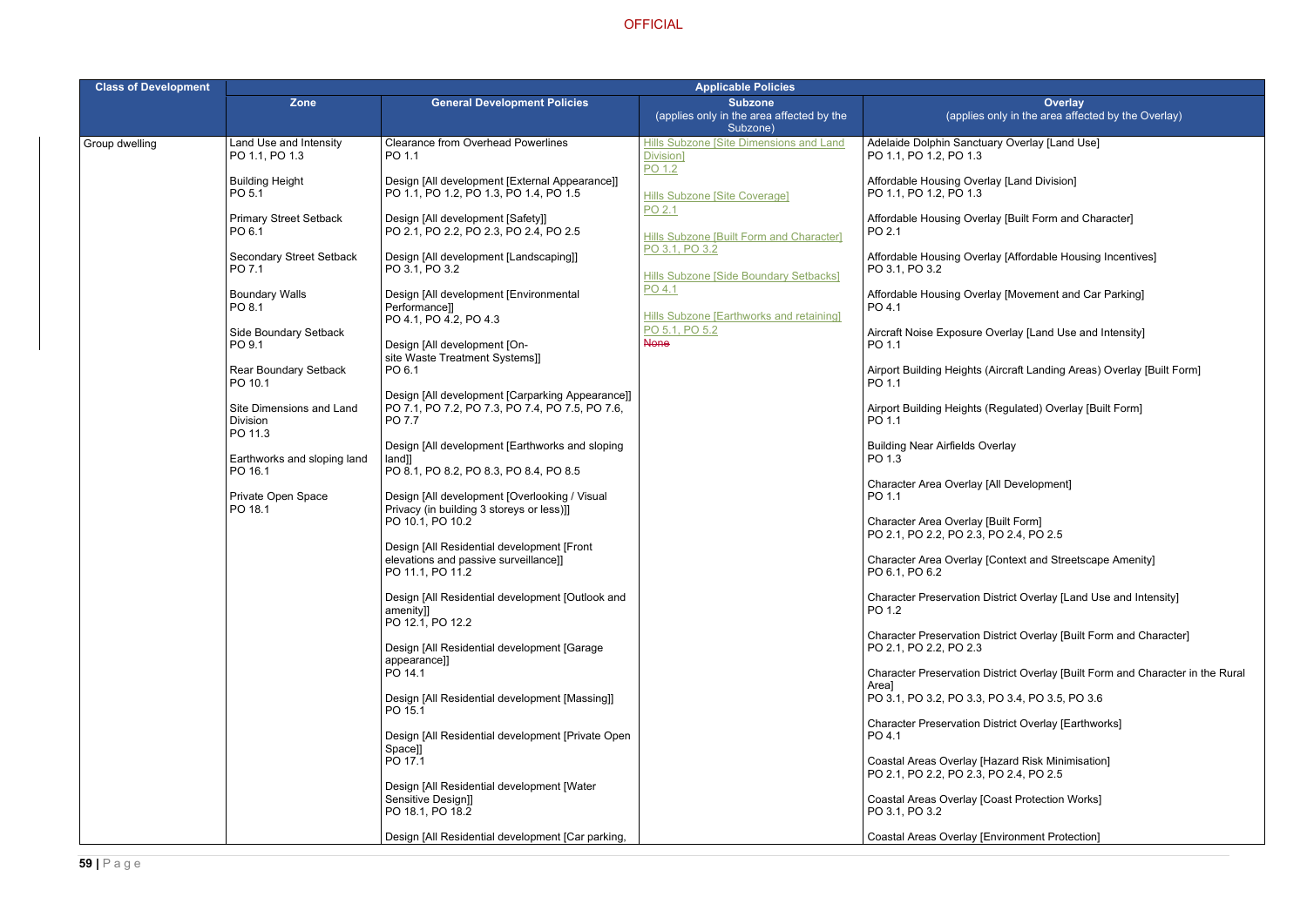OFFICIAL

| Class of Development | Applicable Policies | | | |
|---|---|---|---|---|
| | Zone | General Development Policies | Subzone (applies only in the area affected by the Subzone) | Overlay (applies only in the area affected by the Overlay) |
| Group dwelling | Land Use and Intensity<br>PO 1.1, PO 1.3<br><br>Building Height<br>PO 5.1<br><br>Primary Street Setback<br>PO 6.1<br><br>Secondary Street Setback<br>PO 7.1<br><br>Boundary Walls<br>PO 8.1<br><br>Side Boundary Setback<br>PO 9.1<br><br>Rear Boundary Setback<br>PO 10.1<br><br>Site Dimensions and Land Division<br>PO 11.3<br><br>Earthworks and sloping land<br>PO 16.1<br><br>Private Open Space<br>PO 18.1 | Clearance from Overhead Powerlines<br>PO 1.1<br><br>Design [All development [External Appearance]]<br>PO 1.1, PO 1.2, PO 1.3, PO 1.4, PO 1.5<br><br>Design [All development [Safety]]<br>PO 2.1, PO 2.2, PO 2.3, PO 2.4, PO 2.5<br><br>Design [All development [Landscaping]]<br>PO 3.1, PO 3.2<br><br>Design [All development [Environmental Performance]]<br>PO 4.1, PO 4.2, PO 4.3<br><br>Design [All development [On-site Waste Treatment Systems]]<br>PO 6.1<br><br>Design [All development [Carparking Appearance]]<br>PO 7.1, PO 7.2, PO 7.3, PO 7.4, PO 7.5, PO 7.6, PO 7.7<br><br>Design [All development [Earthworks and sloping land]]<br>PO 8.1, PO 8.2, PO 8.3, PO 8.4, PO 8.5<br><br>Design [All development [Overlooking / Visual Privacy (in building 3 storeys or less)]]<br>PO 10.1, PO 10.2<br><br>Design [All Residential development [Front elevations and passive surveillance]]<br>PO 11.1, PO 11.2<br><br>Design [All Residential development [Outlook and amenity]]<br>PO 12.1, PO 12.2<br><br>Design [All Residential development [Garage appearance]]<br>PO 14.1<br><br>Design [All Residential development [Massing]]<br>PO 15.1<br><br>Design [All Residential development [Private Open Space]]<br>PO 17.1<br><br>Design [All Residential development [Water Sensitive Design]]<br>PO 18.1, PO 18.2<br><br>Design [All Residential development [Car parking, | Hills Subzone [Site Dimensions and Land Division]<br>PO 1.2<br><br>Hills Subzone [Site Coverage]<br>PO 2.1<br><br>Hills Subzone [Built Form and Character]<br>PO 3.1, PO 3.2<br><br>Hills Subzone [Side Boundary Setbacks]<br>PO 4.1<br><br>Hills Subzone [Earthworks and retaining]<br>PO 5.1, PO 5.2<br>~~None~~ | Adelaide Dolphin Sanctuary Overlay [Land Use]<br>PO 1.1, PO 1.2, PO 1.3<br><br>Affordable Housing Overlay [Land Division]<br>PO 1.1, PO 1.2, PO 1.3<br><br>Affordable Housing Overlay [Built Form and Character]<br>PO 2.1<br><br>Affordable Housing Overlay [Affordable Housing Incentives]<br>PO 3.1, PO 3.2<br><br>Affordable Housing Overlay [Movement and Car Parking]<br>PO 4.1<br><br>Aircraft Noise Exposure Overlay [Land Use and Intensity]<br>PO 1.1<br><br>Airport Building Heights (Aircraft Landing Areas) Overlay [Built Form]<br>PO 1.1<br><br>Airport Building Heights (Regulated) Overlay [Built Form]<br>PO 1.1<br><br>Building Near Airfields Overlay<br>PO 1.3<br><br>Character Area Overlay [All Development]<br>PO 1.1<br><br>Character Area Overlay [Built Form]<br>PO 2.1, PO 2.2, PO 2.3, PO 2.4, PO 2.5<br><br>Character Area Overlay [Context and Streetscape Amenity]<br>PO 6.1, PO 6.2<br><br>Character Preservation District Overlay [Land Use and Intensity]<br>PO 1.2<br><br>Character Preservation District Overlay [Built Form and Character]<br>PO 2.1, PO 2.2, PO 2.3<br><br>Character Preservation District Overlay [Built Form and Character in the Rural Area]<br>PO 3.1, PO 3.2, PO 3.3, PO 3.4, PO 3.5, PO 3.6<br><br>Character Preservation District Overlay [Earthworks]<br>PO 4.1<br><br>Coastal Areas Overlay [Hazard Risk Minimisation]<br>PO 2.1, PO 2.2, PO 2.3, PO 2.4, PO 2.5<br><br>Coastal Areas Overlay [Coast Protection Works]<br>PO 3.1, PO 3.2<br><br>Coastal Areas Overlay [Environment Protection] |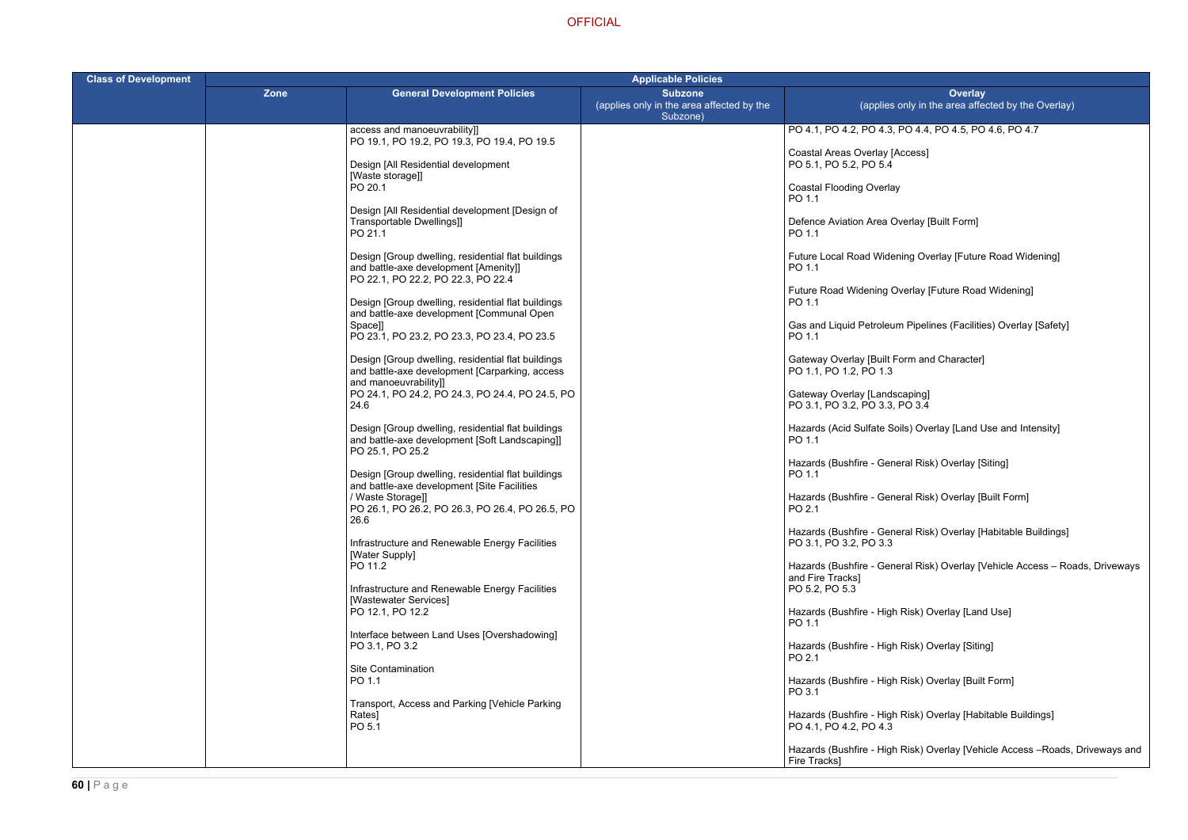| Class of Development | Applicable Policies | | | |
|---|---|---|---|---|
| | Zone | General Development Policies | Subzone (applies only in the area affected by the Subzone) | Overlay (applies only in the area affected by the Overlay) |
| | | access and manoeuvrability]]<br>PO 19.1, PO 19.2, PO 19.3, PO 19.4, PO 19.5<br><br>Design [All Residential development [Waste storage]]<br>PO 20.1<br><br>Design [All Residential development [Design of Transportable Dwellings]]<br>PO 21.1<br><br>Design [Group dwelling, residential flat buildings and battle-axe development [Amenity]]<br>PO 22.1, PO 22.2, PO 22.3, PO 22.4<br><br>Design [Group dwelling, residential flat buildings and battle-axe development [Communal Open Space]]<br>PO 23.1, PO 23.2, PO 23.3, PO 23.4, PO 23.5<br><br>Design [Group dwelling, residential flat buildings and battle-axe development [Carparking, access and manoeuvrability]]<br>PO 24.1, PO 24.2, PO 24.3, PO 24.4, PO 24.5, PO 24.6<br><br>Design [Group dwelling, residential flat buildings and battle-axe development [Soft Landscaping]]<br>PO 25.1, PO 25.2<br><br>Design [Group dwelling, residential flat buildings and battle-axe development [Site Facilities / Waste Storage]]<br>PO 26.1, PO 26.2, PO 26.3, PO 26.4, PO 26.5, PO 26.6<br><br>Infrastructure and Renewable Energy Facilities [Water Supply]<br>PO 11.2<br><br>Infrastructure and Renewable Energy Facilities [Wastewater Services]<br>PO 12.1, PO 12.2<br><br>Interface between Land Uses [Overshadowing]<br>PO 3.1, PO 3.2<br><br>Site Contamination<br>PO 1.1<br><br>Transport, Access and Parking [Vehicle Parking Rates]<br>PO 5.1 | | PO 4.1, PO 4.2, PO 4.3, PO 4.4, PO 4.5, PO 4.6, PO 4.7<br><br>Coastal Areas Overlay [Access]<br>PO 5.1, PO 5.2, PO 5.4<br><br>Coastal Flooding Overlay<br>PO 1.1<br><br>Defence Aviation Area Overlay [Built Form]<br>PO 1.1<br><br>Future Local Road Widening Overlay [Future Road Widening]<br>PO 1.1<br><br>Future Road Widening Overlay [Future Road Widening]<br>PO 1.1<br><br>Gas and Liquid Petroleum Pipelines (Facilities) Overlay [Safety]<br>PO 1.1<br><br>Gateway Overlay [Built Form and Character]<br>PO 1.1, PO 1.2, PO 1.3<br><br>Gateway Overlay [Landscaping]<br>PO 3.1, PO 3.2, PO 3.3, PO 3.4<br><br>Hazards (Acid Sulfate Soils) Overlay [Land Use and Intensity]<br>PO 1.1<br><br>Hazards (Bushfire - General Risk) Overlay [Siting]<br>PO 1.1<br><br>Hazards (Bushfire - General Risk) Overlay [Built Form]<br>PO 2.1<br><br>Hazards (Bushfire - General Risk) Overlay [Habitable Buildings]<br>PO 3.1, PO 3.2, PO 3.3<br><br>Hazards (Bushfire - General Risk) Overlay [Vehicle Access – Roads, Driveways and Fire Tracks]<br>PO 5.2, PO 5.3<br><br>Hazards (Bushfire - High Risk) Overlay [Land Use]<br>PO 1.1<br><br>Hazards (Bushfire - High Risk) Overlay [Siting]<br>PO 2.1<br><br>Hazards (Bushfire - High Risk) Overlay [Built Form]<br>PO 3.1<br><br>Hazards (Bushfire - High Risk) Overlay [Habitable Buildings]<br>PO 4.1, PO 4.2, PO 4.3<br><br>Hazards (Bushfire - High Risk) Overlay [Vehicle Access –Roads, Driveways and Fire Tracks] |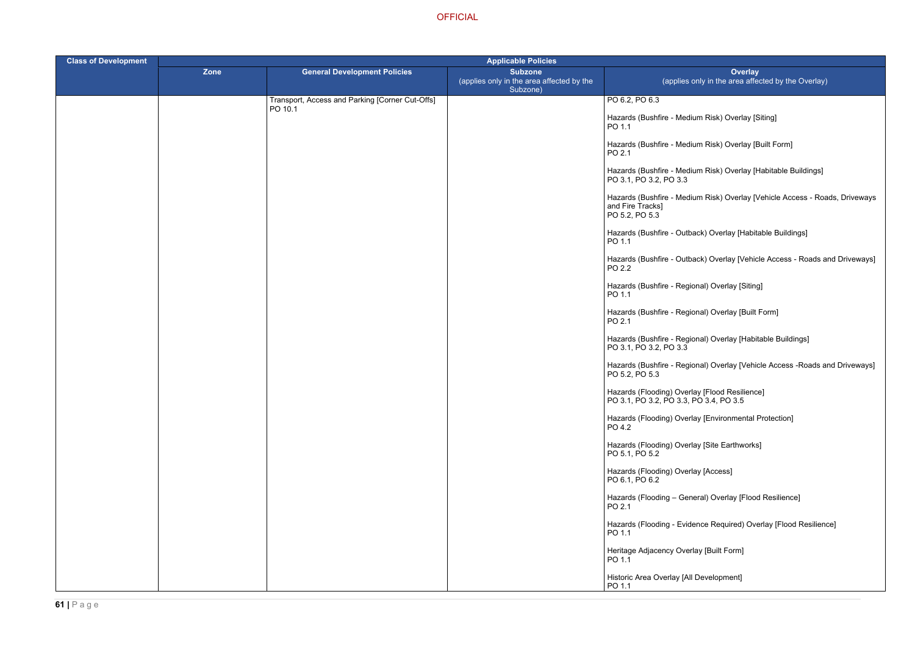| Class of Development | Applicable Policies | | | |
|---|---|---|---|---|
| | Zone | General Development Policies | Subzone (applies only in the area affected by the Subzone) | Overlay (applies only in the area affected by the Overlay) |
| | | Transport, Access and Parking [Corner Cut-Offs] PO 10.1 | | PO 6.2, PO 6.3<br><br>Hazards (Bushfire - Medium Risk) Overlay [Siting] PO 1.1<br><br>Hazards (Bushfire - Medium Risk) Overlay [Built Form] PO 2.1<br><br>Hazards (Bushfire - Medium Risk) Overlay [Habitable Buildings] PO 3.1, PO 3.2, PO 3.3<br><br>Hazards (Bushfire - Medium Risk) Overlay [Vehicle Access - Roads, Driveways and Fire Tracks] PO 5.2, PO 5.3<br><br>Hazards (Bushfire - Outback) Overlay [Habitable Buildings] PO 1.1<br><br>Hazards (Bushfire - Outback) Overlay [Vehicle Access - Roads and Driveways] PO 2.2<br><br>Hazards (Bushfire - Regional) Overlay [Siting] PO 1.1<br><br>Hazards (Bushfire - Regional) Overlay [Built Form] PO 2.1<br><br>Hazards (Bushfire - Regional) Overlay [Habitable Buildings] PO 3.1, PO 3.2, PO 3.3<br><br>Hazards (Bushfire - Regional) Overlay [Vehicle Access -Roads and Driveways] PO 5.2, PO 5.3<br><br>Hazards (Flooding) Overlay [Flood Resilience] PO 3.1, PO 3.2, PO 3.3, PO 3.4, PO 3.5<br><br>Hazards (Flooding) Overlay [Environmental Protection] PO 4.2<br><br>Hazards (Flooding) Overlay [Site Earthworks] PO 5.1, PO 5.2<br><br>Hazards (Flooding) Overlay [Access] PO 6.1, PO 6.2<br><br>Hazards (Flooding – General) Overlay [Flood Resilience] PO 2.1<br><br>Hazards (Flooding - Evidence Required) Overlay [Flood Resilience] PO 1.1<br><br>Heritage Adjacency Overlay [Built Form] PO 1.1<br><br>Historic Area Overlay [All Development] PO 1.1 |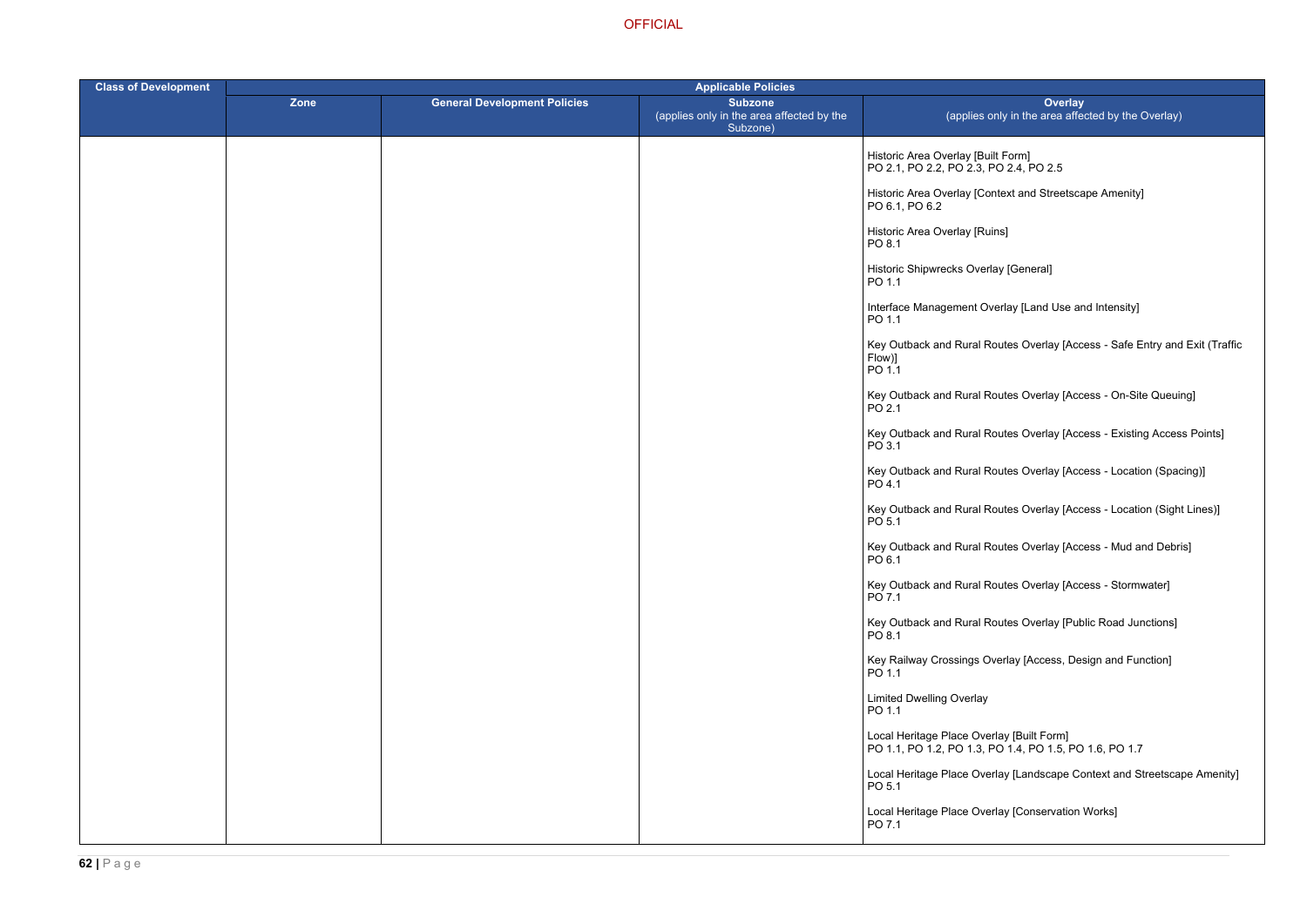OFFICIAL

| Class of Development | Applicable Policies | | | |
|---|---|---|---|---|
| | Zone | General Development Policies | Subzone (applies only in the area affected by the Subzone) | Overlay (applies only in the area affected by the Overlay) |
| | | | | Historic Area Overlay [Built Form]<br>PO 2.1, PO 2.2, PO 2.3, PO 2.4, PO 2.5<br><br>Historic Area Overlay [Context and Streetscape Amenity]<br>PO 6.1, PO 6.2<br><br>Historic Area Overlay [Ruins]<br>PO 8.1<br><br>Historic Shipwrecks Overlay [General]<br>PO 1.1<br><br>Interface Management Overlay [Land Use and Intensity]<br>PO 1.1<br><br>Key Outback and Rural Routes Overlay [Access - Safe Entry and Exit (Traffic Flow)]<br>PO 1.1<br><br>Key Outback and Rural Routes Overlay [Access - On-Site Queuing]<br>PO 2.1<br><br>Key Outback and Rural Routes Overlay [Access - Existing Access Points]<br>PO 3.1<br><br>Key Outback and Rural Routes Overlay [Access - Location (Spacing)]<br>PO 4.1<br><br>Key Outback and Rural Routes Overlay [Access - Location (Sight Lines)]<br>PO 5.1<br><br>Key Outback and Rural Routes Overlay [Access - Mud and Debris]<br>PO 6.1<br><br>Key Outback and Rural Routes Overlay [Access - Stormwater]<br>PO 7.1<br><br>Key Outback and Rural Routes Overlay [Public Road Junctions]<br>PO 8.1<br><br>Key Railway Crossings Overlay [Access, Design and Function]<br>PO 1.1<br><br>Limited Dwelling Overlay<br>PO 1.1<br><br>Local Heritage Place Overlay [Built Form]<br>PO 1.1, PO 1.2, PO 1.3, PO 1.4, PO 1.5, PO 1.6, PO 1.7<br><br>Local Heritage Place Overlay [Landscape Context and Streetscape Amenity]<br>PO 5.1<br><br>Local Heritage Place Overlay [Conservation Works]<br>PO 7.1 |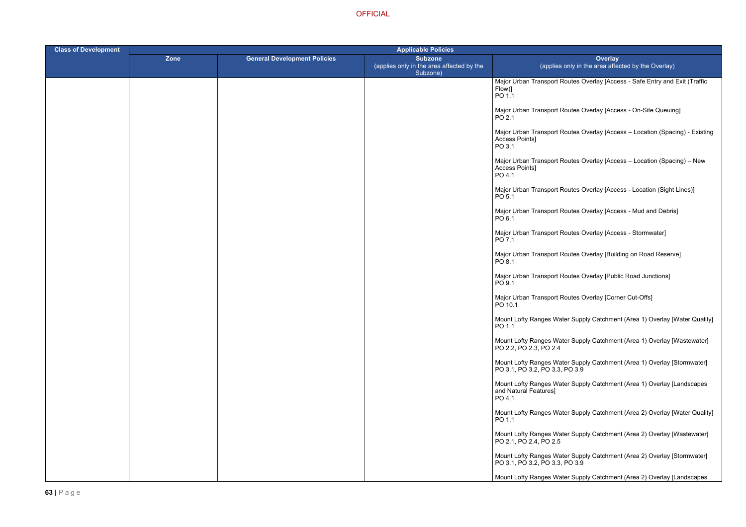| Class of Development | Applicable Policies | | | |
|---|---|---|---|---|
| | Zone | General Development Policies | Subzone (applies only in the area affected by the Subzone) | Overlay (applies only in the area affected by the Overlay) |
| | | | | Major Urban Transport Routes Overlay [Access - Safe Entry and Exit (Traffic Flow)]<br>PO 1.1<br><br>Major Urban Transport Routes Overlay [Access - On-Site Queuing]<br>PO 2.1<br><br>Major Urban Transport Routes Overlay [Access – Location (Spacing) - Existing Access Points]<br>PO 3.1<br><br>Major Urban Transport Routes Overlay [Access – Location (Spacing) – New Access Points]<br>PO 4.1<br><br>Major Urban Transport Routes Overlay [Access - Location (Sight Lines)]<br>PO 5.1<br><br>Major Urban Transport Routes Overlay [Access - Mud and Debris]<br>PO 6.1<br><br>Major Urban Transport Routes Overlay [Access - Stormwater]<br>PO 7.1<br><br>Major Urban Transport Routes Overlay [Building on Road Reserve]<br>PO 8.1<br><br>Major Urban Transport Routes Overlay [Public Road Junctions]<br>PO 9.1<br><br>Major Urban Transport Routes Overlay [Corner Cut-Offs]<br>PO 10.1<br><br>Mount Lofty Ranges Water Supply Catchment (Area 1) Overlay [Water Quality]<br>PO 1.1<br><br>Mount Lofty Ranges Water Supply Catchment (Area 1) Overlay [Wastewater]<br>PO 2.2, PO 2.3, PO 2.4<br><br>Mount Lofty Ranges Water Supply Catchment (Area 1) Overlay [Stormwater]<br>PO 3.1, PO 3.2, PO 3.3, PO 3.9<br><br>Mount Lofty Ranges Water Supply Catchment (Area 1) Overlay [Landscapes and Natural Features]<br>PO 4.1<br><br>Mount Lofty Ranges Water Supply Catchment (Area 2) Overlay [Water Quality]<br>PO 1.1<br><br>Mount Lofty Ranges Water Supply Catchment (Area 2) Overlay [Wastewater]<br>PO 2.1, PO 2.4, PO 2.5<br><br>Mount Lofty Ranges Water Supply Catchment (Area 2) Overlay [Stormwater]<br>PO 3.1, PO 3.2, PO 3.3, PO 3.9<br><br>Mount Lofty Ranges Water Supply Catchment (Area 2) Overlay [Landscapes |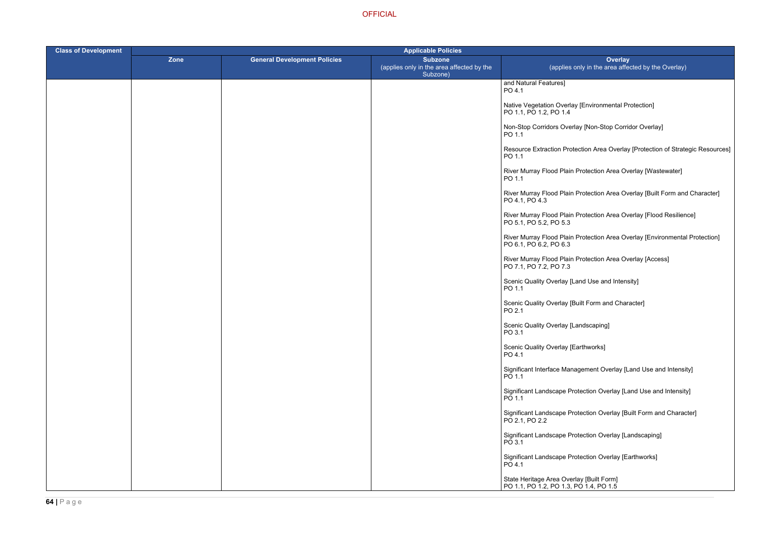| Class of Development | Applicable Policies | | | |
|---|---|---|---|---|
| | Zone | General Development Policies | Subzone (applies only in the area affected by the Subzone) | Overlay (applies only in the area affected by the Overlay) |
| | | | | and Natural Features]<br>PO 4.1<br><br>Native Vegetation Overlay [Environmental Protection]<br>PO 1.1, PO 1.2, PO 1.4<br><br>Non-Stop Corridors Overlay [Non-Stop Corridor Overlay]<br>PO 1.1<br><br>Resource Extraction Protection Area Overlay [Protection of Strategic Resources]<br>PO 1.1<br><br>River Murray Flood Plain Protection Area Overlay [Wastewater]<br>PO 1.1<br><br>River Murray Flood Plain Protection Area Overlay [Built Form and Character]<br>PO 4.1, PO 4.3<br><br>River Murray Flood Plain Protection Area Overlay [Flood Resilience]<br>PO 5.1, PO 5.2, PO 5.3<br><br>River Murray Flood Plain Protection Area Overlay [Environmental Protection]<br>PO 6.1, PO 6.2, PO 6.3<br><br>River Murray Flood Plain Protection Area Overlay [Access]<br>PO 7.1, PO 7.2, PO 7.3<br><br>Scenic Quality Overlay [Land Use and Intensity]<br>PO 1.1<br><br>Scenic Quality Overlay [Built Form and Character]<br>PO 2.1<br><br>Scenic Quality Overlay [Landscaping]<br>PO 3.1<br><br>Scenic Quality Overlay [Earthworks]<br>PO 4.1<br><br>Significant Interface Management Overlay [Land Use and Intensity]<br>PO 1.1<br><br>Significant Landscape Protection Overlay [Land Use and Intensity]<br>PO 1.1<br><br>Significant Landscape Protection Overlay [Built Form and Character]<br>PO 2.1, PO 2.2<br><br>Significant Landscape Protection Overlay [Landscaping]<br>PO 3.1<br><br>Significant Landscape Protection Overlay [Earthworks]<br>PO 4.1<br><br>State Heritage Area Overlay [Built Form]<br>PO 1.1, PO 1.2, PO 1.3, PO 1.4, PO 1.5 |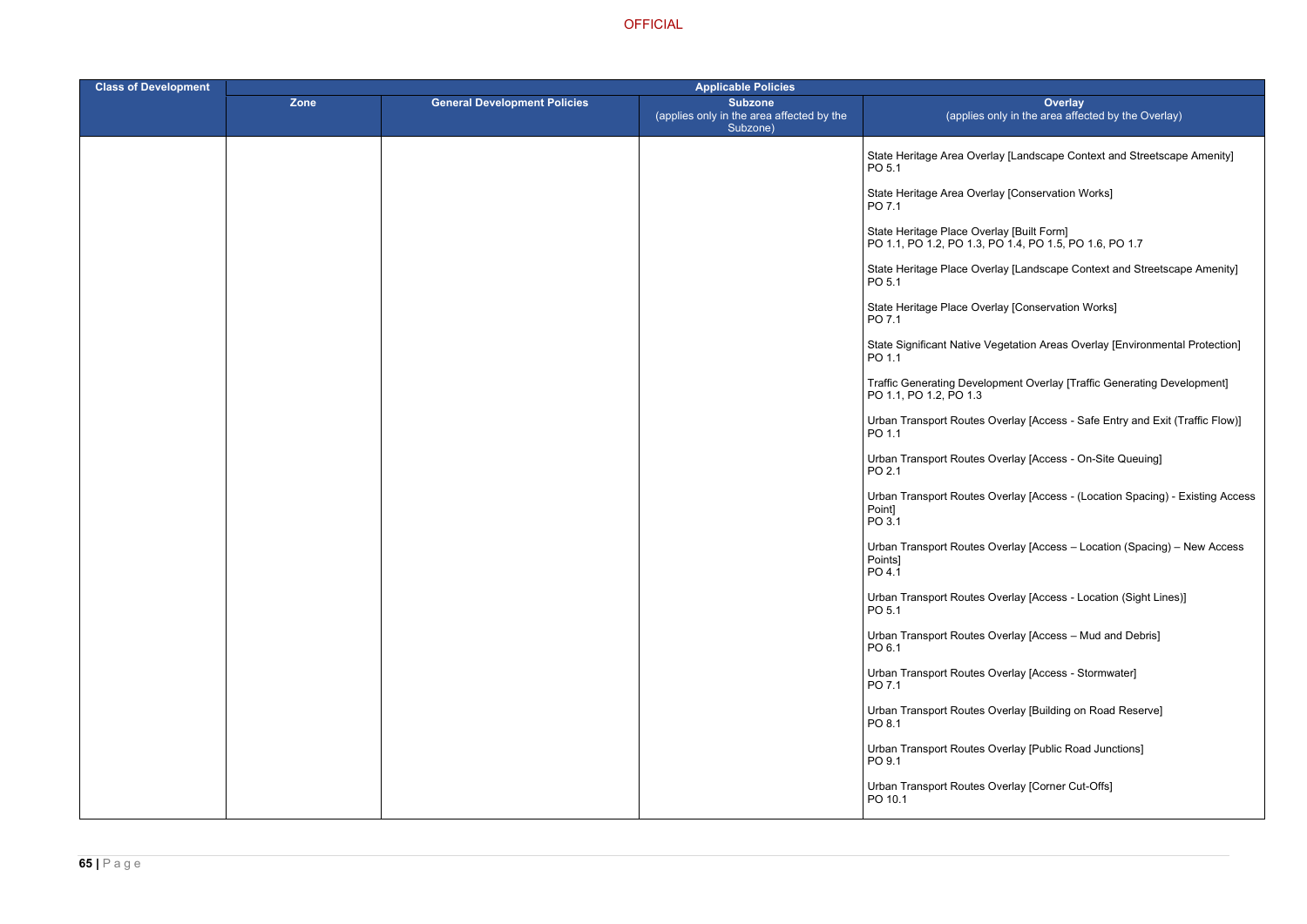| Class of Development | Applicable Policies | | | |
|---|---|---|---|---|
| | Zone | General Development Policies | Subzone (applies only in the area affected by the Subzone) | Overlay (applies only in the area affected by the Overlay) |
| | | | | State Heritage Area Overlay [Landscape Context and Streetscape Amenity] PO 5.1<br><br>State Heritage Area Overlay [Conservation Works] PO 7.1<br><br>State Heritage Place Overlay [Built Form] PO 1.1, PO 1.2, PO 1.3, PO 1.4, PO 1.5, PO 1.6, PO 1.7<br><br>State Heritage Place Overlay [Landscape Context and Streetscape Amenity] PO 5.1<br><br>State Heritage Place Overlay [Conservation Works] PO 7.1<br><br>State Significant Native Vegetation Areas Overlay [Environmental Protection] PO 1.1<br><br>Traffic Generating Development Overlay [Traffic Generating Development] PO 1.1, PO 1.2, PO 1.3<br><br>Urban Transport Routes Overlay [Access - Safe Entry and Exit (Traffic Flow)] PO 1.1<br><br>Urban Transport Routes Overlay [Access - On-Site Queuing] PO 2.1<br><br>Urban Transport Routes Overlay [Access - (Location Spacing) - Existing Access Point] PO 3.1<br><br>Urban Transport Routes Overlay [Access – Location (Spacing) – New Access Points] PO 4.1<br><br>Urban Transport Routes Overlay [Access - Location (Sight Lines)] PO 5.1<br><br>Urban Transport Routes Overlay [Access – Mud and Debris] PO 6.1<br><br>Urban Transport Routes Overlay [Access - Stormwater] PO 7.1<br><br>Urban Transport Routes Overlay [Building on Road Reserve] PO 8.1<br><br>Urban Transport Routes Overlay [Public Road Junctions] PO 9.1<br><br>Urban Transport Routes Overlay [Corner Cut-Offs] PO 10.1 |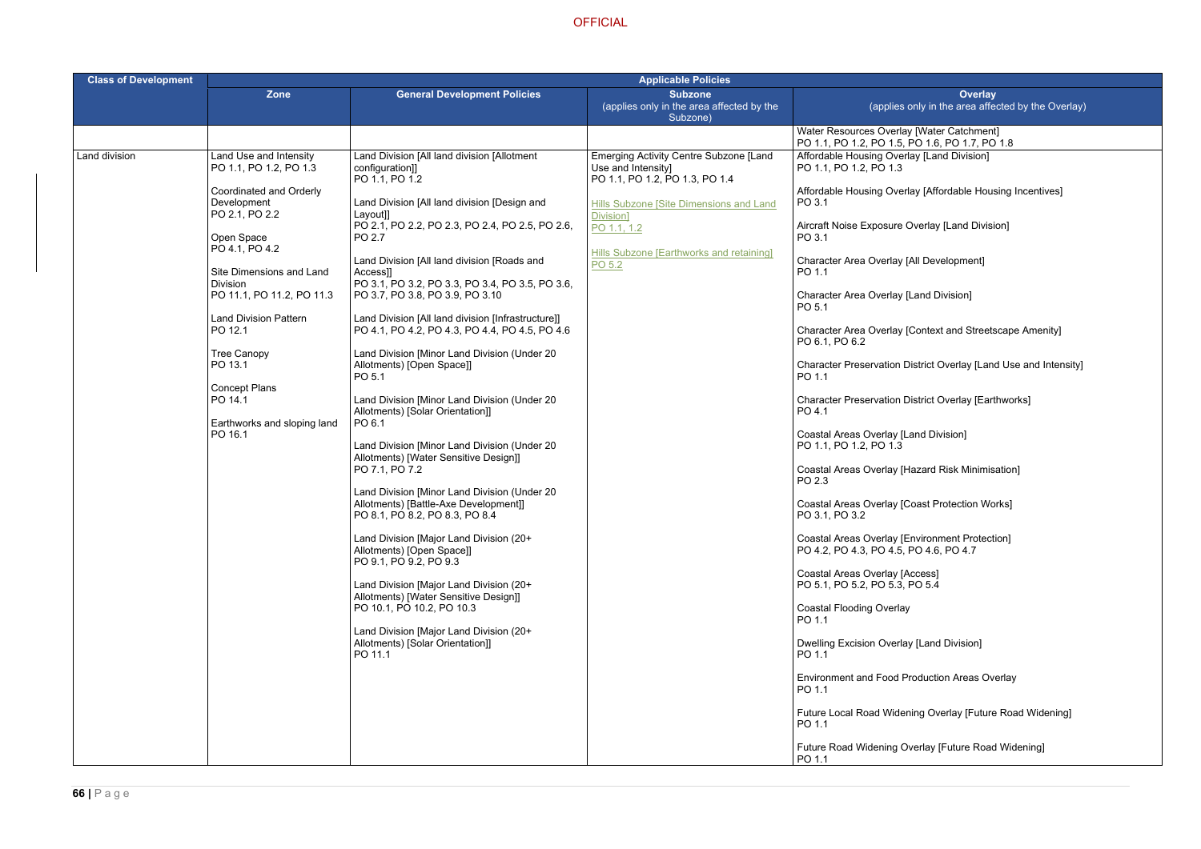| Class of Development | Applicable Policies | | | |
|---|---|---|---|---|
| | Zone | General Development Policies | Subzone (applies only in the area affected by the Subzone) | Overlay (applies only in the area affected by the Overlay) |
| | | | | Water Resources Overlay [Water Catchment] PO 1.1, PO 1.2, PO 1.5, PO 1.6, PO 1.7, PO 1.8 |
| Land division | Land Use and Intensity PO 1.1, PO 1.2, PO 1.3<br><br>Coordinated and Orderly Development PO 2.1, PO 2.2<br><br>Open Space PO 4.1, PO 4.2<br><br>Site Dimensions and Land Division PO 11.1, PO 11.2, PO 11.3<br><br>Land Division Pattern PO 12.1<br><br>Tree Canopy PO 13.1<br><br>Concept Plans PO 14.1<br><br>Earthworks and sloping land PO 16.1 | Land Division [All land division [Allotment configuration]] PO 1.1, PO 1.2<br><br>Land Division [All land division [Design and Layout]] PO 2.1, PO 2.2, PO 2.3, PO 2.4, PO 2.5, PO 2.6, PO 2.7<br><br>Land Division [All land division [Roads and Access]] PO 3.1, PO 3.2, PO 3.3, PO 3.4, PO 3.5, PO 3.6, PO 3.7, PO 3.8, PO 3.9, PO 3.10<br><br>Land Division [All land division [Infrastructure]] PO 4.1, PO 4.2, PO 4.3, PO 4.4, PO 4.5, PO 4.6<br><br>Land Division [Minor Land Division (Under 20 Allotments) [Open Space]] PO 5.1<br><br>Land Division [Minor Land Division (Under 20 Allotments) [Solar Orientation]] PO 6.1<br><br>Land Division [Minor Land Division (Under 20 Allotments) [Water Sensitive Design]] PO 7.1, PO 7.2<br><br>Land Division [Minor Land Division (Under 20 Allotments) [Battle-Axe Development]] PO 8.1, PO 8.2, PO 8.3, PO 8.4<br><br>Land Division [Major Land Division (20+ Allotments) [Open Space]] PO 9.1, PO 9.2, PO 9.3<br><br>Land Division [Major Land Division (20+ Allotments) [Water Sensitive Design]] PO 10.1, PO 10.2, PO 10.3<br><br>Land Division [Major Land Division (20+ Allotments) [Solar Orientation]] PO 11.1 | Emerging Activity Centre Subzone [Land Use and Intensity] PO 1.1, PO 1.2, PO 1.3, PO 1.4<br><br>Hills Subzone [Site Dimensions and Land Division] PO 1.1, 1.2<br><br>Hills Subzone [Earthworks and retaining] PO 5.2 | Affordable Housing Overlay [Land Division] PO 1.1, PO 1.2, PO 1.3<br><br>Affordable Housing Overlay [Affordable Housing Incentives] PO 3.1<br><br>Aircraft Noise Exposure Overlay [Land Division] PO 3.1<br><br>Character Area Overlay [All Development] PO 1.1<br><br>Character Area Overlay [Land Division] PO 5.1<br><br>Character Area Overlay [Context and Streetscape Amenity] PO 6.1, PO 6.2<br><br>Character Preservation District Overlay [Land Use and Intensity] PO 1.1<br><br>Character Preservation District Overlay [Earthworks] PO 4.1<br><br>Coastal Areas Overlay [Land Division] PO 1.1, PO 1.2, PO 1.3<br><br>Coastal Areas Overlay [Hazard Risk Minimisation] PO 2.3<br><br>Coastal Areas Overlay [Coast Protection Works] PO 3.1, PO 3.2<br><br>Coastal Areas Overlay [Environment Protection] PO 4.2, PO 4.3, PO 4.5, PO 4.6, PO 4.7<br><br>Coastal Areas Overlay [Access] PO 5.1, PO 5.2, PO 5.3, PO 5.4<br><br>Coastal Flooding Overlay PO 1.1<br><br>Dwelling Excision Overlay [Land Division] PO 1.1<br><br>Environment and Food Production Areas Overlay PO 1.1<br><br>Future Local Road Widening Overlay [Future Road Widening] PO 1.1<br><br>Future Road Widening Overlay [Future Road Widening] PO 1.1 |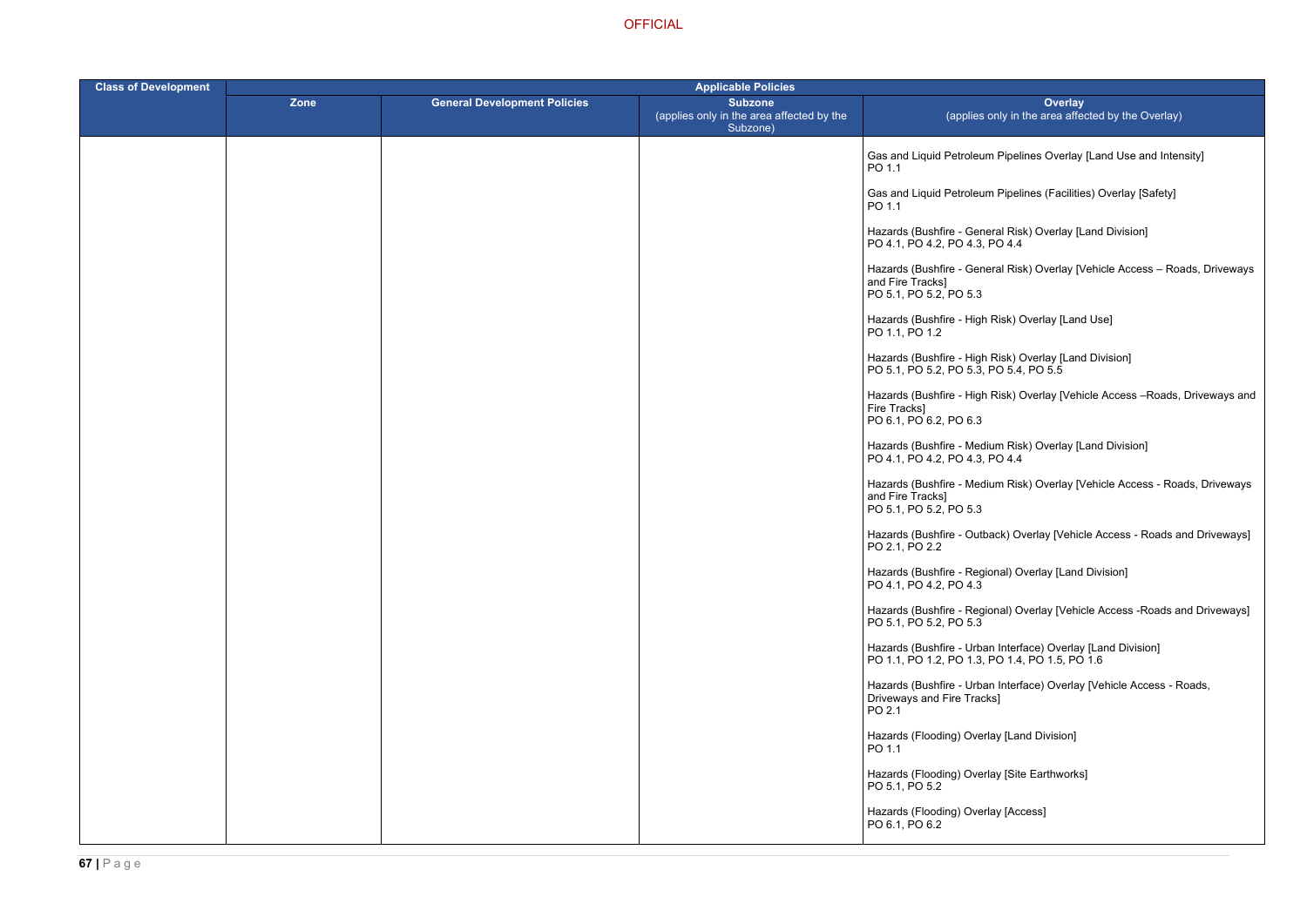| Class of Development | Applicable Policies | | | |
|---|---|---|---|---|
| | Zone | General Development Policies | Subzone (applies only in the area affected by the Subzone) | Overlay (applies only in the area affected by the Overlay) |
| | | | | Gas and Liquid Petroleum Pipelines Overlay [Land Use and Intensity] PO 1.1<br><br>Gas and Liquid Petroleum Pipelines (Facilities) Overlay [Safety] PO 1.1<br><br>Hazards (Bushfire - General Risk) Overlay [Land Division] PO 4.1, PO 4.2, PO 4.3, PO 4.4<br><br>Hazards (Bushfire - General Risk) Overlay [Vehicle Access – Roads, Driveways and Fire Tracks] PO 5.1, PO 5.2, PO 5.3<br><br>Hazards (Bushfire - High Risk) Overlay [Land Use] PO 1.1, PO 1.2<br><br>Hazards (Bushfire - High Risk) Overlay [Land Division] PO 5.1, PO 5.2, PO 5.3, PO 5.4, PO 5.5<br><br>Hazards (Bushfire - High Risk) Overlay [Vehicle Access –Roads, Driveways and Fire Tracks] PO 6.1, PO 6.2, PO 6.3<br><br>Hazards (Bushfire - Medium Risk) Overlay [Land Division] PO 4.1, PO 4.2, PO 4.3, PO 4.4<br><br>Hazards (Bushfire - Medium Risk) Overlay [Vehicle Access - Roads, Driveways and Fire Tracks] PO 5.1, PO 5.2, PO 5.3<br><br>Hazards (Bushfire - Outback) Overlay [Vehicle Access - Roads and Driveways] PO 2.1, PO 2.2<br><br>Hazards (Bushfire - Regional) Overlay [Land Division] PO 4.1, PO 4.2, PO 4.3<br><br>Hazards (Bushfire - Regional) Overlay [Vehicle Access -Roads and Driveways] PO 5.1, PO 5.2, PO 5.3<br><br>Hazards (Bushfire - Urban Interface) Overlay [Land Division] PO 1.1, PO 1.2, PO 1.3, PO 1.4, PO 1.5, PO 1.6<br><br>Hazards (Bushfire - Urban Interface) Overlay [Vehicle Access - Roads, Driveways and Fire Tracks] PO 2.1<br><br>Hazards (Flooding) Overlay [Land Division] PO 1.1<br><br>Hazards (Flooding) Overlay [Site Earthworks] PO 5.1, PO 5.2<br><br>Hazards (Flooding) Overlay [Access] PO 6.1, PO 6.2 |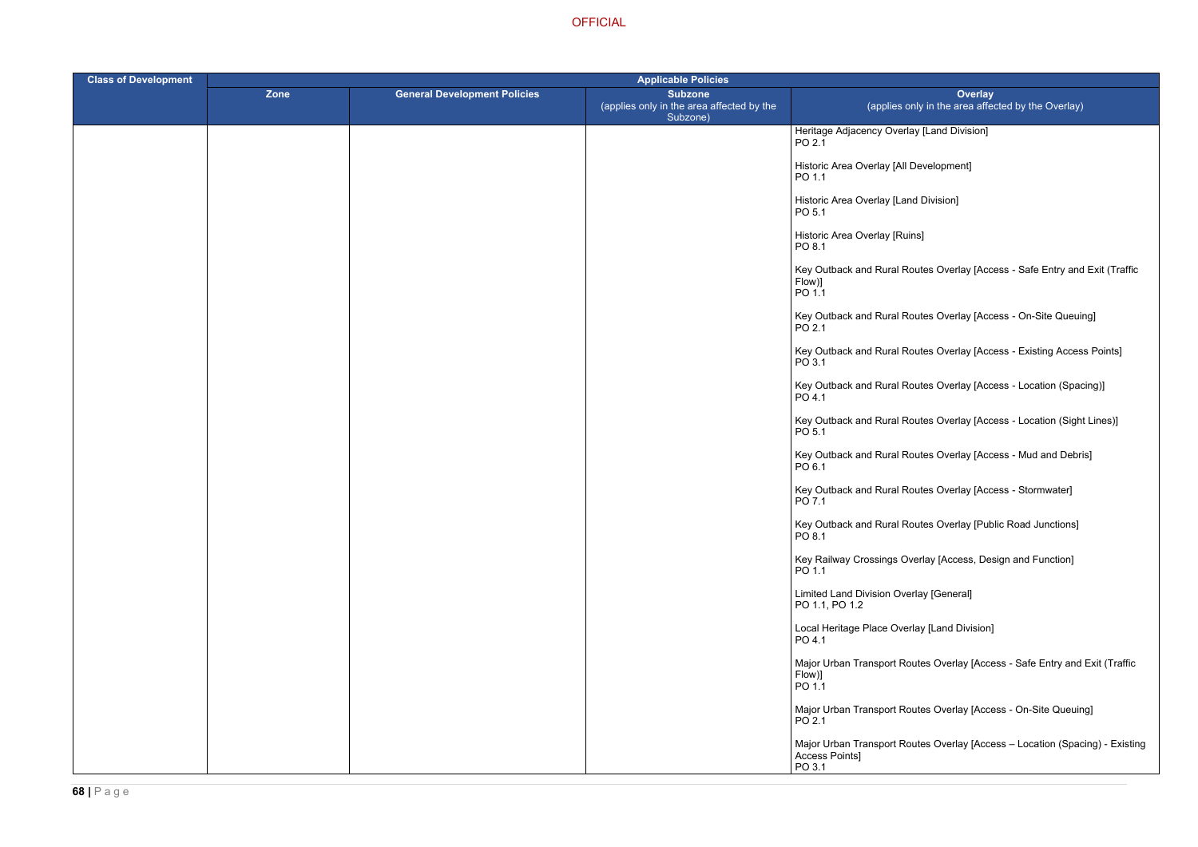| Class of Development | Applicable Policies | | | |
|---|---|---|---|---|
| | Zone | General Development Policies | Subzone (applies only in the area affected by the Subzone) | Overlay (applies only in the area affected by the Overlay) |
| | | | | Heritage Adjacency Overlay [Land Division]<br>PO 2.1<br><br>Historic Area Overlay [All Development]<br>PO 1.1<br><br>Historic Area Overlay [Land Division]<br>PO 5.1<br><br>Historic Area Overlay [Ruins]<br>PO 8.1<br><br>Key Outback and Rural Routes Overlay [Access - Safe Entry and Exit (Traffic Flow)]<br>PO 1.1<br><br>Key Outback and Rural Routes Overlay [Access - On-Site Queuing]<br>PO 2.1<br><br>Key Outback and Rural Routes Overlay [Access - Existing Access Points]<br>PO 3.1<br><br>Key Outback and Rural Routes Overlay [Access - Location (Spacing)]<br>PO 4.1<br><br>Key Outback and Rural Routes Overlay [Access - Location (Sight Lines)]<br>PO 5.1<br><br>Key Outback and Rural Routes Overlay [Access - Mud and Debris]<br>PO 6.1<br><br>Key Outback and Rural Routes Overlay [Access - Stormwater]<br>PO 7.1<br><br>Key Outback and Rural Routes Overlay [Public Road Junctions]<br>PO 8.1<br><br>Key Railway Crossings Overlay [Access, Design and Function]<br>PO 1.1<br><br>Limited Land Division Overlay [General]<br>PO 1.1, PO 1.2<br><br>Local Heritage Place Overlay [Land Division]<br>PO 4.1<br><br>Major Urban Transport Routes Overlay [Access - Safe Entry and Exit (Traffic Flow)]<br>PO 1.1<br><br>Major Urban Transport Routes Overlay [Access - On-Site Queuing]<br>PO 2.1<br><br>Major Urban Transport Routes Overlay [Access – Location (Spacing) - Existing Access Points]<br>PO 3.1 |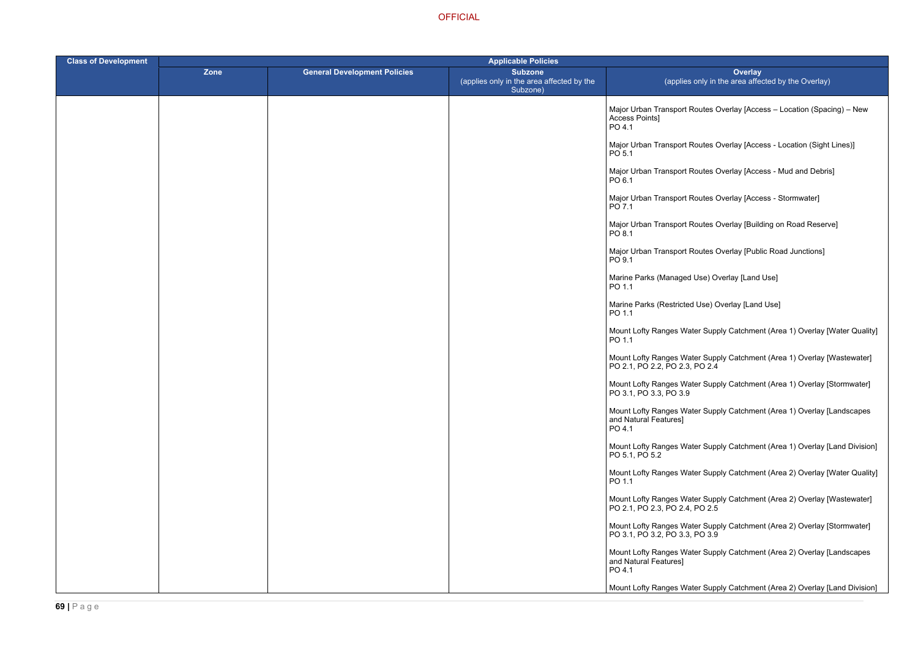| Class of Development | Applicable Policies | | | |
|---|---|---|---|---|
| | Zone | General Development Policies | Subzone (applies only in the area affected by the Subzone) | Overlay (applies only in the area affected by the Overlay) |
| | | | | Major Urban Transport Routes Overlay [Access – Location (Spacing) – New Access Points] PO 4.1<br><br>Major Urban Transport Routes Overlay [Access - Location (Sight Lines)] PO 5.1<br><br>Major Urban Transport Routes Overlay [Access - Mud and Debris] PO 6.1<br><br>Major Urban Transport Routes Overlay [Access - Stormwater] PO 7.1<br><br>Major Urban Transport Routes Overlay [Building on Road Reserve] PO 8.1<br><br>Major Urban Transport Routes Overlay [Public Road Junctions] PO 9.1<br><br>Marine Parks (Managed Use) Overlay [Land Use] PO 1.1<br><br>Marine Parks (Restricted Use) Overlay [Land Use] PO 1.1<br><br>Mount Lofty Ranges Water Supply Catchment (Area 1) Overlay [Water Quality] PO 1.1<br><br>Mount Lofty Ranges Water Supply Catchment (Area 1) Overlay [Wastewater] PO 2.1, PO 2.2, PO 2.3, PO 2.4<br><br>Mount Lofty Ranges Water Supply Catchment (Area 1) Overlay [Stormwater] PO 3.1, PO 3.3, PO 3.9<br><br>Mount Lofty Ranges Water Supply Catchment (Area 1) Overlay [Landscapes and Natural Features] PO 4.1<br><br>Mount Lofty Ranges Water Supply Catchment (Area 1) Overlay [Land Division] PO 5.1, PO 5.2<br><br>Mount Lofty Ranges Water Supply Catchment (Area 2) Overlay [Water Quality] PO 1.1<br><br>Mount Lofty Ranges Water Supply Catchment (Area 2) Overlay [Wastewater] PO 2.1, PO 2.3, PO 2.4, PO 2.5<br><br>Mount Lofty Ranges Water Supply Catchment (Area 2) Overlay [Stormwater] PO 3.1, PO 3.2, PO 3.3, PO 3.9<br><br>Mount Lofty Ranges Water Supply Catchment (Area 2) Overlay [Landscapes and Natural Features] PO 4.1<br><br>Mount Lofty Ranges Water Supply Catchment (Area 2) Overlay [Land Division] |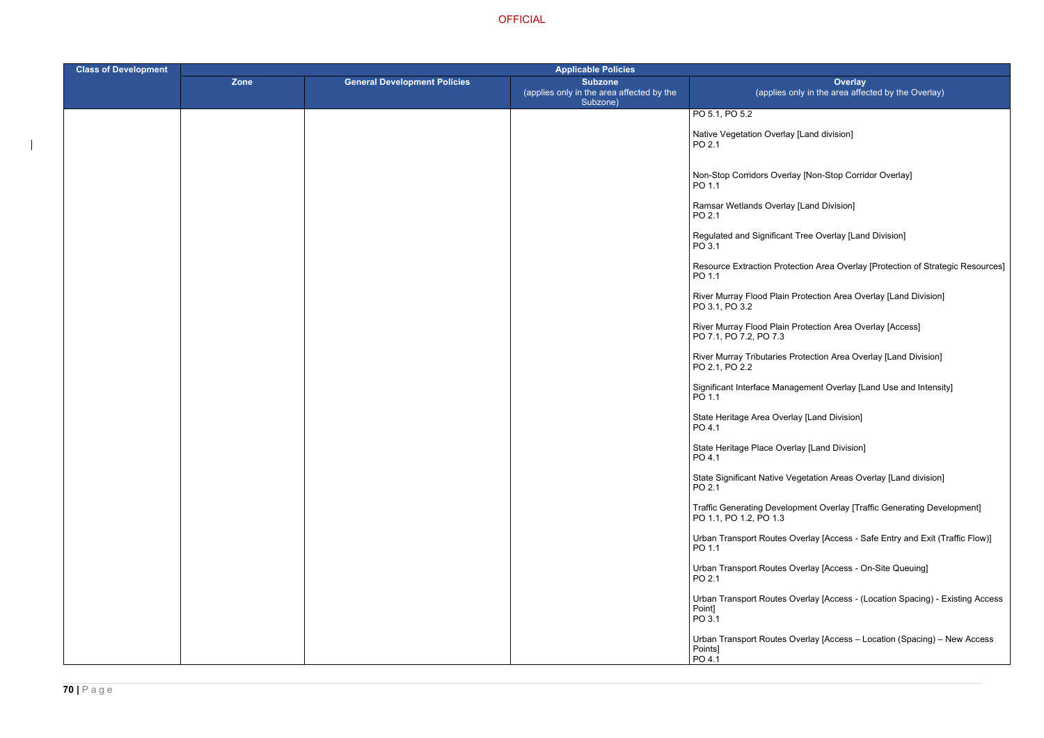| Class of Development | Applicable Policies | | | |
|---|---|---|---|---|
| | Zone | General Development Policies | Subzone (applies only in the area affected by the Subzone) | Overlay (applies only in the area affected by the Overlay) |
| | | | | PO 5.1, PO 5.2<br><br>Native Vegetation Overlay [Land division]<br>PO 2.1<br><br>Non-Stop Corridors Overlay [Non-Stop Corridor Overlay]<br>PO 1.1<br><br>Ramsar Wetlands Overlay [Land Division]<br>PO 2.1<br><br>Regulated and Significant Tree Overlay [Land Division]<br>PO 3.1<br><br>Resource Extraction Protection Area Overlay [Protection of Strategic Resources]<br>PO 1.1<br><br>River Murray Flood Plain Protection Area Overlay [Land Division]<br>PO 3.1, PO 3.2<br><br>River Murray Flood Plain Protection Area Overlay [Access]<br>PO 7.1, PO 7.2, PO 7.3<br><br>River Murray Tributaries Protection Area Overlay [Land Division]<br>PO 2.1, PO 2.2<br><br>Significant Interface Management Overlay [Land Use and Intensity]<br>PO 1.1<br><br>State Heritage Area Overlay [Land Division]<br>PO 4.1<br><br>State Heritage Place Overlay [Land Division]<br>PO 4.1<br><br>State Significant Native Vegetation Areas Overlay [Land division]<br>PO 2.1<br><br>Traffic Generating Development Overlay [Traffic Generating Development]<br>PO 1.1, PO 1.2, PO 1.3<br><br>Urban Transport Routes Overlay [Access - Safe Entry and Exit (Traffic Flow)]<br>PO 1.1<br><br>Urban Transport Routes Overlay [Access - On-Site Queuing]<br>PO 2.1<br><br>Urban Transport Routes Overlay [Access - (Location Spacing) - Existing Access Point]<br>PO 3.1<br><br>Urban Transport Routes Overlay [Access – Location (Spacing) – New Access Points]<br>PO 4.1 |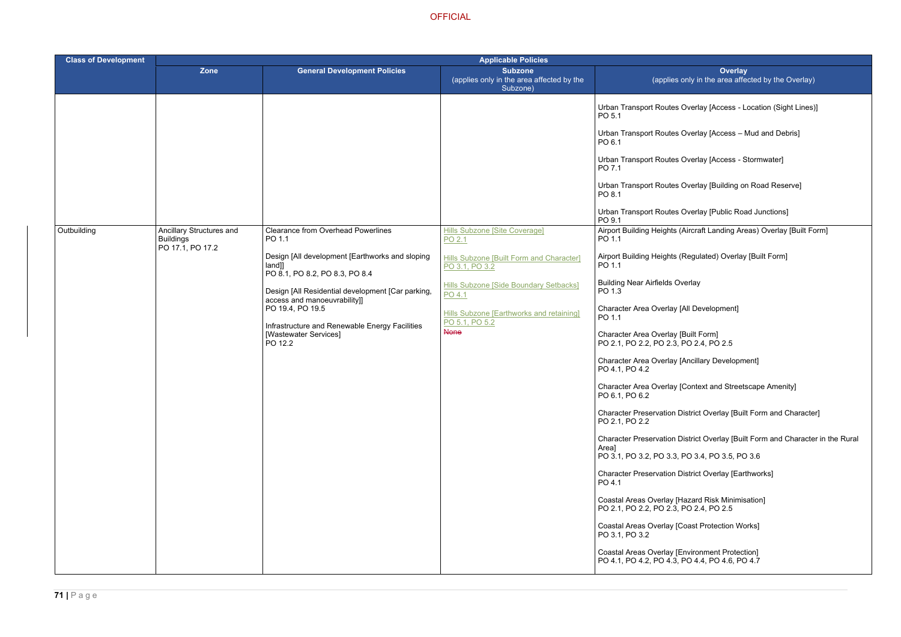OFFICIAL

| Class of Development | Applicable Policies | | | |
|---|---|---|---|---|
| | Zone | General Development Policies | Subzone (applies only in the area affected by the Subzone) | Overlay (applies only in the area affected by the Overlay) |
| | | | | Urban Transport Routes Overlay [Access - Location (Sight Lines)] PO 5.1<br><br>Urban Transport Routes Overlay [Access – Mud and Debris] PO 6.1<br><br>Urban Transport Routes Overlay [Access - Stormwater] PO 7.1<br><br>Urban Transport Routes Overlay [Building on Road Reserve] PO 8.1<br><br>Urban Transport Routes Overlay [Public Road Junctions] PO 9.1 |
| Outbuilding | Ancillary Structures and Buildings PO 17.1, PO 17.2 | Clearance from Overhead Powerlines PO 1.1<br><br>Design [All development [Earthworks and sloping land]] PO 8.1, PO 8.2, PO 8.3, PO 8.4<br><br>Design [All Residential development [Car parking, access and manoeuvrability]] PO 19.4, PO 19.5<br><br>Infrastructure and Renewable Energy Facilities [Wastewater Services] PO 12.2 | Hills Subzone [Site Coverage] PO 2.1<br><br>Hills Subzone [Built Form and Character] PO 3.1, PO 3.2<br><br>Hills Subzone [Side Boundary Setbacks] PO 4.1<br><br>Hills Subzone [Earthworks and retaining] PO 5.1, PO 5.2<br>~~None~~ | Airport Building Heights (Aircraft Landing Areas) Overlay [Built Form] PO 1.1<br><br>Airport Building Heights (Regulated) Overlay [Built Form] PO 1.1<br><br>Building Near Airfields Overlay PO 1.3<br><br>Character Area Overlay [All Development] PO 1.1<br><br>Character Area Overlay [Built Form] PO 2.1, PO 2.2, PO 2.3, PO 2.4, PO 2.5<br><br>Character Area Overlay [Ancillary Development] PO 4.1, PO 4.2<br><br>Character Area Overlay [Context and Streetscape Amenity] PO 6.1, PO 6.2<br><br>Character Preservation District Overlay [Built Form and Character] PO 2.1, PO 2.2<br><br>Character Preservation District Overlay [Built Form and Character in the Rural Area] PO 3.1, PO 3.2, PO 3.3, PO 3.4, PO 3.5, PO 3.6<br><br>Character Preservation District Overlay [Earthworks] PO 4.1<br><br>Coastal Areas Overlay [Hazard Risk Minimisation] PO 2.1, PO 2.2, PO 2.3, PO 2.4, PO 2.5<br><br>Coastal Areas Overlay [Coast Protection Works] PO 3.1, PO 3.2<br><br>Coastal Areas Overlay [Environment Protection] PO 4.1, PO 4.2, PO 4.3, PO 4.4, PO 4.6, PO 4.7 |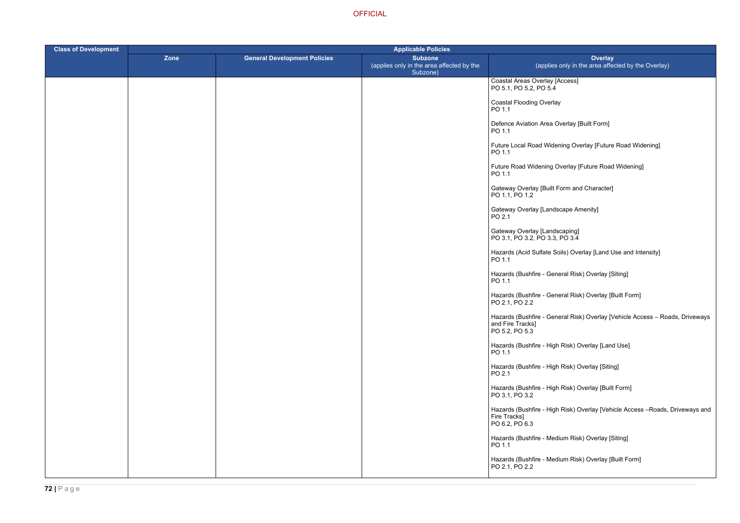OFFICIAL

| Class of Development | Applicable Policies | | | |
|---|---|---|---|---|
| | Zone | General Development Policies | Subzone (applies only in the area affected by the Subzone) | Overlay (applies only in the area affected by the Overlay) |
| | | | | Coastal Areas Overlay [Access]<br>PO 5.1, PO 5.2, PO 5.4<br><br>Coastal Flooding Overlay<br>PO 1.1<br><br>Defence Aviation Area Overlay [Built Form]<br>PO 1.1<br><br>Future Local Road Widening Overlay [Future Road Widening]<br>PO 1.1<br><br>Future Road Widening Overlay [Future Road Widening]<br>PO 1.1<br><br>Gateway Overlay [Built Form and Character]<br>PO 1.1, PO 1.2<br><br>Gateway Overlay [Landscape Amenity]<br>PO 2.1<br><br>Gateway Overlay [Landscaping]<br>PO 3.1, PO 3.2, PO 3.3, PO 3.4<br><br>Hazards (Acid Sulfate Soils) Overlay [Land Use and Intensity]<br>PO 1.1<br><br>Hazards (Bushfire - General Risk) Overlay [Siting]<br>PO 1.1<br><br>Hazards (Bushfire - General Risk) Overlay [Built Form]<br>PO 2.1, PO 2.2<br><br>Hazards (Bushfire - General Risk) Overlay [Vehicle Access – Roads, Driveways and Fire Tracks]<br>PO 5.2, PO 5.3<br><br>Hazards (Bushfire - High Risk) Overlay [Land Use]<br>PO 1.1<br><br>Hazards (Bushfire - High Risk) Overlay [Siting]<br>PO 2.1<br><br>Hazards (Bushfire - High Risk) Overlay [Built Form]<br>PO 3.1, PO 3.2<br><br>Hazards (Bushfire - High Risk) Overlay [Vehicle Access –Roads, Driveways and Fire Tracks]<br>PO 6.2, PO 6.3<br><br>Hazards (Bushfire - Medium Risk) Overlay [Siting]<br>PO 1.1<br><br>Hazards (Bushfire - Medium Risk) Overlay [Built Form]<br>PO 2.1, PO 2.2 |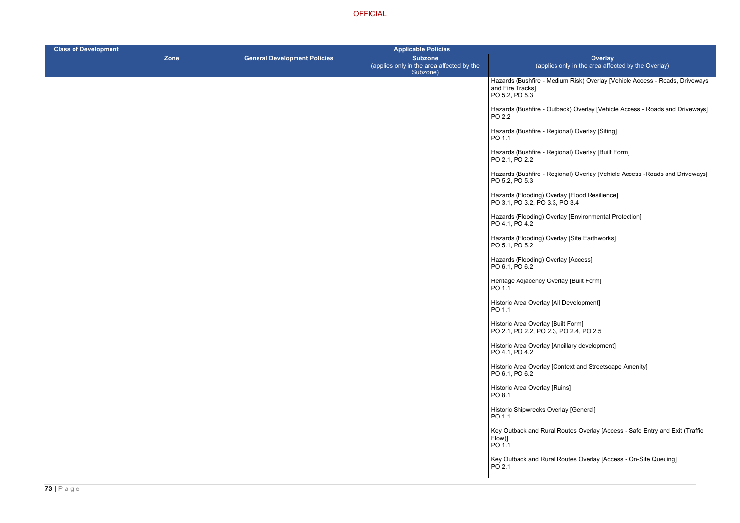| Class of Development | Applicable Policies | | | |
|---|---|---|---|---|
| | Zone | General Development Policies | Subzone (applies only in the area affected by the Subzone) | Overlay (applies only in the area affected by the Overlay) |
| | | | | Hazards (Bushfire - Medium Risk) Overlay [Vehicle Access - Roads, Driveways and Fire Tracks]<br>PO 5.2, PO 5.3<br><br>Hazards (Bushfire - Outback) Overlay [Vehicle Access - Roads and Driveways]<br>PO 2.2<br><br>Hazards (Bushfire - Regional) Overlay [Siting]<br>PO 1.1<br><br>Hazards (Bushfire - Regional) Overlay [Built Form]<br>PO 2.1, PO 2.2<br><br>Hazards (Bushfire - Regional) Overlay [Vehicle Access -Roads and Driveways]<br>PO 5.2, PO 5.3<br><br>Hazards (Flooding) Overlay [Flood Resilience]<br>PO 3.1, PO 3.2, PO 3.3, PO 3.4<br><br>Hazards (Flooding) Overlay [Environmental Protection]<br>PO 4.1, PO 4.2<br><br>Hazards (Flooding) Overlay [Site Earthworks]<br>PO 5.1, PO 5.2<br><br>Hazards (Flooding) Overlay [Access]<br>PO 6.1, PO 6.2<br><br>Heritage Adjacency Overlay [Built Form]<br>PO 1.1<br><br>Historic Area Overlay [All Development]<br>PO 1.1<br><br>Historic Area Overlay [Built Form]<br>PO 2.1, PO 2.2, PO 2.3, PO 2.4, PO 2.5<br><br>Historic Area Overlay [Ancillary development]<br>PO 4.1, PO 4.2<br><br>Historic Area Overlay [Context and Streetscape Amenity]<br>PO 6.1, PO 6.2<br><br>Historic Area Overlay [Ruins]<br>PO 8.1<br><br>Historic Shipwrecks Overlay [General]<br>PO 1.1<br><br>Key Outback and Rural Routes Overlay [Access - Safe Entry and Exit (Traffic Flow)]<br>PO 1.1<br><br>Key Outback and Rural Routes Overlay [Access - On-Site Queuing]<br>PO 2.1 |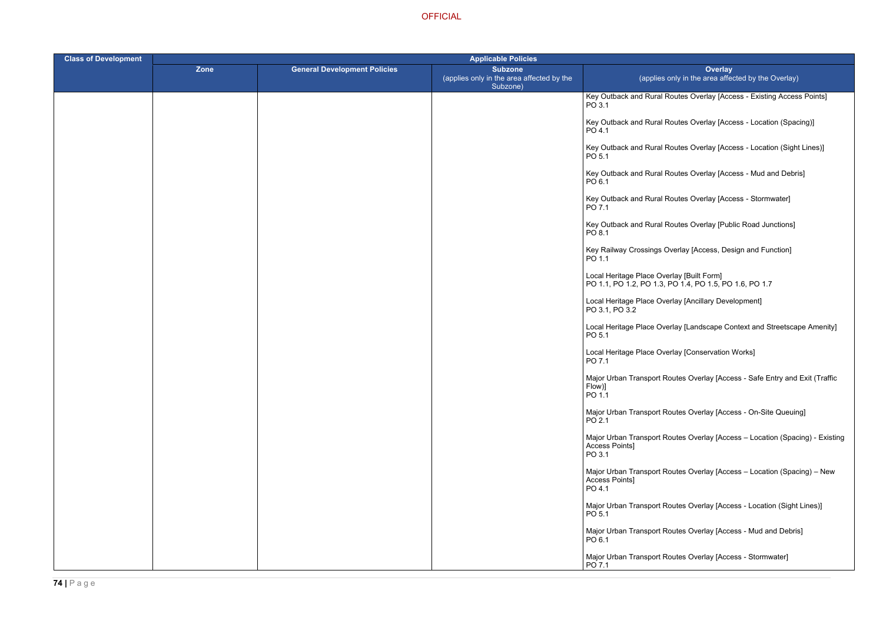| Class of Development | Applicable Policies | | | |
|---|---|---|---|---|
| | Zone | General Development Policies | Subzone (applies only in the area affected by the Subzone) | Overlay (applies only in the area affected by the Overlay) |
| | | | | Key Outback and Rural Routes Overlay [Access - Existing Access Points] PO 3.1<br><br>Key Outback and Rural Routes Overlay [Access - Location (Spacing)] PO 4.1<br><br>Key Outback and Rural Routes Overlay [Access - Location (Sight Lines)] PO 5.1<br><br>Key Outback and Rural Routes Overlay [Access - Mud and Debris] PO 6.1<br><br>Key Outback and Rural Routes Overlay [Access - Stormwater] PO 7.1<br><br>Key Outback and Rural Routes Overlay [Public Road Junctions] PO 8.1<br><br>Key Railway Crossings Overlay [Access, Design and Function] PO 1.1<br><br>Local Heritage Place Overlay [Built Form] PO 1.1, PO 1.2, PO 1.3, PO 1.4, PO 1.5, PO 1.6, PO 1.7<br><br>Local Heritage Place Overlay [Ancillary Development] PO 3.1, PO 3.2<br><br>Local Heritage Place Overlay [Landscape Context and Streetscape Amenity] PO 5.1<br><br>Local Heritage Place Overlay [Conservation Works] PO 7.1<br><br>Major Urban Transport Routes Overlay [Access - Safe Entry and Exit (Traffic Flow)] PO 1.1<br><br>Major Urban Transport Routes Overlay [Access - On-Site Queuing] PO 2.1<br><br>Major Urban Transport Routes Overlay [Access – Location (Spacing) - Existing Access Points] PO 3.1<br><br>Major Urban Transport Routes Overlay [Access – Location (Spacing) – New Access Points] PO 4.1<br><br>Major Urban Transport Routes Overlay [Access - Location (Sight Lines)] PO 5.1<br><br>Major Urban Transport Routes Overlay [Access - Mud and Debris] PO 6.1<br><br>Major Urban Transport Routes Overlay [Access - Stormwater] PO 7.1 |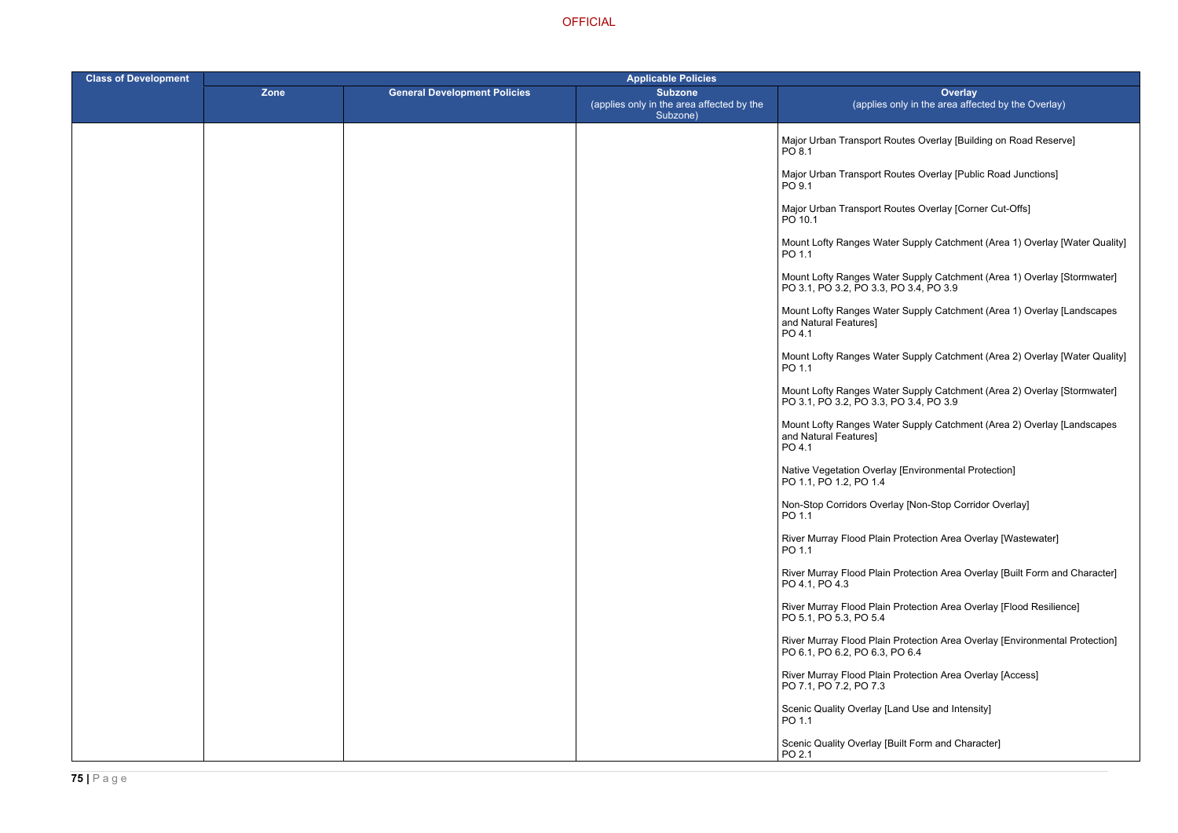| Class of Development | Applicable Policies | | | |
|---|---|---|---|---|
| | Zone | General Development Policies | Subzone (applies only in the area affected by the Subzone) | Overlay (applies only in the area affected by the Overlay) |
| | | | | Major Urban Transport Routes Overlay [Building on Road Reserve] PO 8.1<br><br>Major Urban Transport Routes Overlay [Public Road Junctions] PO 9.1<br><br>Major Urban Transport Routes Overlay [Corner Cut-Offs] PO 10.1<br><br>Mount Lofty Ranges Water Supply Catchment (Area 1) Overlay [Water Quality] PO 1.1<br><br>Mount Lofty Ranges Water Supply Catchment (Area 1) Overlay [Stormwater] PO 3.1, PO 3.2, PO 3.3, PO 3.4, PO 3.9<br><br>Mount Lofty Ranges Water Supply Catchment (Area 1) Overlay [Landscapes and Natural Features] PO 4.1<br><br>Mount Lofty Ranges Water Supply Catchment (Area 2) Overlay [Water Quality] PO 1.1<br><br>Mount Lofty Ranges Water Supply Catchment (Area 2) Overlay [Stormwater] PO 3.1, PO 3.2, PO 3.3, PO 3.4, PO 3.9<br><br>Mount Lofty Ranges Water Supply Catchment (Area 2) Overlay [Landscapes and Natural Features] PO 4.1<br><br>Native Vegetation Overlay [Environmental Protection] PO 1.1, PO 1.2, PO 1.4<br><br>Non-Stop Corridors Overlay [Non-Stop Corridor Overlay] PO 1.1<br><br>River Murray Flood Plain Protection Area Overlay [Wastewater] PO 1.1<br><br>River Murray Flood Plain Protection Area Overlay [Built Form and Character] PO 4.1, PO 4.3<br><br>River Murray Flood Plain Protection Area Overlay [Flood Resilience] PO 5.1, PO 5.3, PO 5.4<br><br>River Murray Flood Plain Protection Area Overlay [Environmental Protection] PO 6.1, PO 6.2, PO 6.3, PO 6.4<br><br>River Murray Flood Plain Protection Area Overlay [Access] PO 7.1, PO 7.2, PO 7.3<br><br>Scenic Quality Overlay [Land Use and Intensity] PO 1.1<br><br>Scenic Quality Overlay [Built Form and Character] PO 2.1 |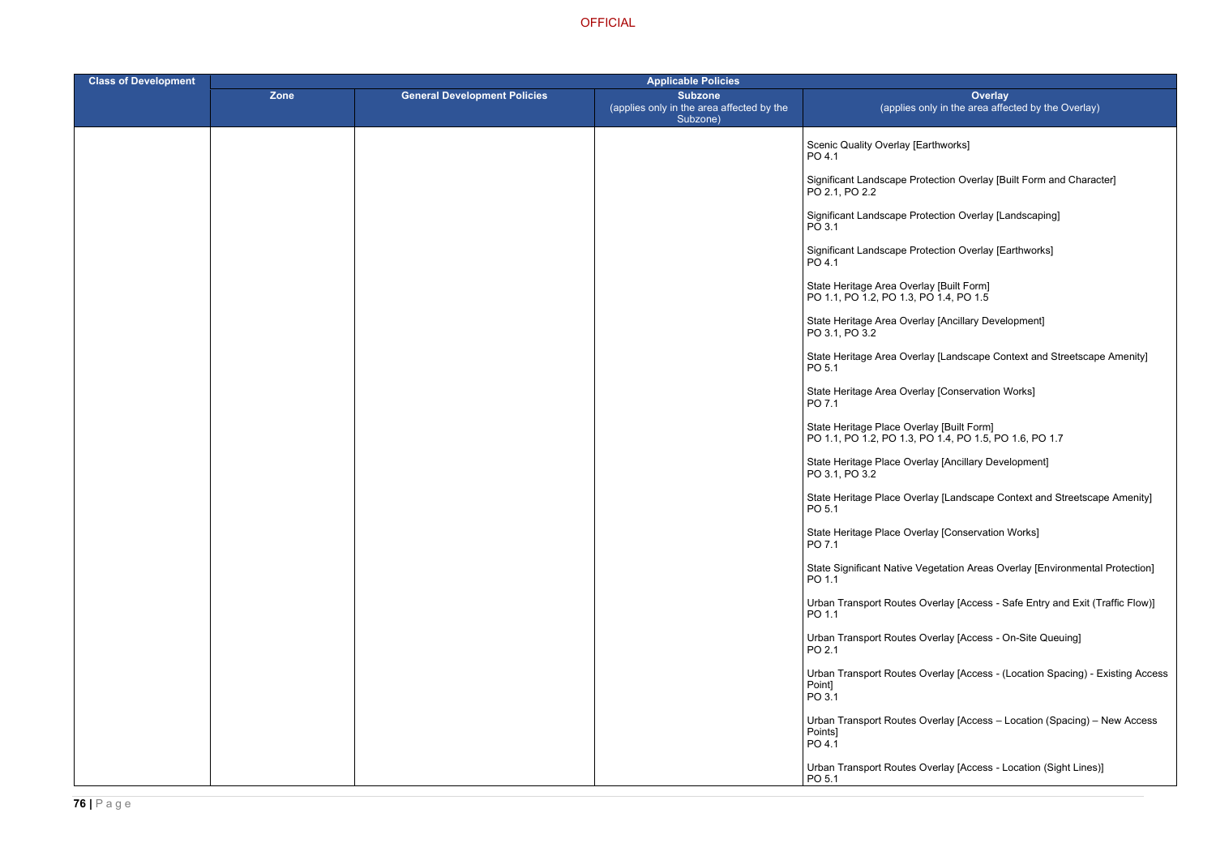OFFICIAL

| Class of Development | Applicable Policies | | | |
|---|---|---|---|---|
| | Zone | General Development Policies | Subzone (applies only in the area affected by the Subzone) | Overlay (applies only in the area affected by the Overlay) |
| | | | | Scenic Quality Overlay [Earthworks]<br>PO 4.1<br><br>Significant Landscape Protection Overlay [Built Form and Character]<br>PO 2.1, PO 2.2<br><br>Significant Landscape Protection Overlay [Landscaping]<br>PO 3.1<br><br>Significant Landscape Protection Overlay [Earthworks]<br>PO 4.1<br><br>State Heritage Area Overlay [Built Form]<br>PO 1.1, PO 1.2, PO 1.3, PO 1.4, PO 1.5<br><br>State Heritage Area Overlay [Ancillary Development]<br>PO 3.1, PO 3.2<br><br>State Heritage Area Overlay [Landscape Context and Streetscape Amenity]<br>PO 5.1<br><br>State Heritage Area Overlay [Conservation Works]<br>PO 7.1<br><br>State Heritage Place Overlay [Built Form]<br>PO 1.1, PO 1.2, PO 1.3, PO 1.4, PO 1.5, PO 1.6, PO 1.7<br><br>State Heritage Place Overlay [Ancillary Development]<br>PO 3.1, PO 3.2<br><br>State Heritage Place Overlay [Landscape Context and Streetscape Amenity]<br>PO 5.1<br><br>State Heritage Place Overlay [Conservation Works]<br>PO 7.1<br><br>State Significant Native Vegetation Areas Overlay [Environmental Protection]<br>PO 1.1<br><br>Urban Transport Routes Overlay [Access - Safe Entry and Exit (Traffic Flow)]<br>PO 1.1<br><br>Urban Transport Routes Overlay [Access - On-Site Queuing]<br>PO 2.1<br><br>Urban Transport Routes Overlay [Access - (Location Spacing) - Existing Access Point]<br>PO 3.1<br><br>Urban Transport Routes Overlay [Access – Location (Spacing) – New Access Points]<br>PO 4.1<br><br>Urban Transport Routes Overlay [Access - Location (Sight Lines)]<br>PO 5.1 |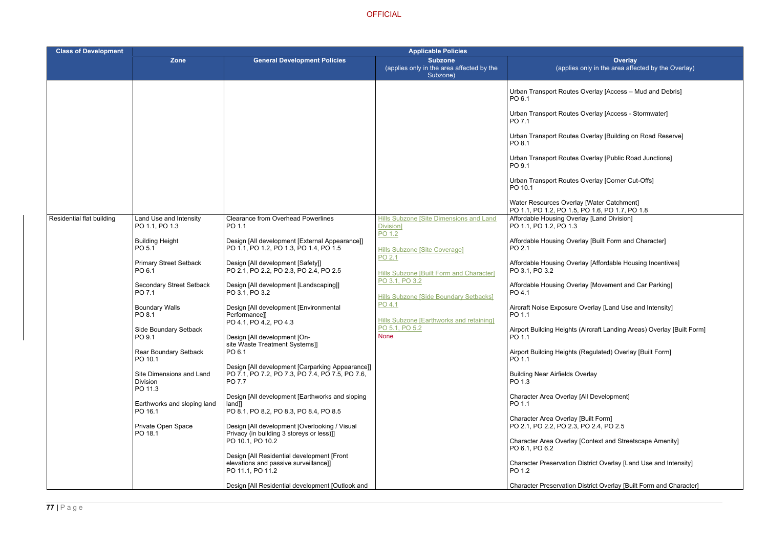OFFICIAL

| Class of Development | Applicable Policies | | | |
|---|---|---|---|---|
| | Zone | General Development Policies | Subzone (applies only in the area affected by the Subzone) | Overlay (applies only in the area affected by the Overlay) |
| | | | | Urban Transport Routes Overlay [Access – Mud and Debris] PO 6.1<br><br>Urban Transport Routes Overlay [Access - Stormwater] PO 7.1<br><br>Urban Transport Routes Overlay [Building on Road Reserve] PO 8.1<br><br>Urban Transport Routes Overlay [Public Road Junctions] PO 9.1<br><br>Urban Transport Routes Overlay [Corner Cut-Offs] PO 10.1<br><br>Water Resources Overlay [Water Catchment] PO 1.1, PO 1.2, PO 1.5, PO 1.6, PO 1.7, PO 1.8 |
| Residential flat building | Land Use and Intensity PO 1.1, PO 1.3<br><br>Building Height PO 5.1<br><br>Primary Street Setback PO 6.1<br><br>Secondary Street Setback PO 7.1<br><br>Boundary Walls PO 8.1<br><br>Side Boundary Setback PO 9.1<br><br>Rear Boundary Setback PO 10.1<br><br>Site Dimensions and Land Division PO 11.3<br><br>Earthworks and sloping land PO 16.1<br><br>Private Open Space PO 18.1 | Clearance from Overhead Powerlines PO 1.1<br><br>Design [All development [External Appearance]] PO 1.1, PO 1.2, PO 1.3, PO 1.4, PO 1.5<br><br>Design [All development [Safety]] PO 2.1, PO 2.2, PO 2.3, PO 2.4, PO 2.5<br><br>Design [All development [Landscaping]] PO 3.1, PO 3.2<br><br>Design [All development [Environmental Performance]] PO 4.1, PO 4.2, PO 4.3<br><br>Design [All development [On-site Waste Treatment Systems]] PO 6.1<br><br>Design [All development [Carparking Appearance]] PO 7.1, PO 7.2, PO 7.3, PO 7.4, PO 7.5, PO 7.6, PO 7.7<br><br>Design [All development [Earthworks and sloping land]] PO 8.1, PO 8.2, PO 8.3, PO 8.4, PO 8.5<br><br>Design [All development [Overlooking / Visual Privacy (in building 3 storeys or less)]] PO 10.1, PO 10.2<br><br>Design [All Residential development [Front elevations and passive surveillance]] PO 11.1, PO 11.2<br><br>Design [All Residential development [Outlook and | Hills Subzone [Site Dimensions and Land Division] PO 1.2<br><br>Hills Subzone [Site Coverage] PO 2.1<br><br>Hills Subzone [Built Form and Character] PO 3.1, PO 3.2<br><br>Hills Subzone [Side Boundary Setbacks] PO 4.1<br><br>Hills Subzone [Earthworks and retaining] PO 5.1, PO 5.2<br><br>~~None~~ | Affordable Housing Overlay [Land Division] PO 1.1, PO 1.2, PO 1.3<br><br>Affordable Housing Overlay [Built Form and Character] PO 2.1<br><br>Affordable Housing Overlay [Affordable Housing Incentives] PO 3.1, PO 3.2<br><br>Affordable Housing Overlay [Movement and Car Parking] PO 4.1<br><br>Aircraft Noise Exposure Overlay [Land Use and Intensity] PO 1.1<br><br>Airport Building Heights (Aircraft Landing Areas) Overlay [Built Form] PO 1.1<br><br>Airport Building Heights (Regulated) Overlay [Built Form] PO 1.1<br><br>Building Near Airfields Overlay PO 1.3<br><br>Character Area Overlay [All Development] PO 1.1<br><br>Character Area Overlay [Built Form] PO 2.1, PO 2.2, PO 2.3, PO 2.4, PO 2.5<br><br>Character Area Overlay [Context and Streetscape Amenity] PO 6.1, PO 6.2<br><br>Character Preservation District Overlay [Land Use and Intensity] PO 1.2<br><br>Character Preservation District Overlay [Built Form and Character] |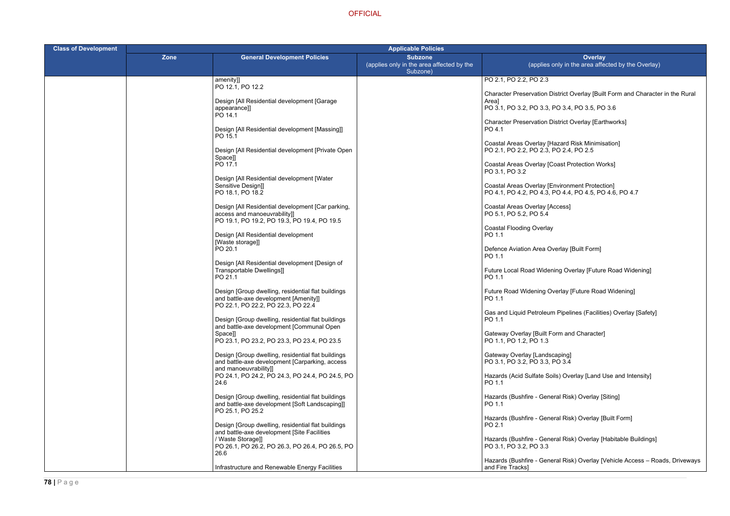| Class of Development | Applicable Policies | | | |
|---|---|---|---|---|
| | Zone | General Development Policies | Subzone (applies only in the area affected by the Subzone) | Overlay (applies only in the area affected by the Overlay) |
| | | amenity]] PO 12.1, PO 12.2<br><br>Design [All Residential development [Garage appearance]] PO 14.1<br><br>Design [All Residential development [Massing]] PO 15.1<br><br>Design [All Residential development [Private Open Space]] PO 17.1<br><br>Design [All Residential development [Water Sensitive Design]] PO 18.1, PO 18.2<br><br>Design [All Residential development [Car parking, access and manoeuvrability]] PO 19.1, PO 19.2, PO 19.3, PO 19.4, PO 19.5<br><br>Design [All Residential development [Waste storage]] PO 20.1<br><br>Design [All Residential development [Design of Transportable Dwellings]] PO 21.1<br><br>Design [Group dwelling, residential flat buildings and battle-axe development [Amenity]] PO 22.1, PO 22.2, PO 22.3, PO 22.4<br><br>Design [Group dwelling, residential flat buildings and battle-axe development [Communal Open Space]] PO 23.1, PO 23.2, PO 23.3, PO 23.4, PO 23.5<br><br>Design [Group dwelling, residential flat buildings and battle-axe development [Carparking, access and manoeuvrability]] PO 24.1, PO 24.2, PO 24.3, PO 24.4, PO 24.5, PO 24.6<br><br>Design [Group dwelling, residential flat buildings and battle-axe development [Soft Landscaping]] PO 25.1, PO 25.2<br><br>Design [Group dwelling, residential flat buildings and battle-axe development [Site Facilities / Waste Storage]] PO 26.1, PO 26.2, PO 26.3, PO 26.4, PO 26.5, PO 26.6<br><br>Infrastructure and Renewable Energy Facilities | | PO 2.1, PO 2.2, PO 2.3<br><br>Character Preservation District Overlay [Built Form and Character in the Rural Area] PO 3.1, PO 3.2, PO 3.3, PO 3.4, PO 3.5, PO 3.6<br><br>Character Preservation District Overlay [Earthworks] PO 4.1<br><br>Coastal Areas Overlay [Hazard Risk Minimisation] PO 2.1, PO 2.2, PO 2.3, PO 2.4, PO 2.5<br><br>Coastal Areas Overlay [Coast Protection Works] PO 3.1, PO 3.2<br><br>Coastal Areas Overlay [Environment Protection] PO 4.1, PO 4.2, PO 4.3, PO 4.4, PO 4.5, PO 4.6, PO 4.7<br><br>Coastal Areas Overlay [Access] PO 5.1, PO 5.2, PO 5.4<br><br>Coastal Flooding Overlay PO 1.1<br><br>Defence Aviation Area Overlay [Built Form] PO 1.1<br><br>Future Local Road Widening Overlay [Future Road Widening] PO 1.1<br><br>Future Road Widening Overlay [Future Road Widening] PO 1.1<br><br>Gas and Liquid Petroleum Pipelines (Facilities) Overlay [Safety] PO 1.1<br><br>Gateway Overlay [Built Form and Character] PO 1.1, PO 1.2, PO 1.3<br><br>Gateway Overlay [Landscaping] PO 3.1, PO 3.2, PO 3.3, PO 3.4<br><br>Hazards (Acid Sulfate Soils) Overlay [Land Use and Intensity] PO 1.1<br><br>Hazards (Bushfire - General Risk) Overlay [Siting] PO 1.1<br><br>Hazards (Bushfire - General Risk) Overlay [Built Form] PO 2.1<br><br>Hazards (Bushfire - General Risk) Overlay [Habitable Buildings] PO 3.1, PO 3.2, PO 3.3<br><br>Hazards (Bushfire - General Risk) Overlay [Vehicle Access – Roads, Driveways and Fire Tracks] |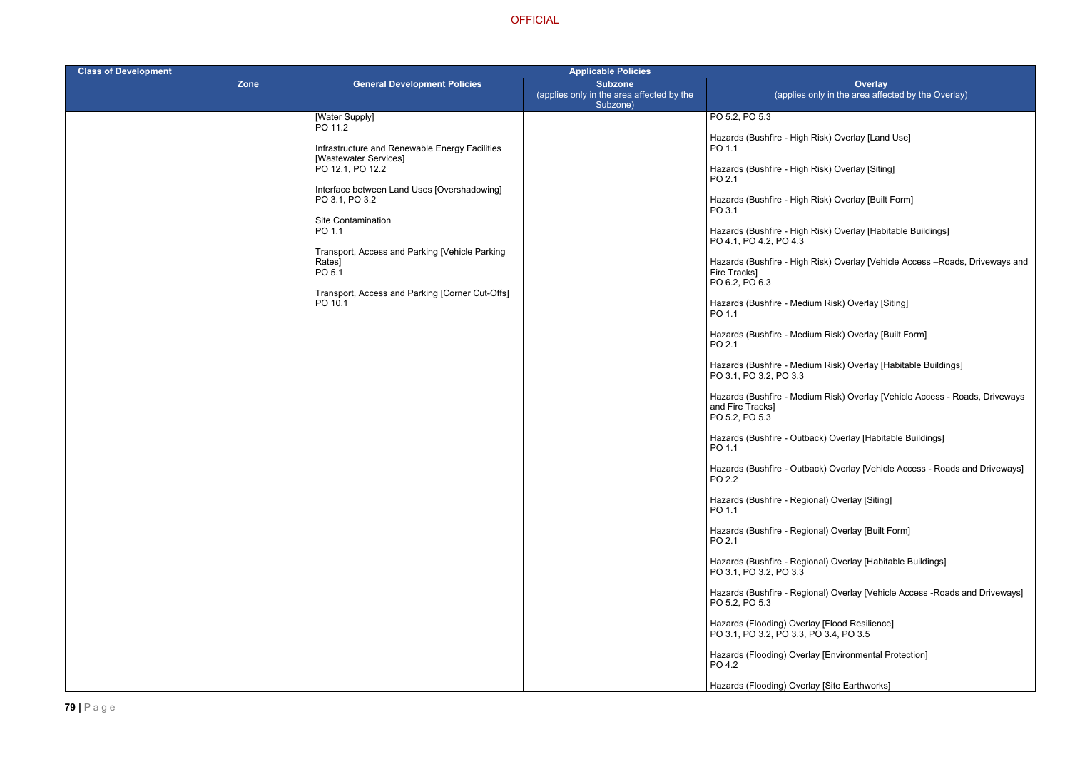| Class of Development | Applicable Policies | | | |
|---|---|---|---|---|
| | Zone | General Development Policies | Subzone (applies only in the area affected by the Subzone) | Overlay (applies only in the area affected by the Overlay) |
| | | [Water Supply] PO 11.2<br><br>Infrastructure and Renewable Energy Facilities [Wastewater Services] PO 12.1, PO 12.2<br><br>Interface between Land Uses [Overshadowing] PO 3.1, PO 3.2<br><br>Site Contamination PO 1.1<br><br>Transport, Access and Parking [Vehicle Parking Rates] PO 5.1<br><br>Transport, Access and Parking [Corner Cut-Offs] PO 10.1 | | PO 5.2, PO 5.3<br><br>Hazards (Bushfire - High Risk) Overlay [Land Use] PO 1.1<br><br>Hazards (Bushfire - High Risk) Overlay [Siting] PO 2.1<br><br>Hazards (Bushfire - High Risk) Overlay [Built Form] PO 3.1<br><br>Hazards (Bushfire - High Risk) Overlay [Habitable Buildings] PO 4.1, PO 4.2, PO 4.3<br><br>Hazards (Bushfire - High Risk) Overlay [Vehicle Access –Roads, Driveways and Fire Tracks] PO 6.2, PO 6.3<br><br>Hazards (Bushfire - Medium Risk) Overlay [Siting] PO 1.1<br><br>Hazards (Bushfire - Medium Risk) Overlay [Built Form] PO 2.1<br><br>Hazards (Bushfire - Medium Risk) Overlay [Habitable Buildings] PO 3.1, PO 3.2, PO 3.3<br><br>Hazards (Bushfire - Medium Risk) Overlay [Vehicle Access - Roads, Driveways and Fire Tracks] PO 5.2, PO 5.3<br><br>Hazards (Bushfire - Outback) Overlay [Habitable Buildings] PO 1.1<br><br>Hazards (Bushfire - Outback) Overlay [Vehicle Access - Roads and Driveways] PO 2.2<br><br>Hazards (Bushfire - Regional) Overlay [Siting] PO 1.1<br><br>Hazards (Bushfire - Regional) Overlay [Built Form] PO 2.1<br><br>Hazards (Bushfire - Regional) Overlay [Habitable Buildings] PO 3.1, PO 3.2, PO 3.3<br><br>Hazards (Bushfire - Regional) Overlay [Vehicle Access -Roads and Driveways] PO 5.2, PO 5.3<br><br>Hazards (Flooding) Overlay [Flood Resilience] PO 3.1, PO 3.2, PO 3.3, PO 3.4, PO 3.5<br><br>Hazards (Flooding) Overlay [Environmental Protection] PO 4.2<br><br>Hazards (Flooding) Overlay [Site Earthworks] |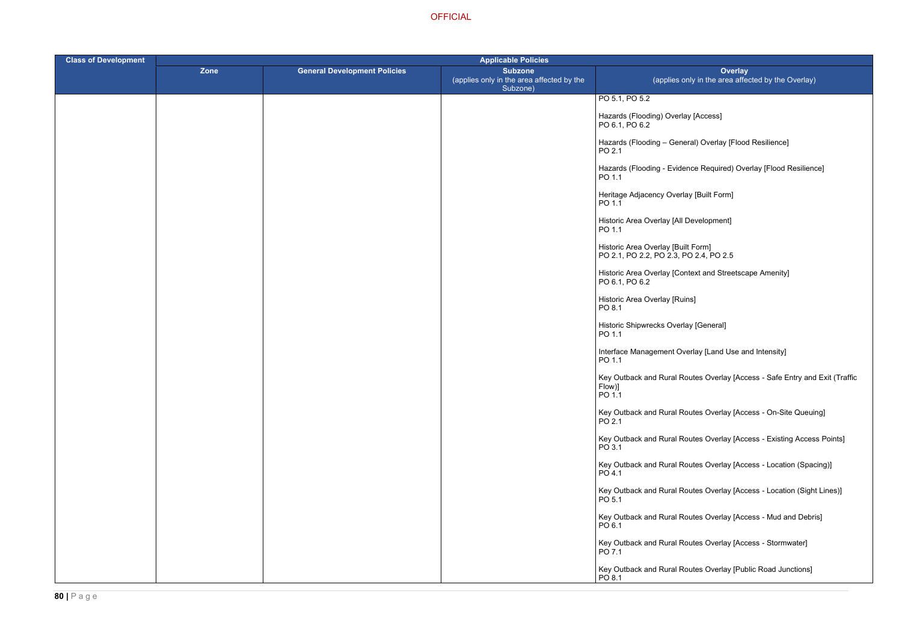OFFICIAL

| Class of Development | Applicable Policies | | | |
|---|---|---|---|---|
| | Zone | General Development Policies | Subzone (applies only in the area affected by the Subzone) | Overlay (applies only in the area affected by the Overlay) |
| | | | | PO 5.1, PO 5.2<br><br>Hazards (Flooding) Overlay [Access]<br>PO 6.1, PO 6.2<br><br>Hazards (Flooding – General) Overlay [Flood Resilience]<br>PO 2.1<br><br>Hazards (Flooding - Evidence Required) Overlay [Flood Resilience]<br>PO 1.1<br><br>Heritage Adjacency Overlay [Built Form]<br>PO 1.1<br><br>Historic Area Overlay [All Development]<br>PO 1.1<br><br>Historic Area Overlay [Built Form]<br>PO 2.1, PO 2.2, PO 2.3, PO 2.4, PO 2.5<br><br>Historic Area Overlay [Context and Streetscape Amenity]<br>PO 6.1, PO 6.2<br><br>Historic Area Overlay [Ruins]<br>PO 8.1<br><br>Historic Shipwrecks Overlay [General]<br>PO 1.1<br><br>Interface Management Overlay [Land Use and Intensity]<br>PO 1.1<br><br>Key Outback and Rural Routes Overlay [Access - Safe Entry and Exit (Traffic Flow)]<br>PO 1.1<br><br>Key Outback and Rural Routes Overlay [Access - On-Site Queuing]<br>PO 2.1<br><br>Key Outback and Rural Routes Overlay [Access - Existing Access Points]<br>PO 3.1<br><br>Key Outback and Rural Routes Overlay [Access - Location (Spacing)]<br>PO 4.1<br><br>Key Outback and Rural Routes Overlay [Access - Location (Sight Lines)]<br>PO 5.1<br><br>Key Outback and Rural Routes Overlay [Access - Mud and Debris]<br>PO 6.1<br><br>Key Outback and Rural Routes Overlay [Access - Stormwater]<br>PO 7.1<br><br>Key Outback and Rural Routes Overlay [Public Road Junctions]<br>PO 8.1 |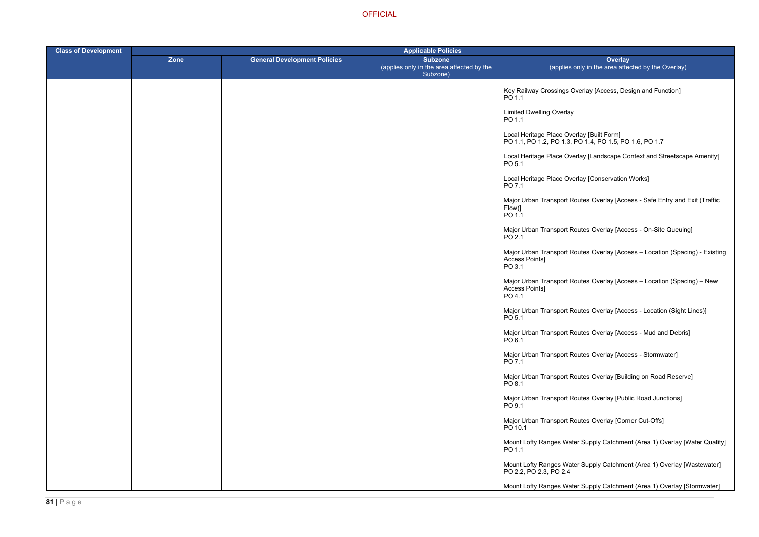| Class of Development | Applicable Policies | | | |
|---|---|---|---|---|
| | Zone | General Development Policies | Subzone (applies only in the area affected by the Subzone) | Overlay (applies only in the area affected by the Overlay) |
| | | | | Key Railway Crossings Overlay [Access, Design and Function] PO 1.1<br><br>Limited Dwelling Overlay PO 1.1<br><br>Local Heritage Place Overlay [Built Form] PO 1.1, PO 1.2, PO 1.3, PO 1.4, PO 1.5, PO 1.6, PO 1.7<br><br>Local Heritage Place Overlay [Landscape Context and Streetscape Amenity] PO 5.1<br><br>Local Heritage Place Overlay [Conservation Works] PO 7.1<br><br>Major Urban Transport Routes Overlay [Access - Safe Entry and Exit (Traffic Flow)] PO 1.1<br><br>Major Urban Transport Routes Overlay [Access - On-Site Queuing] PO 2.1<br><br>Major Urban Transport Routes Overlay [Access – Location (Spacing) - Existing Access Points] PO 3.1<br><br>Major Urban Transport Routes Overlay [Access – Location (Spacing) – New Access Points] PO 4.1<br><br>Major Urban Transport Routes Overlay [Access - Location (Sight Lines)] PO 5.1<br><br>Major Urban Transport Routes Overlay [Access - Mud and Debris] PO 6.1<br><br>Major Urban Transport Routes Overlay [Access - Stormwater] PO 7.1<br><br>Major Urban Transport Routes Overlay [Building on Road Reserve] PO 8.1<br><br>Major Urban Transport Routes Overlay [Public Road Junctions] PO 9.1<br><br>Major Urban Transport Routes Overlay [Corner Cut-Offs] PO 10.1<br><br>Mount Lofty Ranges Water Supply Catchment (Area 1) Overlay [Water Quality] PO 1.1<br><br>Mount Lofty Ranges Water Supply Catchment (Area 1) Overlay [Wastewater] PO 2.2, PO 2.3, PO 2.4<br><br>Mount Lofty Ranges Water Supply Catchment (Area 1) Overlay [Stormwater] |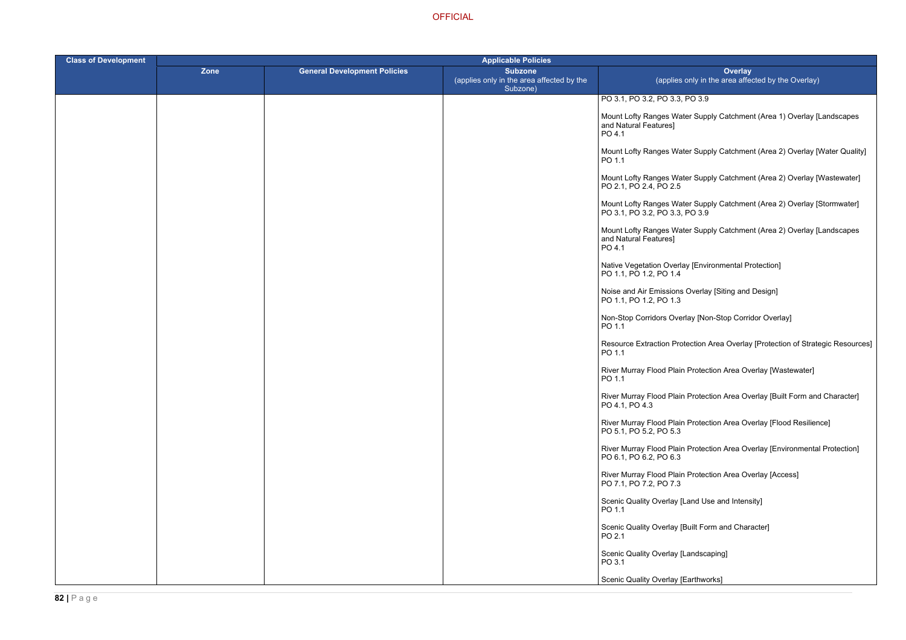| Class of Development | Applicable Policies | | | |
|---|---|---|---|---|
| | Zone | General Development Policies | Subzone (applies only in the area affected by the Subzone) | Overlay (applies only in the area affected by the Overlay) |
| | | | | PO 3.1, PO 3.2, PO 3.3, PO 3.9<br><br>Mount Lofty Ranges Water Supply Catchment (Area 1) Overlay [Landscapes and Natural Features]<br>PO 4.1<br><br>Mount Lofty Ranges Water Supply Catchment (Area 2) Overlay [Water Quality]<br>PO 1.1<br><br>Mount Lofty Ranges Water Supply Catchment (Area 2) Overlay [Wastewater]<br>PO 2.1, PO 2.4, PO 2.5<br><br>Mount Lofty Ranges Water Supply Catchment (Area 2) Overlay [Stormwater]<br>PO 3.1, PO 3.2, PO 3.3, PO 3.9<br><br>Mount Lofty Ranges Water Supply Catchment (Area 2) Overlay [Landscapes and Natural Features]<br>PO 4.1<br><br>Native Vegetation Overlay [Environmental Protection]<br>PO 1.1, PO 1.2, PO 1.4<br><br>Noise and Air Emissions Overlay [Siting and Design]<br>PO 1.1, PO 1.2, PO 1.3<br><br>Non-Stop Corridors Overlay [Non-Stop Corridor Overlay]<br>PO 1.1<br><br>Resource Extraction Protection Area Overlay [Protection of Strategic Resources]<br>PO 1.1<br><br>River Murray Flood Plain Protection Area Overlay [Wastewater]<br>PO 1.1<br><br>River Murray Flood Plain Protection Area Overlay [Built Form and Character]<br>PO 4.1, PO 4.3<br><br>River Murray Flood Plain Protection Area Overlay [Flood Resilience]<br>PO 5.1, PO 5.2, PO 5.3<br><br>River Murray Flood Plain Protection Area Overlay [Environmental Protection]<br>PO 6.1, PO 6.2, PO 6.3<br><br>River Murray Flood Plain Protection Area Overlay [Access]<br>PO 7.1, PO 7.2, PO 7.3<br><br>Scenic Quality Overlay [Land Use and Intensity]<br>PO 1.1<br><br>Scenic Quality Overlay [Built Form and Character]<br>PO 2.1<br><br>Scenic Quality Overlay [Landscaping]<br>PO 3.1<br><br>Scenic Quality Overlay [Earthworks] |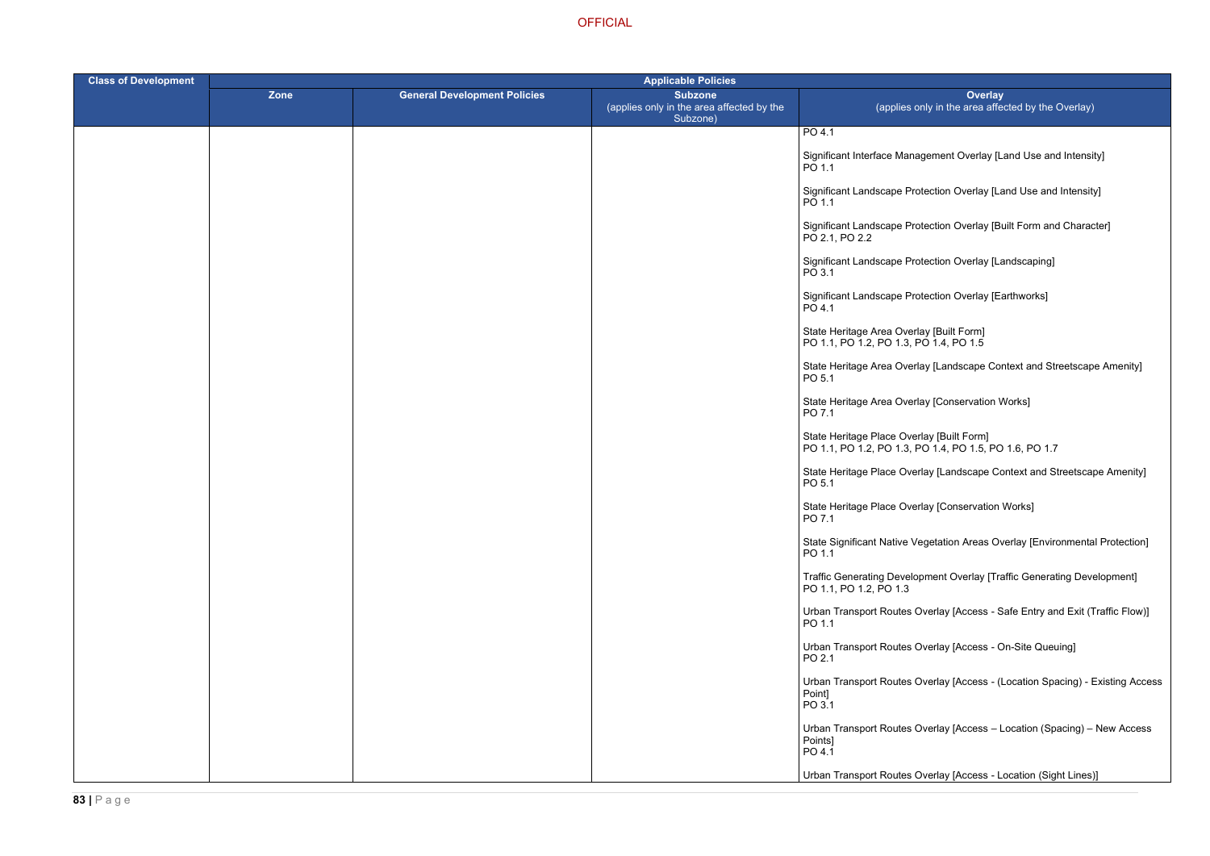<table>
<thead>
<tr>
<th>Class of Development</th>
<th colspan="4">Applicable Policies</th>
</tr>
<tr>
<th></th>
<th>Zone</th>
<th>General Development Policies</th>
<th>Subzone<br>(applies only in the area affected by the Subzone)</th>
<th>Overlay<br>(applies only in the area affected by the Overlay)</th>
</tr>
</thead>
<tbody>
<tr>
<td></td>
<td></td>
<td></td>
<td></td>
<td>PO 4.1<br><br>Significant Interface Management Overlay [Land Use and Intensity]<br>PO 1.1<br><br>Significant Landscape Protection Overlay [Land Use and Intensity]<br>PO 1.1<br><br>Significant Landscape Protection Overlay [Built Form and Character]<br>PO 2.1, PO 2.2<br><br>Significant Landscape Protection Overlay [Landscaping]<br>PO 3.1<br><br>Significant Landscape Protection Overlay [Earthworks]<br>PO 4.1<br><br>State Heritage Area Overlay [Built Form]<br>PO 1.1, PO 1.2, PO 1.3, PO 1.4, PO 1.5<br><br>State Heritage Area Overlay [Landscape Context and Streetscape Amenity]<br>PO 5.1<br><br>State Heritage Area Overlay [Conservation Works]<br>PO 7.1<br><br>State Heritage Place Overlay [Built Form]<br>PO 1.1, PO 1.2, PO 1.3, PO 1.4, PO 1.5, PO 1.6, PO 1.7<br><br>State Heritage Place Overlay [Landscape Context and Streetscape Amenity]<br>PO 5.1<br><br>State Heritage Place Overlay [Conservation Works]<br>PO 7.1<br><br>State Significant Native Vegetation Areas Overlay [Environmental Protection]<br>PO 1.1<br><br>Traffic Generating Development Overlay [Traffic Generating Development]<br>PO 1.1, PO 1.2, PO 1.3<br><br>Urban Transport Routes Overlay [Access - Safe Entry and Exit (Traffic Flow)]<br>PO 1.1<br><br>Urban Transport Routes Overlay [Access - On-Site Queuing]<br>PO 2.1<br><br>Urban Transport Routes Overlay [Access - (Location Spacing) - Existing Access Point]<br>PO 3.1<br><br>Urban Transport Routes Overlay [Access – Location (Spacing) – New Access Points]<br>PO 4.1<br><br>Urban Transport Routes Overlay [Access - Location (Sight Lines)]</td>
</tr>
</tbody>
</table>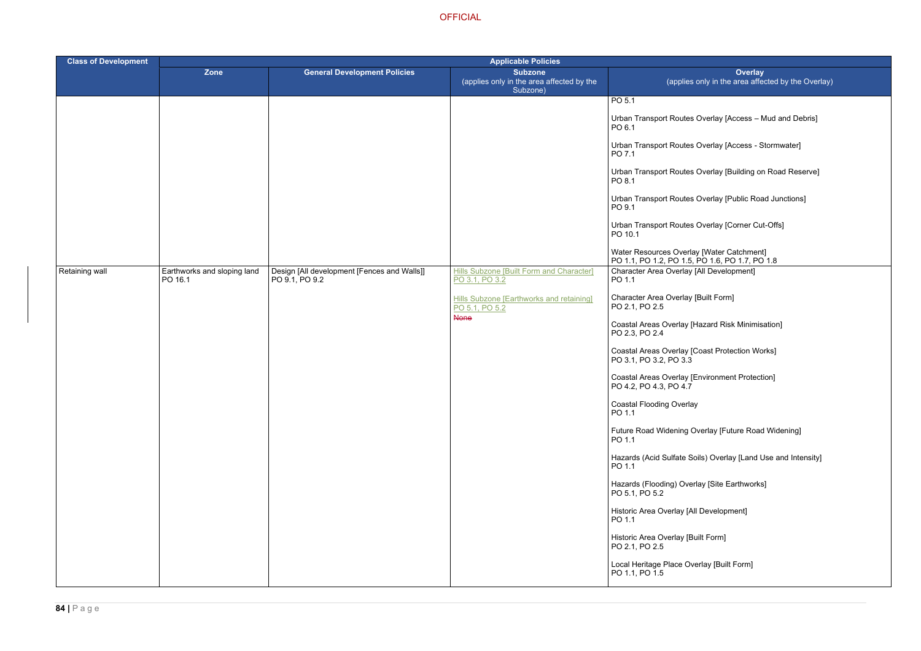OFFICIAL

| Class of Development | Applicable Policies | | | |
|---|---|---|---|---|
| | Zone | General Development Policies | Subzone (applies only in the area affected by the Subzone) | Overlay (applies only in the area affected by the Overlay) |
| | | | | PO 5.1<br><br>Urban Transport Routes Overlay [Access – Mud and Debris]<br>PO 6.1<br><br>Urban Transport Routes Overlay [Access - Stormwater]<br>PO 7.1<br><br>Urban Transport Routes Overlay [Building on Road Reserve]<br>PO 8.1<br><br>Urban Transport Routes Overlay [Public Road Junctions]<br>PO 9.1<br><br>Urban Transport Routes Overlay [Corner Cut-Offs]<br>PO 10.1<br><br>Water Resources Overlay [Water Catchment]<br>PO 1.1, PO 1.2, PO 1.5, PO 1.6, PO 1.7, PO 1.8 |
| Retaining wall | Earthworks and sloping land<br>PO 16.1 | Design [All development [Fences and Walls]]<br>PO 9.1, PO 9.2 | Hills Subzone [Built Form and Character]<br>PO 3.1, PO 3.2<br><br>Hills Subzone [Earthworks and retaining]<br>PO 5.1, PO 5.2<br>~~None~~ | Character Area Overlay [All Development]<br>PO 1.1<br><br>Character Area Overlay [Built Form]<br>PO 2.1, PO 2.5<br><br>Coastal Areas Overlay [Hazard Risk Minimisation]<br>PO 2.3, PO 2.4<br><br>Coastal Areas Overlay [Coast Protection Works]<br>PO 3.1, PO 3.2, PO 3.3<br><br>Coastal Areas Overlay [Environment Protection]<br>PO 4.2, PO 4.3, PO 4.7<br><br>Coastal Flooding Overlay<br>PO 1.1<br><br>Future Road Widening Overlay [Future Road Widening]<br>PO 1.1<br><br>Hazards (Acid Sulfate Soils) Overlay [Land Use and Intensity]<br>PO 1.1<br><br>Hazards (Flooding) Overlay [Site Earthworks]<br>PO 5.1, PO 5.2<br><br>Historic Area Overlay [All Development]<br>PO 1.1<br><br>Historic Area Overlay [Built Form]<br>PO 2.1, PO 2.5<br><br>Local Heritage Place Overlay [Built Form]<br>PO 1.1, PO 1.5 |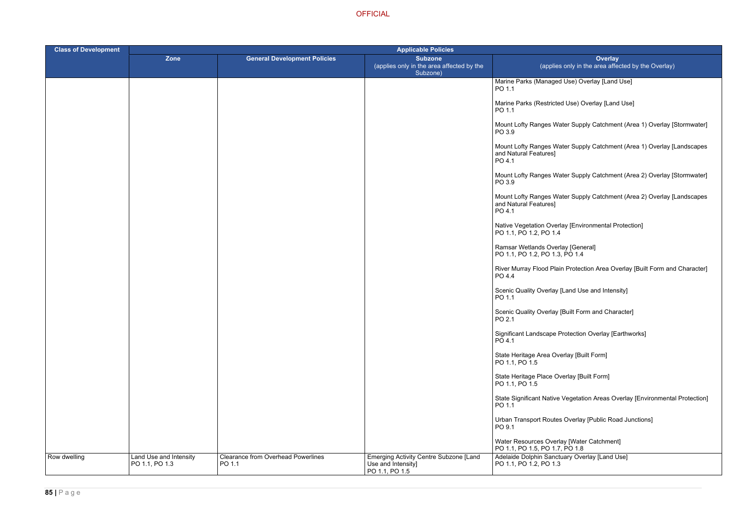| Class of Development | Applicable Policies | | | |
|---|---|---|---|---|
| | Zone | General Development Policies | Subzone (applies only in the area affected by the Subzone) | Overlay (applies only in the area affected by the Overlay) |
| | | | | Marine Parks (Managed Use) Overlay [Land Use]<br>PO 1.1<br><br>Marine Parks (Restricted Use) Overlay [Land Use]<br>PO 1.1<br><br>Mount Lofty Ranges Water Supply Catchment (Area 1) Overlay [Stormwater]<br>PO 3.9<br><br>Mount Lofty Ranges Water Supply Catchment (Area 1) Overlay [Landscapes and Natural Features]<br>PO 4.1<br><br>Mount Lofty Ranges Water Supply Catchment (Area 2) Overlay [Stormwater]<br>PO 3.9<br><br>Mount Lofty Ranges Water Supply Catchment (Area 2) Overlay [Landscapes and Natural Features]<br>PO 4.1<br><br>Native Vegetation Overlay [Environmental Protection]<br>PO 1.1, PO 1.2, PO 1.4<br><br>Ramsar Wetlands Overlay [General]<br>PO 1.1, PO 1.2, PO 1.3, PO 1.4<br><br>River Murray Flood Plain Protection Area Overlay [Built Form and Character]<br>PO 4.4<br><br>Scenic Quality Overlay [Land Use and Intensity]<br>PO 1.1<br><br>Scenic Quality Overlay [Built Form and Character]<br>PO 2.1<br><br>Significant Landscape Protection Overlay [Earthworks]<br>PO 4.1<br><br>State Heritage Area Overlay [Built Form]<br>PO 1.1, PO 1.5<br><br>State Heritage Place Overlay [Built Form]<br>PO 1.1, PO 1.5<br><br>State Significant Native Vegetation Areas Overlay [Environmental Protection]<br>PO 1.1<br><br>Urban Transport Routes Overlay [Public Road Junctions]<br>PO 9.1<br><br>Water Resources Overlay [Water Catchment]<br>PO 1.1, PO 1.5, PO 1.7, PO 1.8 |
| Row dwelling | Land Use and Intensity<br>PO 1.1, PO 1.3 | Clearance from Overhead Powerlines<br>PO 1.1 | Emerging Activity Centre Subzone [Land Use and Intensity]<br>PO 1.1, PO 1.5 | Adelaide Dolphin Sanctuary Overlay [Land Use]<br>PO 1.1, PO 1.2, PO 1.3 |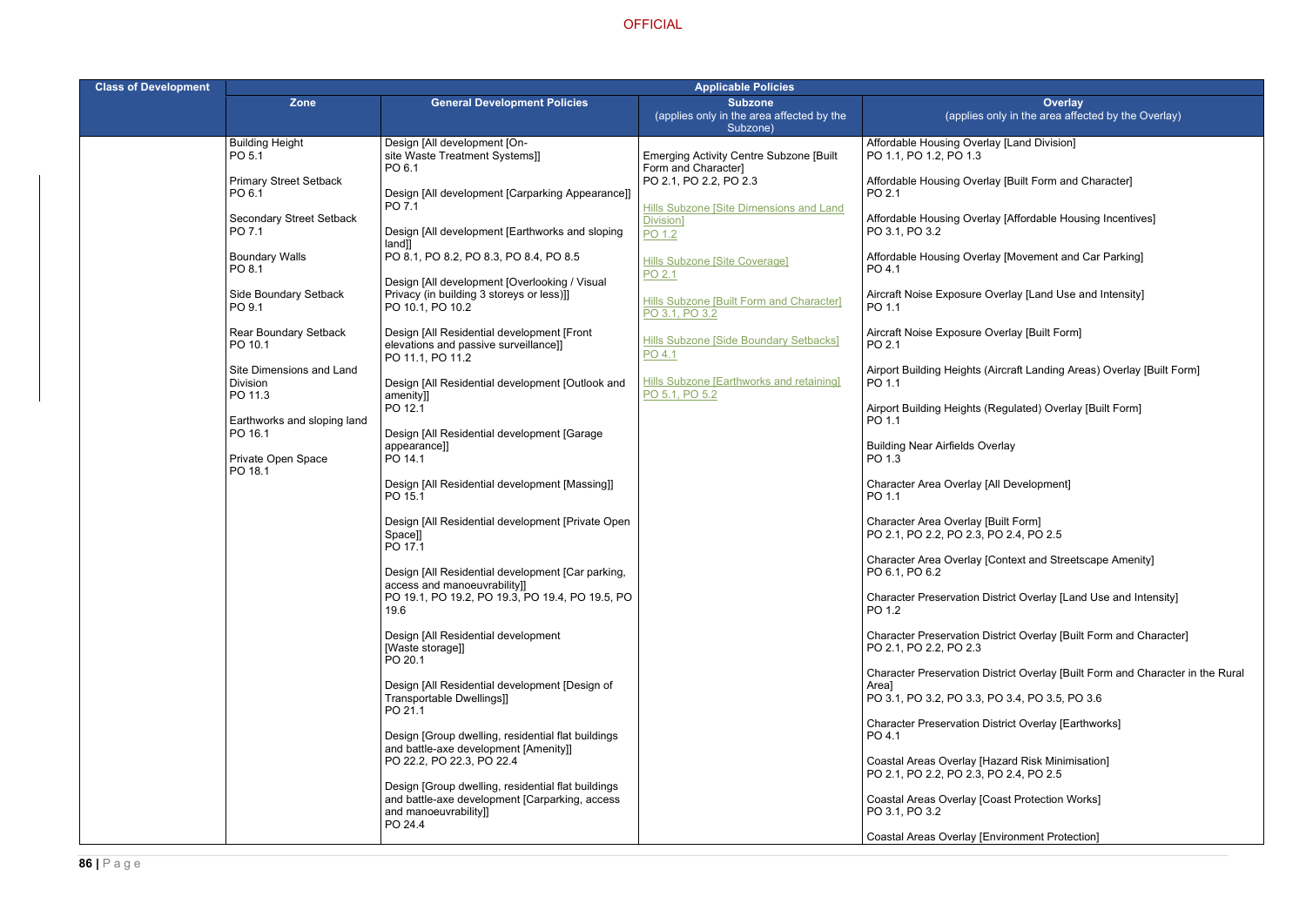| Class of Development | Applicable Policies | | | |
|---|---|---|---|---|
| | Zone | General Development Policies | Subzone (applies only in the area affected by the Subzone) | Overlay (applies only in the area affected by the Overlay) |
| | Building Height<br>PO 5.1<br><br>Primary Street Setback<br>PO 6.1<br><br>Secondary Street Setback<br>PO 7.1<br><br>Boundary Walls<br>PO 8.1<br><br>Side Boundary Setback<br>PO 9.1<br><br>Rear Boundary Setback<br>PO 10.1<br><br>Site Dimensions and Land Division<br>PO 11.3<br><br>Earthworks and sloping land<br>PO 16.1<br><br>Private Open Space<br>PO 18.1 | Design [All development [On-site Waste Treatment Systems]]<br>PO 6.1<br><br>Design [All development [Carparking Appearance]]<br>PO 7.1<br><br>Design [All development [Earthworks and sloping land]]<br>PO 8.1, PO 8.2, PO 8.3, PO 8.4, PO 8.5<br><br>Design [All development [Overlooking / Visual Privacy (in building 3 storeys or less)]]<br>PO 10.1, PO 10.2<br><br>Design [All Residential development [Front elevations and passive surveillance]]<br>PO 11.1, PO 11.2<br><br>Design [All Residential development [Outlook and amenity]]<br>PO 12.1<br><br>Design [All Residential development [Garage appearance]]<br>PO 14.1<br><br>Design [All Residential development [Massing]]<br>PO 15.1<br><br>Design [All Residential development [Private Open Space]]<br>PO 17.1<br><br>Design [All Residential development [Car parking, access and manoeuvrability]]<br>PO 19.1, PO 19.2, PO 19.3, PO 19.4, PO 19.5, PO 19.6<br><br>Design [All Residential development [Waste storage]]<br>PO 20.1<br><br>Design [All Residential development [Design of Transportable Dwellings]]<br>PO 21.1<br><br>Design [Group dwelling, residential flat buildings and battle-axe development [Amenity]]<br>PO 22.2, PO 22.3, PO 22.4<br><br>Design [Group dwelling, residential flat buildings and battle-axe development [Carparking, access and manoeuvrability]]<br>PO 24.4 | Emerging Activity Centre Subzone [Built Form and Character]<br>PO 2.1, PO 2.2, PO 2.3<br><br>Hills Subzone [Site Dimensions and Land Division]<br>PO 1.2<br><br>Hills Subzone [Site Coverage]<br>PO 2.1<br><br>Hills Subzone [Built Form and Character]<br>PO 3.1, PO 3.2<br><br>Hills Subzone [Side Boundary Setbacks]<br>PO 4.1<br><br>Hills Subzone [Earthworks and retaining]<br>PO 5.1, PO 5.2 | Affordable Housing Overlay [Land Division]<br>PO 1.1, PO 1.2, PO 1.3<br><br>Affordable Housing Overlay [Built Form and Character]<br>PO 2.1<br><br>Affordable Housing Overlay [Affordable Housing Incentives]<br>PO 3.1, PO 3.2<br><br>Affordable Housing Overlay [Movement and Car Parking]<br>PO 4.1<br><br>Aircraft Noise Exposure Overlay [Land Use and Intensity]<br>PO 1.1<br><br>Aircraft Noise Exposure Overlay [Built Form]<br>PO 2.1<br><br>Airport Building Heights (Aircraft Landing Areas) Overlay [Built Form]<br>PO 1.1<br><br>Airport Building Heights (Regulated) Overlay [Built Form]<br>PO 1.1<br><br>Building Near Airfields Overlay<br>PO 1.3<br><br>Character Area Overlay [All Development]<br>PO 1.1<br><br>Character Area Overlay [Built Form]<br>PO 2.1, PO 2.2, PO 2.3, PO 2.4, PO 2.5<br><br>Character Area Overlay [Context and Streetscape Amenity]<br>PO 6.1, PO 6.2<br><br>Character Preservation District Overlay [Land Use and Intensity]<br>PO 1.2<br><br>Character Preservation District Overlay [Built Form and Character]<br>PO 2.1, PO 2.2, PO 2.3<br><br>Character Preservation District Overlay [Built Form and Character in the Rural Area]<br>PO 3.1, PO 3.2, PO 3.3, PO 3.4, PO 3.5, PO 3.6<br><br>Character Preservation District Overlay [Earthworks]<br>PO 4.1<br><br>Coastal Areas Overlay [Hazard Risk Minimisation]<br>PO 2.1, PO 2.2, PO 2.3, PO 2.4, PO 2.5<br><br>Coastal Areas Overlay [Coast Protection Works]<br>PO 3.1, PO 3.2<br><br>Coastal Areas Overlay [Environment Protection] |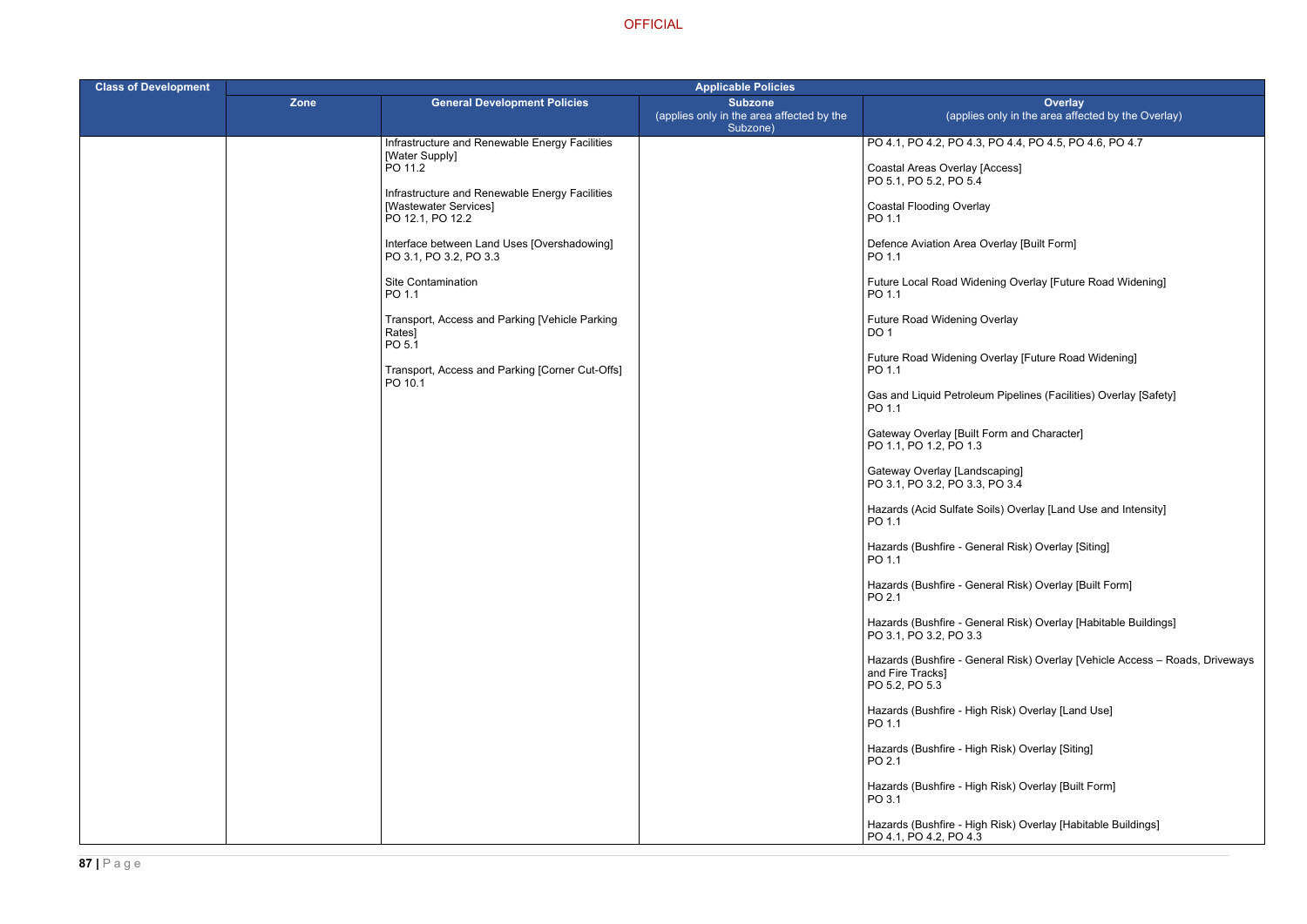| Class of Development | Applicable Policies | | | |
|---|---|---|---|---|
| | Zone | General Development Policies | Subzone (applies only in the area affected by the Subzone) | Overlay (applies only in the area affected by the Overlay) |
| | | Infrastructure and Renewable Energy Facilities [Water Supply]<br>PO 11.2<br><br>Infrastructure and Renewable Energy Facilities [Wastewater Services]<br>PO 12.1, PO 12.2<br><br>Interface between Land Uses [Overshadowing]<br>PO 3.1, PO 3.2, PO 3.3<br><br>Site Contamination<br>PO 1.1<br><br>Transport, Access and Parking [Vehicle Parking Rates]<br>PO 5.1<br><br>Transport, Access and Parking [Corner Cut-Offs]<br>PO 10.1 | | PO 4.1, PO 4.2, PO 4.3, PO 4.4, PO 4.5, PO 4.6, PO 4.7<br><br>Coastal Areas Overlay [Access]<br>PO 5.1, PO 5.2, PO 5.4<br><br>Coastal Flooding Overlay<br>PO 1.1<br><br>Defence Aviation Area Overlay [Built Form]<br>PO 1.1<br><br>Future Local Road Widening Overlay [Future Road Widening]<br>PO 1.1<br><br>Future Road Widening Overlay<br>DO 1<br><br>Future Road Widening Overlay [Future Road Widening]<br>PO 1.1<br><br>Gas and Liquid Petroleum Pipelines (Facilities) Overlay [Safety]<br>PO 1.1<br><br>Gateway Overlay [Built Form and Character]<br>PO 1.1, PO 1.2, PO 1.3<br><br>Gateway Overlay [Landscaping]<br>PO 3.1, PO 3.2, PO 3.3, PO 3.4<br><br>Hazards (Acid Sulfate Soils) Overlay [Land Use and Intensity]<br>PO 1.1<br><br>Hazards (Bushfire - General Risk) Overlay [Siting]<br>PO 1.1<br><br>Hazards (Bushfire - General Risk) Overlay [Built Form]<br>PO 2.1<br><br>Hazards (Bushfire - General Risk) Overlay [Habitable Buildings]<br>PO 3.1, PO 3.2, PO 3.3<br><br>Hazards (Bushfire - General Risk) Overlay [Vehicle Access – Roads, Driveways and Fire Tracks]<br>PO 5.2, PO 5.3<br><br>Hazards (Bushfire - High Risk) Overlay [Land Use]<br>PO 1.1<br><br>Hazards (Bushfire - High Risk) Overlay [Siting]<br>PO 2.1<br><br>Hazards (Bushfire - High Risk) Overlay [Built Form]<br>PO 3.1<br><br>Hazards (Bushfire - High Risk) Overlay [Habitable Buildings]<br>PO 4.1, PO 4.2, PO 4.3 |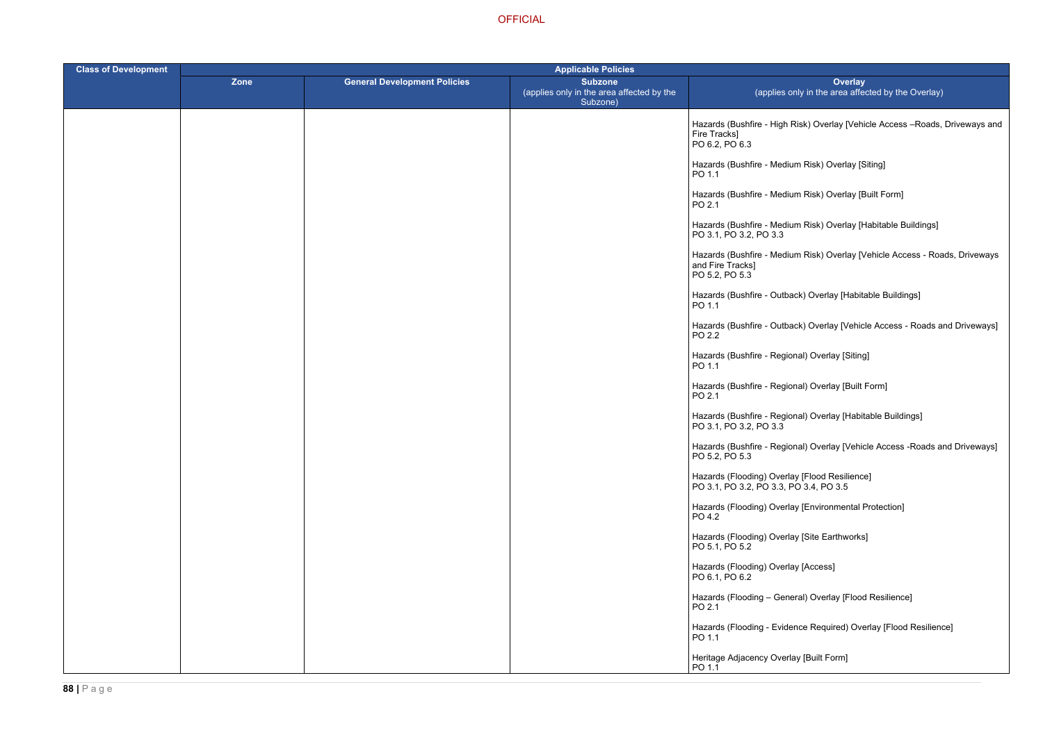| Class of Development | Applicable Policies | | | |
|---|---|---|---|---|
| | Zone | General Development Policies | Subzone (applies only in the area affected by the Subzone) | Overlay (applies only in the area affected by the Overlay) |
| | | | | Hazards (Bushfire - High Risk) Overlay [Vehicle Access –Roads, Driveways and Fire Tracks]<br>PO 6.2, PO 6.3<br><br>Hazards (Bushfire - Medium Risk) Overlay [Siting]<br>PO 1.1<br><br>Hazards (Bushfire - Medium Risk) Overlay [Built Form]<br>PO 2.1<br><br>Hazards (Bushfire - Medium Risk) Overlay [Habitable Buildings]<br>PO 3.1, PO 3.2, PO 3.3<br><br>Hazards (Bushfire - Medium Risk) Overlay [Vehicle Access - Roads, Driveways and Fire Tracks]<br>PO 5.2, PO 5.3<br><br>Hazards (Bushfire - Outback) Overlay [Habitable Buildings]<br>PO 1.1<br><br>Hazards (Bushfire - Outback) Overlay [Vehicle Access - Roads and Driveways]<br>PO 2.2<br><br>Hazards (Bushfire - Regional) Overlay [Siting]<br>PO 1.1<br><br>Hazards (Bushfire - Regional) Overlay [Built Form]<br>PO 2.1<br><br>Hazards (Bushfire - Regional) Overlay [Habitable Buildings]<br>PO 3.1, PO 3.2, PO 3.3<br><br>Hazards (Bushfire - Regional) Overlay [Vehicle Access -Roads and Driveways]<br>PO 5.2, PO 5.3<br><br>Hazards (Flooding) Overlay [Flood Resilience]<br>PO 3.1, PO 3.2, PO 3.3, PO 3.4, PO 3.5<br><br>Hazards (Flooding) Overlay [Environmental Protection]<br>PO 4.2<br><br>Hazards (Flooding) Overlay [Site Earthworks]<br>PO 5.1, PO 5.2<br><br>Hazards (Flooding) Overlay [Access]<br>PO 6.1, PO 6.2<br><br>Hazards (Flooding – General) Overlay [Flood Resilience]<br>PO 2.1<br><br>Hazards (Flooding - Evidence Required) Overlay [Flood Resilience]<br>PO 1.1<br><br>Heritage Adjacency Overlay [Built Form]<br>PO 1.1 |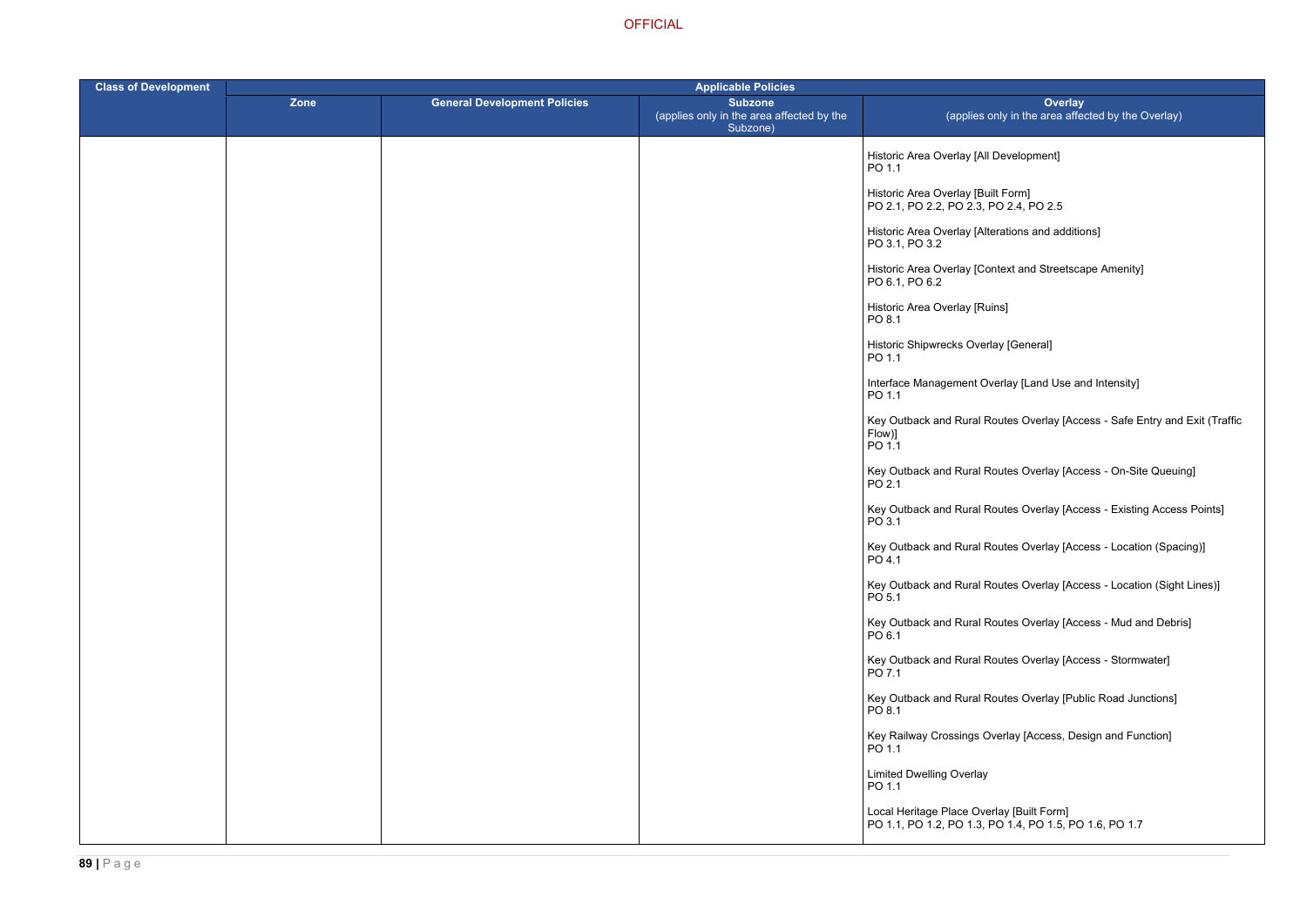| Class of Development | Applicable Policies | | | |
|---|---|---|---|---|
| | Zone | General Development Policies | Subzone (applies only in the area affected by the Subzone) | Overlay (applies only in the area affected by the Overlay) |
| | | | | Historic Area Overlay [All Development]<br>PO 1.1<br><br>Historic Area Overlay [Built Form]<br>PO 2.1, PO 2.2, PO 2.3, PO 2.4, PO 2.5<br><br>Historic Area Overlay [Alterations and additions]<br>PO 3.1, PO 3.2<br><br>Historic Area Overlay [Context and Streetscape Amenity]<br>PO 6.1, PO 6.2<br><br>Historic Area Overlay [Ruins]<br>PO 8.1<br><br>Historic Shipwrecks Overlay [General]<br>PO 1.1<br><br>Interface Management Overlay [Land Use and Intensity]<br>PO 1.1<br><br>Key Outback and Rural Routes Overlay [Access - Safe Entry and Exit (Traffic Flow)]<br>PO 1.1<br><br>Key Outback and Rural Routes Overlay [Access - On-Site Queuing]<br>PO 2.1<br><br>Key Outback and Rural Routes Overlay [Access - Existing Access Points]<br>PO 3.1<br><br>Key Outback and Rural Routes Overlay [Access - Location (Spacing)]<br>PO 4.1<br><br>Key Outback and Rural Routes Overlay [Access - Location (Sight Lines)]<br>PO 5.1<br><br>Key Outback and Rural Routes Overlay [Access - Mud and Debris]<br>PO 6.1<br><br>Key Outback and Rural Routes Overlay [Access - Stormwater]<br>PO 7.1<br><br>Key Outback and Rural Routes Overlay [Public Road Junctions]<br>PO 8.1<br><br>Key Railway Crossings Overlay [Access, Design and Function]<br>PO 1.1<br><br>Limited Dwelling Overlay<br>PO 1.1<br><br>Local Heritage Place Overlay [Built Form]<br>PO 1.1, PO 1.2, PO 1.3, PO 1.4, PO 1.5, PO 1.6, PO 1.7 |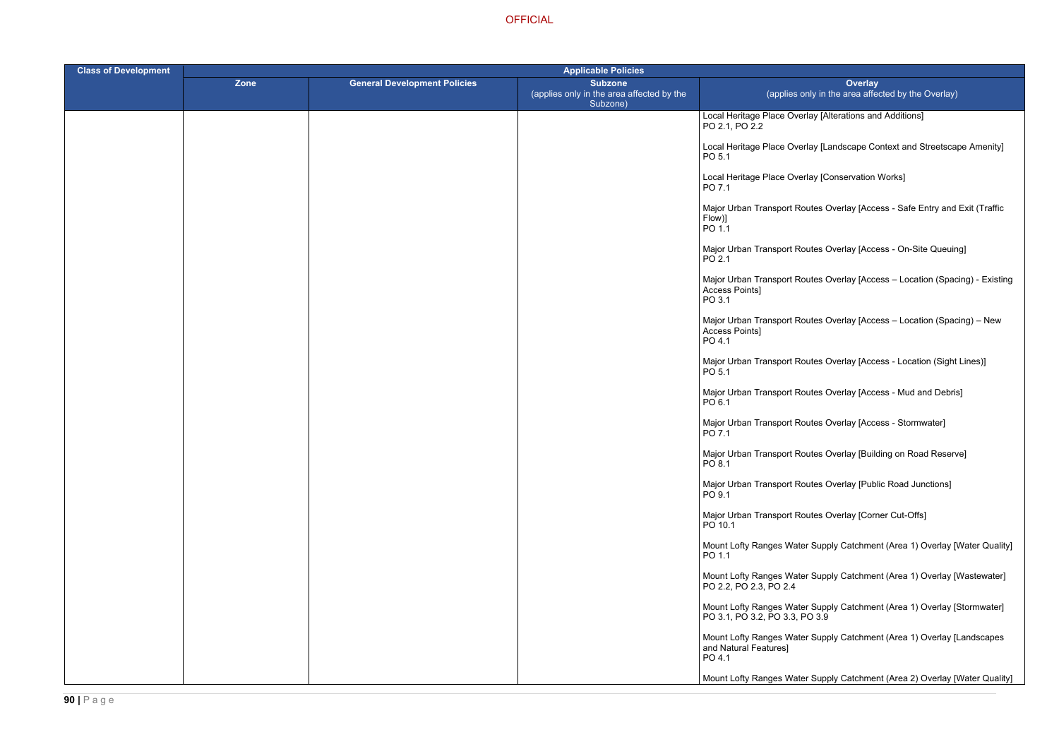| Class of Development | Applicable Policies | | | |
|---|---|---|---|---|
| | Zone | General Development Policies | Subzone (applies only in the area affected by the Subzone) | Overlay (applies only in the area affected by the Overlay) |
| | | | | Local Heritage Place Overlay [Alterations and Additions]<br>PO 2.1, PO 2.2<br><br>Local Heritage Place Overlay [Landscape Context and Streetscape Amenity]<br>PO 5.1<br><br>Local Heritage Place Overlay [Conservation Works]<br>PO 7.1<br><br>Major Urban Transport Routes Overlay [Access - Safe Entry and Exit (Traffic Flow)]<br>PO 1.1<br><br>Major Urban Transport Routes Overlay [Access - On-Site Queuing]<br>PO 2.1<br><br>Major Urban Transport Routes Overlay [Access – Location (Spacing) - Existing Access Points]<br>PO 3.1<br><br>Major Urban Transport Routes Overlay [Access – Location (Spacing) – New Access Points]<br>PO 4.1<br><br>Major Urban Transport Routes Overlay [Access - Location (Sight Lines)]<br>PO 5.1<br><br>Major Urban Transport Routes Overlay [Access - Mud and Debris]<br>PO 6.1<br><br>Major Urban Transport Routes Overlay [Access - Stormwater]<br>PO 7.1<br><br>Major Urban Transport Routes Overlay [Building on Road Reserve]<br>PO 8.1<br><br>Major Urban Transport Routes Overlay [Public Road Junctions]<br>PO 9.1<br><br>Major Urban Transport Routes Overlay [Corner Cut-Offs]<br>PO 10.1<br><br>Mount Lofty Ranges Water Supply Catchment (Area 1) Overlay [Water Quality]<br>PO 1.1<br><br>Mount Lofty Ranges Water Supply Catchment (Area 1) Overlay [Wastewater]<br>PO 2.2, PO 2.3, PO 2.4<br><br>Mount Lofty Ranges Water Supply Catchment (Area 1) Overlay [Stormwater]<br>PO 3.1, PO 3.2, PO 3.3, PO 3.9<br><br>Mount Lofty Ranges Water Supply Catchment (Area 1) Overlay [Landscapes and Natural Features]<br>PO 4.1<br><br>Mount Lofty Ranges Water Supply Catchment (Area 2) Overlay [Water Quality] |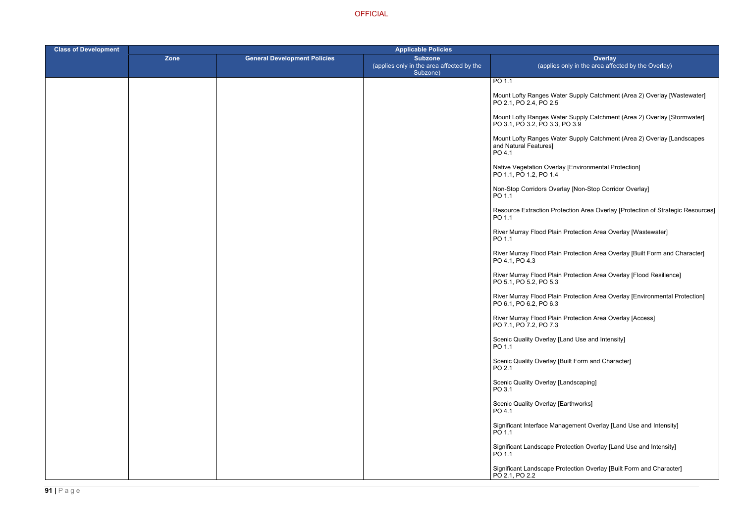| Class of Development | Applicable Policies | | | |
|---|---|---|---|---|
| | Zone | General Development Policies | Subzone (applies only in the area affected by the Subzone) | Overlay (applies only in the area affected by the Overlay) |
| | | | | PO 1.1<br><br>Mount Lofty Ranges Water Supply Catchment (Area 2) Overlay [Wastewater]<br>PO 2.1, PO 2.4, PO 2.5<br><br>Mount Lofty Ranges Water Supply Catchment (Area 2) Overlay [Stormwater]<br>PO 3.1, PO 3.2, PO 3.3, PO 3.9<br><br>Mount Lofty Ranges Water Supply Catchment (Area 2) Overlay [Landscapes and Natural Features]<br>PO 4.1<br><br>Native Vegetation Overlay [Environmental Protection]<br>PO 1.1, PO 1.2, PO 1.4<br><br>Non-Stop Corridors Overlay [Non-Stop Corridor Overlay]<br>PO 1.1<br><br>Resource Extraction Protection Area Overlay [Protection of Strategic Resources]<br>PO 1.1<br><br>River Murray Flood Plain Protection Area Overlay [Wastewater]<br>PO 1.1<br><br>River Murray Flood Plain Protection Area Overlay [Built Form and Character]<br>PO 4.1, PO 4.3<br><br>River Murray Flood Plain Protection Area Overlay [Flood Resilience]<br>PO 5.1, PO 5.2, PO 5.3<br><br>River Murray Flood Plain Protection Area Overlay [Environmental Protection]<br>PO 6.1, PO 6.2, PO 6.3<br><br>River Murray Flood Plain Protection Area Overlay [Access]<br>PO 7.1, PO 7.2, PO 7.3<br><br>Scenic Quality Overlay [Land Use and Intensity]<br>PO 1.1<br><br>Scenic Quality Overlay [Built Form and Character]<br>PO 2.1<br><br>Scenic Quality Overlay [Landscaping]<br>PO 3.1<br><br>Scenic Quality Overlay [Earthworks]<br>PO 4.1<br><br>Significant Interface Management Overlay [Land Use and Intensity]<br>PO 1.1<br><br>Significant Landscape Protection Overlay [Land Use and Intensity]<br>PO 1.1<br><br>Significant Landscape Protection Overlay [Built Form and Character]<br>PO 2.1, PO 2.2 |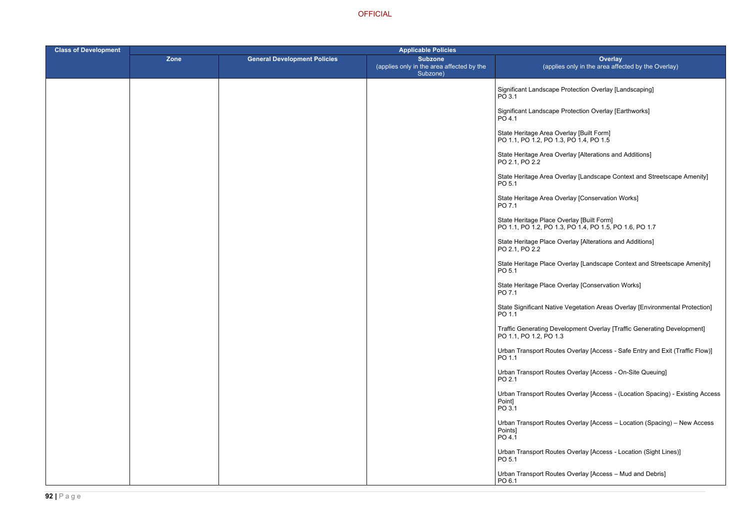| Class of Development | Applicable Policies | | | |
|---|---|---|---|---|
| | Zone | General Development Policies | Subzone (applies only in the area affected by the Subzone) | Overlay (applies only in the area affected by the Overlay) |
| | | | | Significant Landscape Protection Overlay [Landscaping] PO 3.1<br><br>Significant Landscape Protection Overlay [Earthworks] PO 4.1<br><br>State Heritage Area Overlay [Built Form] PO 1.1, PO 1.2, PO 1.3, PO 1.4, PO 1.5<br><br>State Heritage Area Overlay [Alterations and Additions] PO 2.1, PO 2.2<br><br>State Heritage Area Overlay [Landscape Context and Streetscape Amenity] PO 5.1<br><br>State Heritage Area Overlay [Conservation Works] PO 7.1<br><br>State Heritage Place Overlay [Built Form] PO 1.1, PO 1.2, PO 1.3, PO 1.4, PO 1.5, PO 1.6, PO 1.7<br><br>State Heritage Place Overlay [Alterations and Additions] PO 2.1, PO 2.2<br><br>State Heritage Place Overlay [Landscape Context and Streetscape Amenity] PO 5.1<br><br>State Heritage Place Overlay [Conservation Works] PO 7.1<br><br>State Significant Native Vegetation Areas Overlay [Environmental Protection] PO 1.1<br><br>Traffic Generating Development Overlay [Traffic Generating Development] PO 1.1, PO 1.2, PO 1.3<br><br>Urban Transport Routes Overlay [Access - Safe Entry and Exit (Traffic Flow)] PO 1.1<br><br>Urban Transport Routes Overlay [Access - On-Site Queuing] PO 2.1<br><br>Urban Transport Routes Overlay [Access - (Location Spacing) - Existing Access Point] PO 3.1<br><br>Urban Transport Routes Overlay [Access – Location (Spacing) – New Access Points] PO 4.1<br><br>Urban Transport Routes Overlay [Access - Location (Sight Lines)] PO 5.1<br><br>Urban Transport Routes Overlay [Access – Mud and Debris] PO 6.1 |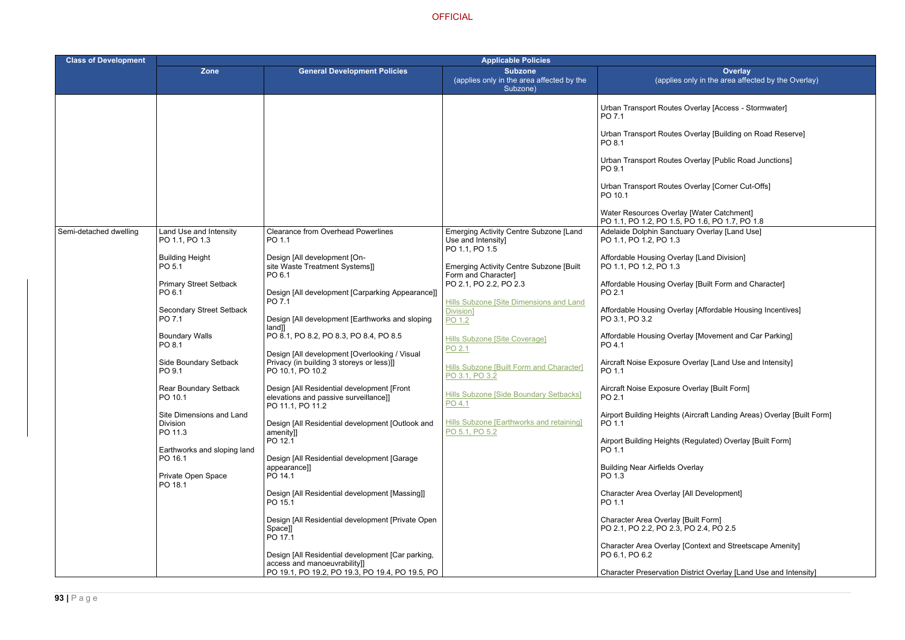| Class of Development | Applicable Policies | | | |
|---|---|---|---|---|
| | Zone | General Development Policies | Subzone (applies only in the area affected by the Subzone) | Overlay (applies only in the area affected by the Overlay) |
| | | | | Urban Transport Routes Overlay [Access - Stormwater] PO 7.1<br><br>Urban Transport Routes Overlay [Building on Road Reserve] PO 8.1<br><br>Urban Transport Routes Overlay [Public Road Junctions] PO 9.1<br><br>Urban Transport Routes Overlay [Corner Cut-Offs] PO 10.1<br><br>Water Resources Overlay [Water Catchment] PO 1.1, PO 1.2, PO 1.5, PO 1.6, PO 1.7, PO 1.8 |
| Semi-detached dwelling | Land Use and Intensity PO 1.1, PO 1.3<br><br>Building Height PO 5.1<br><br>Primary Street Setback PO 6.1<br><br>Secondary Street Setback PO 7.1<br><br>Boundary Walls PO 8.1<br><br>Side Boundary Setback PO 9.1<br><br>Rear Boundary Setback PO 10.1<br><br>Site Dimensions and Land Division PO 11.3<br><br>Earthworks and sloping land PO 16.1<br><br>Private Open Space PO 18.1 | Clearance from Overhead Powerlines PO 1.1<br><br>Design [All development [On-site Waste Treatment Systems]] PO 6.1<br><br>Design [All development [Carparking Appearance]] PO 7.1<br><br>Design [All development [Earthworks and sloping land]] PO 8.1, PO 8.2, PO 8.3, PO 8.4, PO 8.5<br><br>Design [All development [Overlooking / Visual Privacy (in building 3 storeys or less)]] PO 10.1, PO 10.2<br><br>Design [All Residential development [Front elevations and passive surveillance]] PO 11.1, PO 11.2<br><br>Design [All Residential development [Outlook and amenity]] PO 12.1<br><br>Design [All Residential development [Garage appearance]] PO 14.1<br><br>Design [All Residential development [Massing]] PO 15.1<br><br>Design [All Residential development [Private Open Space]] PO 17.1<br><br>Design [All Residential development [Car parking, access and manoeuvrability]] PO 19.1, PO 19.2, PO 19.3, PO 19.4, PO 19.5, PO | Emerging Activity Centre Subzone [Land Use and Intensity] PO 1.1, PO 1.5<br><br>Emerging Activity Centre Subzone [Built Form and Character] PO 2.1, PO 2.2, PO 2.3<br><br>Hills Subzone [Site Dimensions and Land Division] PO 1.2<br><br>Hills Subzone [Site Coverage] PO 2.1<br><br>Hills Subzone [Built Form and Character] PO 3.1, PO 3.2<br><br>Hills Subzone [Side Boundary Setbacks] PO 4.1<br><br>Hills Subzone [Earthworks and retaining] PO 5.1, PO 5.2 | Adelaide Dolphin Sanctuary Overlay [Land Use] PO 1.1, PO 1.2, PO 1.3<br><br>Affordable Housing Overlay [Land Division] PO 1.1, PO 1.2, PO 1.3<br><br>Affordable Housing Overlay [Built Form and Character] PO 2.1<br><br>Affordable Housing Overlay [Affordable Housing Incentives] PO 3.1, PO 3.2<br><br>Affordable Housing Overlay [Movement and Car Parking] PO 4.1<br><br>Aircraft Noise Exposure Overlay [Land Use and Intensity] PO 1.1<br><br>Aircraft Noise Exposure Overlay [Built Form] PO 2.1<br><br>Airport Building Heights (Aircraft Landing Areas) Overlay [Built Form] PO 1.1<br><br>Airport Building Heights (Regulated) Overlay [Built Form] PO 1.1<br><br>Building Near Airfields Overlay PO 1.3<br><br>Character Area Overlay [All Development] PO 1.1<br><br>Character Area Overlay [Built Form] PO 2.1, PO 2.2, PO 2.3, PO 2.4, PO 2.5<br><br>Character Area Overlay [Context and Streetscape Amenity] PO 6.1, PO 6.2<br><br>Character Preservation District Overlay [Land Use and Intensity] |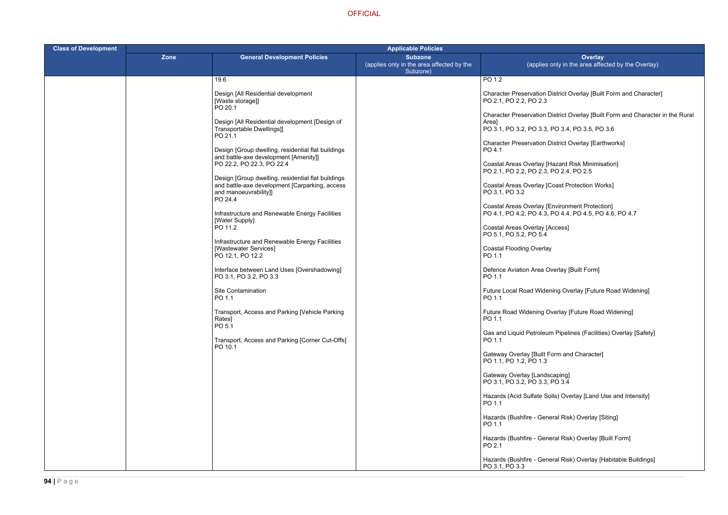| Class of Development | Applicable Policies | | | |
|---|---|---|---|---|
| | Zone | General Development Policies | Subzone<br>(applies only in the area affected by the Subzone) | Overlay<br>(applies only in the area affected by the Overlay) |
| | | 19.6<br><br>Design [All Residential development [Waste storage]]<br>PO 20.1<br><br>Design [All Residential development [Design of Transportable Dwellings]]<br>PO 21.1<br><br>Design [Group dwelling, residential flat buildings and battle-axe development [Amenity]]<br>PO 22.2, PO 22.3, PO 22.4<br><br>Design [Group dwelling, residential flat buildings and battle-axe development [Carparking, access and manoeuvrability]]<br>PO 24.4<br><br>Infrastructure and Renewable Energy Facilities [Water Supply]<br>PO 11.2<br><br>Infrastructure and Renewable Energy Facilities [Wastewater Services]<br>PO 12.1, PO 12.2<br><br>Interface between Land Uses [Overshadowing]<br>PO 3.1, PO 3.2, PO 3.3<br><br>Site Contamination<br>PO 1.1<br><br>Transport, Access and Parking [Vehicle Parking Rates]<br>PO 5.1<br><br>Transport, Access and Parking [Corner Cut-Offs]<br>PO 10.1 | | PO 1.2<br><br>Character Preservation District Overlay [Built Form and Character]<br>PO 2.1, PO 2.2, PO 2.3<br><br>Character Preservation District Overlay [Built Form and Character in the Rural Area]<br>PO 3.1, PO 3.2, PO 3.3, PO 3.4, PO 3.5, PO 3.6<br><br>Character Preservation District Overlay [Earthworks]<br>PO 4.1<br><br>Coastal Areas Overlay [Hazard Risk Minimisation]<br>PO 2.1, PO 2.2, PO 2.3, PO 2.4, PO 2.5<br><br>Coastal Areas Overlay [Coast Protection Works]<br>PO 3.1, PO 3.2<br><br>Coastal Areas Overlay [Environment Protection]<br>PO 4.1, PO 4.2, PO 4.3, PO 4.4, PO 4.5, PO 4.6, PO 4.7<br><br>Coastal Areas Overlay [Access]<br>PO 5.1, PO 5.2, PO 5.4<br><br>Coastal Flooding Overlay<br>PO 1.1<br><br>Defence Aviation Area Overlay [Built Form]<br>PO 1.1<br><br>Future Local Road Widening Overlay [Future Road Widening]<br>PO 1.1<br><br>Future Road Widening Overlay [Future Road Widening]<br>PO 1.1<br><br>Gas and Liquid Petroleum Pipelines (Facilities) Overlay [Safety]<br>PO 1.1<br><br>Gateway Overlay [Built Form and Character]<br>PO 1.1, PO 1.2, PO 1.3<br><br>Gateway Overlay [Landscaping]<br>PO 3.1, PO 3.2, PO 3.3, PO 3.4<br><br>Hazards (Acid Sulfate Soils) Overlay [Land Use and Intensity]<br>PO 1.1<br><br>Hazards (Bushfire - General Risk) Overlay [Siting]<br>PO 1.1<br><br>Hazards (Bushfire - General Risk) Overlay [Built Form]<br>PO 2.1<br><br>Hazards (Bushfire - General Risk) Overlay [Habitable Buildings]<br>PO 3.1, PO 3.3 |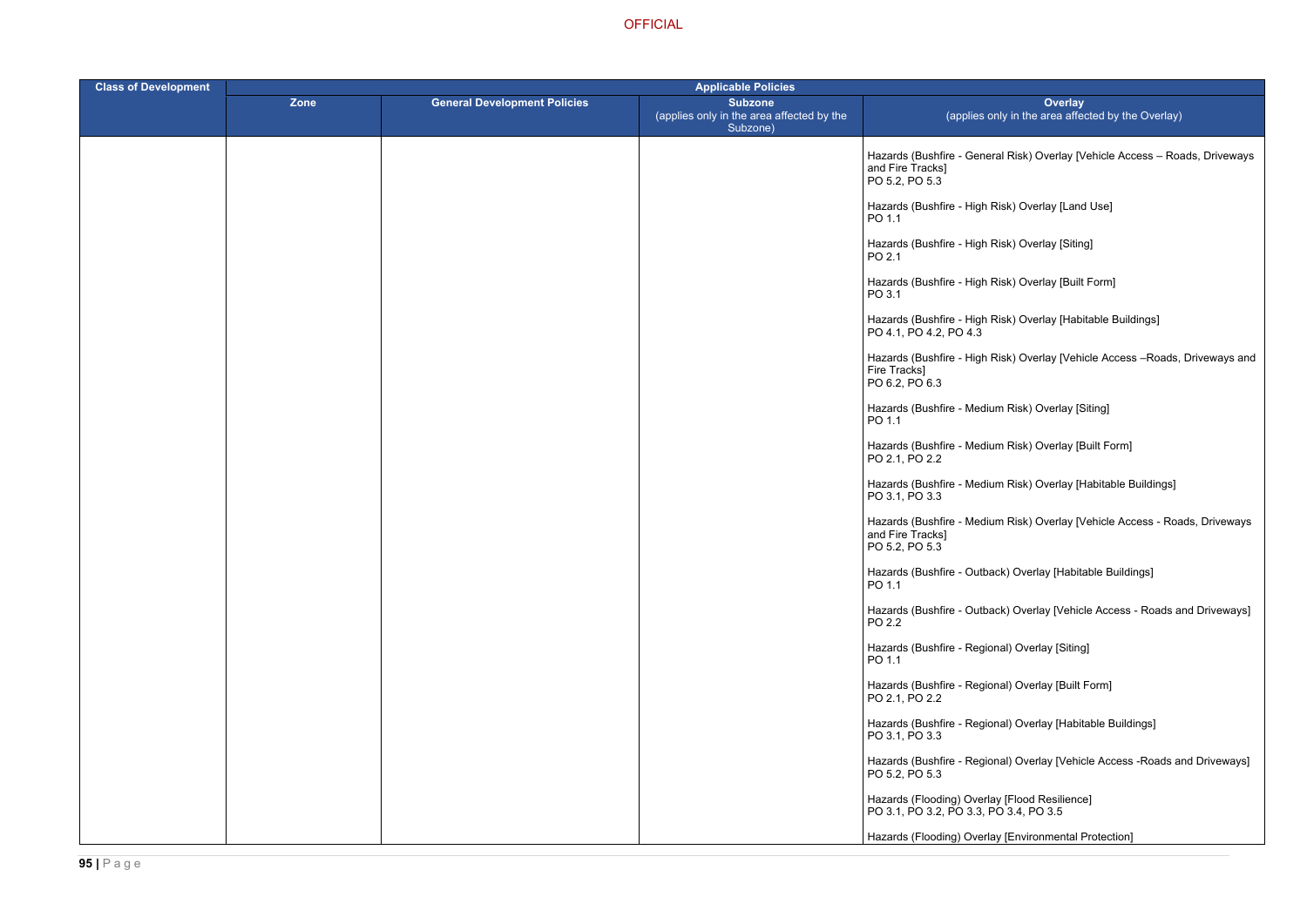| Class of Development | Applicable Policies | | | |
|---|---|---|---|---|
| | Zone | General Development Policies | Subzone (applies only in the area affected by the Subzone) | Overlay (applies only in the area affected by the Overlay) |
| | | | | Hazards (Bushfire - General Risk) Overlay [Vehicle Access – Roads, Driveways and Fire Tracks]<br>PO 5.2, PO 5.3<br><br>Hazards (Bushfire - High Risk) Overlay [Land Use]<br>PO 1.1<br><br>Hazards (Bushfire - High Risk) Overlay [Siting]<br>PO 2.1<br><br>Hazards (Bushfire - High Risk) Overlay [Built Form]<br>PO 3.1<br><br>Hazards (Bushfire - High Risk) Overlay [Habitable Buildings]<br>PO 4.1, PO 4.2, PO 4.3<br><br>Hazards (Bushfire - High Risk) Overlay [Vehicle Access –Roads, Driveways and Fire Tracks]<br>PO 6.2, PO 6.3<br><br>Hazards (Bushfire - Medium Risk) Overlay [Siting]<br>PO 1.1<br><br>Hazards (Bushfire - Medium Risk) Overlay [Built Form]<br>PO 2.1, PO 2.2<br><br>Hazards (Bushfire - Medium Risk) Overlay [Habitable Buildings]<br>PO 3.1, PO 3.3<br><br>Hazards (Bushfire - Medium Risk) Overlay [Vehicle Access - Roads, Driveways and Fire Tracks]<br>PO 5.2, PO 5.3<br><br>Hazards (Bushfire - Outback) Overlay [Habitable Buildings]<br>PO 1.1<br><br>Hazards (Bushfire - Outback) Overlay [Vehicle Access - Roads and Driveways]<br>PO 2.2<br><br>Hazards (Bushfire - Regional) Overlay [Siting]<br>PO 1.1<br><br>Hazards (Bushfire - Regional) Overlay [Built Form]<br>PO 2.1, PO 2.2<br><br>Hazards (Bushfire - Regional) Overlay [Habitable Buildings]<br>PO 3.1, PO 3.3<br><br>Hazards (Bushfire - Regional) Overlay [Vehicle Access -Roads and Driveways]<br>PO 5.2, PO 5.3<br><br>Hazards (Flooding) Overlay [Flood Resilience]<br>PO 3.1, PO 3.2, PO 3.3, PO 3.4, PO 3.5<br><br>Hazards (Flooding) Overlay [Environmental Protection] |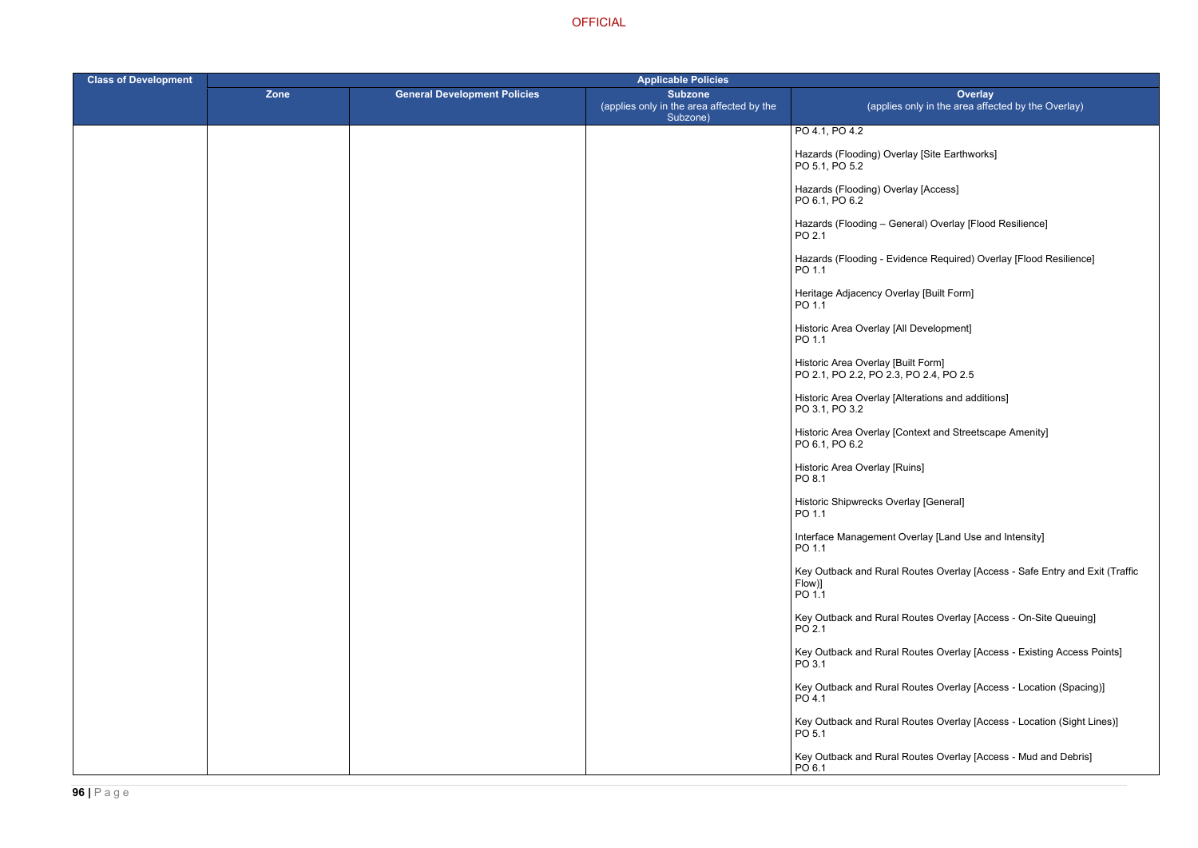| Class of Development | Applicable Policies | | | |
|---|---|---|---|---|
| | Zone | General Development Policies | Subzone (applies only in the area affected by the Subzone) | Overlay (applies only in the area affected by the Overlay) |
| | | | | PO 4.1, PO 4.2<br><br>Hazards (Flooding) Overlay [Site Earthworks]<br>PO 5.1, PO 5.2<br><br>Hazards (Flooding) Overlay [Access]<br>PO 6.1, PO 6.2<br><br>Hazards (Flooding – General) Overlay [Flood Resilience]<br>PO 2.1<br><br>Hazards (Flooding - Evidence Required) Overlay [Flood Resilience]<br>PO 1.1<br><br>Heritage Adjacency Overlay [Built Form]<br>PO 1.1<br><br>Historic Area Overlay [All Development]<br>PO 1.1<br><br>Historic Area Overlay [Built Form]<br>PO 2.1, PO 2.2, PO 2.3, PO 2.4, PO 2.5<br><br>Historic Area Overlay [Alterations and additions]<br>PO 3.1, PO 3.2<br><br>Historic Area Overlay [Context and Streetscape Amenity]<br>PO 6.1, PO 6.2<br><br>Historic Area Overlay [Ruins]<br>PO 8.1<br><br>Historic Shipwrecks Overlay [General]<br>PO 1.1<br><br>Interface Management Overlay [Land Use and Intensity]<br>PO 1.1<br><br>Key Outback and Rural Routes Overlay [Access - Safe Entry and Exit (Traffic Flow)]<br>PO 1.1<br><br>Key Outback and Rural Routes Overlay [Access - On-Site Queuing]<br>PO 2.1<br><br>Key Outback and Rural Routes Overlay [Access - Existing Access Points]<br>PO 3.1<br><br>Key Outback and Rural Routes Overlay [Access - Location (Spacing)]<br>PO 4.1<br><br>Key Outback and Rural Routes Overlay [Access - Location (Sight Lines)]<br>PO 5.1<br><br>Key Outback and Rural Routes Overlay [Access - Mud and Debris]<br>PO 6.1 |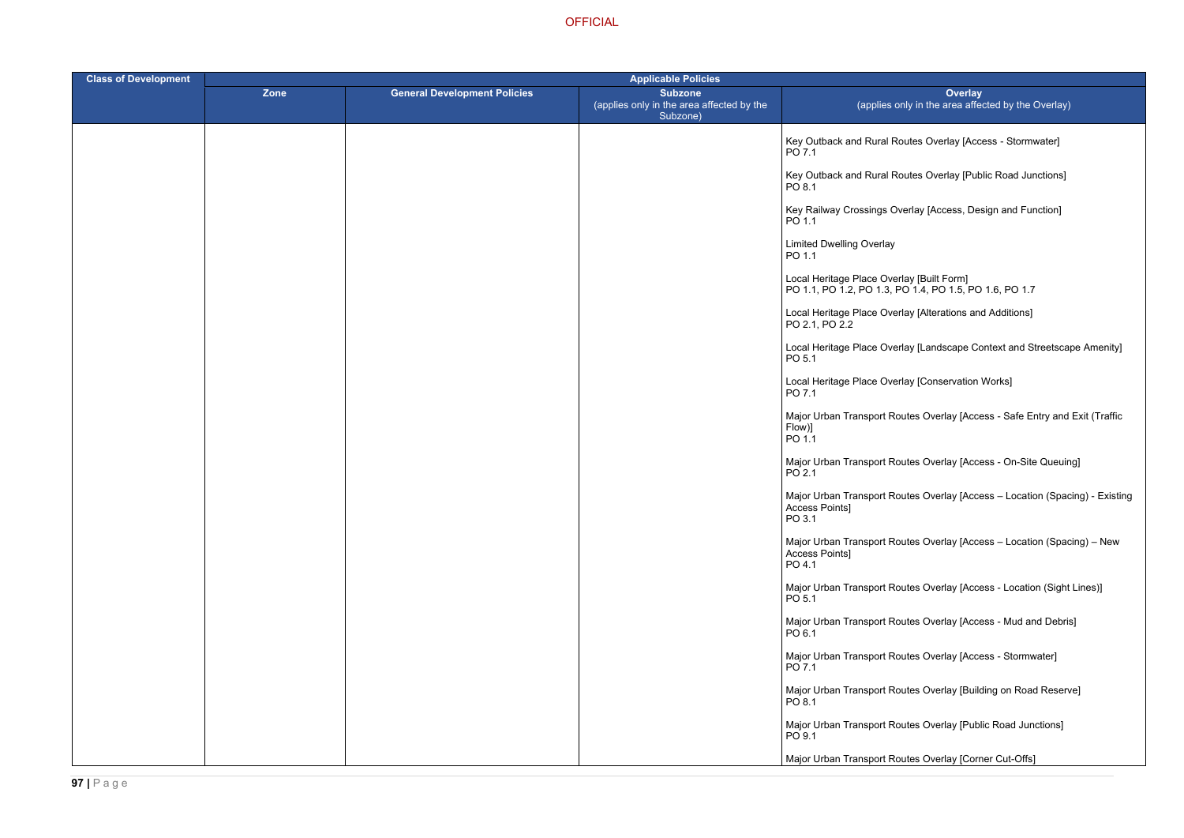| Class of Development | Applicable Policies | | | |
|---|---|---|---|---|
| | Zone | General Development Policies | Subzone (applies only in the area affected by the Subzone) | Overlay (applies only in the area affected by the Overlay) |
| | | | | Key Outback and Rural Routes Overlay [Access - Stormwater] PO 7.1<br><br>Key Outback and Rural Routes Overlay [Public Road Junctions] PO 8.1<br><br>Key Railway Crossings Overlay [Access, Design and Function] PO 1.1<br><br>Limited Dwelling Overlay PO 1.1<br><br>Local Heritage Place Overlay [Built Form] PO 1.1, PO 1.2, PO 1.3, PO 1.4, PO 1.5, PO 1.6, PO 1.7<br><br>Local Heritage Place Overlay [Alterations and Additions] PO 2.1, PO 2.2<br><br>Local Heritage Place Overlay [Landscape Context and Streetscape Amenity] PO 5.1<br><br>Local Heritage Place Overlay [Conservation Works] PO 7.1<br><br>Major Urban Transport Routes Overlay [Access - Safe Entry and Exit (Traffic Flow)] PO 1.1<br><br>Major Urban Transport Routes Overlay [Access - On-Site Queuing] PO 2.1<br><br>Major Urban Transport Routes Overlay [Access – Location (Spacing) - Existing Access Points] PO 3.1<br><br>Major Urban Transport Routes Overlay [Access – Location (Spacing) – New Access Points] PO 4.1<br><br>Major Urban Transport Routes Overlay [Access - Location (Sight Lines)] PO 5.1<br><br>Major Urban Transport Routes Overlay [Access - Mud and Debris] PO 6.1<br><br>Major Urban Transport Routes Overlay [Access - Stormwater] PO 7.1<br><br>Major Urban Transport Routes Overlay [Building on Road Reserve] PO 8.1<br><br>Major Urban Transport Routes Overlay [Public Road Junctions] PO 9.1<br><br>Major Urban Transport Routes Overlay [Corner Cut-Offs] |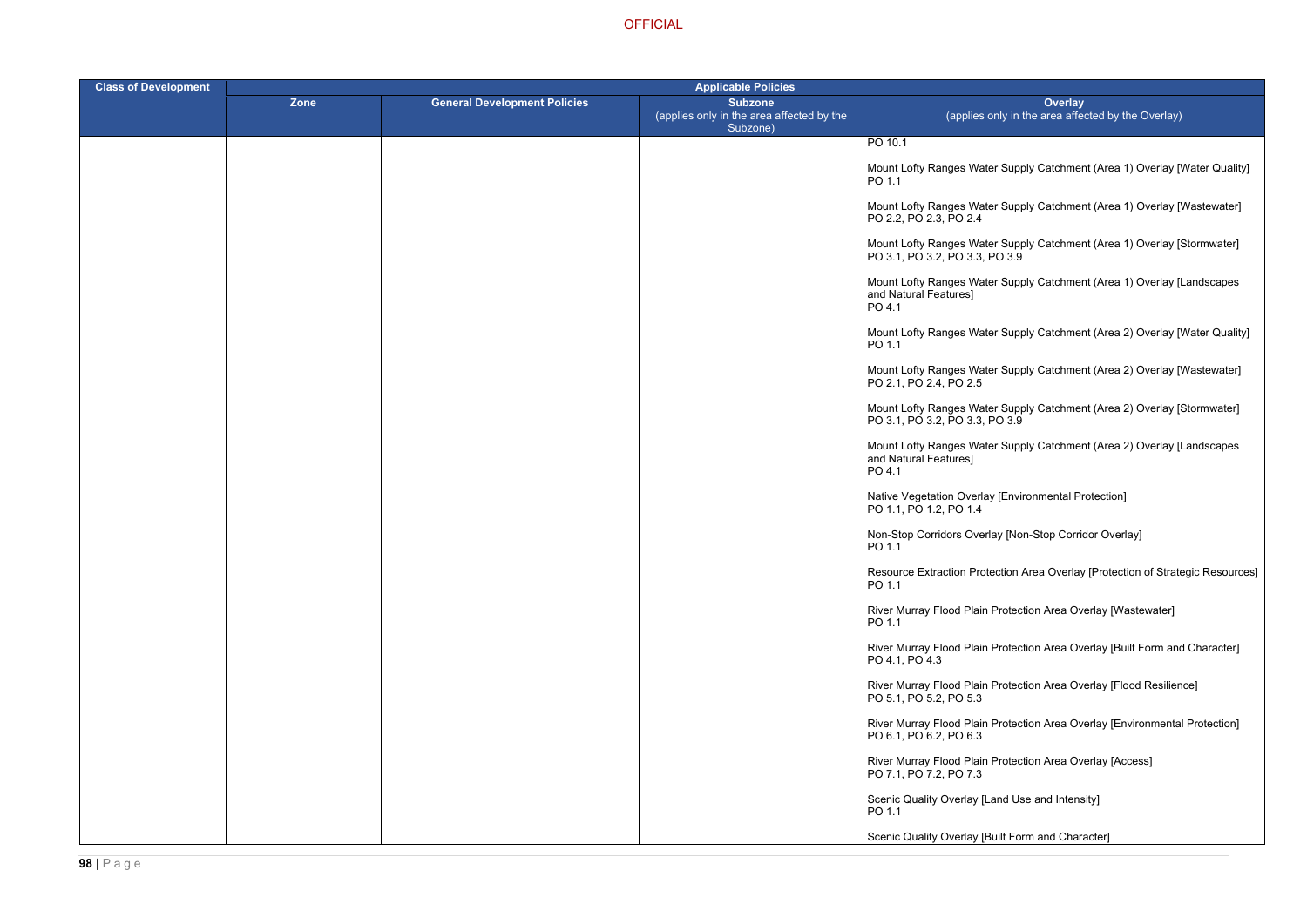| Class of Development | Applicable Policies | | | |
|---|---|---|---|---|
| | Zone | General Development Policies | Subzone (applies only in the area affected by the Subzone) | Overlay (applies only in the area affected by the Overlay) |
| | | | | PO 10.1<br><br>Mount Lofty Ranges Water Supply Catchment (Area 1) Overlay [Water Quality]<br>PO 1.1<br><br>Mount Lofty Ranges Water Supply Catchment (Area 1) Overlay [Wastewater]<br>PO 2.2, PO 2.3, PO 2.4<br><br>Mount Lofty Ranges Water Supply Catchment (Area 1) Overlay [Stormwater]<br>PO 3.1, PO 3.2, PO 3.3, PO 3.9<br><br>Mount Lofty Ranges Water Supply Catchment (Area 1) Overlay [Landscapes and Natural Features]<br>PO 4.1<br><br>Mount Lofty Ranges Water Supply Catchment (Area 2) Overlay [Water Quality]<br>PO 1.1<br><br>Mount Lofty Ranges Water Supply Catchment (Area 2) Overlay [Wastewater]<br>PO 2.1, PO 2.4, PO 2.5<br><br>Mount Lofty Ranges Water Supply Catchment (Area 2) Overlay [Stormwater]<br>PO 3.1, PO 3.2, PO 3.3, PO 3.9<br><br>Mount Lofty Ranges Water Supply Catchment (Area 2) Overlay [Landscapes and Natural Features]<br>PO 4.1<br><br>Native Vegetation Overlay [Environmental Protection]<br>PO 1.1, PO 1.2, PO 1.4<br><br>Non-Stop Corridors Overlay [Non-Stop Corridor Overlay]<br>PO 1.1<br><br>Resource Extraction Protection Area Overlay [Protection of Strategic Resources]<br>PO 1.1<br><br>River Murray Flood Plain Protection Area Overlay [Wastewater]<br>PO 1.1<br><br>River Murray Flood Plain Protection Area Overlay [Built Form and Character]<br>PO 4.1, PO 4.3<br><br>River Murray Flood Plain Protection Area Overlay [Flood Resilience]<br>PO 5.1, PO 5.2, PO 5.3<br><br>River Murray Flood Plain Protection Area Overlay [Environmental Protection]<br>PO 6.1, PO 6.2, PO 6.3<br><br>River Murray Flood Plain Protection Area Overlay [Access]<br>PO 7.1, PO 7.2, PO 7.3<br><br>Scenic Quality Overlay [Land Use and Intensity]<br>PO 1.1<br><br>Scenic Quality Overlay [Built Form and Character] |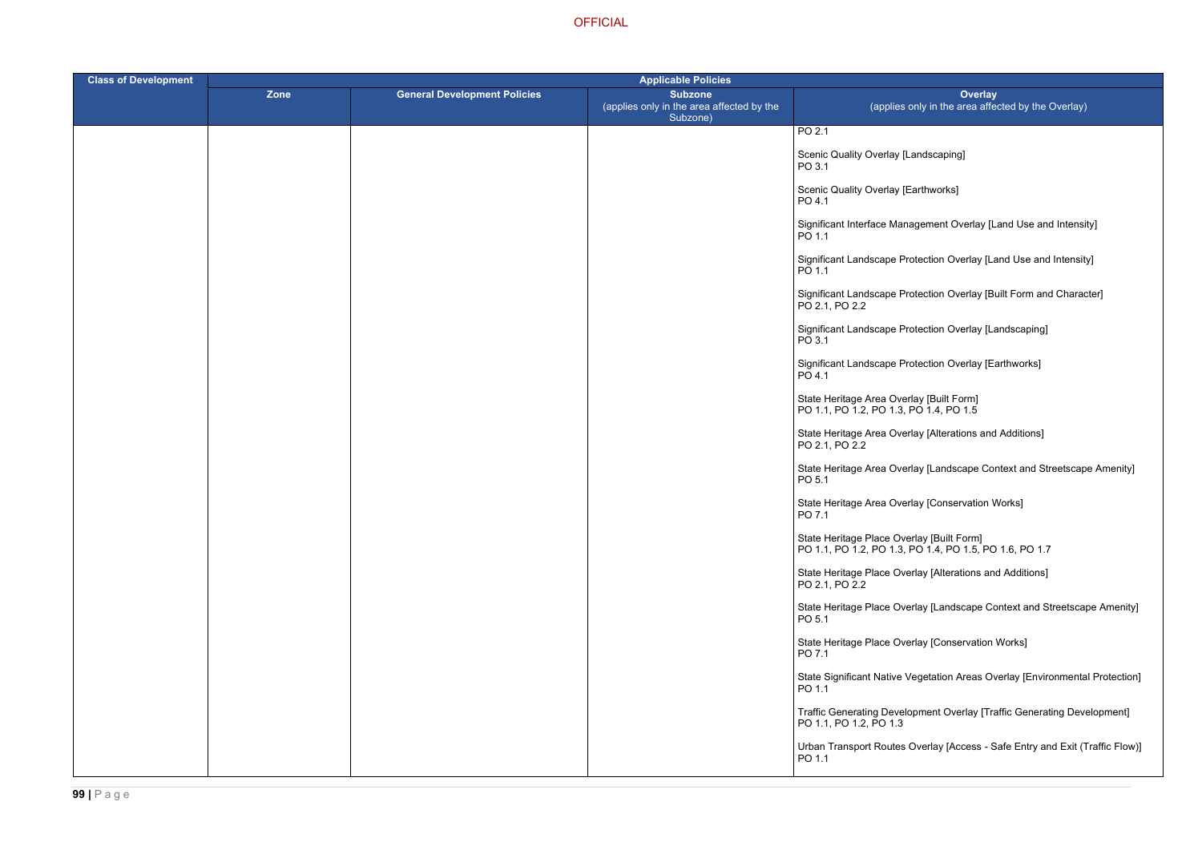| Class of Development | Applicable Policies | | | |
|---|---|---|---|---|
| | Zone | General Development Policies | Subzone (applies only in the area affected by the Subzone) | Overlay (applies only in the area affected by the Overlay) |
| | | | | PO 2.1<br><br>Scenic Quality Overlay [Landscaping]<br>PO 3.1<br><br>Scenic Quality Overlay [Earthworks]<br>PO 4.1<br><br>Significant Interface Management Overlay [Land Use and Intensity]<br>PO 1.1<br><br>Significant Landscape Protection Overlay [Land Use and Intensity]<br>PO 1.1<br><br>Significant Landscape Protection Overlay [Built Form and Character]<br>PO 2.1, PO 2.2<br><br>Significant Landscape Protection Overlay [Landscaping]<br>PO 3.1<br><br>Significant Landscape Protection Overlay [Earthworks]<br>PO 4.1<br><br>State Heritage Area Overlay [Built Form]<br>PO 1.1, PO 1.2, PO 1.3, PO 1.4, PO 1.5<br><br>State Heritage Area Overlay [Alterations and Additions]<br>PO 2.1, PO 2.2<br><br>State Heritage Area Overlay [Landscape Context and Streetscape Amenity]<br>PO 5.1<br><br>State Heritage Area Overlay [Conservation Works]<br>PO 7.1<br><br>State Heritage Place Overlay [Built Form]<br>PO 1.1, PO 1.2, PO 1.3, PO 1.4, PO 1.5, PO 1.6, PO 1.7<br><br>State Heritage Place Overlay [Alterations and Additions]<br>PO 2.1, PO 2.2<br><br>State Heritage Place Overlay [Landscape Context and Streetscape Amenity]<br>PO 5.1<br><br>State Heritage Place Overlay [Conservation Works]<br>PO 7.1<br><br>State Significant Native Vegetation Areas Overlay [Environmental Protection]<br>PO 1.1<br><br>Traffic Generating Development Overlay [Traffic Generating Development]<br>PO 1.1, PO 1.2, PO 1.3<br><br>Urban Transport Routes Overlay [Access - Safe Entry and Exit (Traffic Flow)]<br>PO 1.1 |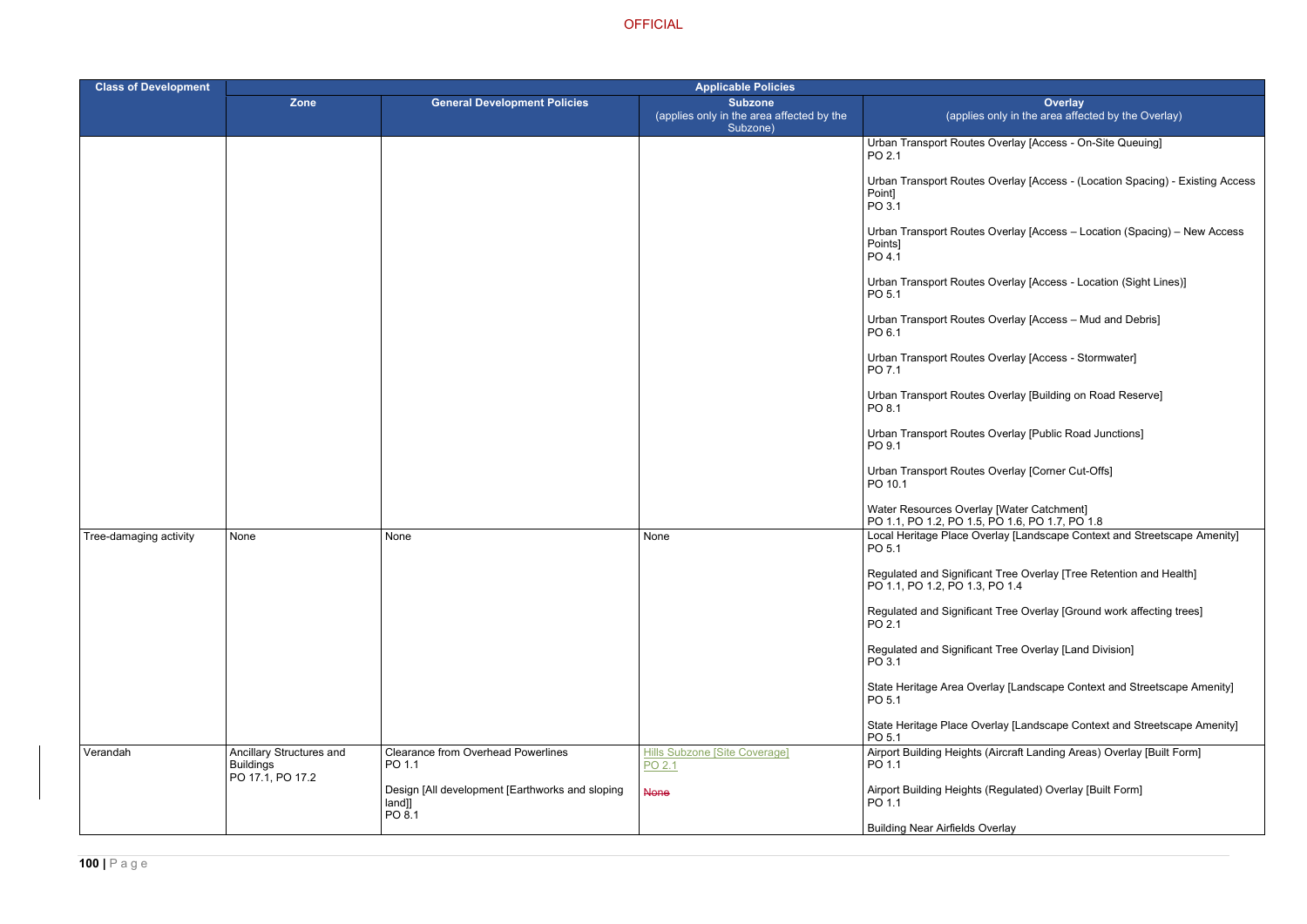| Class of Development | Applicable Policies | | | |
|---|---|---|---|---|
| | Zone | General Development Policies | Subzone (applies only in the area affected by the Subzone) | Overlay (applies only in the area affected by the Overlay) |
| | | | | Urban Transport Routes Overlay [Access - On-Site Queuing] PO 2.1<br><br>Urban Transport Routes Overlay [Access - (Location Spacing) - Existing Access Point] PO 3.1<br><br>Urban Transport Routes Overlay [Access – Location (Spacing) – New Access Points] PO 4.1<br><br>Urban Transport Routes Overlay [Access - Location (Sight Lines)] PO 5.1<br><br>Urban Transport Routes Overlay [Access – Mud and Debris] PO 6.1<br><br>Urban Transport Routes Overlay [Access - Stormwater] PO 7.1<br><br>Urban Transport Routes Overlay [Building on Road Reserve] PO 8.1<br><br>Urban Transport Routes Overlay [Public Road Junctions] PO 9.1<br><br>Urban Transport Routes Overlay [Corner Cut-Offs] PO 10.1<br><br>Water Resources Overlay [Water Catchment] PO 1.1, PO 1.2, PO 1.5, PO 1.6, PO 1.7, PO 1.8 |
| Tree-damaging activity | None | None | None | Local Heritage Place Overlay [Landscape Context and Streetscape Amenity] PO 5.1<br><br>Regulated and Significant Tree Overlay [Tree Retention and Health] PO 1.1, PO 1.2, PO 1.3, PO 1.4<br><br>Regulated and Significant Tree Overlay [Ground work affecting trees] PO 2.1<br><br>Regulated and Significant Tree Overlay [Land Division] PO 3.1<br><br>State Heritage Area Overlay [Landscape Context and Streetscape Amenity] PO 5.1<br><br>State Heritage Place Overlay [Landscape Context and Streetscape Amenity] PO 5.1 |
| Verandah | Ancillary Structures and Buildings PO 17.1, PO 17.2 | Clearance from Overhead Powerlines PO 1.1<br><br>Design [All development [Earthworks and sloping land]] PO 8.1 | Hills Subzone [Site Coverage] PO 2.1<br><br>~~None~~ | Airport Building Heights (Aircraft Landing Areas) Overlay [Built Form] PO 1.1<br><br>Airport Building Heights (Regulated) Overlay [Built Form] PO 1.1<br><br>Building Near Airfields Overlay |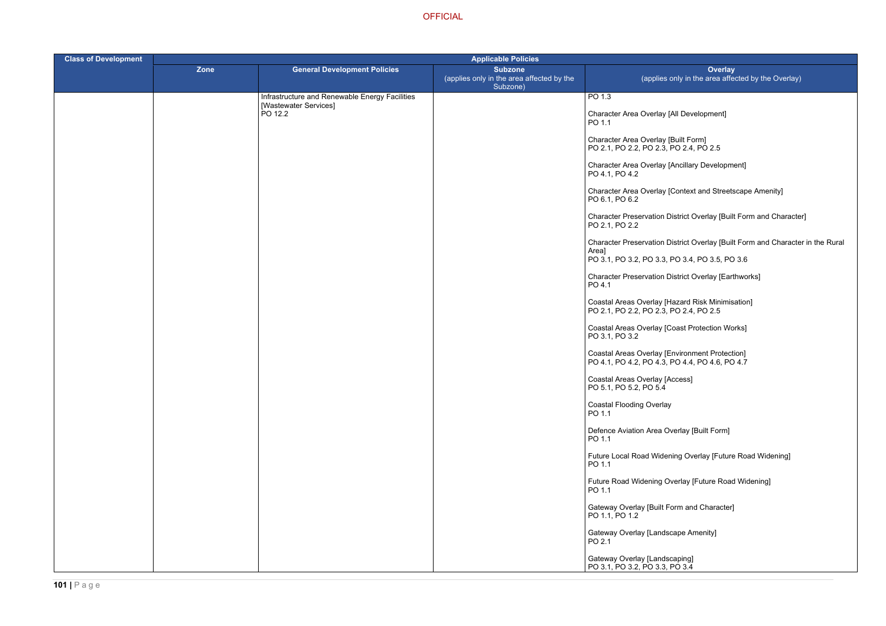OFFICIAL

| Class of Development | Applicable Policies | | | |
|---|---|---|---|---|
| | Zone | General Development Policies | Subzone (applies only in the area affected by the Subzone) | Overlay (applies only in the area affected by the Overlay) |
| | | Infrastructure and Renewable Energy Facilities [Wastewater Services]<br>PO 12.2 | | PO 1.3<br><br>Character Area Overlay [All Development]<br>PO 1.1<br><br>Character Area Overlay [Built Form]<br>PO 2.1, PO 2.2, PO 2.3, PO 2.4, PO 2.5<br><br>Character Area Overlay [Ancillary Development]<br>PO 4.1, PO 4.2<br><br>Character Area Overlay [Context and Streetscape Amenity]<br>PO 6.1, PO 6.2<br><br>Character Preservation District Overlay [Built Form and Character]<br>PO 2.1, PO 2.2<br><br>Character Preservation District Overlay [Built Form and Character in the Rural Area]<br>PO 3.1, PO 3.2, PO 3.3, PO 3.4, PO 3.5, PO 3.6<br><br>Character Preservation District Overlay [Earthworks]<br>PO 4.1<br><br>Coastal Areas Overlay [Hazard Risk Minimisation]<br>PO 2.1, PO 2.2, PO 2.3, PO 2.4, PO 2.5<br><br>Coastal Areas Overlay [Coast Protection Works]<br>PO 3.1, PO 3.2<br><br>Coastal Areas Overlay [Environment Protection]<br>PO 4.1, PO 4.2, PO 4.3, PO 4.4, PO 4.6, PO 4.7<br><br>Coastal Areas Overlay [Access]<br>PO 5.1, PO 5.2, PO 5.4<br><br>Coastal Flooding Overlay<br>PO 1.1<br><br>Defence Aviation Area Overlay [Built Form]<br>PO 1.1<br><br>Future Local Road Widening Overlay [Future Road Widening]<br>PO 1.1<br><br>Future Road Widening Overlay [Future Road Widening]<br>PO 1.1<br><br>Gateway Overlay [Built Form and Character]<br>PO 1.1, PO 1.2<br><br>Gateway Overlay [Landscape Amenity]<br>PO 2.1<br><br>Gateway Overlay [Landscaping]<br>PO 3.1, PO 3.2, PO 3.3, PO 3.4 |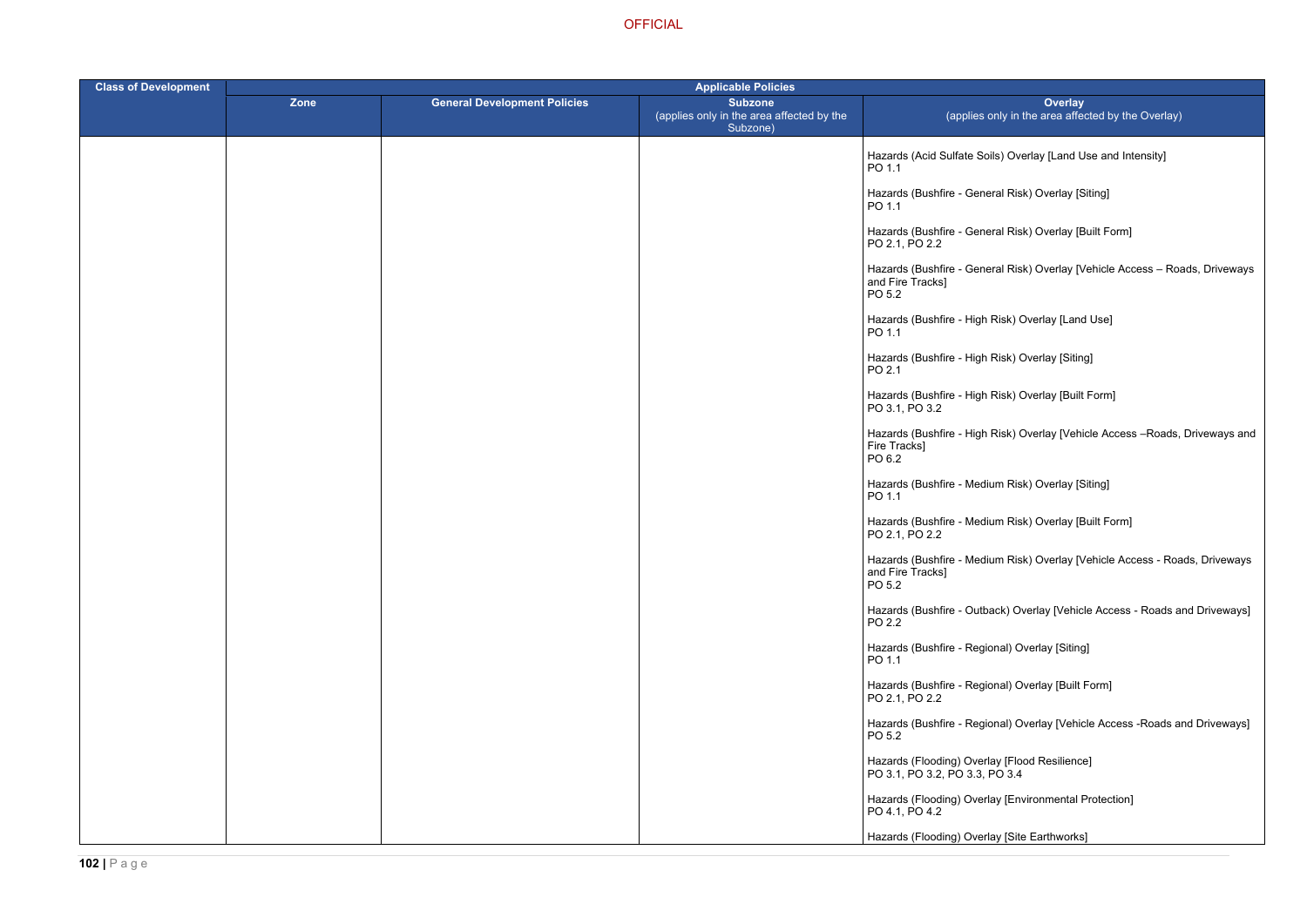| Class of Development | Applicable Policies | | | |
|---|---|---|---|---|
| | Zone | General Development Policies | Subzone (applies only in the area affected by the Subzone) | Overlay (applies only in the area affected by the Overlay) |
| | | | | Hazards (Acid Sulfate Soils) Overlay [Land Use and Intensity] PO 1.1<br><br>Hazards (Bushfire - General Risk) Overlay [Siting] PO 1.1<br><br>Hazards (Bushfire - General Risk) Overlay [Built Form] PO 2.1, PO 2.2<br><br>Hazards (Bushfire - General Risk) Overlay [Vehicle Access – Roads, Driveways and Fire Tracks] PO 5.2<br><br>Hazards (Bushfire - High Risk) Overlay [Land Use] PO 1.1<br><br>Hazards (Bushfire - High Risk) Overlay [Siting] PO 2.1<br><br>Hazards (Bushfire - High Risk) Overlay [Built Form] PO 3.1, PO 3.2<br><br>Hazards (Bushfire - High Risk) Overlay [Vehicle Access –Roads, Driveways and Fire Tracks] PO 6.2<br><br>Hazards (Bushfire - Medium Risk) Overlay [Siting] PO 1.1<br><br>Hazards (Bushfire - Medium Risk) Overlay [Built Form] PO 2.1, PO 2.2<br><br>Hazards (Bushfire - Medium Risk) Overlay [Vehicle Access - Roads, Driveways and Fire Tracks] PO 5.2<br><br>Hazards (Bushfire - Outback) Overlay [Vehicle Access - Roads and Driveways] PO 2.2<br><br>Hazards (Bushfire - Regional) Overlay [Siting] PO 1.1<br><br>Hazards (Bushfire - Regional) Overlay [Built Form] PO 2.1, PO 2.2<br><br>Hazards (Bushfire - Regional) Overlay [Vehicle Access -Roads and Driveways] PO 5.2<br><br>Hazards (Flooding) Overlay [Flood Resilience] PO 3.1, PO 3.2, PO 3.3, PO 3.4<br><br>Hazards (Flooding) Overlay [Environmental Protection] PO 4.1, PO 4.2<br><br>Hazards (Flooding) Overlay [Site Earthworks] |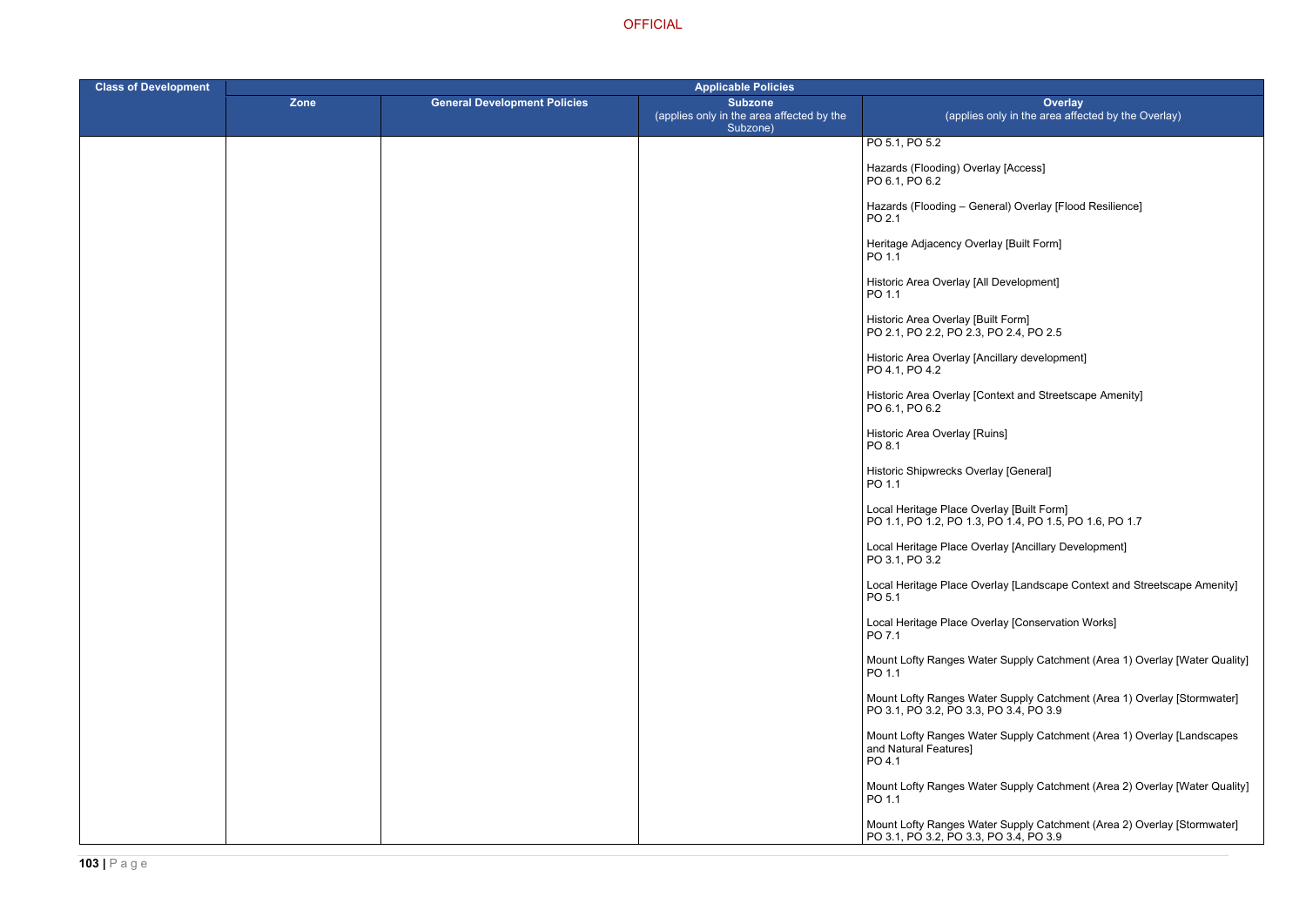| Class of Development | Applicable Policies | | | |
|---|---|---|---|---|
| | Zone | General Development Policies | Subzone (applies only in the area affected by the Subzone) | Overlay (applies only in the area affected by the Overlay) |
| | | | | PO 5.1, PO 5.2<br><br>Hazards (Flooding) Overlay [Access]<br>PO 6.1, PO 6.2<br><br>Hazards (Flooding – General) Overlay [Flood Resilience]<br>PO 2.1<br><br>Heritage Adjacency Overlay [Built Form]<br>PO 1.1<br><br>Historic Area Overlay [All Development]<br>PO 1.1<br><br>Historic Area Overlay [Built Form]<br>PO 2.1, PO 2.2, PO 2.3, PO 2.4, PO 2.5<br><br>Historic Area Overlay [Ancillary development]<br>PO 4.1, PO 4.2<br><br>Historic Area Overlay [Context and Streetscape Amenity]<br>PO 6.1, PO 6.2<br><br>Historic Area Overlay [Ruins]<br>PO 8.1<br><br>Historic Shipwrecks Overlay [General]<br>PO 1.1<br><br>Local Heritage Place Overlay [Built Form]<br>PO 1.1, PO 1.2, PO 1.3, PO 1.4, PO 1.5, PO 1.6, PO 1.7<br><br>Local Heritage Place Overlay [Ancillary Development]<br>PO 3.1, PO 3.2<br><br>Local Heritage Place Overlay [Landscape Context and Streetscape Amenity]<br>PO 5.1<br><br>Local Heritage Place Overlay [Conservation Works]<br>PO 7.1<br><br>Mount Lofty Ranges Water Supply Catchment (Area 1) Overlay [Water Quality]<br>PO 1.1<br><br>Mount Lofty Ranges Water Supply Catchment (Area 1) Overlay [Stormwater]<br>PO 3.1, PO 3.2, PO 3.3, PO 3.4, PO 3.9<br><br>Mount Lofty Ranges Water Supply Catchment (Area 1) Overlay [Landscapes and Natural Features]<br>PO 4.1<br><br>Mount Lofty Ranges Water Supply Catchment (Area 2) Overlay [Water Quality]<br>PO 1.1<br><br>Mount Lofty Ranges Water Supply Catchment (Area 2) Overlay [Stormwater]<br>PO 3.1, PO 3.2, PO 3.3, PO 3.4, PO 3.9 |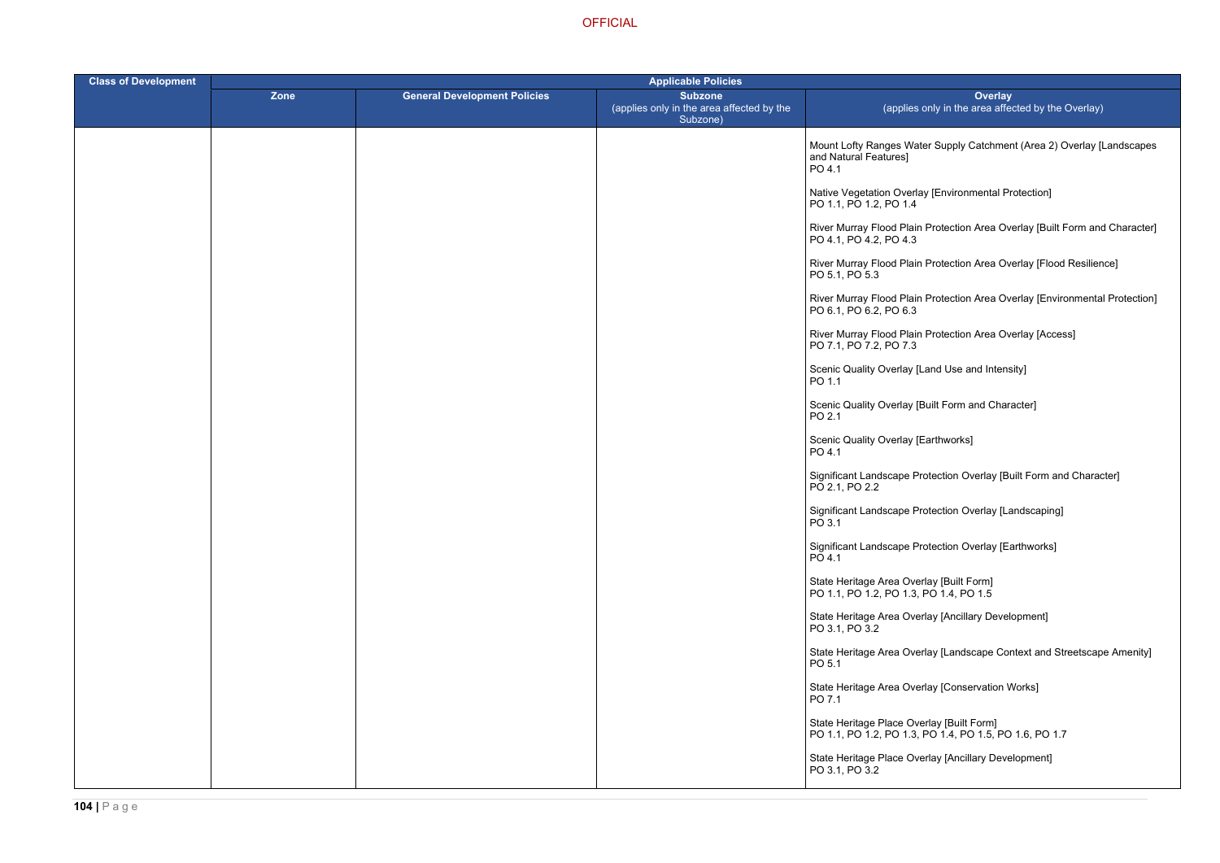| Class of Development | Applicable Policies | | | |
|---|---|---|---|---|
| | Zone | General Development Policies | Subzone (applies only in the area affected by the Subzone) | Overlay (applies only in the area affected by the Overlay) |
| | | | | Mount Lofty Ranges Water Supply Catchment (Area 2) Overlay [Landscapes and Natural Features] PO 4.1<br><br>Native Vegetation Overlay [Environmental Protection] PO 1.1, PO 1.2, PO 1.4<br><br>River Murray Flood Plain Protection Area Overlay [Built Form and Character] PO 4.1, PO 4.2, PO 4.3<br><br>River Murray Flood Plain Protection Area Overlay [Flood Resilience] PO 5.1, PO 5.3<br><br>River Murray Flood Plain Protection Area Overlay [Environmental Protection] PO 6.1, PO 6.2, PO 6.3<br><br>River Murray Flood Plain Protection Area Overlay [Access] PO 7.1, PO 7.2, PO 7.3<br><br>Scenic Quality Overlay [Land Use and Intensity] PO 1.1<br><br>Scenic Quality Overlay [Built Form and Character] PO 2.1<br><br>Scenic Quality Overlay [Earthworks] PO 4.1<br><br>Significant Landscape Protection Overlay [Built Form and Character] PO 2.1, PO 2.2<br><br>Significant Landscape Protection Overlay [Landscaping] PO 3.1<br><br>Significant Landscape Protection Overlay [Earthworks] PO 4.1<br><br>State Heritage Area Overlay [Built Form] PO 1.1, PO 1.2, PO 1.3, PO 1.4, PO 1.5<br><br>State Heritage Area Overlay [Ancillary Development] PO 3.1, PO 3.2<br><br>State Heritage Area Overlay [Landscape Context and Streetscape Amenity] PO 5.1<br><br>State Heritage Area Overlay [Conservation Works] PO 7.1<br><br>State Heritage Place Overlay [Built Form] PO 1.1, PO 1.2, PO 1.3, PO 1.4, PO 1.5, PO 1.6, PO 1.7<br><br>State Heritage Place Overlay [Ancillary Development] PO 3.1, PO 3.2 |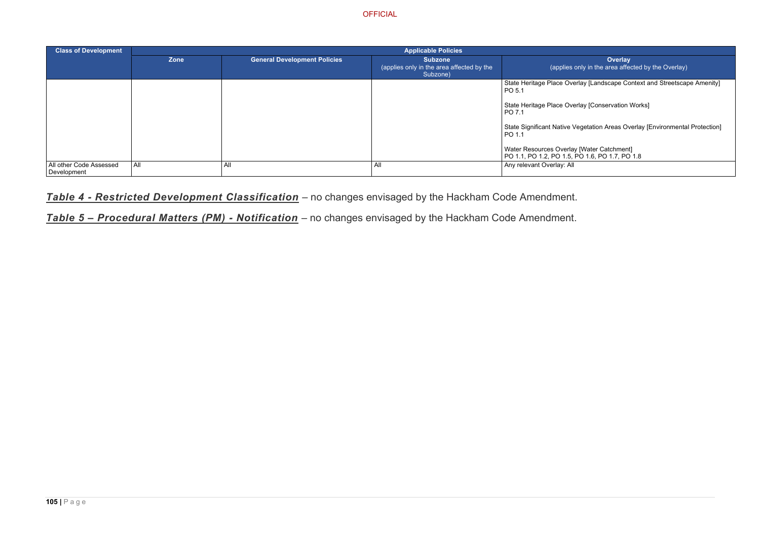| Class of Development | Applicable Policies | | | |
|---|---|---|---|---|
| | Zone | General Development Policies | Subzone (applies only in the area affected by the Subzone) | Overlay (applies only in the area affected by the Overlay) |
| | | | | State Heritage Place Overlay [Landscape Context and Streetscape Amenity] PO 5.1<br><br>State Heritage Place Overlay [Conservation Works] PO 7.1<br><br>State Significant Native Vegetation Areas Overlay [Environmental Protection] PO 1.1<br><br>Water Resources Overlay [Water Catchment] PO 1.1, PO 1.2, PO 1.5, PO 1.6, PO 1.7, PO 1.8 |
| All other Code Assessed Development | All | All | All | Any relevant Overlay: All |

***Table 4 - Restricted Development Classification*** – no changes envisaged by the Hackham Code Amendment.

***Table 5 – Procedural Matters (PM) - Notification*** – no changes envisaged by the Hackham Code Amendment.